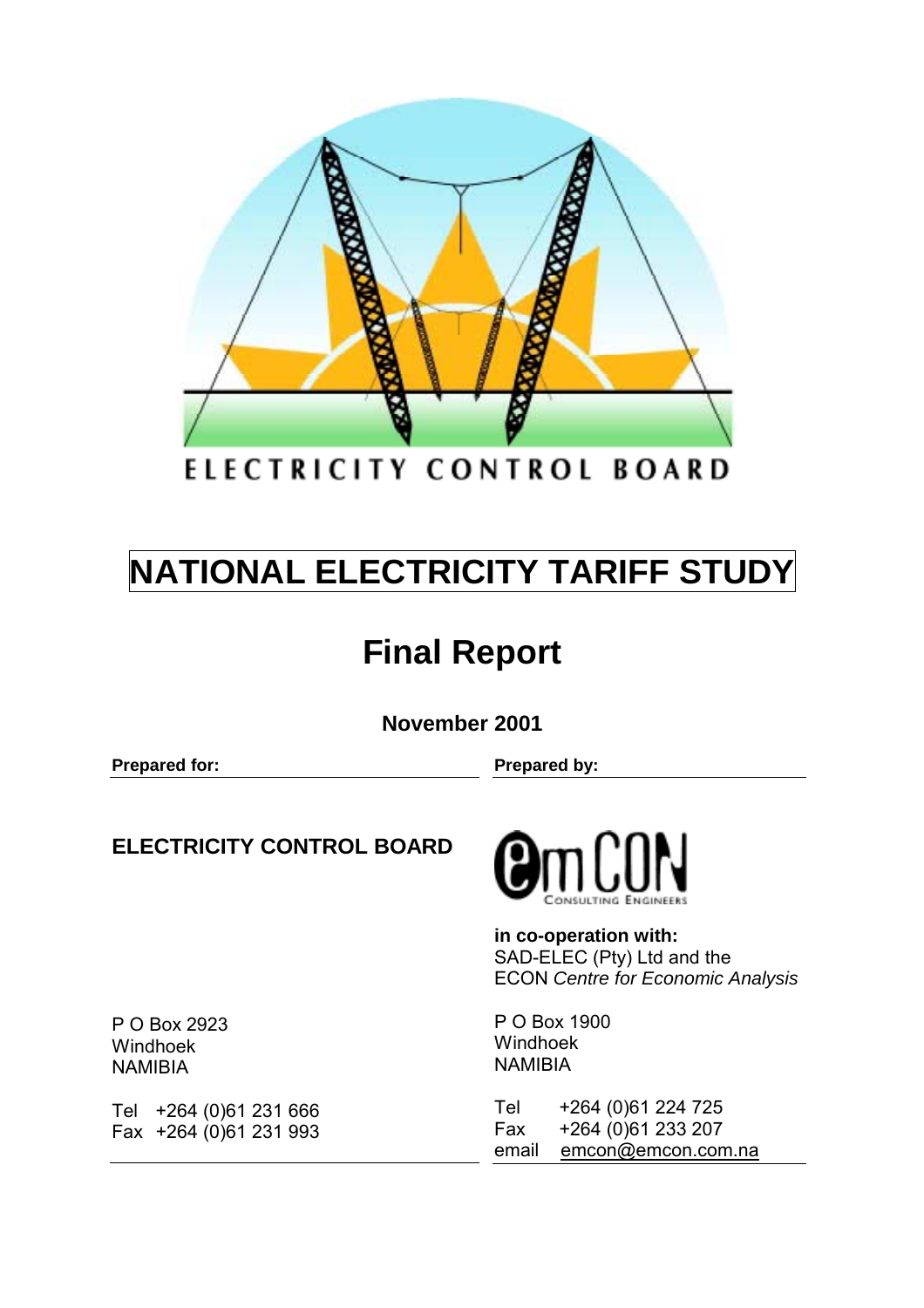ELECTRICITY CONTROL BOARD

# NATIONAL ELECTRICITY TARIFF STUDY

## Final Report

**November 2001**

| **Prepared for:** | **Prepared by:** |
|---|---|
| **ELECTRICITY CONTROL BOARD** | emCON Consulting Engineers |
| | **in co-operation with:** SAD-ELEC (Pty) Ltd and the ECON *Centre for Economic Analysis* |
| P O Box 2923<br>Windhoek<br>NAMIBIA | P O Box 1900<br>Windhoek<br>NAMIBIA |
| Tel +264 (0)61 231 666<br>Fax +264 (0)61 231 993 | Tel +264 (0)61 224 725<br>Fax +264 (0)61 233 207<br>email emcon@emcon.com.na |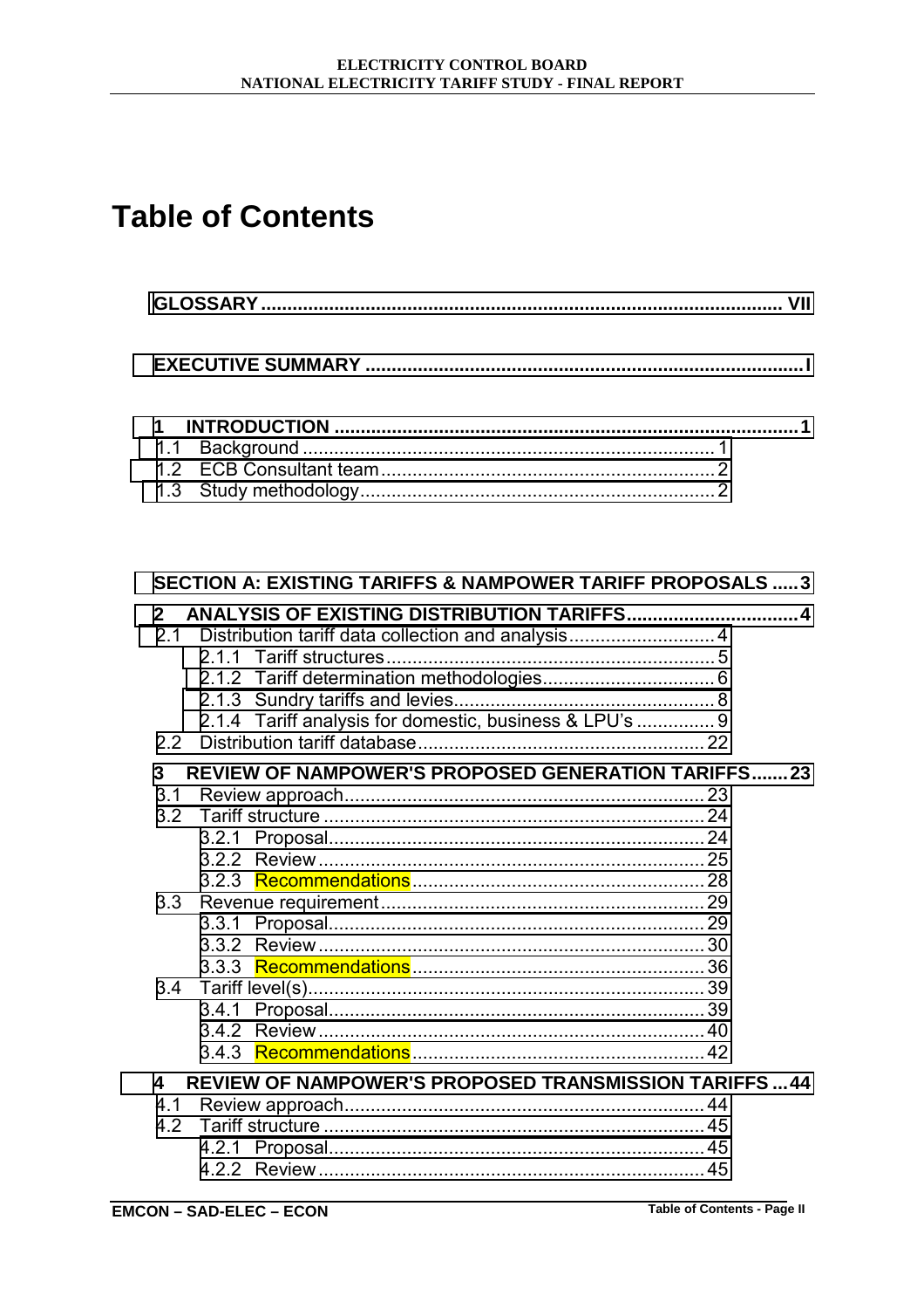# Table of Contents

**GLOSSARY .................................................................................................... VII**

**EXECUTIVE SUMMARY .................................................................................... I**

**1 INTRODUCTION ........................................................................................ 1**

1.1 Background ............................................................................... 1
1.2 ECB Consultant team ................................................................. 2
1.3 Study methodology .................................................................... 2

**SECTION A: EXISTING TARIFFS & NAMPOWER TARIFF PROPOSALS ..... 3**

**2 ANALYSIS OF EXISTING DISTRIBUTION TARIFFS ................................. 4**

2.1 Distribution tariff data collection and analysis ............................ 4
2.1.1 Tariff structures ............................................................... 5
2.1.2 Tariff determination methodologies ................................. 6
2.1.3 Sundry tariffs and levies .................................................. 8
2.1.4 Tariff analysis for domestic, business & LPU's ............... 9
2.2 Distribution tariff database ....................................................... 22

**3 REVIEW OF NAMPOWER'S PROPOSED GENERATION TARIFFS ....... 23**

3.1 Review approach ..................................................................... 23
3.2 Tariff structure ......................................................................... 24
3.2.1 Proposal ......................................................................... 24
3.2.2 Review ........................................................................... 25
3.2.3 Recommendations ........................................................ 28
3.3 Revenue requirement .............................................................. 29
3.3.1 Proposal ......................................................................... 29
3.3.2 Review ........................................................................... 30
3.3.3 Recommendations ........................................................ 36
3.4 Tariff level(s) ........................................................................... 39
3.4.1 Proposal ......................................................................... 39
3.4.2 Review ........................................................................... 40
3.4.3 Recommendations ........................................................ 42

**4 REVIEW OF NAMPOWER'S PROPOSED TRANSMISSION TARIFFS ... 44**

4.1 Review approach ..................................................................... 44
4.2 Tariff structure ......................................................................... 45
4.2.1 Proposal ......................................................................... 45
4.2.2 Review ........................................................................... 45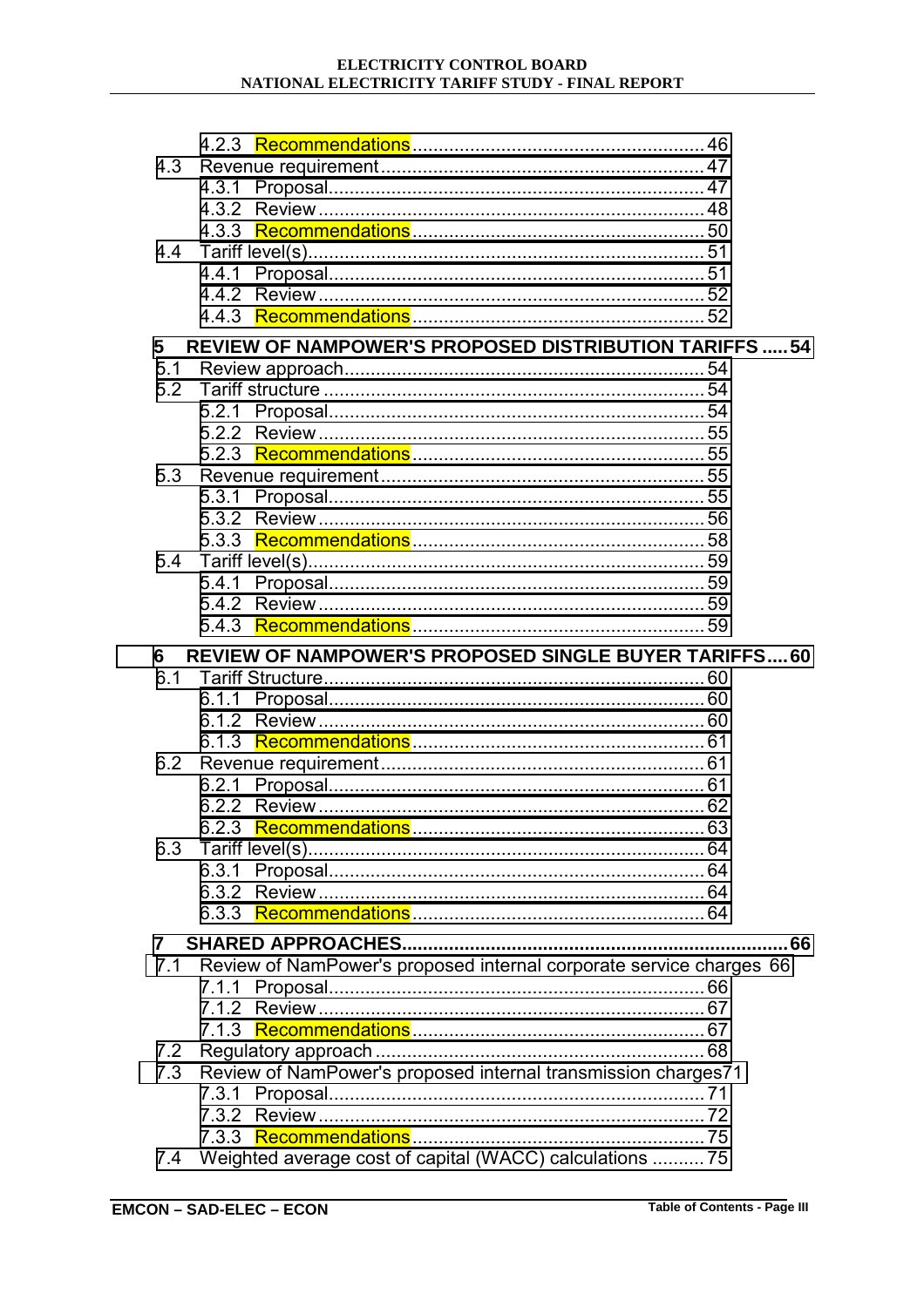4.2.3 Recommendations........................................................46
4.3 Revenue requirement..............................................................47
4.3.1 Proposal........................................................................47
4.3.2 Review..........................................................................48
4.3.3 Recommendations........................................................50
4.4 Tariff level(s)..........................................................................51
4.4.1 Proposal........................................................................51
4.4.2 Review..........................................................................52
4.4.3 Recommendations........................................................52

**5 REVIEW OF NAMPOWER'S PROPOSED DISTRIBUTION TARIFFS .....54**

5.1 Review approach....................................................................54
5.2 Tariff structure........................................................................54
5.2.1 Proposal........................................................................54
5.2.2 Review..........................................................................55
5.2.3 Recommendations........................................................55
5.3 Revenue requirement..............................................................55
5.3.1 Proposal........................................................................55
5.3.2 Review..........................................................................56
5.3.3 Recommendations........................................................58
5.4 Tariff level(s)..........................................................................59
5.4.1 Proposal........................................................................59
5.4.2 Review..........................................................................59
5.4.3 Recommendations........................................................59

**6 REVIEW OF NAMPOWER'S PROPOSED SINGLE BUYER TARIFFS....60**

6.1 Tariff Structure........................................................................60
6.1.1 Proposal........................................................................60
6.1.2 Review..........................................................................60
6.1.3 Recommendations........................................................61
6.2 Revenue requirement..............................................................61
6.2.1 Proposal........................................................................61
6.2.2 Review..........................................................................62
6.2.3 Recommendations........................................................63
6.3 Tariff level(s)..........................................................................64
6.3.1 Proposal........................................................................64
6.3.2 Review..........................................................................64
6.3.3 Recommendations........................................................64

**7 SHARED APPROACHES..........................................................................66**

7.1 Review of NamPower's proposed internal corporate service charges 66
7.1.1 Proposal........................................................................66
7.1.2 Review..........................................................................67
7.1.3 Recommendations........................................................67
7.2 Regulatory approach...............................................................68
7.3 Review of NamPower's proposed internal transmission charges71
7.3.1 Proposal........................................................................71
7.3.2 Review..........................................................................72
7.3.3 Recommendations........................................................75
7.4 Weighted average cost of capital (WACC) calculations ..........75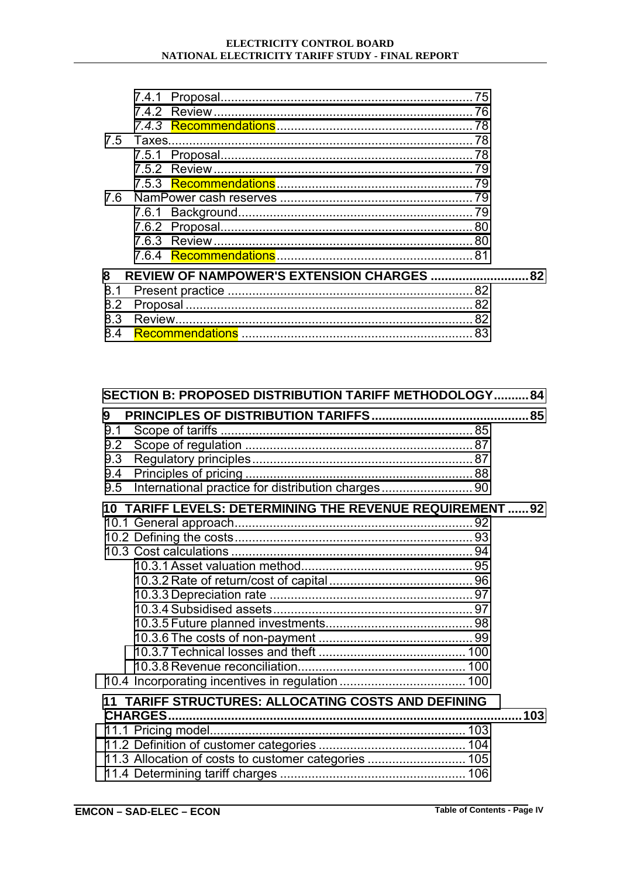7.4.1 Proposal........................................................................75
7.4.2 Review..........................................................................76
*7.4.3 Recommendations*........................................................78
7.5 Taxes.......................................................................................78
7.5.1 Proposal........................................................................78
7.5.2 Review..........................................................................79
7.5.3 Recommendations........................................................79
7.6 NamPower cash reserves ......................................................79
7.6.1 Background...................................................................79
7.6.2 Proposal........................................................................80
7.6.3 Review..........................................................................80
7.6.4 Recommendations........................................................81

**8 REVIEW OF NAMPOWER'S EXTENSION CHARGES ...........................82**

8.1 Present practice ......................................................................82
8.2 Proposal ..................................................................................82
8.3 Review.....................................................................................82
8.4 Recommendations ..................................................................83

**SECTION B: PROPOSED DISTRIBUTION TARIFF METHODOLOGY..........84**

**9 PRINCIPLES OF DISTRIBUTION TARIFFS.............................................85**

9.1 Scope of tariffs ........................................................................85
9.2 Scope of regulation .................................................................87
9.3 Regulatory principles...............................................................87
9.4 Principles of pricing .................................................................88
9.5 International practice for distribution charges..........................90

**10 TARIFF LEVELS: DETERMINING THE REVENUE REQUIREMENT ......92**

10.1 General approach....................................................................92
10.2 Defining the costs....................................................................93
10.3 Cost calculations .....................................................................94
10.3.1 Asset valuation method.................................................95
10.3.2 Rate of return/cost of capital.........................................96
10.3.3 Depreciation rate ..........................................................97
10.3.4 Subsidised assets.........................................................97
10.3.5 Future planned investments..........................................98
10.3.6 The costs of non-payment ............................................99
10.3.7 Technical losses and theft ..........................................100
10.3.8 Revenue reconciliation................................................100
10.4 Incorporating incentives in regulation ....................................100

**11 TARIFF STRUCTURES: ALLOCATING COSTS AND DEFINING CHARGES.....................................................................................................103**

11.1 Pricing model.........................................................................103
11.2 Definition of customer categories ..........................................104
11.3 Allocation of costs to customer categories ............................105
11.4 Determining tariff charges .....................................................106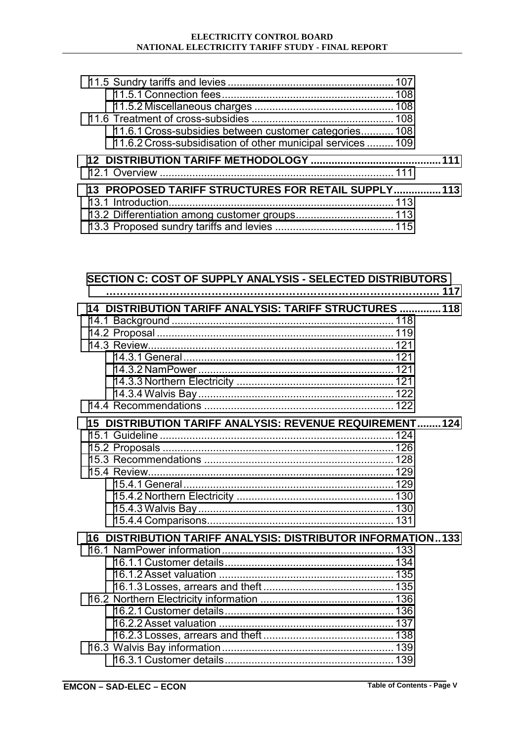11.5 Sundry tariffs and levies ........................................................ 107

11.5.1 Connection fees.......................................................... 108

11.5.2 Miscellaneous charges ............................................... 108

11.6 Treatment of cross-subsidies ................................................ 108

11.6.1 Cross-subsidies between customer categories........... 108

11.6.2 Cross-subsidisation of other municipal services ......... 109

**12 DISTRIBUTION TARIFF METHODOLOGY ........................................... 111**

12.1 Overview .............................................................................. 111

**13 PROPOSED TARIFF STRUCTURES FOR RETAIL SUPPLY................ 113**

13.1 Introduction............................................................................ 113

13.2 Differentiation among customer groups................................. 113

13.3 Proposed sundry tariffs and levies ........................................ 115

**SECTION C: COST OF SUPPLY ANALYSIS - SELECTED DISTRIBUTORS ……………………………………………………………………………… 117**

**14 DISTRIBUTION TARIFF ANALYSIS: TARIFF STRUCTURES .............. 118**

14.1 Background ........................................................................... 118

14.2 Proposal ............................................................................... 119

14.3 Review.................................................................................. 121

14.3.1 General....................................................................... 121

14.3.2 NamPower .................................................................. 121

14.3.3 Northern Electricity ..................................................... 121

14.3.4 Walvis Bay .................................................................. 122

14.4 Recommendations ................................................................ 122

**15 DISTRIBUTION TARIFF ANALYSIS: REVENUE REQUIREMENT........ 124**

15.1 Guideline .............................................................................. 124

15.2 Proposals ............................................................................. 126

15.3 Recommendations ................................................................ 128

15.4 Review.................................................................................. 129

15.4.1 General....................................................................... 129

15.4.2 Northern Electricity ..................................................... 130

15.4.3 Walvis Bay .................................................................. 130

15.4.4 Comparisons............................................................... 131

**16 DISTRIBUTION TARIFF ANALYSIS: DISTRIBUTOR INFORMATION.. 133**

16.1 NamPower information.......................................................... 133

16.1.1 Customer details.......................................................... 134

16.1.2 Asset valuation ............................................................ 135

16.1.3 Losses, arrears and theft ............................................ 135

16.2 Northern Electricity information ............................................. 136

16.2.1 Customer details.......................................................... 136

16.2.2 Asset valuation ............................................................ 137

16.2.3 Losses, arrears and theft ............................................ 138

16.3 Walvis Bay information.......................................................... 139

16.3.1 Customer details.......................................................... 139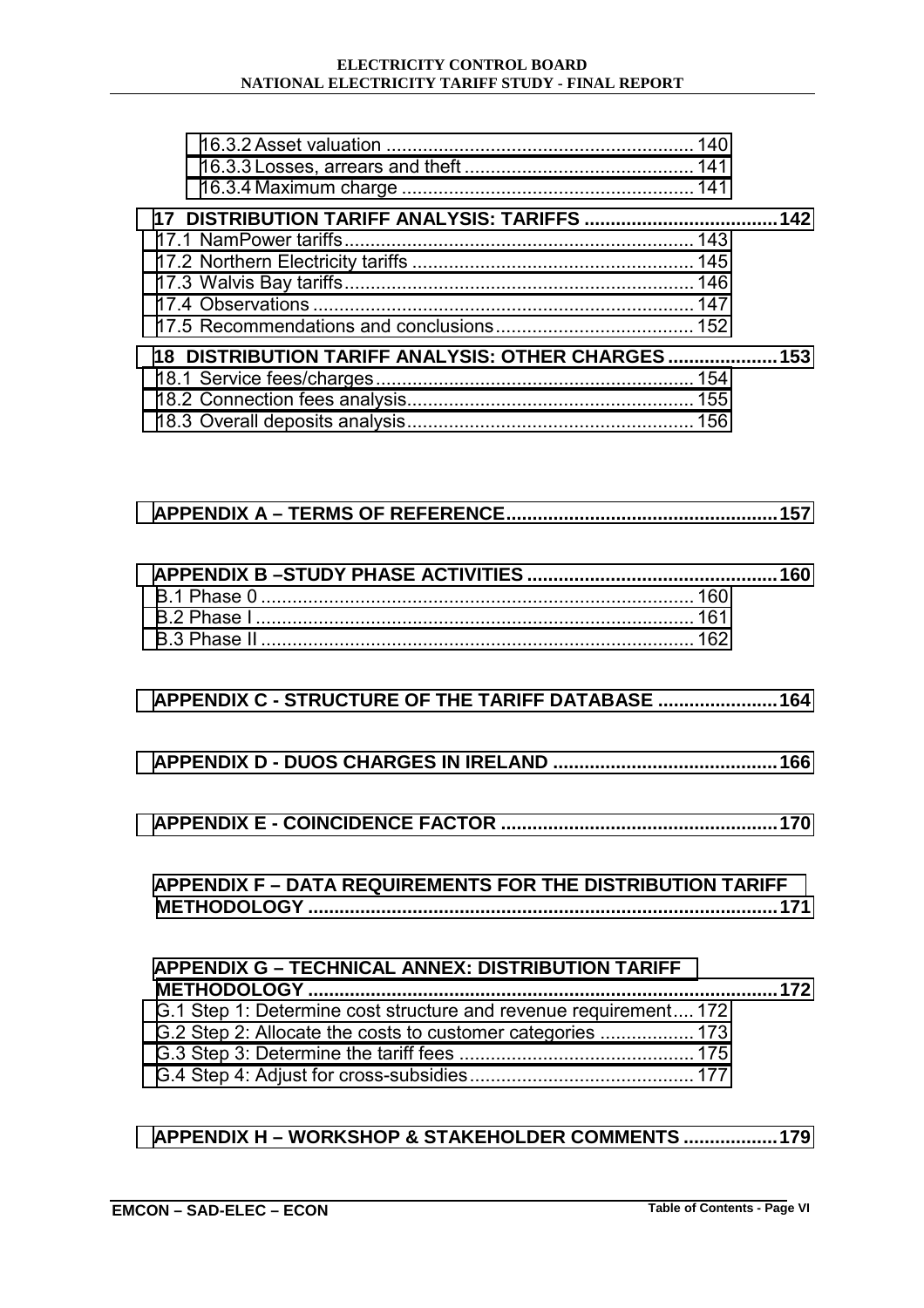16.3.2 Asset valuation ........................................................... 140
16.3.3 Losses, arrears and theft ............................................ 141
16.3.4 Maximum charge ........................................................ 141

**17 DISTRIBUTION TARIFF ANALYSIS: TARIFFS ..................................... 142**

17.1 NamPower tariffs.................................................................... 143
17.2 Northern Electricity tariffs ...................................................... 145
17.3 Walvis Bay tariffs................................................................... 146
17.4 Observations ......................................................................... 147
17.5 Recommendations and conclusions...................................... 152

**18 DISTRIBUTION TARIFF ANALYSIS: OTHER CHARGES ..................... 153**

18.1 Service fees/charges............................................................. 154
18.2 Connection fees analysis....................................................... 155
18.3 Overall deposits analysis....................................................... 156

**APPENDIX A – TERMS OF REFERENCE.................................................... 157**

**APPENDIX B –STUDY PHASE ACTIVITIES ................................................ 160**

B.1 Phase 0 .................................................................................. 160
B.2 Phase I ................................................................................... 161
B.3 Phase II .................................................................................. 162

**APPENDIX C - STRUCTURE OF THE TARIFF DATABASE ....................... 164**

**APPENDIX D - DUOS CHARGES IN IRELAND ........................................... 166**

**APPENDIX E - COINCIDENCE FACTOR ..................................................... 170**

**APPENDIX F – DATA REQUIREMENTS FOR THE DISTRIBUTION TARIFF METHODOLOGY ......................................................................................... 171**

**APPENDIX G – TECHNICAL ANNEX: DISTRIBUTION TARIFF METHODOLOGY ......................................................................................... 172**

G.1 Step 1: Determine cost structure and revenue requirement.... 172
G.2 Step 2: Allocate the costs to customer categories .................. 173
G.3 Step 3: Determine the tariff fees ............................................. 175
G.4 Step 4: Adjust for cross-subsidies........................................... 177

**APPENDIX H – WORKSHOP & STAKEHOLDER COMMENTS .................. 179**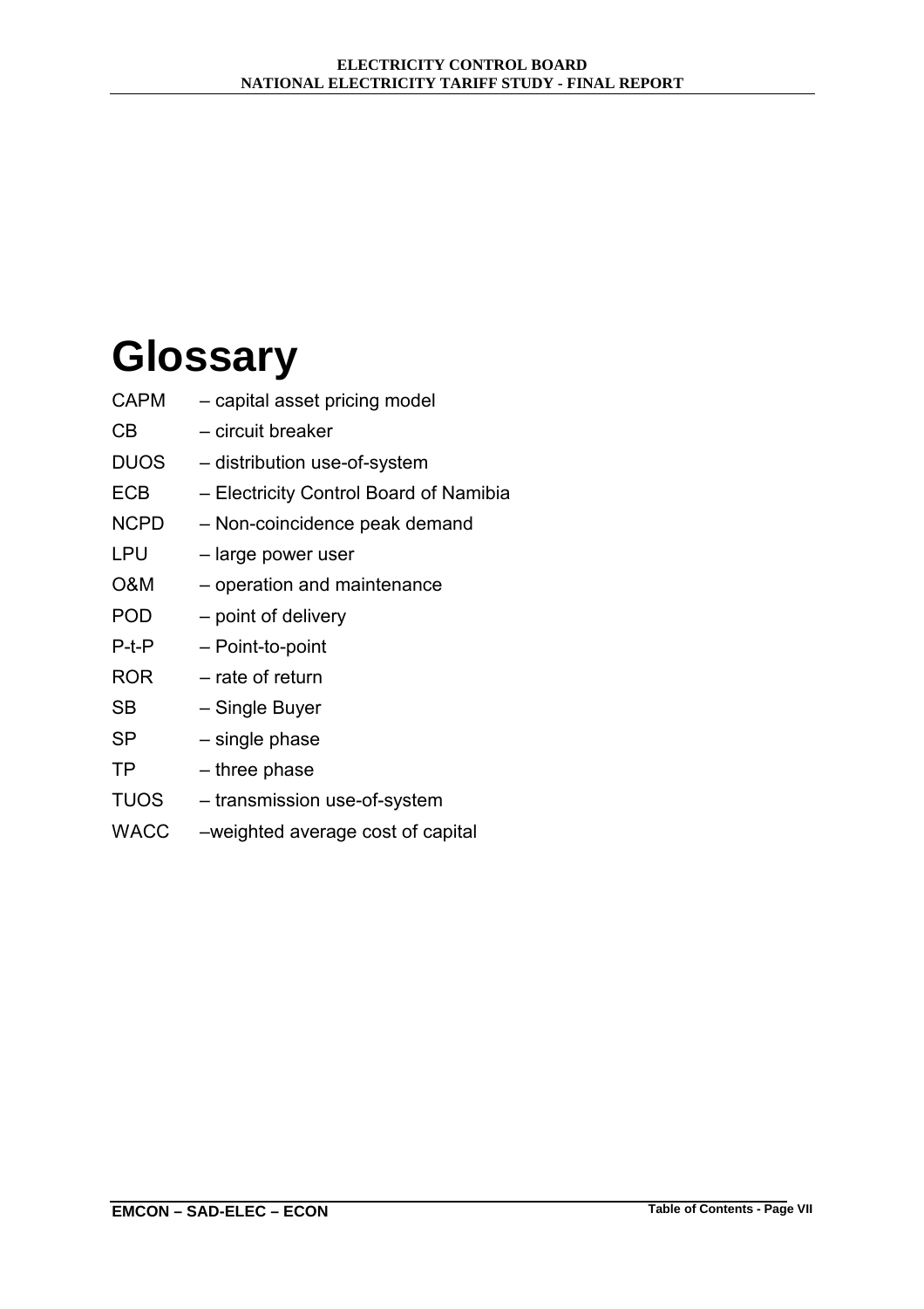# Glossary

CAPM – capital asset pricing model

CB – circuit breaker

DUOS – distribution use-of-system

ECB – Electricity Control Board of Namibia

NCPD – Non-coincidence peak demand

LPU – large power user

O&M – operation and maintenance

POD – point of delivery

P-t-P – Point-to-point

ROR – rate of return

SB – Single Buyer

SP – single phase

TP – three phase

TUOS – transmission use-of-system

WACC –weighted average cost of capital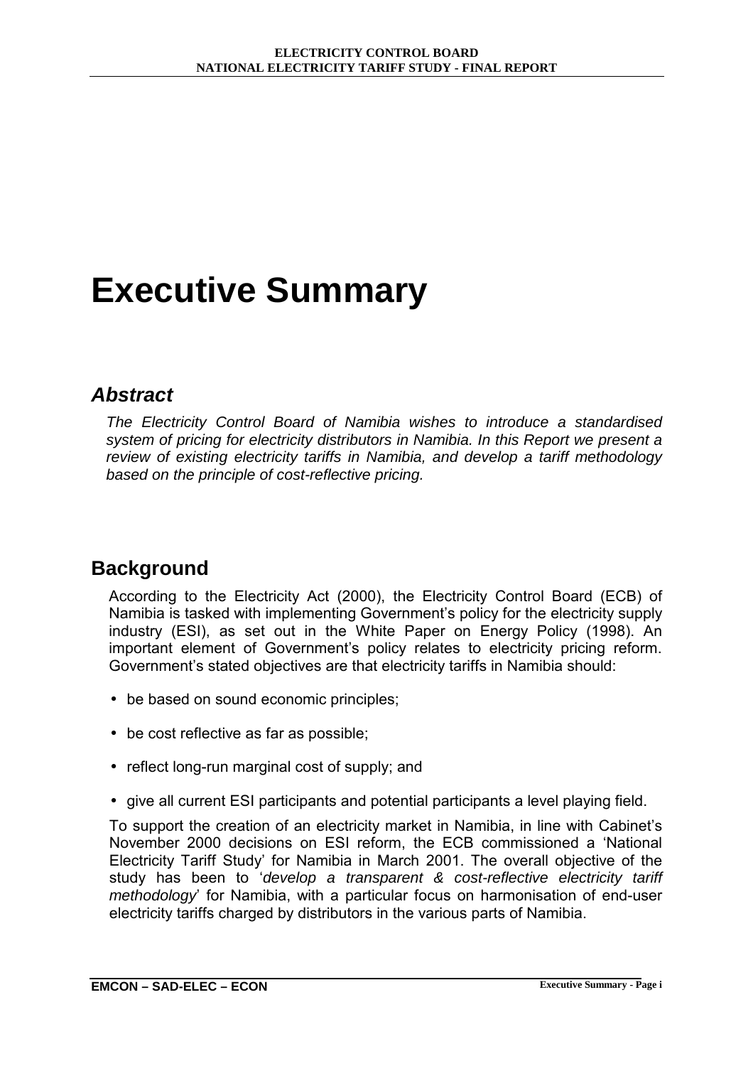# Executive Summary

## *Abstract*

*The Electricity Control Board of Namibia wishes to introduce a standardised system of pricing for electricity distributors in Namibia. In this Report we present a review of existing electricity tariffs in Namibia, and develop a tariff methodology based on the principle of cost-reflective pricing.*

## Background

According to the Electricity Act (2000), the Electricity Control Board (ECB) of Namibia is tasked with implementing Government's policy for the electricity supply industry (ESI), as set out in the White Paper on Energy Policy (1998). An important element of Government's policy relates to electricity pricing reform. Government's stated objectives are that electricity tariffs in Namibia should:

- be based on sound economic principles;
- be cost reflective as far as possible;
- reflect long-run marginal cost of supply; and
- give all current ESI participants and potential participants a level playing field.

To support the creation of an electricity market in Namibia, in line with Cabinet's November 2000 decisions on ESI reform, the ECB commissioned a 'National Electricity Tariff Study' for Namibia in March 2001. The overall objective of the study has been to '*develop a transparent & cost-reflective electricity tariff methodology*' for Namibia, with a particular focus on harmonisation of end-user electricity tariffs charged by distributors in the various parts of Namibia.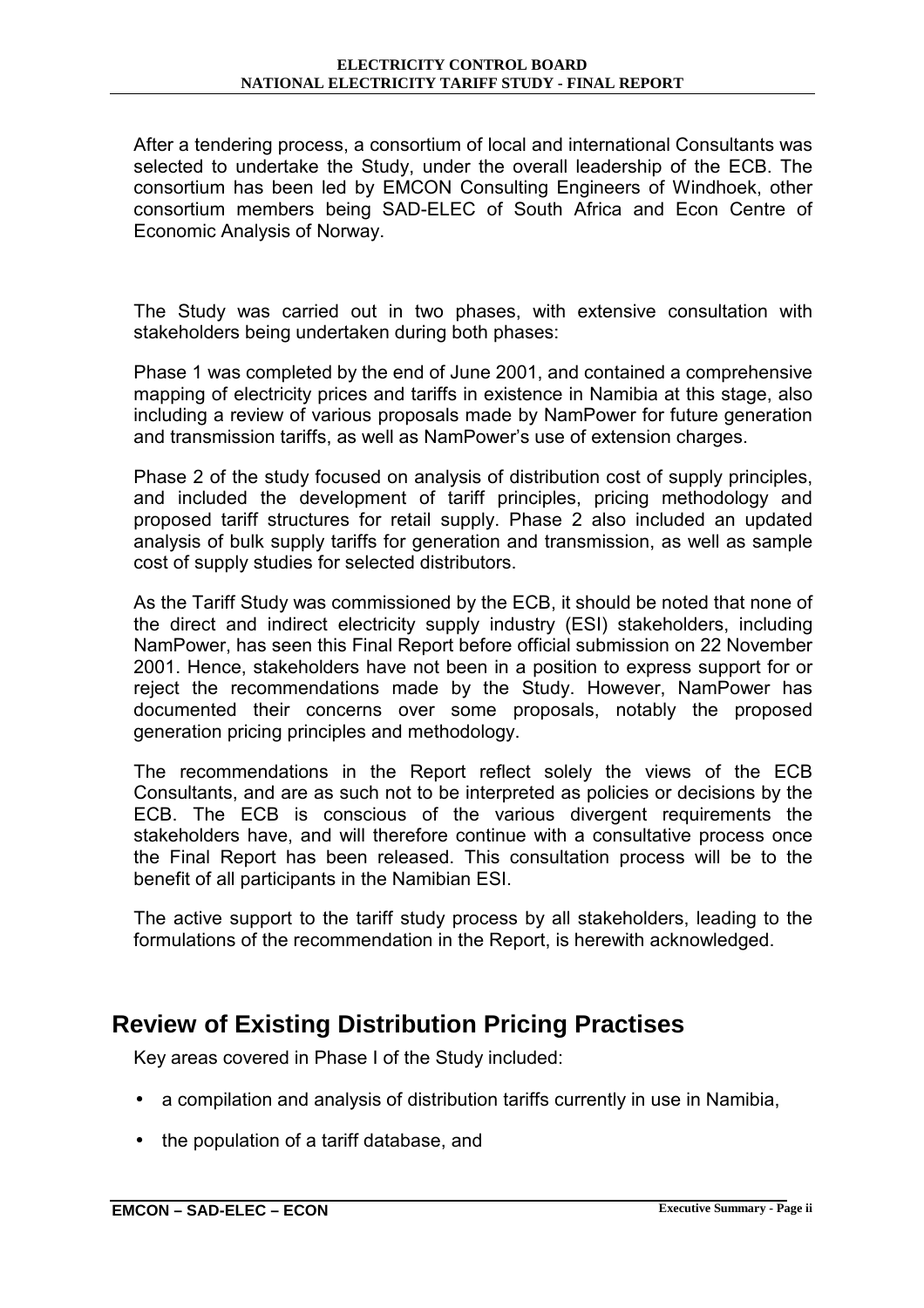After a tendering process, a consortium of local and international Consultants was selected to undertake the Study, under the overall leadership of the ECB. The consortium has been led by EMCON Consulting Engineers of Windhoek, other consortium members being SAD-ELEC of South Africa and Econ Centre of Economic Analysis of Norway.

The Study was carried out in two phases, with extensive consultation with stakeholders being undertaken during both phases:

Phase 1 was completed by the end of June 2001, and contained a comprehensive mapping of electricity prices and tariffs in existence in Namibia at this stage, also including a review of various proposals made by NamPower for future generation and transmission tariffs, as well as NamPower's use of extension charges.

Phase 2 of the study focused on analysis of distribution cost of supply principles, and included the development of tariff principles, pricing methodology and proposed tariff structures for retail supply. Phase 2 also included an updated analysis of bulk supply tariffs for generation and transmission, as well as sample cost of supply studies for selected distributors.

As the Tariff Study was commissioned by the ECB, it should be noted that none of the direct and indirect electricity supply industry (ESI) stakeholders, including NamPower, has seen this Final Report before official submission on 22 November 2001. Hence, stakeholders have not been in a position to express support for or reject the recommendations made by the Study. However, NamPower has documented their concerns over some proposals, notably the proposed generation pricing principles and methodology.

The recommendations in the Report reflect solely the views of the ECB Consultants, and are as such not to be interpreted as policies or decisions by the ECB. The ECB is conscious of the various divergent requirements the stakeholders have, and will therefore continue with a consultative process once the Final Report has been released. This consultation process will be to the benefit of all participants in the Namibian ESI.

The active support to the tariff study process by all stakeholders, leading to the formulations of the recommendation in the Report, is herewith acknowledged.

## Review of Existing Distribution Pricing Practises

Key areas covered in Phase I of the Study included:

- a compilation and analysis of distribution tariffs currently in use in Namibia,
- the population of a tariff database, and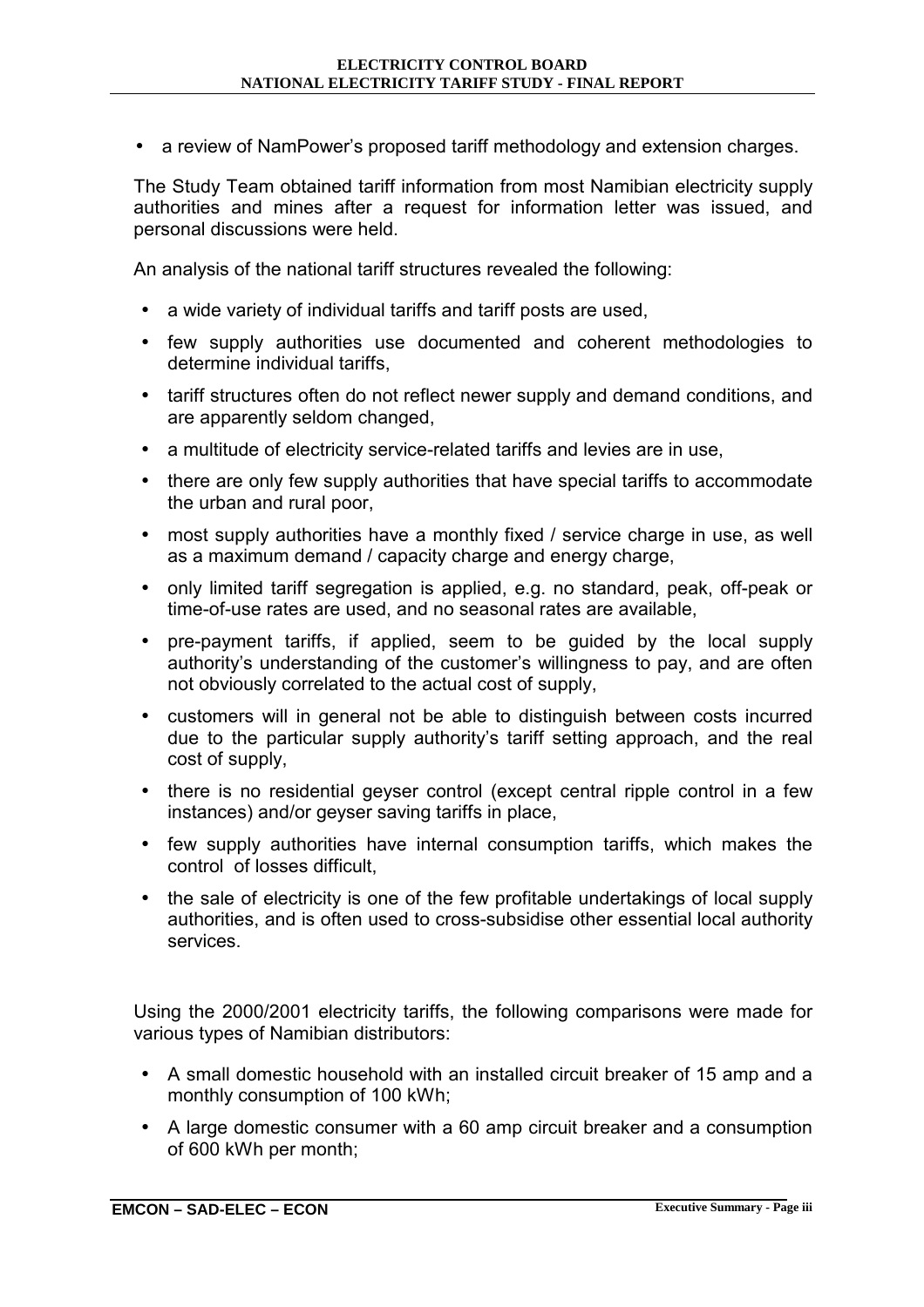- a review of NamPower's proposed tariff methodology and extension charges.

The Study Team obtained tariff information from most Namibian electricity supply authorities and mines after a request for information letter was issued, and personal discussions were held.

An analysis of the national tariff structures revealed the following:

- a wide variety of individual tariffs and tariff posts are used,
- few supply authorities use documented and coherent methodologies to determine individual tariffs,
- tariff structures often do not reflect newer supply and demand conditions, and are apparently seldom changed,
- a multitude of electricity service-related tariffs and levies are in use,
- there are only few supply authorities that have special tariffs to accommodate the urban and rural poor,
- most supply authorities have a monthly fixed / service charge in use, as well as a maximum demand / capacity charge and energy charge,
- only limited tariff segregation is applied, e.g. no standard, peak, off-peak or time-of-use rates are used, and no seasonal rates are available,
- pre-payment tariffs, if applied, seem to be guided by the local supply authority's understanding of the customer's willingness to pay, and are often not obviously correlated to the actual cost of supply,
- customers will in general not be able to distinguish between costs incurred due to the particular supply authority's tariff setting approach, and the real cost of supply,
- there is no residential geyser control (except central ripple control in a few instances) and/or geyser saving tariffs in place,
- few supply authorities have internal consumption tariffs, which makes the control of losses difficult,
- the sale of electricity is one of the few profitable undertakings of local supply authorities, and is often used to cross-subsidise other essential local authority services.

Using the 2000/2001 electricity tariffs, the following comparisons were made for various types of Namibian distributors:

- A small domestic household with an installed circuit breaker of 15 amp and a monthly consumption of 100 kWh;
- A large domestic consumer with a 60 amp circuit breaker and a consumption of 600 kWh per month;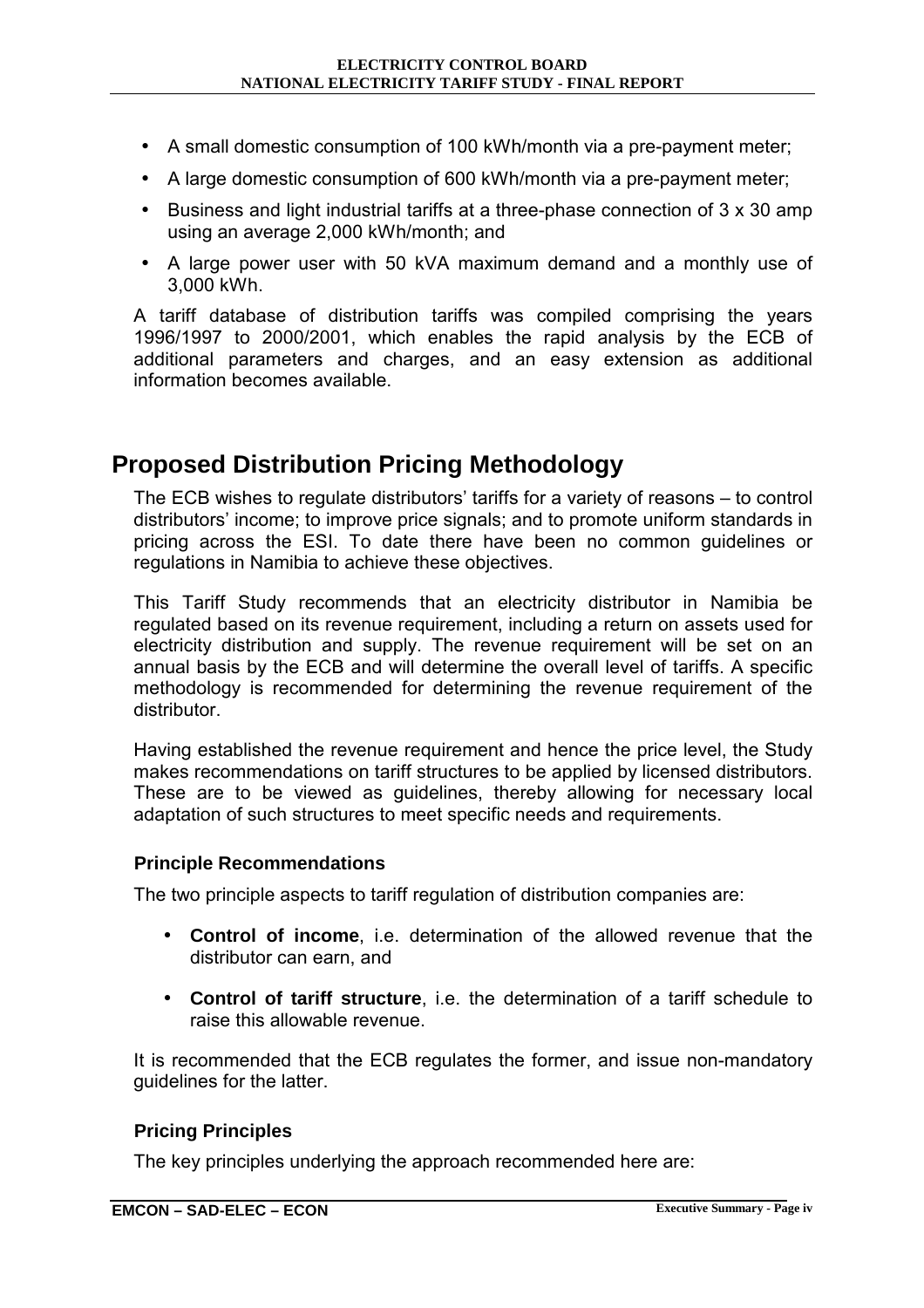- A small domestic consumption of 100 kWh/month via a pre-payment meter;
- A large domestic consumption of 600 kWh/month via a pre-payment meter;
- Business and light industrial tariffs at a three-phase connection of 3 x 30 amp using an average 2,000 kWh/month; and
- A large power user with 50 kVA maximum demand and a monthly use of 3,000 kWh.

A tariff database of distribution tariffs was compiled comprising the years 1996/1997 to 2000/2001, which enables the rapid analysis by the ECB of additional parameters and charges, and an easy extension as additional information becomes available.

# Proposed Distribution Pricing Methodology

The ECB wishes to regulate distributors' tariffs for a variety of reasons – to control distributors' income; to improve price signals; and to promote uniform standards in pricing across the ESI. To date there have been no common guidelines or regulations in Namibia to achieve these objectives.

This Tariff Study recommends that an electricity distributor in Namibia be regulated based on its revenue requirement, including a return on assets used for electricity distribution and supply. The revenue requirement will be set on an annual basis by the ECB and will determine the overall level of tariffs. A specific methodology is recommended for determining the revenue requirement of the distributor.

Having established the revenue requirement and hence the price level, the Study makes recommendations on tariff structures to be applied by licensed distributors. These are to be viewed as guidelines, thereby allowing for necessary local adaptation of such structures to meet specific needs and requirements.

### Principle Recommendations

The two principle aspects to tariff regulation of distribution companies are:

- **Control of income**, i.e. determination of the allowed revenue that the distributor can earn, and
- **Control of tariff structure**, i.e. the determination of a tariff schedule to raise this allowable revenue.

It is recommended that the ECB regulates the former, and issue non-mandatory guidelines for the latter.

### Pricing Principles

The key principles underlying the approach recommended here are: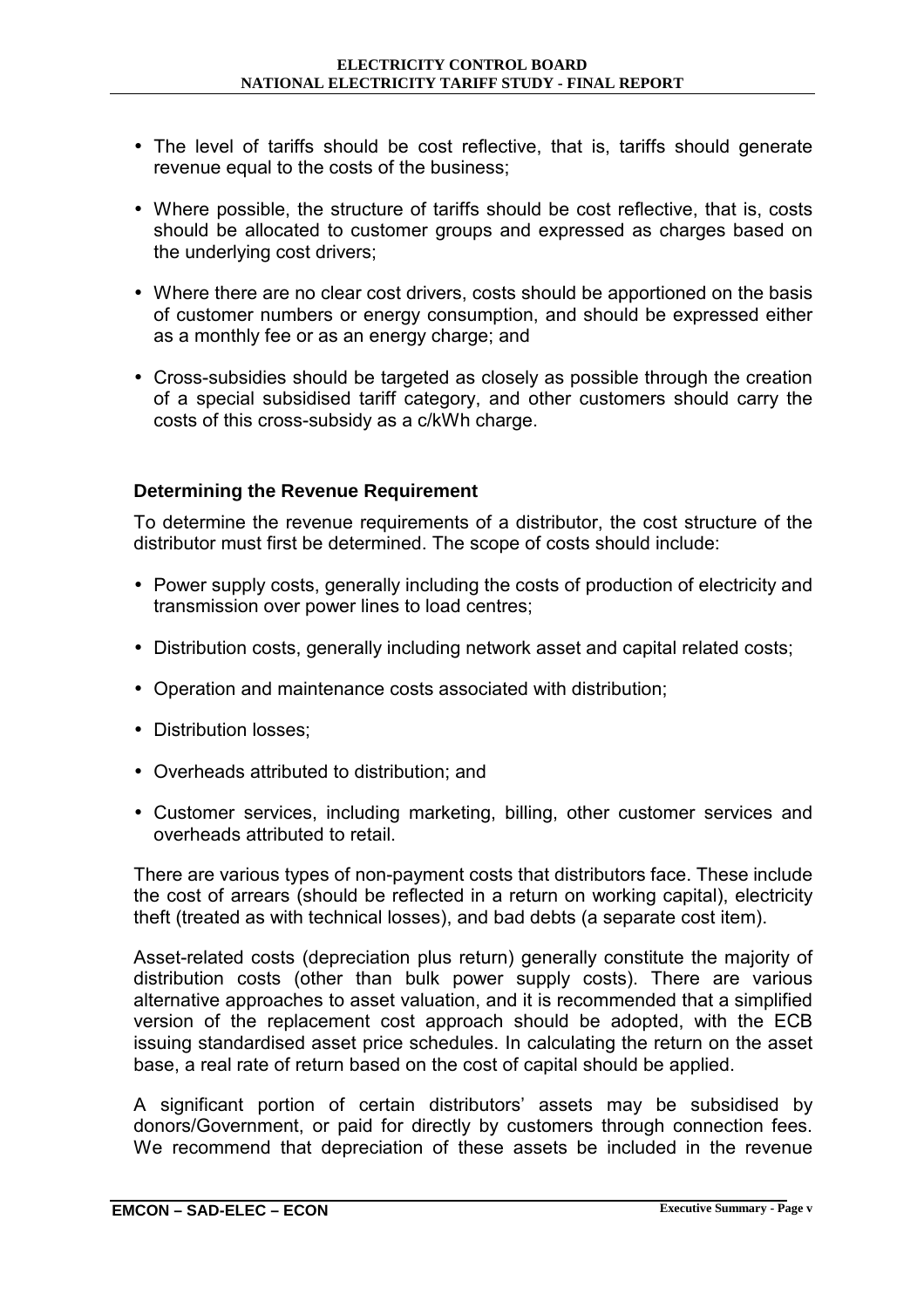- The level of tariffs should be cost reflective, that is, tariffs should generate revenue equal to the costs of the business;
- Where possible, the structure of tariffs should be cost reflective, that is, costs should be allocated to customer groups and expressed as charges based on the underlying cost drivers;
- Where there are no clear cost drivers, costs should be apportioned on the basis of customer numbers or energy consumption, and should be expressed either as a monthly fee or as an energy charge; and
- Cross-subsidies should be targeted as closely as possible through the creation of a special subsidised tariff category, and other customers should carry the costs of this cross-subsidy as a c/kWh charge.

### Determining the Revenue Requirement

To determine the revenue requirements of a distributor, the cost structure of the distributor must first be determined. The scope of costs should include:

- Power supply costs, generally including the costs of production of electricity and transmission over power lines to load centres;
- Distribution costs, generally including network asset and capital related costs;
- Operation and maintenance costs associated with distribution;
- Distribution losses;
- Overheads attributed to distribution; and
- Customer services, including marketing, billing, other customer services and overheads attributed to retail.

There are various types of non-payment costs that distributors face. These include the cost of arrears (should be reflected in a return on working capital), electricity theft (treated as with technical losses), and bad debts (a separate cost item).

Asset-related costs (depreciation plus return) generally constitute the majority of distribution costs (other than bulk power supply costs). There are various alternative approaches to asset valuation, and it is recommended that a simplified version of the replacement cost approach should be adopted, with the ECB issuing standardised asset price schedules. In calculating the return on the asset base, a real rate of return based on the cost of capital should be applied.

A significant portion of certain distributors' assets may be subsidised by donors/Government, or paid for directly by customers through connection fees. We recommend that depreciation of these assets be included in the revenue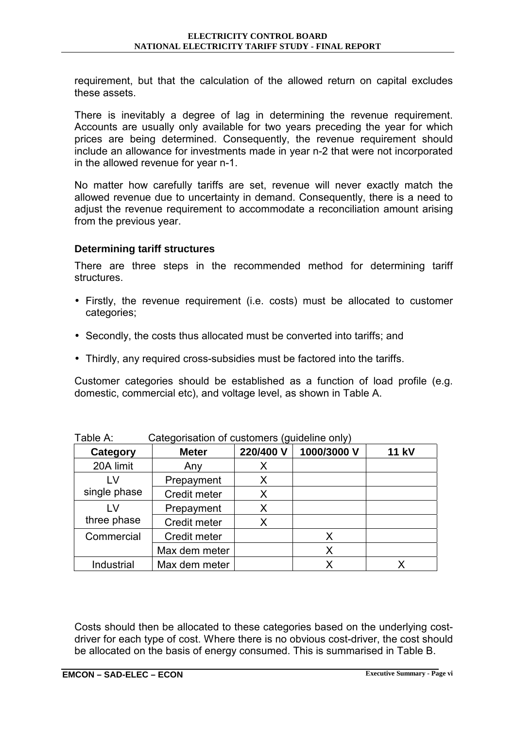requirement, but that the calculation of the allowed return on capital excludes these assets.

There is inevitably a degree of lag in determining the revenue requirement. Accounts are usually only available for two years preceding the year for which prices are being determined. Consequently, the revenue requirement should include an allowance for investments made in year n-2 that were not incorporated in the allowed revenue for year n-1.

No matter how carefully tariffs are set, revenue will never exactly match the allowed revenue due to uncertainty in demand. Consequently, there is a need to adjust the revenue requirement to accommodate a reconciliation amount arising from the previous year.

### Determining tariff structures

There are three steps in the recommended method for determining tariff structures.

- Firstly, the revenue requirement (i.e. costs) must be allocated to customer categories;
- Secondly, the costs thus allocated must be converted into tariffs; and
- Thirdly, any required cross-subsidies must be factored into the tariffs.

Customer categories should be established as a function of load profile (e.g. domestic, commercial etc), and voltage level, as shown in Table A.

Table A: Categorisation of customers (guideline only)

| Category | Meter | 220/400 V | 1000/3000 V | 11 kV |
|---|---|---|---|---|
| 20A limit | Any | X | | |
| LV single phase | Prepayment | X | | |
| | Credit meter | X | | |
| LV three phase | Prepayment | X | | |
| | Credit meter | X | | |
| Commercial | Credit meter | | X | |
| | Max dem meter | | X | |
| Industrial | Max dem meter | | X | X |

Costs should then be allocated to these categories based on the underlying cost-driver for each type of cost. Where there is no obvious cost-driver, the cost should be allocated on the basis of energy consumed. This is summarised in Table B.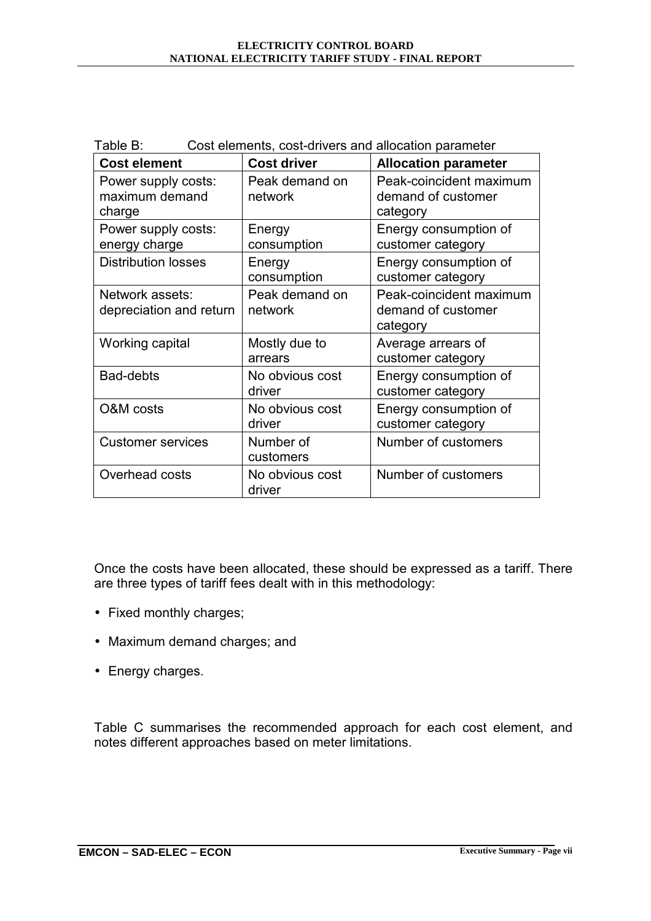Table B: Cost elements, cost-drivers and allocation parameter

| Cost element | Cost driver | Allocation parameter |
| --- | --- | --- |
| Power supply costs: maximum demand charge | Peak demand on network | Peak-coincident maximum demand of customer category |
| Power supply costs: energy charge | Energy consumption | Energy consumption of customer category |
| Distribution losses | Energy consumption | Energy consumption of customer category |
| Network assets: depreciation and return | Peak demand on network | Peak-coincident maximum demand of customer category |
| Working capital | Mostly due to arrears | Average arrears of customer category |
| Bad-debts | No obvious cost driver | Energy consumption of customer category |
| O&M costs | No obvious cost driver | Energy consumption of customer category |
| Customer services | Number of customers | Number of customers |
| Overhead costs | No obvious cost driver | Number of customers |

Once the costs have been allocated, these should be expressed as a tariff. There are three types of tariff fees dealt with in this methodology:

- Fixed monthly charges;
- Maximum demand charges; and
- Energy charges.

Table C summarises the recommended approach for each cost element, and notes different approaches based on meter limitations.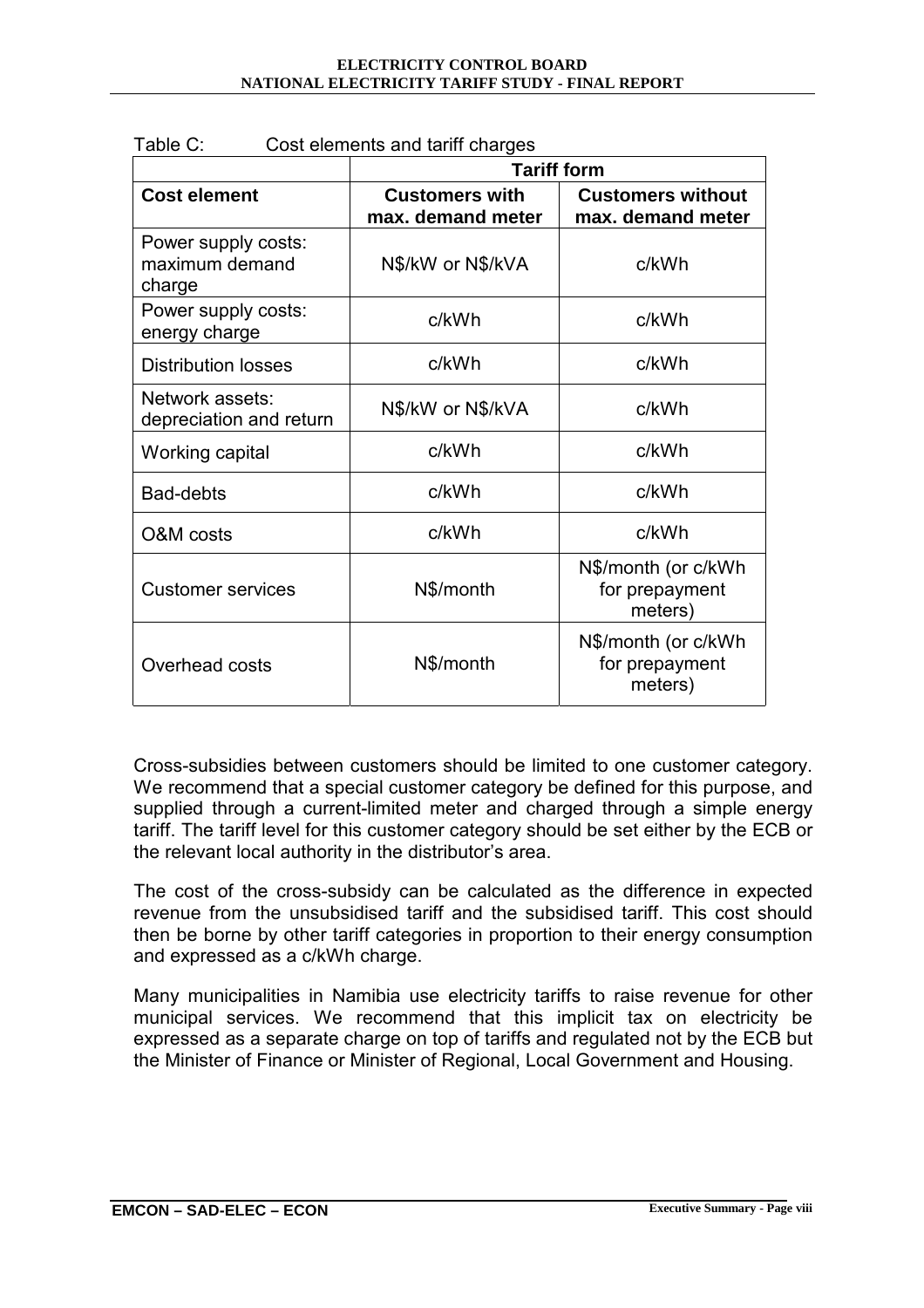Table C: Cost elements and tariff charges

| | Tariff form | |
|---|---|---|
| **Cost element** | **Customers with max. demand meter** | **Customers without max. demand meter** |
| Power supply costs: maximum demand charge | N$/kW or N$/kVA | c/kWh |
| Power supply costs: energy charge | c/kWh | c/kWh |
| Distribution losses | c/kWh | c/kWh |
| Network assets: depreciation and return | N$/kW or N$/kVA | c/kWh |
| Working capital | c/kWh | c/kWh |
| Bad-debts | c/kWh | c/kWh |
| O&M costs | c/kWh | c/kWh |
| Customer services | N$/month | N$/month (or c/kWh for prepayment meters) |
| Overhead costs | N$/month | N$/month (or c/kWh for prepayment meters) |

Cross-subsidies between customers should be limited to one customer category. We recommend that a special customer category be defined for this purpose, and supplied through a current-limited meter and charged through a simple energy tariff. The tariff level for this customer category should be set either by the ECB or the relevant local authority in the distributor's area.

The cost of the cross-subsidy can be calculated as the difference in expected revenue from the unsubsidised tariff and the subsidised tariff. This cost should then be borne by other tariff categories in proportion to their energy consumption and expressed as a c/kWh charge.

Many municipalities in Namibia use electricity tariffs to raise revenue for other municipal services. We recommend that this implicit tax on electricity be expressed as a separate charge on top of tariffs and regulated not by the ECB but the Minister of Finance or Minister of Regional, Local Government and Housing.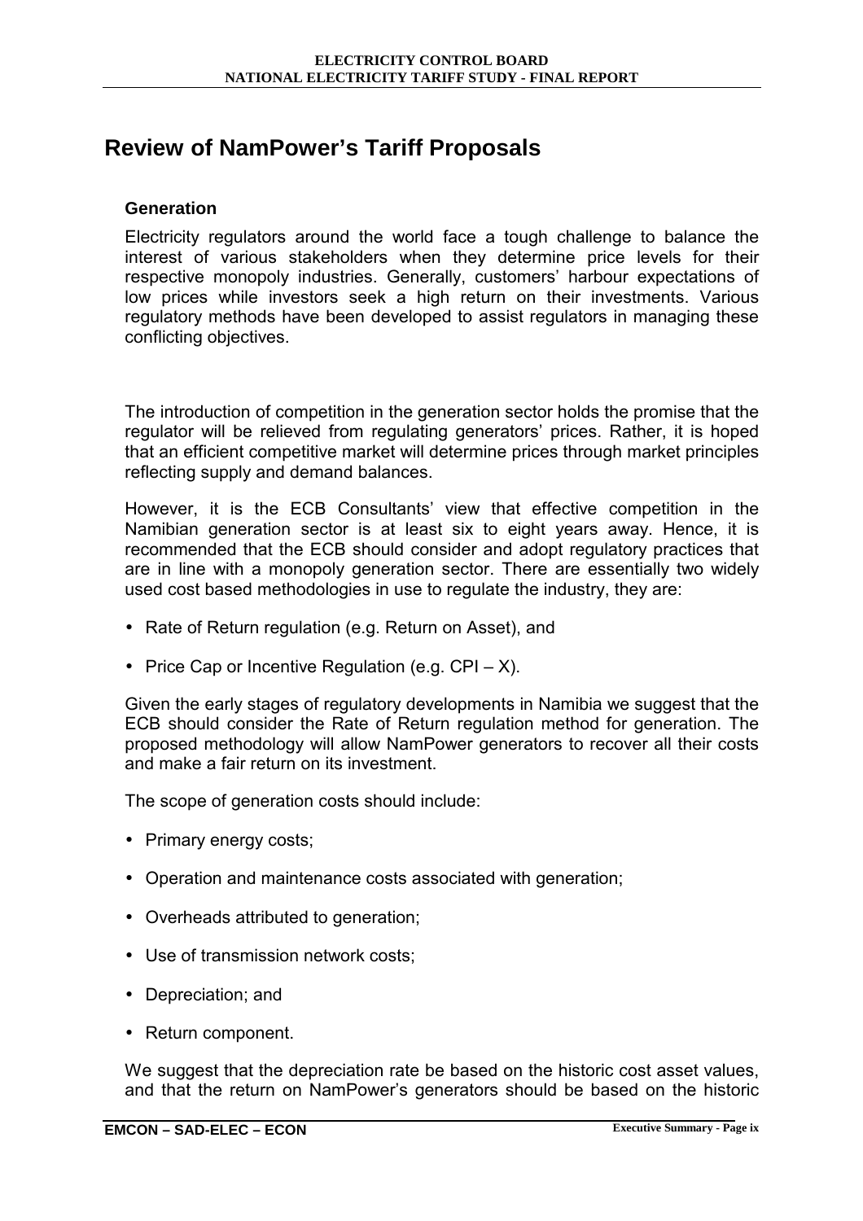# Review of NamPower's Tariff Proposals

### Generation

Electricity regulators around the world face a tough challenge to balance the interest of various stakeholders when they determine price levels for their respective monopoly industries. Generally, customers' harbour expectations of low prices while investors seek a high return on their investments. Various regulatory methods have been developed to assist regulators in managing these conflicting objectives.

The introduction of competition in the generation sector holds the promise that the regulator will be relieved from regulating generators' prices. Rather, it is hoped that an efficient competitive market will determine prices through market principles reflecting supply and demand balances.

However, it is the ECB Consultants' view that effective competition in the Namibian generation sector is at least six to eight years away. Hence, it is recommended that the ECB should consider and adopt regulatory practices that are in line with a monopoly generation sector. There are essentially two widely used cost based methodologies in use to regulate the industry, they are:

- Rate of Return regulation (e.g. Return on Asset), and
- Price Cap or Incentive Regulation (e.g. CPI – X).

Given the early stages of regulatory developments in Namibia we suggest that the ECB should consider the Rate of Return regulation method for generation. The proposed methodology will allow NamPower generators to recover all their costs and make a fair return on its investment.

The scope of generation costs should include:

- Primary energy costs;
- Operation and maintenance costs associated with generation;
- Overheads attributed to generation;
- Use of transmission network costs;
- Depreciation; and
- Return component.

We suggest that the depreciation rate be based on the historic cost asset values, and that the return on NamPower's generators should be based on the historic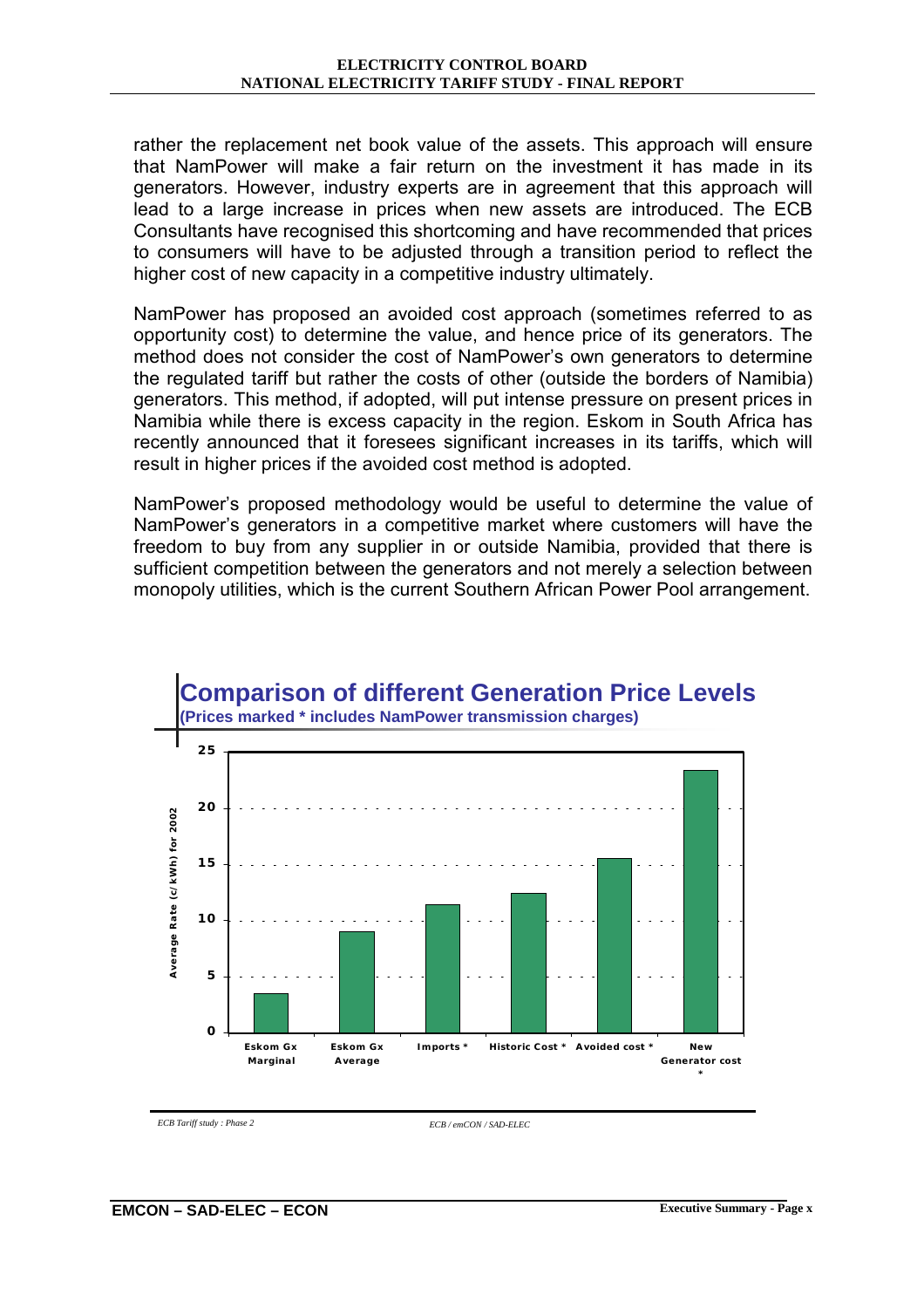rather the replacement net book value of the assets. This approach will ensure that NamPower will make a fair return on the investment it has made in its generators. However, industry experts are in agreement that this approach will lead to a large increase in prices when new assets are introduced. The ECB Consultants have recognised this shortcoming and have recommended that prices to consumers will have to be adjusted through a transition period to reflect the higher cost of new capacity in a competitive industry ultimately.

NamPower has proposed an avoided cost approach (sometimes referred to as opportunity cost) to determine the value, and hence price of its generators. The method does not consider the cost of NamPower's own generators to determine the regulated tariff but rather the costs of other (outside the borders of Namibia) generators. This method, if adopted, will put intense pressure on present prices in Namibia while there is excess capacity in the region. Eskom in South Africa has recently announced that it foresees significant increases in its tariffs, which will result in higher prices if the avoided cost method is adopted.

NamPower's proposed methodology would be useful to determine the value of NamPower's generators in a competitive market where customers will have the freedom to buy from any supplier in or outside Namibia, provided that there is sufficient competition between the generators and not merely a selection between monopoly utilities, which is the current Southern African Power Pool arrangement.

**Comparison of different Generation Price Levels**

**(Prices marked * includes NamPower transmission charges)**

| Category | Average Rate (c/kWh) for 2002 (approx.) |
|---|---|
| Eskom Gx Marginal | 3.5 |
| Eskom Gx Average | 9 |
| Imports * | 11.4 |
| Historic Cost * | 12.4 |
| Avoided cost * | 15.5 |
| New Generator cost * | 23.4 |

*ECB Tariff study : Phase 2* *ECB / emCON / SAD-ELEC*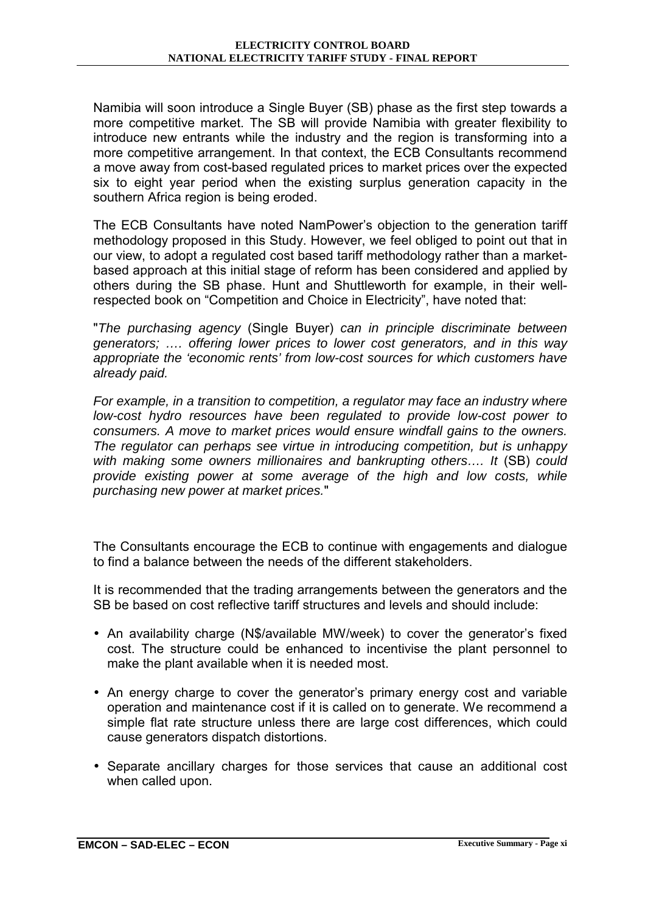Namibia will soon introduce a Single Buyer (SB) phase as the first step towards a more competitive market. The SB will provide Namibia with greater flexibility to introduce new entrants while the industry and the region is transforming into a more competitive arrangement. In that context, the ECB Consultants recommend a move away from cost-based regulated prices to market prices over the expected six to eight year period when the existing surplus generation capacity in the southern Africa region is being eroded.

The ECB Consultants have noted NamPower's objection to the generation tariff methodology proposed in this Study. However, we feel obliged to point out that in our view, to adopt a regulated cost based tariff methodology rather than a market-based approach at this initial stage of reform has been considered and applied by others during the SB phase. Hunt and Shuttleworth for example, in their well-respected book on "Competition and Choice in Electricity", have noted that:

"*The purchasing agency* (Single Buyer) *can in principle discriminate between generators; …. offering lower prices to lower cost generators, and in this way appropriate the 'economic rents' from low-cost sources for which customers have already paid.*

*For example, in a transition to competition, a regulator may face an industry where low-cost hydro resources have been regulated to provide low-cost power to consumers. A move to market prices would ensure windfall gains to the owners. The regulator can perhaps see virtue in introducing competition, but is unhappy with making some owners millionaires and bankrupting others…. It* (SB) *could provide existing power at some average of the high and low costs, while purchasing new power at market prices.*"

The Consultants encourage the ECB to continue with engagements and dialogue to find a balance between the needs of the different stakeholders.

It is recommended that the trading arrangements between the generators and the SB be based on cost reflective tariff structures and levels and should include:

- An availability charge (N$/available MW/week) to cover the generator's fixed cost. The structure could be enhanced to incentivise the plant personnel to make the plant available when it is needed most.
- An energy charge to cover the generator's primary energy cost and variable operation and maintenance cost if it is called on to generate. We recommend a simple flat rate structure unless there are large cost differences, which could cause generators dispatch distortions.
- Separate ancillary charges for those services that cause an additional cost when called upon.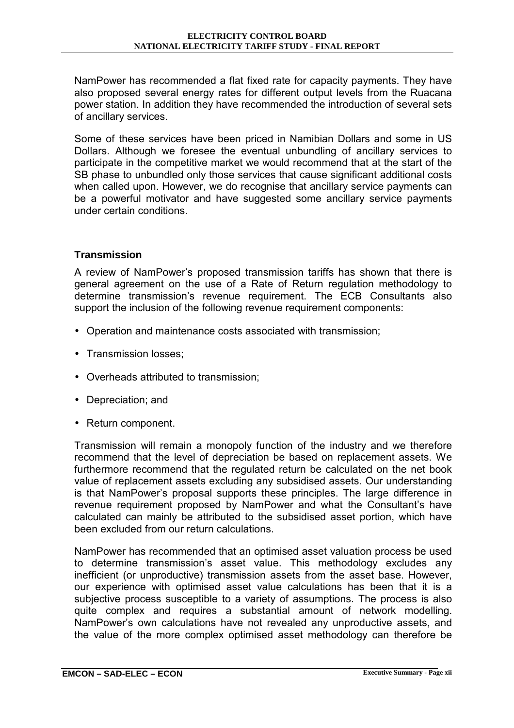NamPower has recommended a flat fixed rate for capacity payments. They have also proposed several energy rates for different output levels from the Ruacana power station. In addition they have recommended the introduction of several sets of ancillary services.

Some of these services have been priced in Namibian Dollars and some in US Dollars. Although we foresee the eventual unbundling of ancillary services to participate in the competitive market we would recommend that at the start of the SB phase to unbundled only those services that cause significant additional costs when called upon. However, we do recognise that ancillary service payments can be a powerful motivator and have suggested some ancillary service payments under certain conditions.

### Transmission

A review of NamPower's proposed transmission tariffs has shown that there is general agreement on the use of a Rate of Return regulation methodology to determine transmission's revenue requirement. The ECB Consultants also support the inclusion of the following revenue requirement components:

- Operation and maintenance costs associated with transmission;
- Transmission losses;
- Overheads attributed to transmission;
- Depreciation; and
- Return component.

Transmission will remain a monopoly function of the industry and we therefore recommend that the level of depreciation be based on replacement assets. We furthermore recommend that the regulated return be calculated on the net book value of replacement assets excluding any subsidised assets. Our understanding is that NamPower's proposal supports these principles. The large difference in revenue requirement proposed by NamPower and what the Consultant's have calculated can mainly be attributed to the subsidised asset portion, which have been excluded from our return calculations.

NamPower has recommended that an optimised asset valuation process be used to determine transmission's asset value. This methodology excludes any inefficient (or unproductive) transmission assets from the asset base. However, our experience with optimised asset value calculations has been that it is a subjective process susceptible to a variety of assumptions. The process is also quite complex and requires a substantial amount of network modelling. NamPower's own calculations have not revealed any unproductive assets, and the value of the more complex optimised asset methodology can therefore be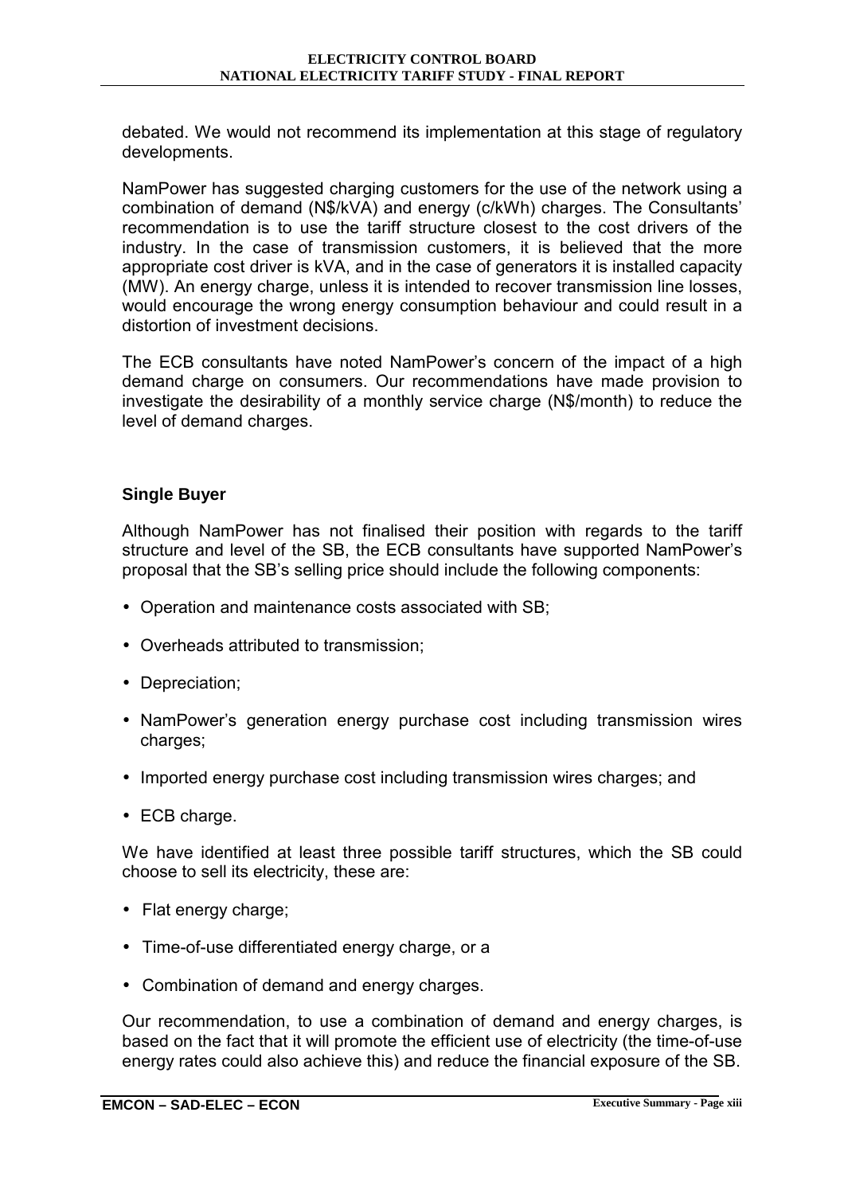debated. We would not recommend its implementation at this stage of regulatory developments.

NamPower has suggested charging customers for the use of the network using a combination of demand (N$/kVA) and energy (c/kWh) charges. The Consultants' recommendation is to use the tariff structure closest to the cost drivers of the industry. In the case of transmission customers, it is believed that the more appropriate cost driver is kVA, and in the case of generators it is installed capacity (MW). An energy charge, unless it is intended to recover transmission line losses, would encourage the wrong energy consumption behaviour and could result in a distortion of investment decisions.

The ECB consultants have noted NamPower's concern of the impact of a high demand charge on consumers. Our recommendations have made provision to investigate the desirability of a monthly service charge (N$/month) to reduce the level of demand charges.

### Single Buyer

Although NamPower has not finalised their position with regards to the tariff structure and level of the SB, the ECB consultants have supported NamPower's proposal that the SB's selling price should include the following components:

- Operation and maintenance costs associated with SB;
- Overheads attributed to transmission;
- Depreciation;
- NamPower's generation energy purchase cost including transmission wires charges;
- Imported energy purchase cost including transmission wires charges; and
- ECB charge.

We have identified at least three possible tariff structures, which the SB could choose to sell its electricity, these are:

- Flat energy charge;
- Time-of-use differentiated energy charge, or a
- Combination of demand and energy charges.

Our recommendation, to use a combination of demand and energy charges, is based on the fact that it will promote the efficient use of electricity (the time-of-use energy rates could also achieve this) and reduce the financial exposure of the SB.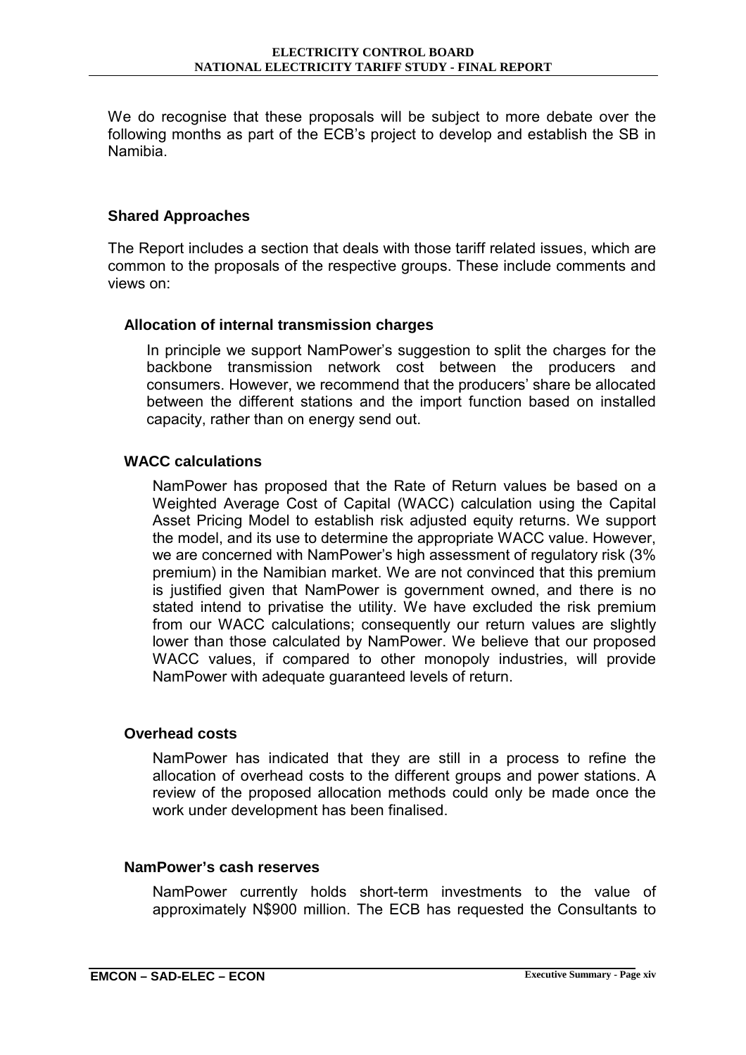We do recognise that these proposals will be subject to more debate over the following months as part of the ECB's project to develop and establish the SB in Namibia.

### Shared Approaches

The Report includes a section that deals with those tariff related issues, which are common to the proposals of the respective groups. These include comments and views on:

#### Allocation of internal transmission charges

In principle we support NamPower's suggestion to split the charges for the backbone transmission network cost between the producers and consumers. However, we recommend that the producers' share be allocated between the different stations and the import function based on installed capacity, rather than on energy send out.

#### WACC calculations

NamPower has proposed that the Rate of Return values be based on a Weighted Average Cost of Capital (WACC) calculation using the Capital Asset Pricing Model to establish risk adjusted equity returns. We support the model, and its use to determine the appropriate WACC value. However, we are concerned with NamPower's high assessment of regulatory risk (3% premium) in the Namibian market. We are not convinced that this premium is justified given that NamPower is government owned, and there is no stated intend to privatise the utility. We have excluded the risk premium from our WACC calculations; consequently our return values are slightly lower than those calculated by NamPower. We believe that our proposed WACC values, if compared to other monopoly industries, will provide NamPower with adequate guaranteed levels of return.

#### Overhead costs

NamPower has indicated that they are still in a process to refine the allocation of overhead costs to the different groups and power stations. A review of the proposed allocation methods could only be made once the work under development has been finalised.

#### NamPower's cash reserves

NamPower currently holds short-term investments to the value of approximately N$900 million. The ECB has requested the Consultants to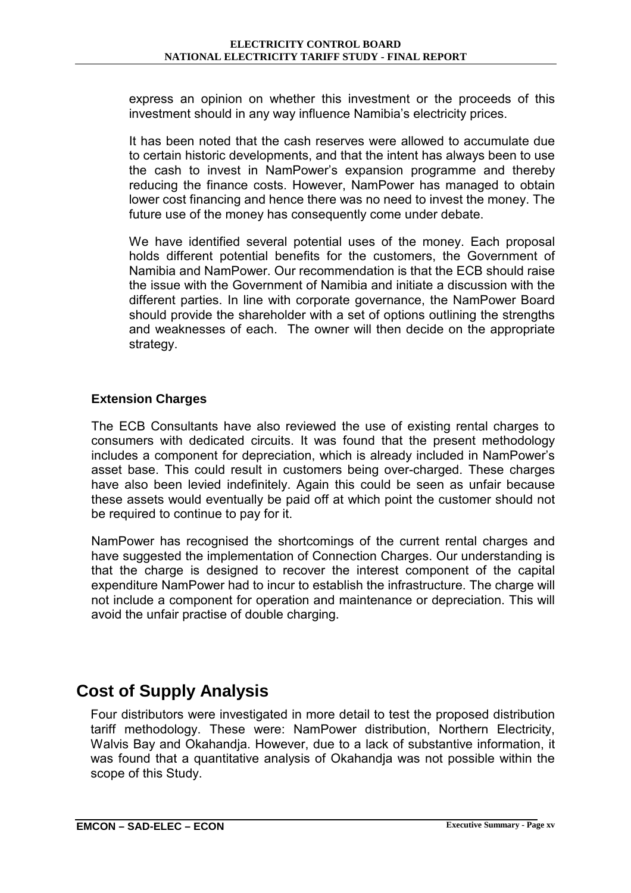express an opinion on whether this investment or the proceeds of this investment should in any way influence Namibia's electricity prices.

It has been noted that the cash reserves were allowed to accumulate due to certain historic developments, and that the intent has always been to use the cash to invest in NamPower's expansion programme and thereby reducing the finance costs. However, NamPower has managed to obtain lower cost financing and hence there was no need to invest the money. The future use of the money has consequently come under debate.

We have identified several potential uses of the money. Each proposal holds different potential benefits for the customers, the Government of Namibia and NamPower. Our recommendation is that the ECB should raise the issue with the Government of Namibia and initiate a discussion with the different parties. In line with corporate governance, the NamPower Board should provide the shareholder with a set of options outlining the strengths and weaknesses of each. The owner will then decide on the appropriate strategy.

**Extension Charges**

The ECB Consultants have also reviewed the use of existing rental charges to consumers with dedicated circuits. It was found that the present methodology includes a component for depreciation, which is already included in NamPower's asset base. This could result in customers being over-charged. These charges have also been levied indefinitely. Again this could be seen as unfair because these assets would eventually be paid off at which point the customer should not be required to continue to pay for it.

NamPower has recognised the shortcomings of the current rental charges and have suggested the implementation of Connection Charges. Our understanding is that the charge is designed to recover the interest component of the capital expenditure NamPower had to incur to establish the infrastructure. The charge will not include a component for operation and maintenance or depreciation. This will avoid the unfair practise of double charging.

# Cost of Supply Analysis

Four distributors were investigated in more detail to test the proposed distribution tariff methodology. These were: NamPower distribution, Northern Electricity, Walvis Bay and Okahandja. However, due to a lack of substantive information, it was found that a quantitative analysis of Okahandja was not possible within the scope of this Study.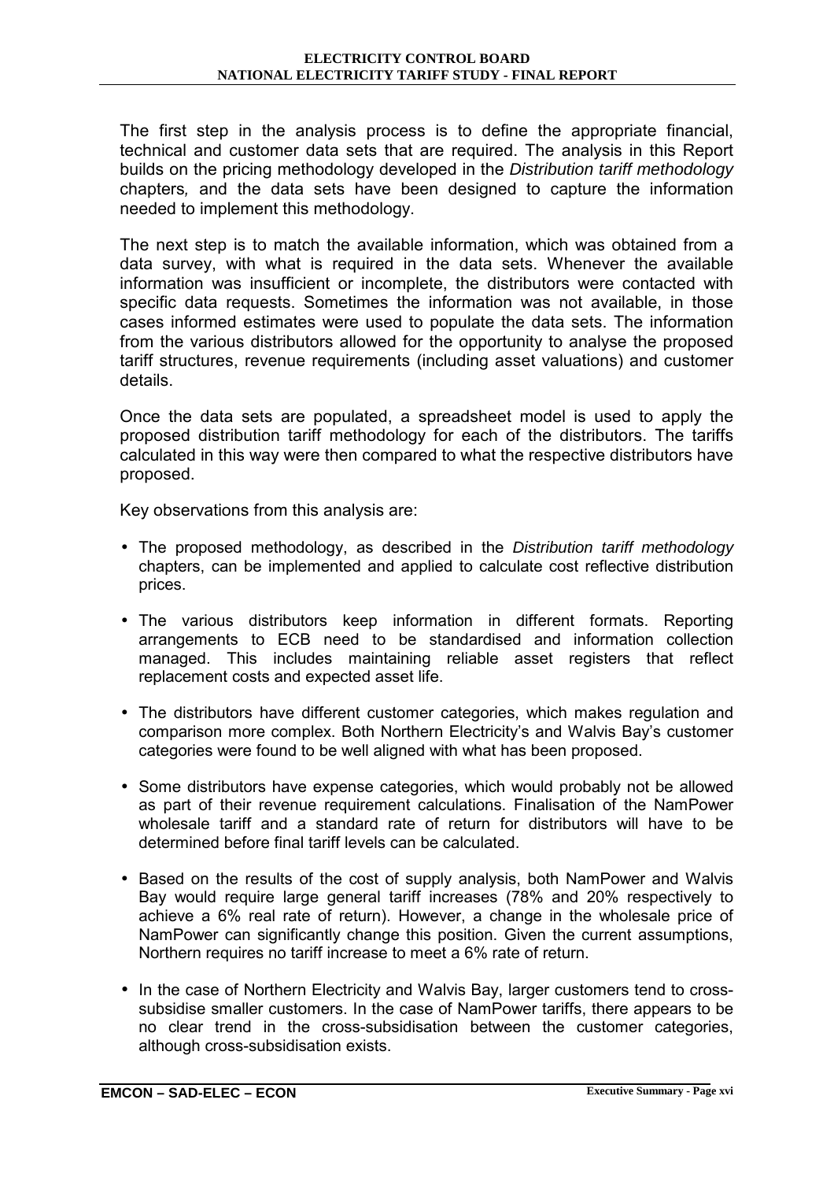The first step in the analysis process is to define the appropriate financial, technical and customer data sets that are required. The analysis in this Report builds on the pricing methodology developed in the *Distribution tariff methodology* chapters*,* and the data sets have been designed to capture the information needed to implement this methodology.

The next step is to match the available information, which was obtained from a data survey, with what is required in the data sets. Whenever the available information was insufficient or incomplete, the distributors were contacted with specific data requests. Sometimes the information was not available, in those cases informed estimates were used to populate the data sets. The information from the various distributors allowed for the opportunity to analyse the proposed tariff structures, revenue requirements (including asset valuations) and customer details.

Once the data sets are populated, a spreadsheet model is used to apply the proposed distribution tariff methodology for each of the distributors. The tariffs calculated in this way were then compared to what the respective distributors have proposed.

Key observations from this analysis are:

- The proposed methodology, as described in the *Distribution tariff methodology* chapters, can be implemented and applied to calculate cost reflective distribution prices.
- The various distributors keep information in different formats. Reporting arrangements to ECB need to be standardised and information collection managed. This includes maintaining reliable asset registers that reflect replacement costs and expected asset life.
- The distributors have different customer categories, which makes regulation and comparison more complex. Both Northern Electricity's and Walvis Bay's customer categories were found to be well aligned with what has been proposed.
- Some distributors have expense categories, which would probably not be allowed as part of their revenue requirement calculations. Finalisation of the NamPower wholesale tariff and a standard rate of return for distributors will have to be determined before final tariff levels can be calculated.
- Based on the results of the cost of supply analysis, both NamPower and Walvis Bay would require large general tariff increases (78% and 20% respectively to achieve a 6% real rate of return). However, a change in the wholesale price of NamPower can significantly change this position. Given the current assumptions, Northern requires no tariff increase to meet a 6% rate of return.
- In the case of Northern Electricity and Walvis Bay, larger customers tend to cross-subsidise smaller customers. In the case of NamPower tariffs, there appears to be no clear trend in the cross-subsidisation between the customer categories, although cross-subsidisation exists.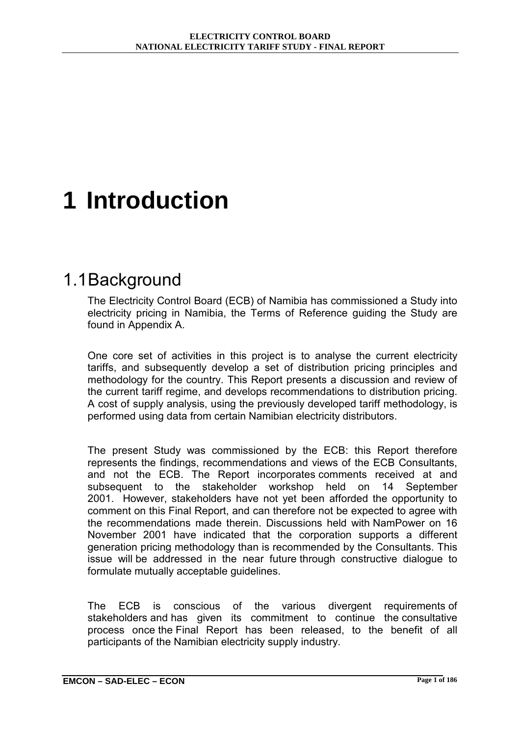# 1 Introduction

## 1.1 Background

The Electricity Control Board (ECB) of Namibia has commissioned a Study into electricity pricing in Namibia, the Terms of Reference guiding the Study are found in Appendix A.

One core set of activities in this project is to analyse the current electricity tariffs, and subsequently develop a set of distribution pricing principles and methodology for the country. This Report presents a discussion and review of the current tariff regime, and develops recommendations to distribution pricing. A cost of supply analysis, using the previously developed tariff methodology, is performed using data from certain Namibian electricity distributors.

The present Study was commissioned by the ECB: this Report therefore represents the findings, recommendations and views of the ECB Consultants, and not the ECB. The Report incorporates comments received at and subsequent to the stakeholder workshop held on 14 September 2001. However, stakeholders have not yet been afforded the opportunity to comment on this Final Report, and can therefore not be expected to agree with the recommendations made therein. Discussions held with NamPower on 16 November 2001 have indicated that the corporation supports a different generation pricing methodology than is recommended by the Consultants. This issue will be addressed in the near future through constructive dialogue to formulate mutually acceptable guidelines.

The ECB is conscious of the various divergent requirements of stakeholders and has given its commitment to continue the consultative process once the Final Report has been released, to the benefit of all participants of the Namibian electricity supply industry.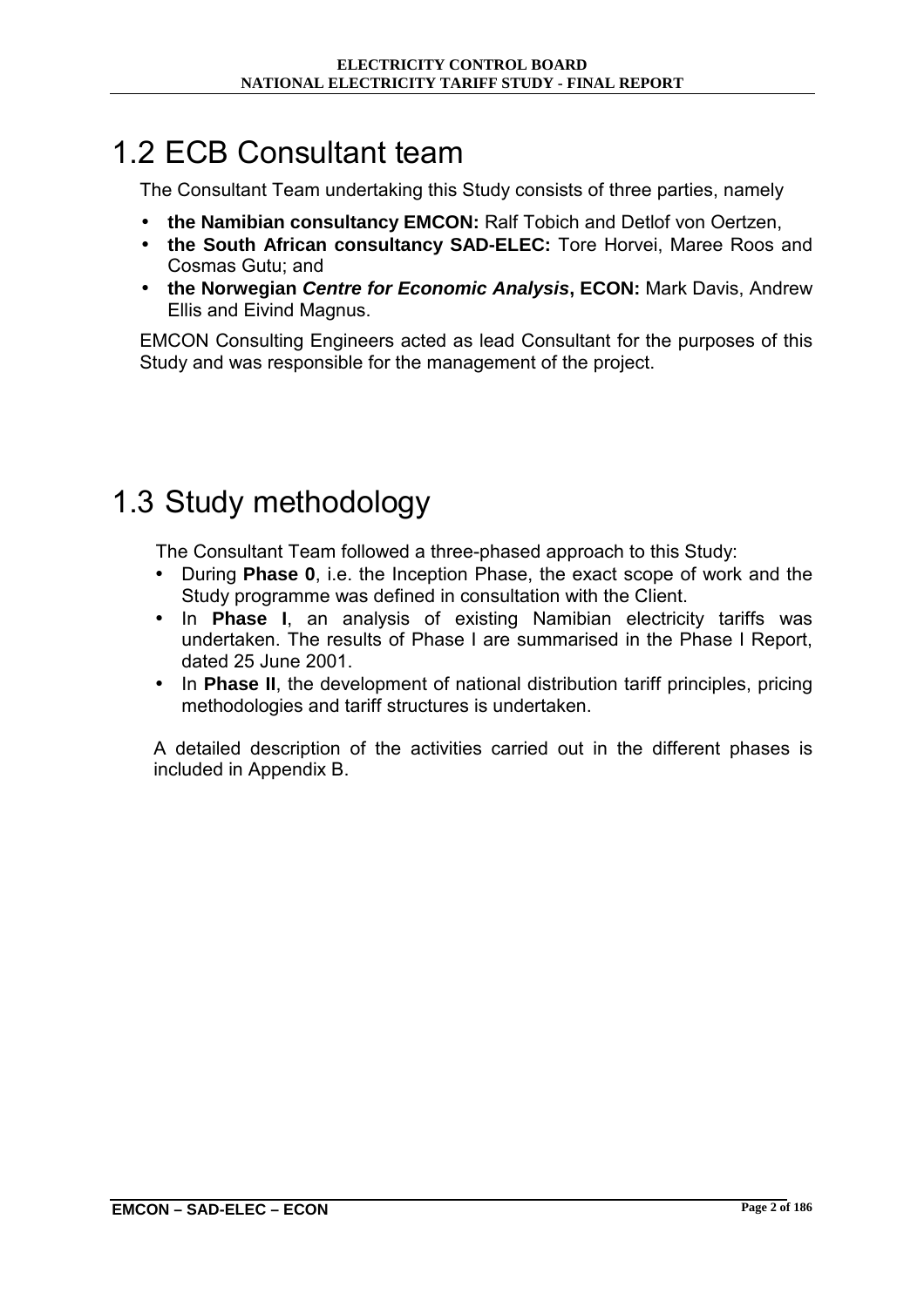## 1.2 ECB Consultant team

The Consultant Team undertaking this Study consists of three parties, namely

- **the Namibian consultancy EMCON:** Ralf Tobich and Detlof von Oertzen,
- **the South African consultancy SAD-ELEC:** Tore Horvei, Maree Roos and Cosmas Gutu; and
- **the Norwegian *Centre for Economic Analysis*, ECON:** Mark Davis, Andrew Ellis and Eivind Magnus.

EMCON Consulting Engineers acted as lead Consultant for the purposes of this Study and was responsible for the management of the project.

## 1.3 Study methodology

The Consultant Team followed a three-phased approach to this Study:

- During **Phase 0**, i.e. the Inception Phase, the exact scope of work and the Study programme was defined in consultation with the Client.
- In **Phase I**, an analysis of existing Namibian electricity tariffs was undertaken. The results of Phase I are summarised in the Phase I Report, dated 25 June 2001.
- In **Phase II**, the development of national distribution tariff principles, pricing methodologies and tariff structures is undertaken.

A detailed description of the activities carried out in the different phases is included in Appendix B.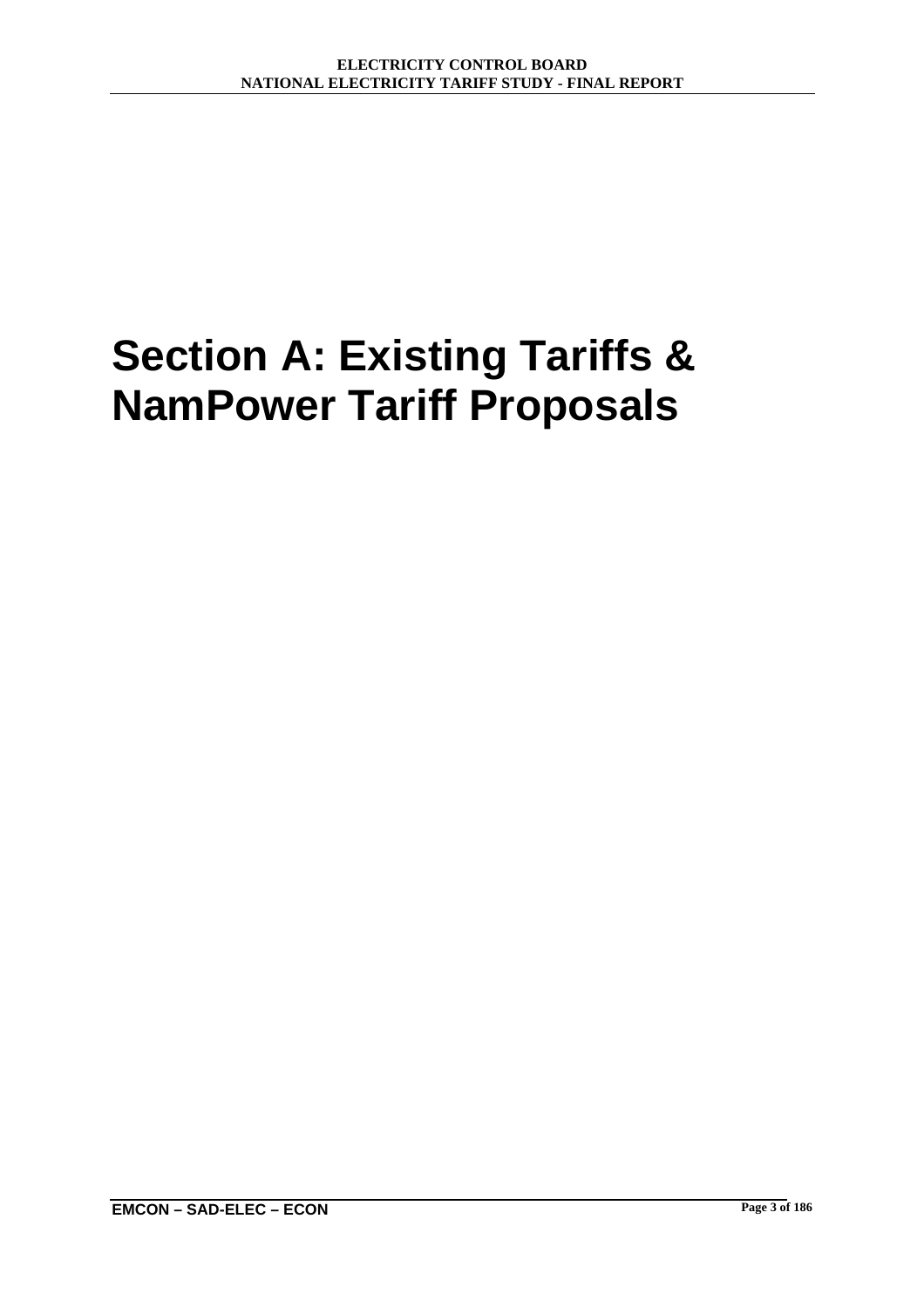# Section A: Existing Tariffs & NamPower Tariff Proposals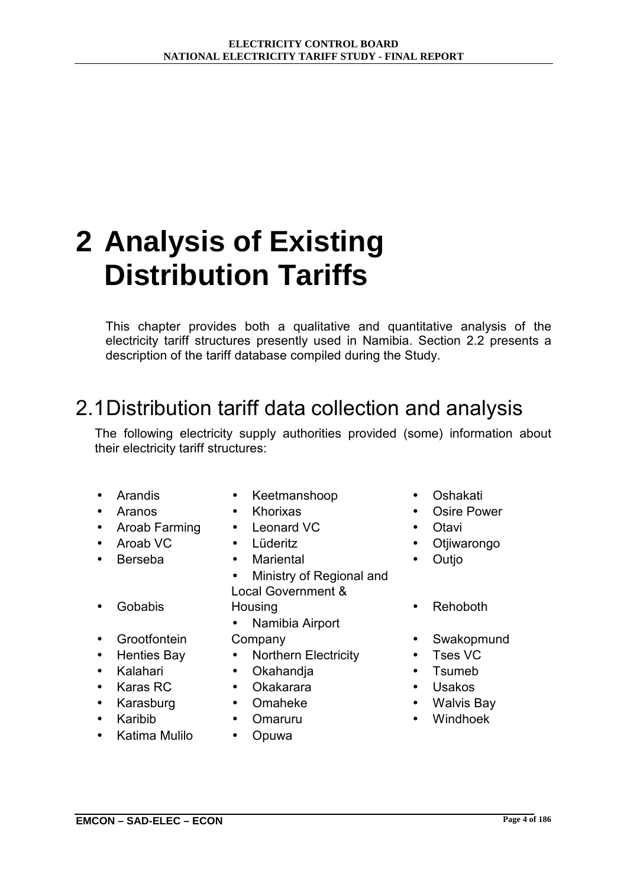# 2 Analysis of Existing Distribution Tariffs

This chapter provides both a qualitative and quantitative analysis of the electricity tariff structures presently used in Namibia. Section 2.2 presents a description of the tariff database compiled during the Study.

## 2.1 Distribution tariff data collection and analysis

The following electricity supply authorities provided (some) information about their electricity tariff structures:

- Arandis
- Aranos
- Aroab Farming
- Aroab VC
- Berseba
- Gobabis
- Grootfontein
- Henties Bay
- Kalahari
- Karas RC
- Karasburg
- Karibib
- Katima Mulilo
- Keetmanshoop
- Khorixas
- Leonard VC
- Lüderitz
- Mariental
- Ministry of Regional and Local Government & Housing
- Namibia Airport Company
- Northern Electricity
- Okahandja
- Okakarara
- Omaheke
- Omaruru
- Opuwa
- Oshakati
- Osire Power
- Otavi
- Otjiwarongo
- Outjo
- Rehoboth
- Swakopmund
- Tses VC
- Tsumeb
- Usakos
- Walvis Bay
- Windhoek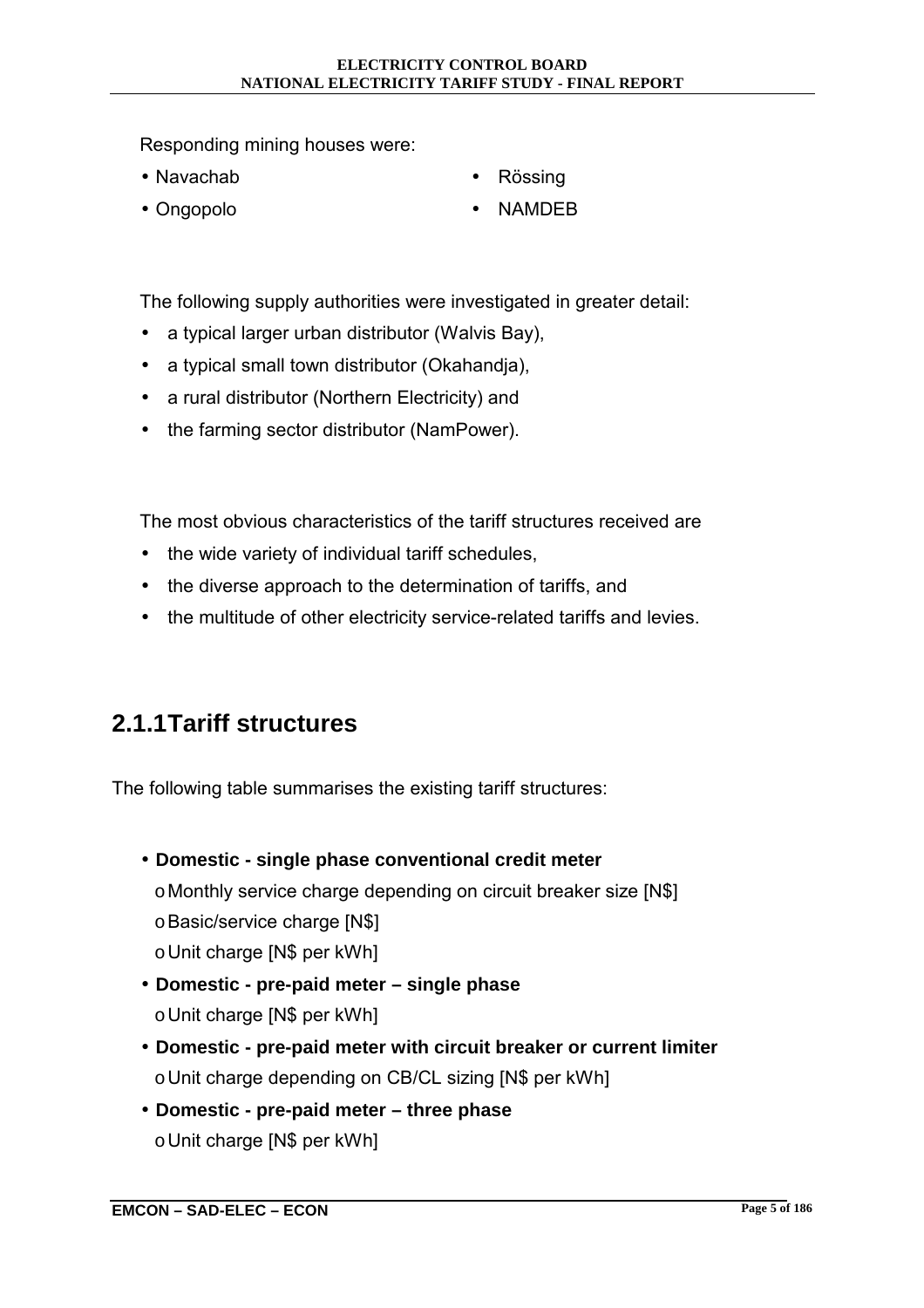Responding mining houses were:

- Navachab
- Rössing
- Ongopolo
- NAMDEB

The following supply authorities were investigated in greater detail:

- a typical larger urban distributor (Walvis Bay),
- a typical small town distributor (Okahandja),
- a rural distributor (Northern Electricity) and
- the farming sector distributor (NamPower).

The most obvious characteristics of the tariff structures received are

- the wide variety of individual tariff schedules,
- the diverse approach to the determination of tariffs, and
- the multitude of other electricity service-related tariffs and levies.

## 2.1.1 Tariff structures

The following table summarises the existing tariff structures:

- **Domestic - single phase conventional credit meter**
  - Monthly service charge depending on circuit breaker size [N$]
  - Basic/service charge [N$]
  - Unit charge [N$ per kWh]
- **Domestic - pre-paid meter – single phase**
  - Unit charge [N$ per kWh]
- **Domestic - pre-paid meter with circuit breaker or current limiter**
  - Unit charge depending on CB/CL sizing [N$ per kWh]
- **Domestic - pre-paid meter – three phase**
  - Unit charge [N$ per kWh]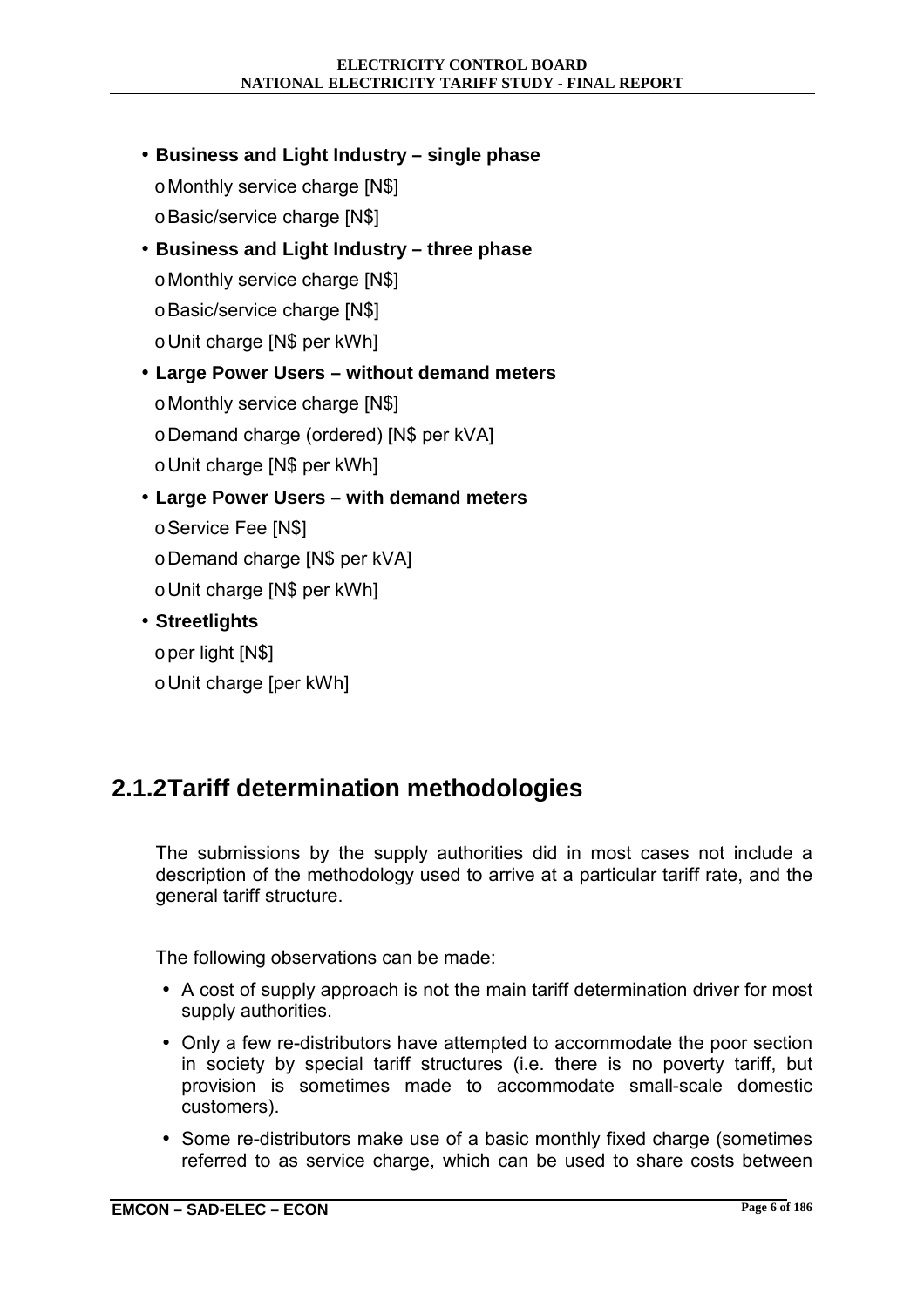- **Business and Light Industry – single phase**
  - Monthly service charge [N$]
  - Basic/service charge [N$]
- **Business and Light Industry – three phase**
  - Monthly service charge [N$]
  - Basic/service charge [N$]
  - Unit charge [N$ per kWh]
- **Large Power Users – without demand meters**
  - Monthly service charge [N$]
  - Demand charge (ordered) [N$ per kVA]
  - Unit charge [N$ per kWh]
- **Large Power Users – with demand meters**
  - Service Fee [N$]
  - Demand charge [N$ per kVA]
  - Unit charge [N$ per kWh]
- **Streetlights**
  - per light [N$]
  - Unit charge [per kWh]

## 2.1.2 Tariff determination methodologies

The submissions by the supply authorities did in most cases not include a description of the methodology used to arrive at a particular tariff rate, and the general tariff structure.

The following observations can be made:

- A cost of supply approach is not the main tariff determination driver for most supply authorities.
- Only a few re-distributors have attempted to accommodate the poor section in society by special tariff structures (i.e. there is no poverty tariff, but provision is sometimes made to accommodate small-scale domestic customers).
- Some re-distributors make use of a basic monthly fixed charge (sometimes referred to as service charge, which can be used to share costs between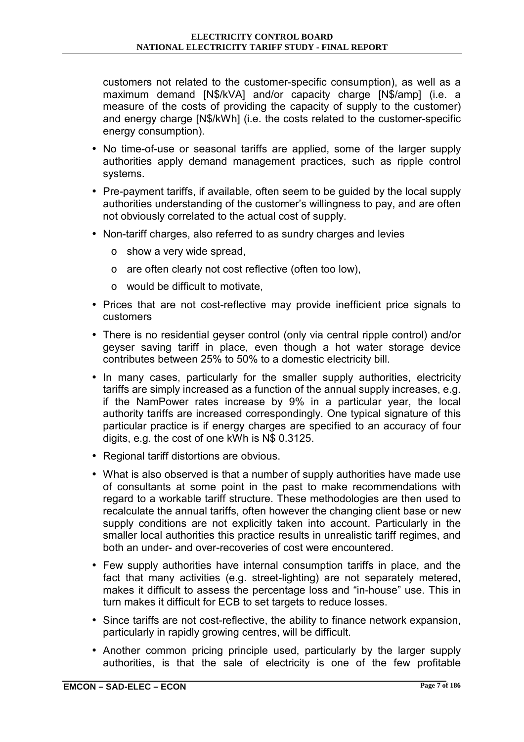customers not related to the customer-specific consumption), as well as a maximum demand [N$/kVA] and/or capacity charge [N$/amp] (i.e. a measure of the costs of providing the capacity of supply to the customer) and energy charge [N$/kWh] (i.e. the costs related to the customer-specific energy consumption).

- No time-of-use or seasonal tariffs are applied, some of the larger supply authorities apply demand management practices, such as ripple control systems.
- Pre-payment tariffs, if available, often seem to be guided by the local supply authorities understanding of the customer's willingness to pay, and are often not obviously correlated to the actual cost of supply.
- Non-tariff charges, also referred to as sundry charges and levies
  - show a very wide spread,
  - are often clearly not cost reflective (often too low),
  - would be difficult to motivate,
- Prices that are not cost-reflective may provide inefficient price signals to customers
- There is no residential geyser control (only via central ripple control) and/or geyser saving tariff in place, even though a hot water storage device contributes between 25% to 50% to a domestic electricity bill.
- In many cases, particularly for the smaller supply authorities, electricity tariffs are simply increased as a function of the annual supply increases, e.g. if the NamPower rates increase by 9% in a particular year, the local authority tariffs are increased correspondingly. One typical signature of this particular practice is if energy charges are specified to an accuracy of four digits, e.g. the cost of one kWh is N$ 0.3125.
- Regional tariff distortions are obvious.
- What is also observed is that a number of supply authorities have made use of consultants at some point in the past to make recommendations with regard to a workable tariff structure. These methodologies are then used to recalculate the annual tariffs, often however the changing client base or new supply conditions are not explicitly taken into account. Particularly in the smaller local authorities this practice results in unrealistic tariff regimes, and both an under- and over-recoveries of cost were encountered.
- Few supply authorities have internal consumption tariffs in place, and the fact that many activities (e.g. street-lighting) are not separately metered, makes it difficult to assess the percentage loss and "in-house" use. This in turn makes it difficult for ECB to set targets to reduce losses.
- Since tariffs are not cost-reflective, the ability to finance network expansion, particularly in rapidly growing centres, will be difficult.
- Another common pricing principle used, particularly by the larger supply authorities, is that the sale of electricity is one of the few profitable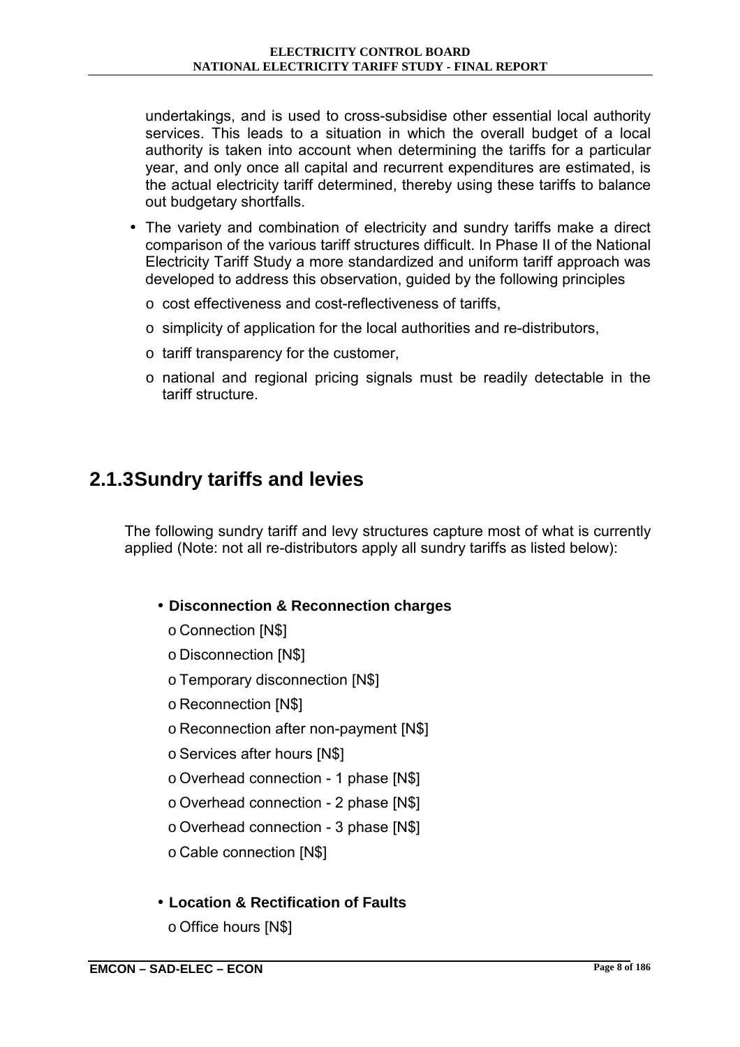undertakings, and is used to cross-subsidise other essential local authority services. This leads to a situation in which the overall budget of a local authority is taken into account when determining the tariffs for a particular year, and only once all capital and recurrent expenditures are estimated, is the actual electricity tariff determined, thereby using these tariffs to balance out budgetary shortfalls.

- The variety and combination of electricity and sundry tariffs make a direct comparison of the various tariff structures difficult. In Phase II of the National Electricity Tariff Study a more standardized and uniform tariff approach was developed to address this observation, guided by the following principles
  - cost effectiveness and cost-reflectiveness of tariffs,
  - simplicity of application for the local authorities and re-distributors,
  - tariff transparency for the customer,
  - national and regional pricing signals must be readily detectable in the tariff structure.

### 2.1.3 Sundry tariffs and levies

The following sundry tariff and levy structures capture most of what is currently applied (Note: not all re-distributors apply all sundry tariffs as listed below):

- **Disconnection & Reconnection charges**
  - Connection [N$]
  - Disconnection [N$]
  - Temporary disconnection [N$]
  - Reconnection [N$]
  - Reconnection after non-payment [N$]
  - Services after hours [N$]
  - Overhead connection - 1 phase [N$]
  - Overhead connection - 2 phase [N$]
  - Overhead connection - 3 phase [N$]
  - Cable connection [N$]

- **Location & Rectification of Faults**
  - Office hours [N$]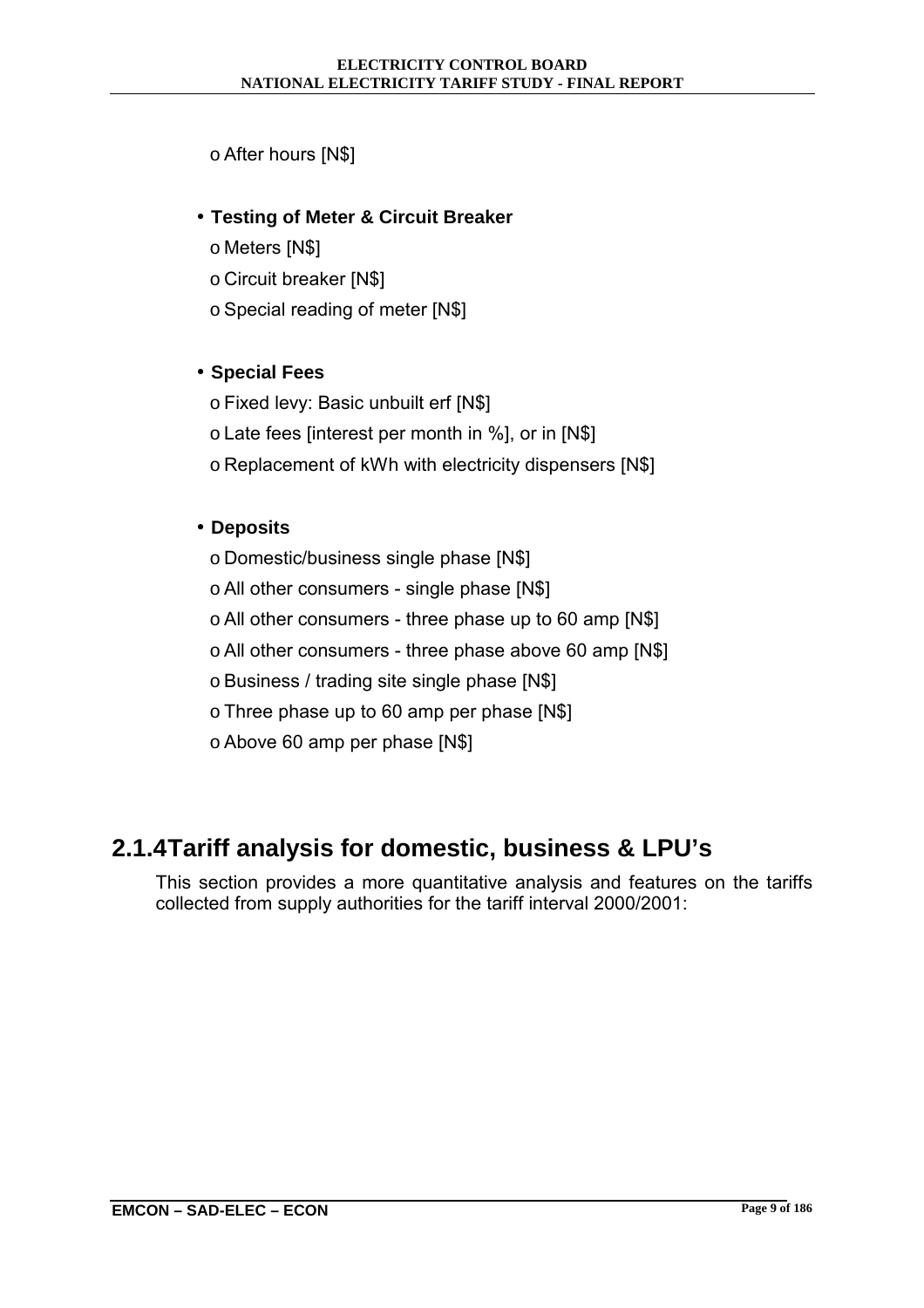- After hours [N$]

- **Testing of Meter & Circuit Breaker**
  - Meters [N$]
  - Circuit breaker [N$]
  - Special reading of meter [N$]

- **Special Fees**
  - Fixed levy: Basic unbuilt erf [N$]
  - Late fees [interest per month in %], or in [N$]
  - Replacement of kWh with electricity dispensers [N$]

- **Deposits**
  - Domestic/business single phase [N$]
  - All other consumers - single phase [N$]
  - All other consumers - three phase up to 60 amp [N$]
  - All other consumers - three phase above 60 amp [N$]
  - Business / trading site single phase [N$]
  - Three phase up to 60 amp per phase [N$]
  - Above 60 amp per phase [N$]

## 2.1.4 Tariff analysis for domestic, business & LPU's

This section provides a more quantitative analysis and features on the tariffs collected from supply authorities for the tariff interval 2000/2001: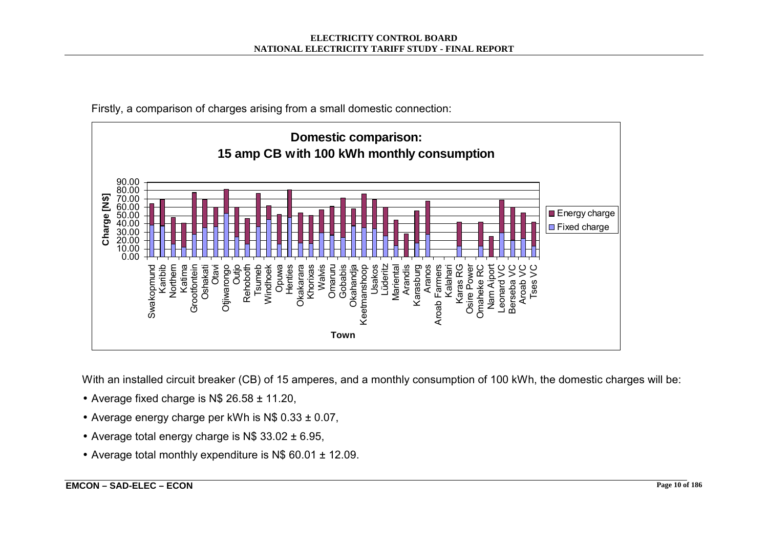Firstly, a comparison of charges arising from a small domestic connection:

**Domestic comparison: 15 amp CB with 100 kWh monthly consumption**

With an installed circuit breaker (CB) of 15 amperes, and a monthly consumption of 100 kWh, the domestic charges will be:

- Average fixed charge is N$ 26.58 ± 11.20,
- Average energy charge per kWh is N$ 0.33 ± 0.07,
- Average total energy charge is N$ 33.02 ± 6.95,
- Average total monthly expenditure is N$ 60.01 ± 12.09.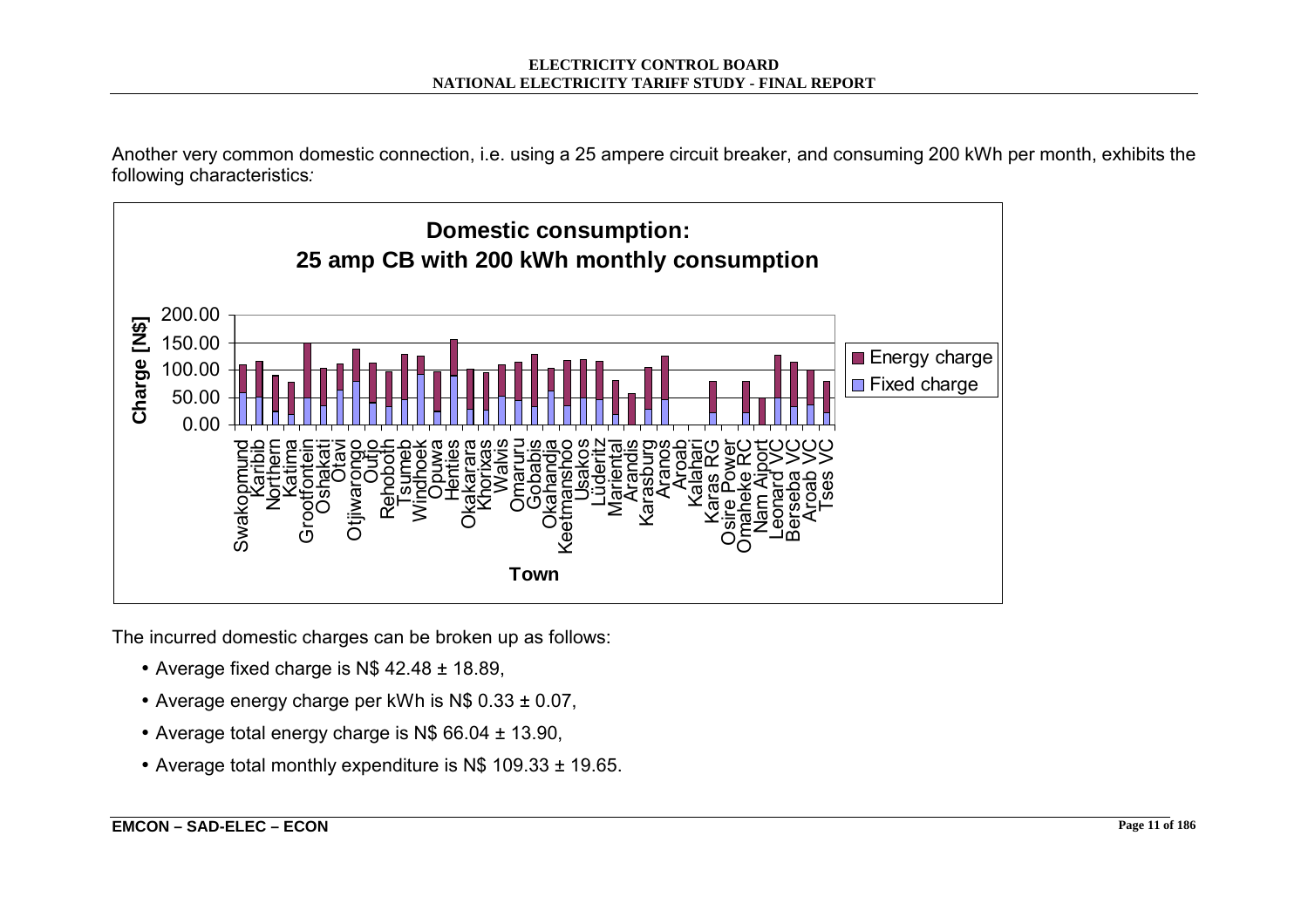Another very common domestic connection, i.e. using a 25 ampere circuit breaker, and consuming 200 kWh per month, exhibits the following characteristics*:*

The incurred domestic charges can be broken up as follows:

- Average fixed charge is N$ 42.48 ± 18.89,
- Average energy charge per kWh is N$ 0.33 ± 0.07,
- Average total energy charge is N$ 66.04 ± 13.90,
- Average total monthly expenditure is N$ 109.33 ± 19.65.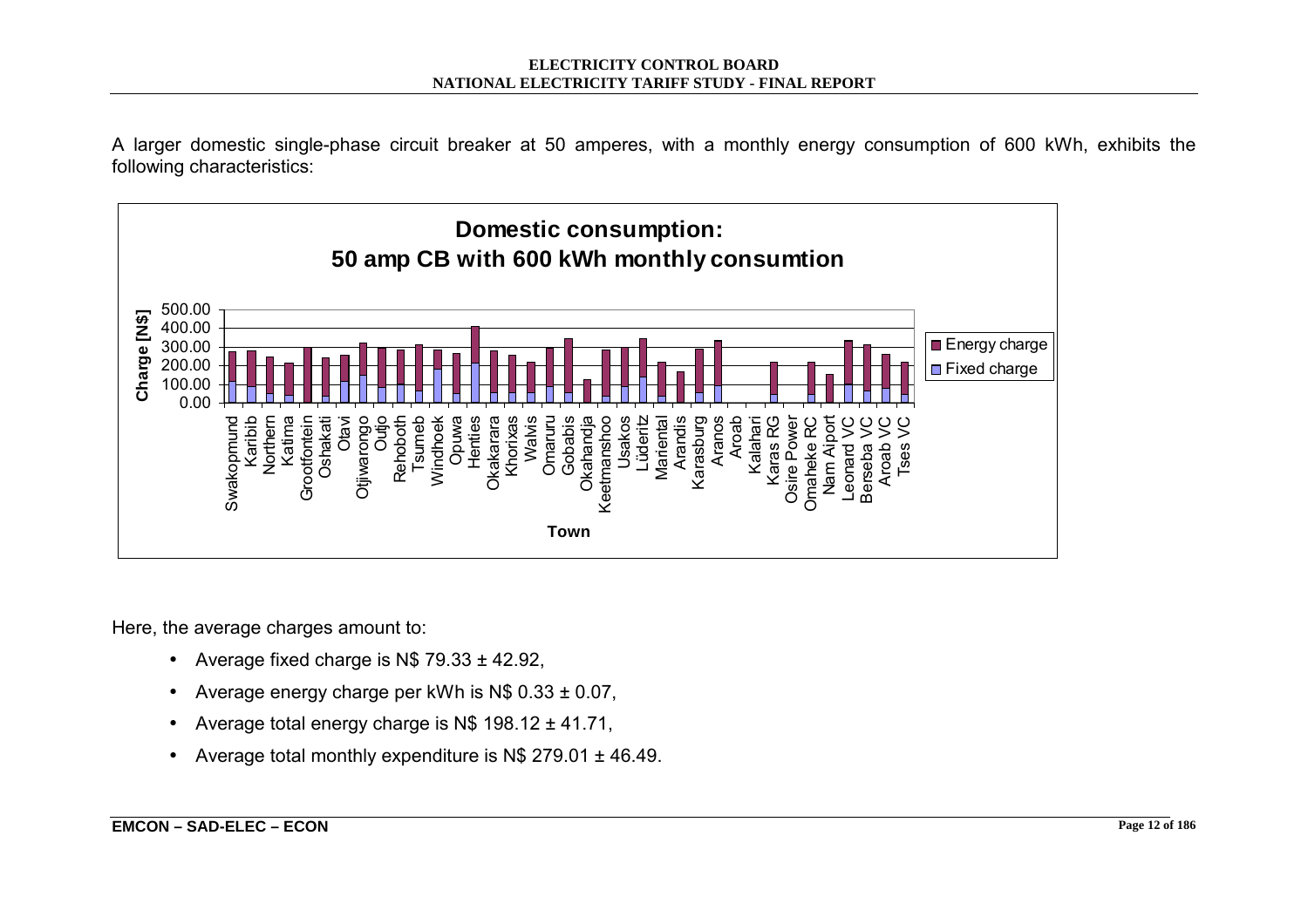A larger domestic single-phase circuit breaker at 50 amperes, with a monthly energy consumption of 600 kWh, exhibits the following characteristics:

Here, the average charges amount to:

- Average fixed charge is N$ 79.33 ± 42.92,
- Average energy charge per kWh is N$ 0.33 ± 0.07,
- Average total energy charge is N$ 198.12 ± 41.71,
- Average total monthly expenditure is N$ 279.01 ± 46.49.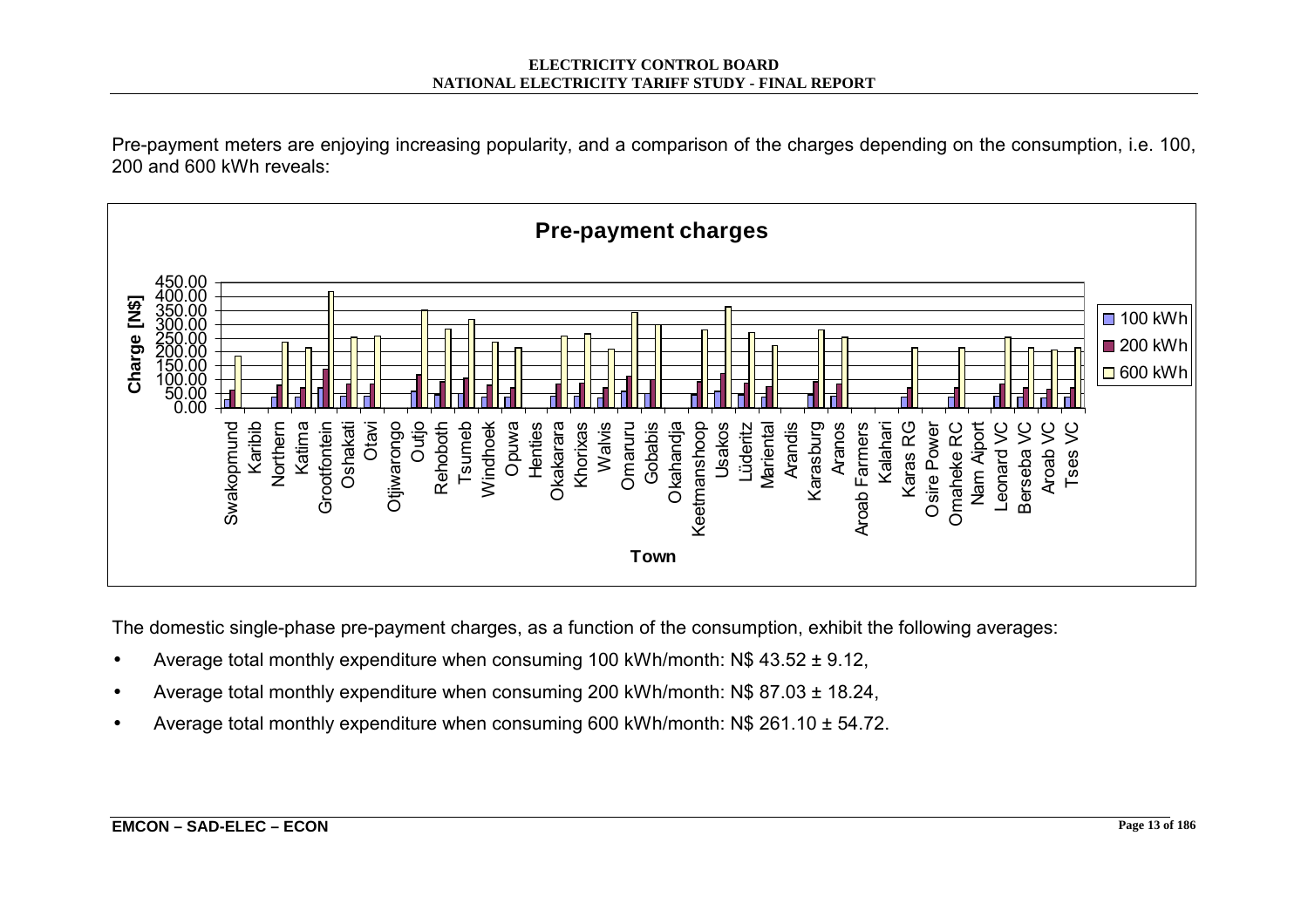Pre-payment meters are enjoying increasing popularity, and a comparison of the charges depending on the consumption, i.e. 100, 200 and 600 kWh reveals:

The domestic single-phase pre-payment charges, as a function of the consumption, exhibit the following averages:

- Average total monthly expenditure when consuming 100 kWh/month: N$ 43.52 ± 9.12,
- Average total monthly expenditure when consuming 200 kWh/month: N$ 87.03 ± 18.24,
- Average total monthly expenditure when consuming 600 kWh/month: N$ 261.10 ± 54.72.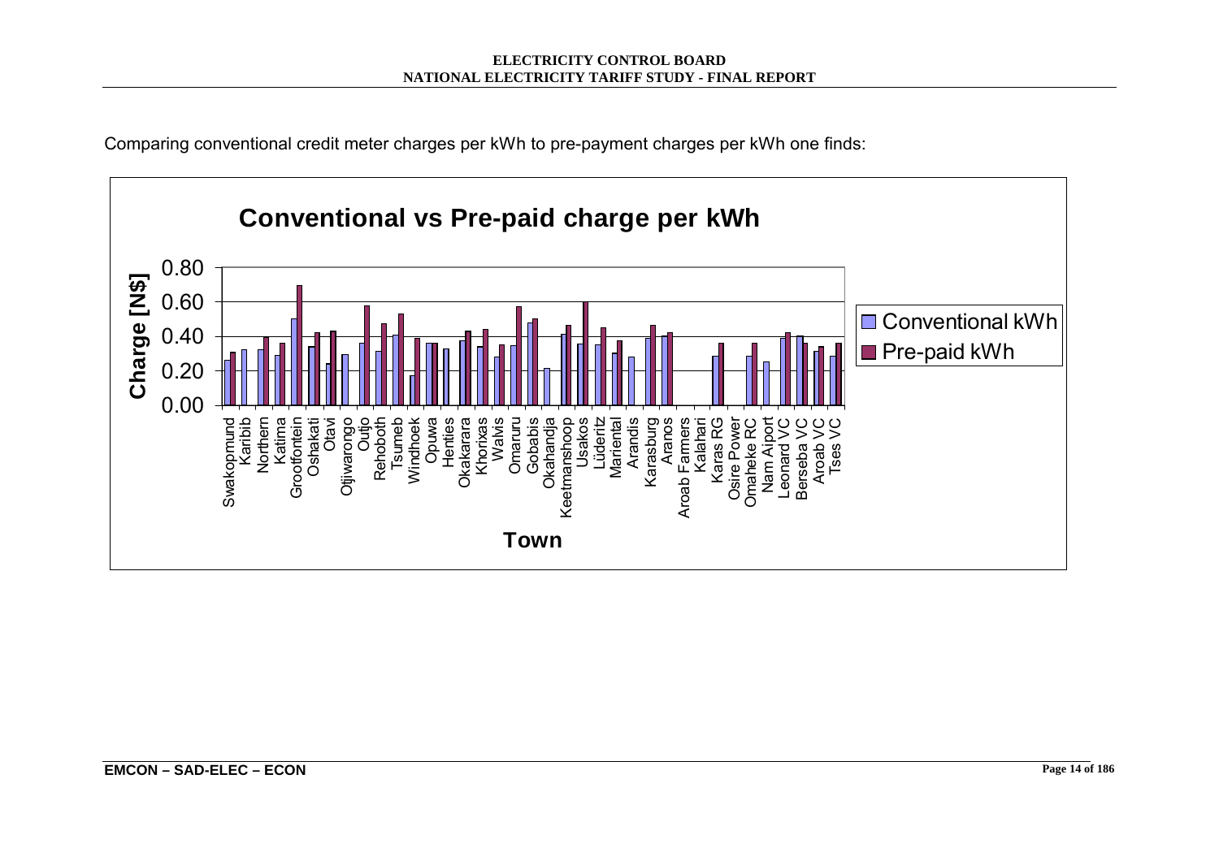Comparing conventional credit meter charges per kWh to pre-payment charges per kWh one finds:

**Conventional vs Pre-paid charge per kWh**

Charge [N$]

0.80
0.60
0.40
0.20
0.00

Swakopmund, Karibib, Northern, Katima, Grootfontein, Oshakati, Otavi, Otjiwarongo, Outjo, Rehoboth, Tsumeb, Windhoek, Opuwa, Henties, Okakarara, Khorixas, Walvis, Omaruru, Gobabis, Okahandja, Keetmanshoop, Usakos, Lüderitz, Mariental, Arandis, Karasburg, Aranos, Aroab Farmers, Kalahari, Karas RG, Osire Power, Omaheke RC, Nam Aiport, Leonard VC, Berseba VC, Aroab VC, Tses VC

Town

Conventional kWh

Pre-paid kWh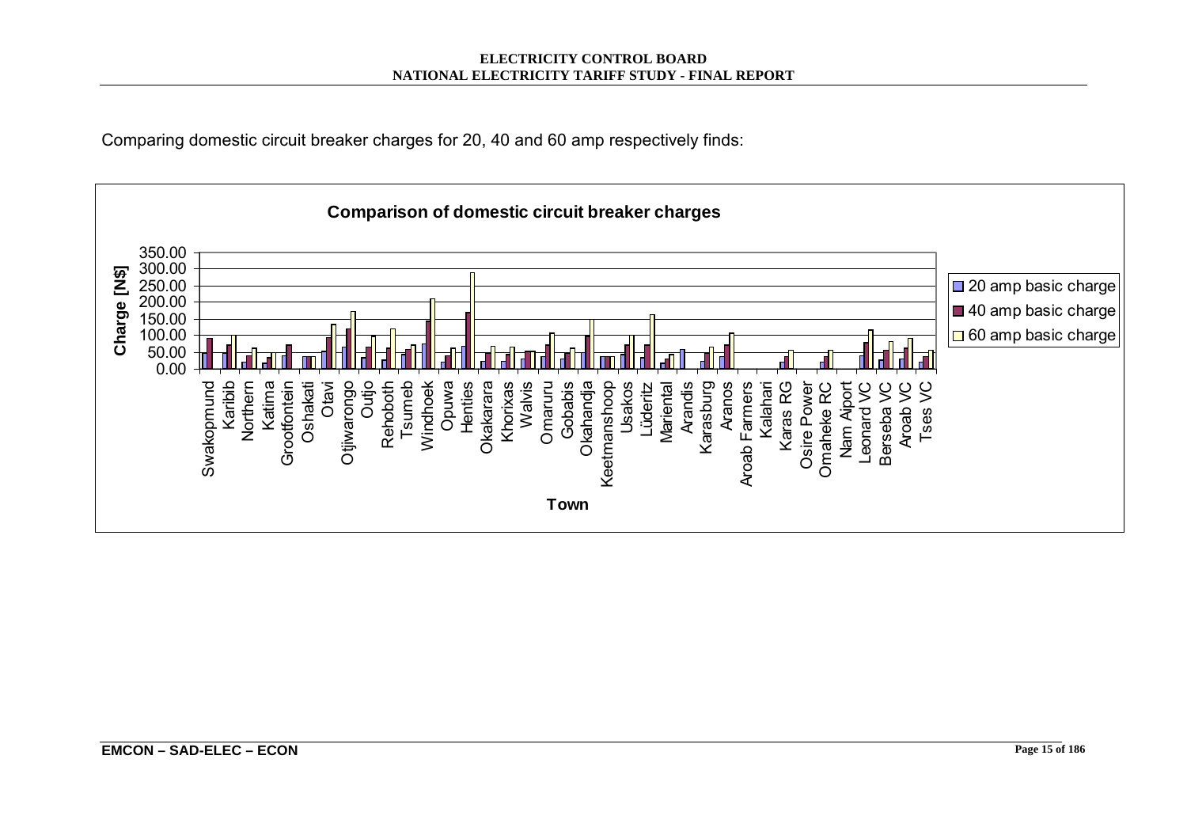Comparing domestic circuit breaker charges for 20, 40 and 60 amp respectively finds:

**Comparison of domestic circuit breaker charges**

Charge [N$]

Town

- 20 amp basic charge
- 40 amp basic charge
- 60 amp basic charge

Swakopmund, Karibib, Northern, Katima, Grootfontein, Oshakati, Otavi, Otjiwarongo, Outjo, Rehoboth, Tsumeb, Windhoek, Opuwa, Henties, Okakarara, Khorixas, Walvis, Omaruru, Gobabis, Okahandja, Keetmanshoop, Usakos, Lüderitz, Mariental, Arandis, Karasburg, Aranos, Aroab Farmers, Kalahari, Karas RG, Osire Power, Omaheke RC, Nam Ajport, Leonard VC, Berseba VC, Aroab VC, Tses VC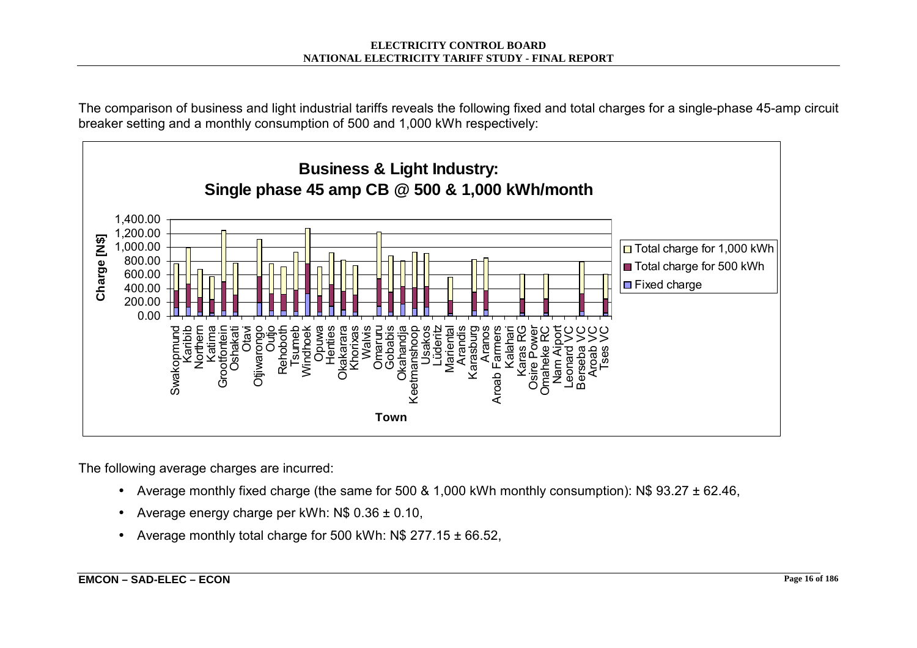The comparison of business and light industrial tariffs reveals the following fixed and total charges for a single-phase 45-amp circuit breaker setting and a monthly consumption of 500 and 1,000 kWh respectively:

The following average charges are incurred:

- Average monthly fixed charge (the same for 500 & 1,000 kWh monthly consumption): N$ 93.27 ± 62.46,
- Average energy charge per kWh: N$ 0.36 ± 0.10,
- Average monthly total charge for 500 kWh: N$ 277.15 ± 66.52,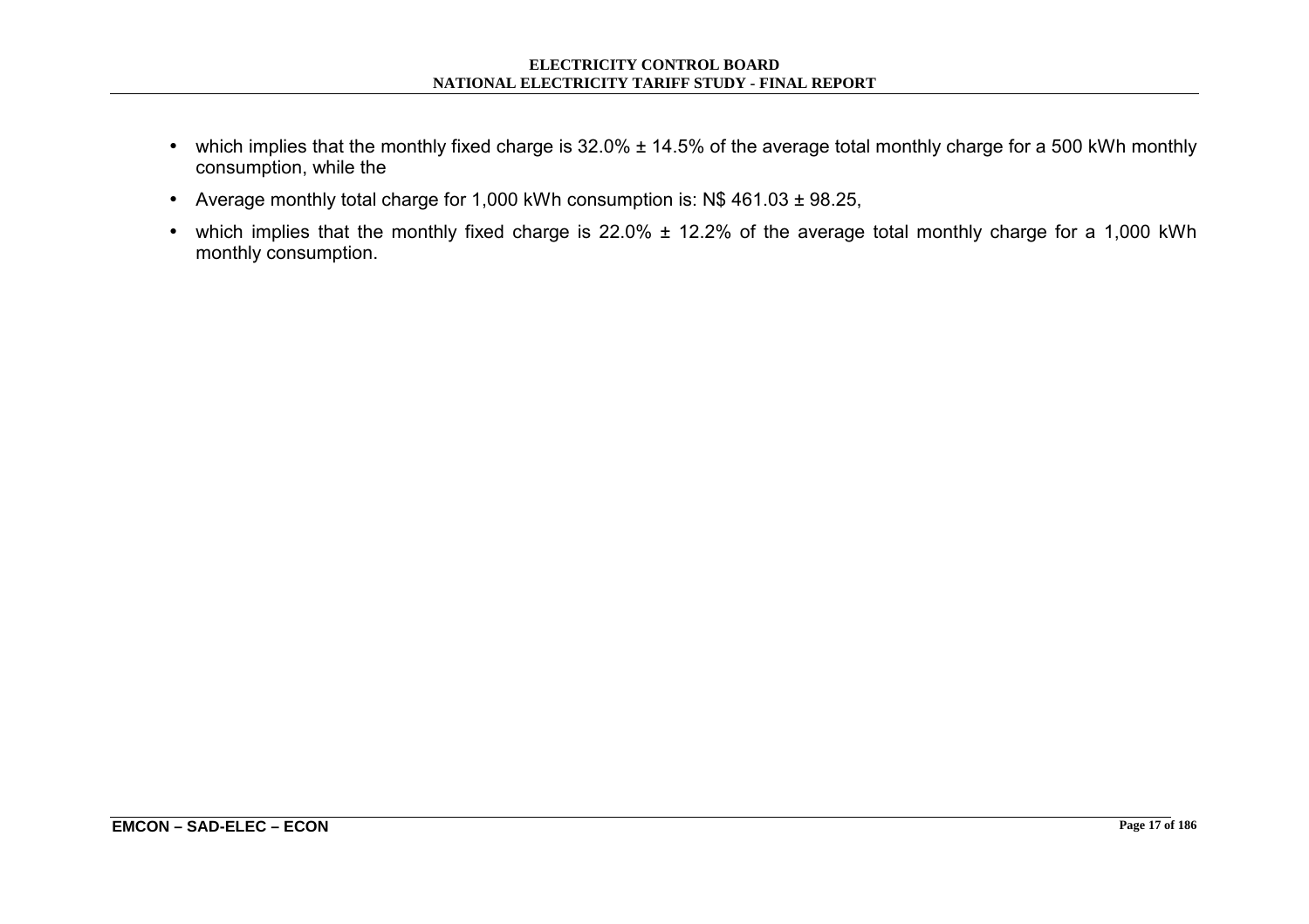- which implies that the monthly fixed charge is 32.0% ± 14.5% of the average total monthly charge for a 500 kWh monthly consumption, while the
- Average monthly total charge for 1,000 kWh consumption is: N$ 461.03 ± 98.25,
- which implies that the monthly fixed charge is 22.0% ± 12.2% of the average total monthly charge for a 1,000 kWh monthly consumption.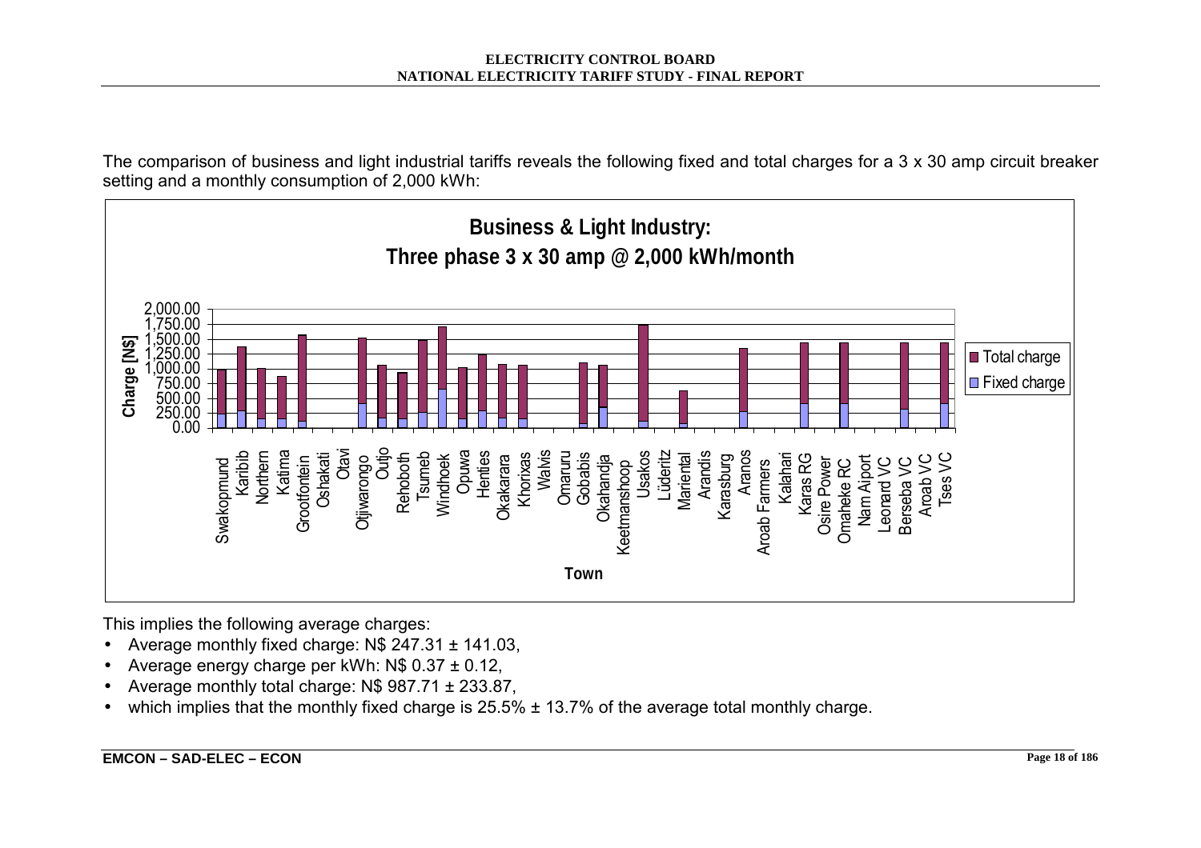The comparison of business and light industrial tariffs reveals the following fixed and total charges for a 3 x 30 amp circuit breaker setting and a monthly consumption of 2,000 kWh:

**Business & Light Industry: Three phase 3 x 30 amp @ 2,000 kWh/month**

This implies the following average charges:

- Average monthly fixed charge: N$ 247.31 ± 141.03,
- Average energy charge per kWh: N$ 0.37 ± 0.12,
- Average monthly total charge: N$ 987.71 ± 233.87,
- which implies that the monthly fixed charge is 25.5% ± 13.7% of the average total monthly charge.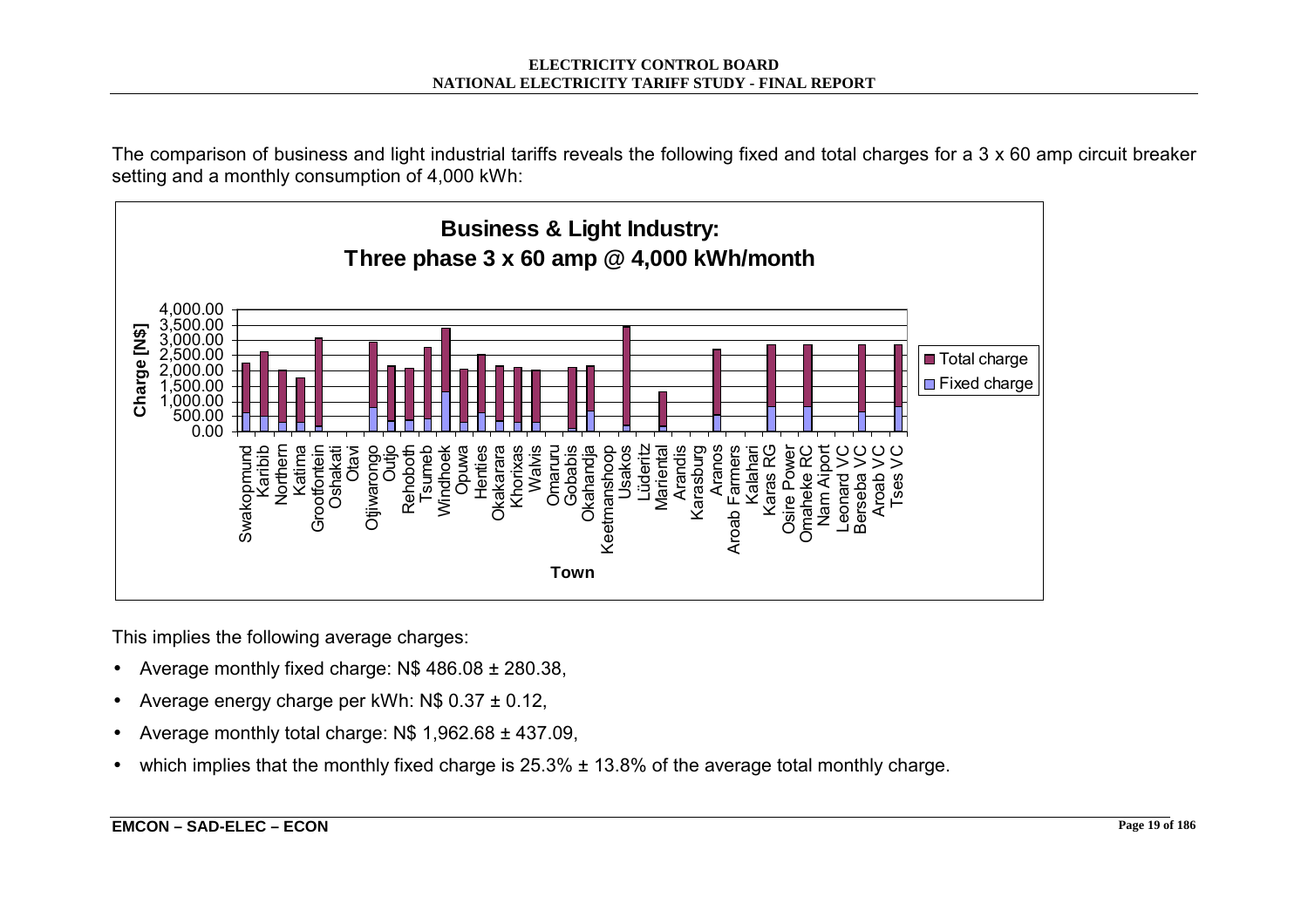The comparison of business and light industrial tariffs reveals the following fixed and total charges for a 3 x 60 amp circuit breaker setting and a monthly consumption of 4,000 kWh:

**Business & Light Industry: Three phase 3 x 60 amp @ 4,000 kWh/month**

This implies the following average charges:

- Average monthly fixed charge: N$ 486.08 ± 280.38,
- Average energy charge per kWh: N$ 0.37 ± 0.12,
- Average monthly total charge: N$ 1,962.68 ± 437.09,
- which implies that the monthly fixed charge is 25.3% ± 13.8% of the average total monthly charge.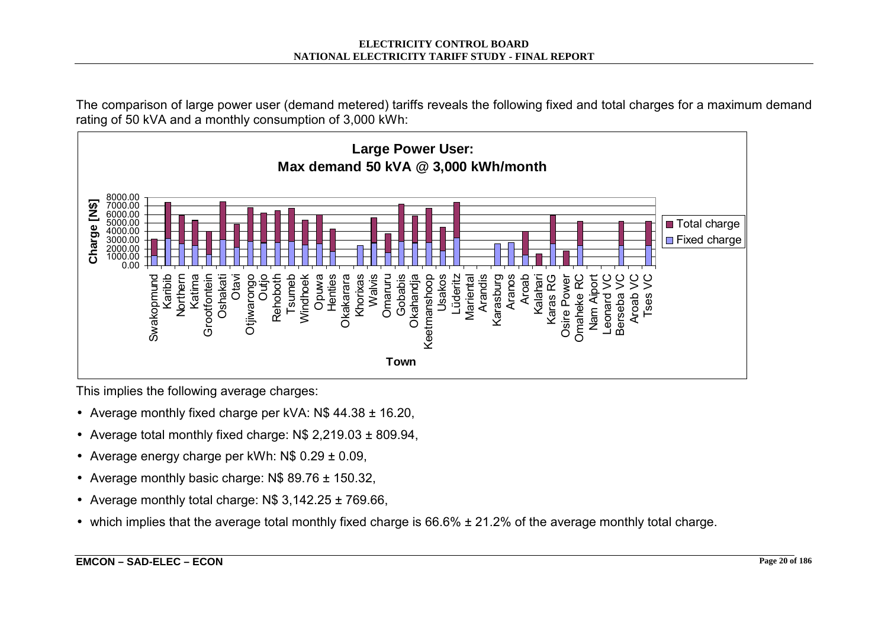The comparison of large power user (demand metered) tariffs reveals the following fixed and total charges for a maximum demand rating of 50 kVA and a monthly consumption of 3,000 kWh:

This implies the following average charges:

- Average monthly fixed charge per kVA: N$ 44.38 ± 16.20,
- Average total monthly fixed charge: N$ 2,219.03 ± 809.94,
- Average energy charge per kWh: N$ 0.29 ± 0.09,
- Average monthly basic charge: N$ 89.76 ± 150.32,
- Average monthly total charge: N$ 3,142.25 ± 769.66,
- which implies that the average total monthly fixed charge is 66.6% ± 21.2% of the average monthly total charge.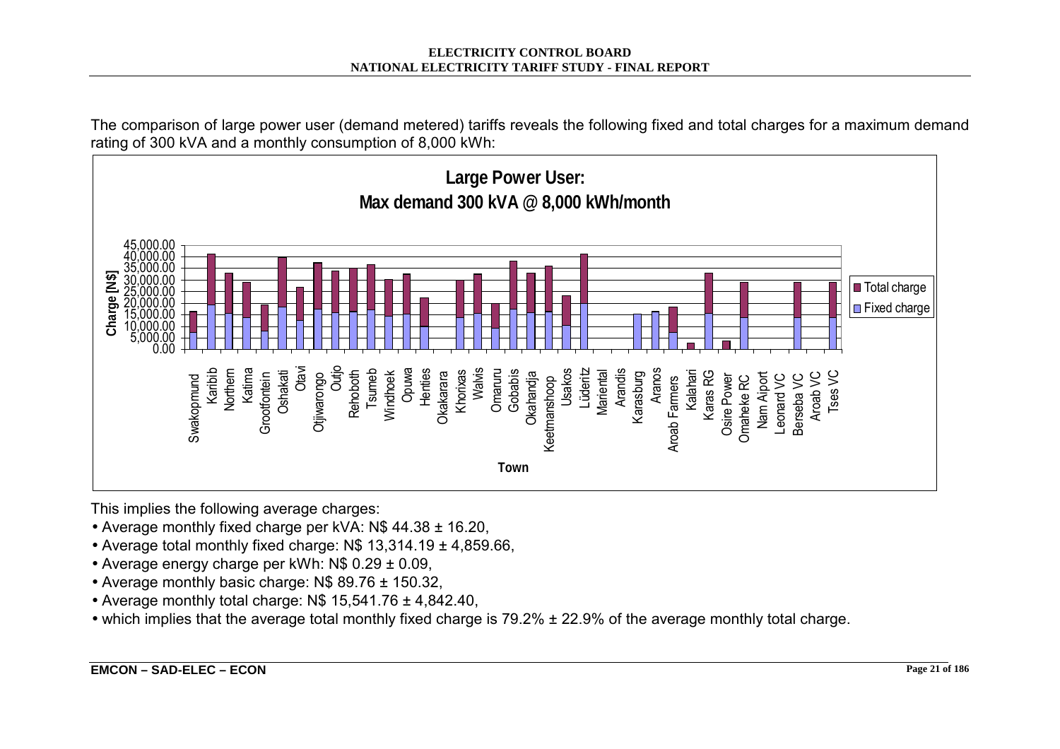The comparison of large power user (demand metered) tariffs reveals the following fixed and total charges for a maximum demand rating of 300 kVA and a monthly consumption of 8,000 kWh:

**Large Power User:**
**Max demand 300 kVA @ 8,000 kWh/month**

This implies the following average charges:

- Average monthly fixed charge per kVA: N$ 44.38 ± 16.20,
- Average total monthly fixed charge: N$ 13,314.19 ± 4,859.66,
- Average energy charge per kWh: N$ 0.29 ± 0.09,
- Average monthly basic charge: N$ 89.76 ± 150.32,
- Average monthly total charge: N$ 15,541.76 ± 4,842.40,
- which implies that the average total monthly fixed charge is 79.2% ± 22.9% of the average monthly total charge.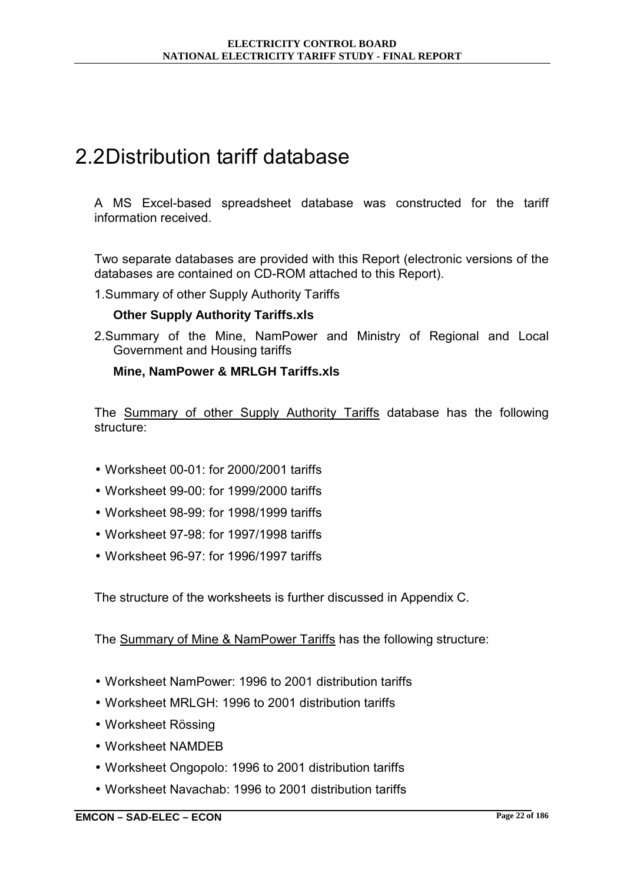## 2.2 Distribution tariff database

A MS Excel-based spreadsheet database was constructed for the tariff information received.

Two separate databases are provided with this Report (electronic versions of the databases are contained on CD-ROM attached to this Report).

1. Summary of other Supply Authority Tariffs

   **Other Supply Authority Tariffs.xls**

2. Summary of the Mine, NamPower and Ministry of Regional and Local Government and Housing tariffs

   **Mine, NamPower & MRLGH Tariffs.xls**

The <u>Summary of other Supply Authority Tariffs</u> database has the following structure:

- Worksheet 00-01: for 2000/2001 tariffs
- Worksheet 99-00: for 1999/2000 tariffs
- Worksheet 98-99: for 1998/1999 tariffs
- Worksheet 97-98: for 1997/1998 tariffs
- Worksheet 96-97: for 1996/1997 tariffs

The structure of the worksheets is further discussed in Appendix C.

The <u>Summary of Mine & NamPower Tariffs</u> has the following structure:

- Worksheet NamPower: 1996 to 2001 distribution tariffs
- Worksheet MRLGH: 1996 to 2001 distribution tariffs
- Worksheet Rössing
- Worksheet NAMDEB
- Worksheet Ongopolo: 1996 to 2001 distribution tariffs
- Worksheet Navachab: 1996 to 2001 distribution tariffs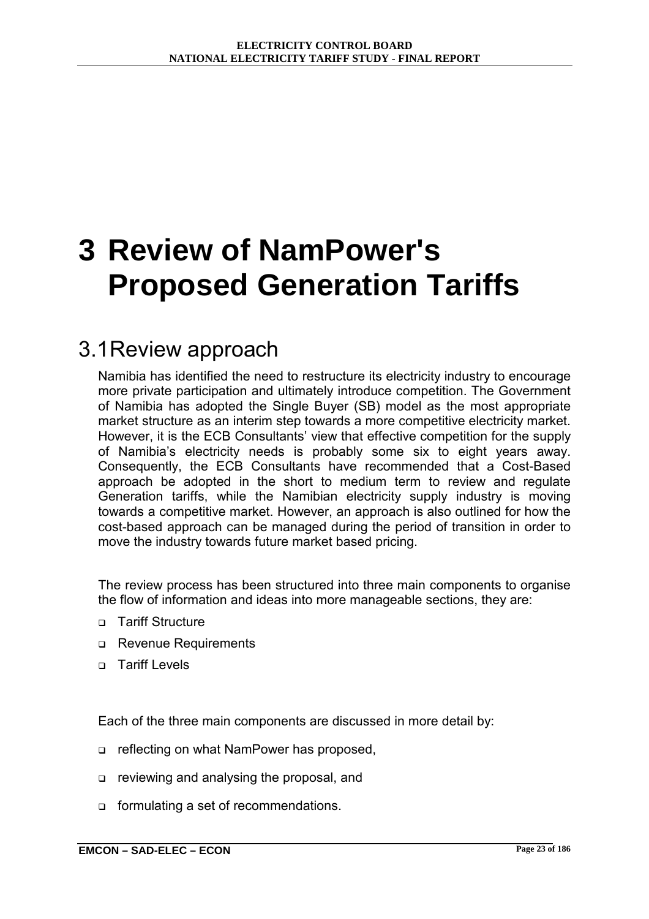# 3 Review of NamPower's Proposed Generation Tariffs

## 3.1 Review approach

Namibia has identified the need to restructure its electricity industry to encourage more private participation and ultimately introduce competition. The Government of Namibia has adopted the Single Buyer (SB) model as the most appropriate market structure as an interim step towards a more competitive electricity market. However, it is the ECB Consultants' view that effective competition for the supply of Namibia's electricity needs is probably some six to eight years away. Consequently, the ECB Consultants have recommended that a Cost-Based approach be adopted in the short to medium term to review and regulate Generation tariffs, while the Namibian electricity supply industry is moving towards a competitive market. However, an approach is also outlined for how the cost-based approach can be managed during the period of transition in order to move the industry towards future market based pricing.

The review process has been structured into three main components to organise the flow of information and ideas into more manageable sections, they are:

- Tariff Structure
- Revenue Requirements
- Tariff Levels

Each of the three main components are discussed in more detail by:

- reflecting on what NamPower has proposed,
- reviewing and analysing the proposal, and
- formulating a set of recommendations.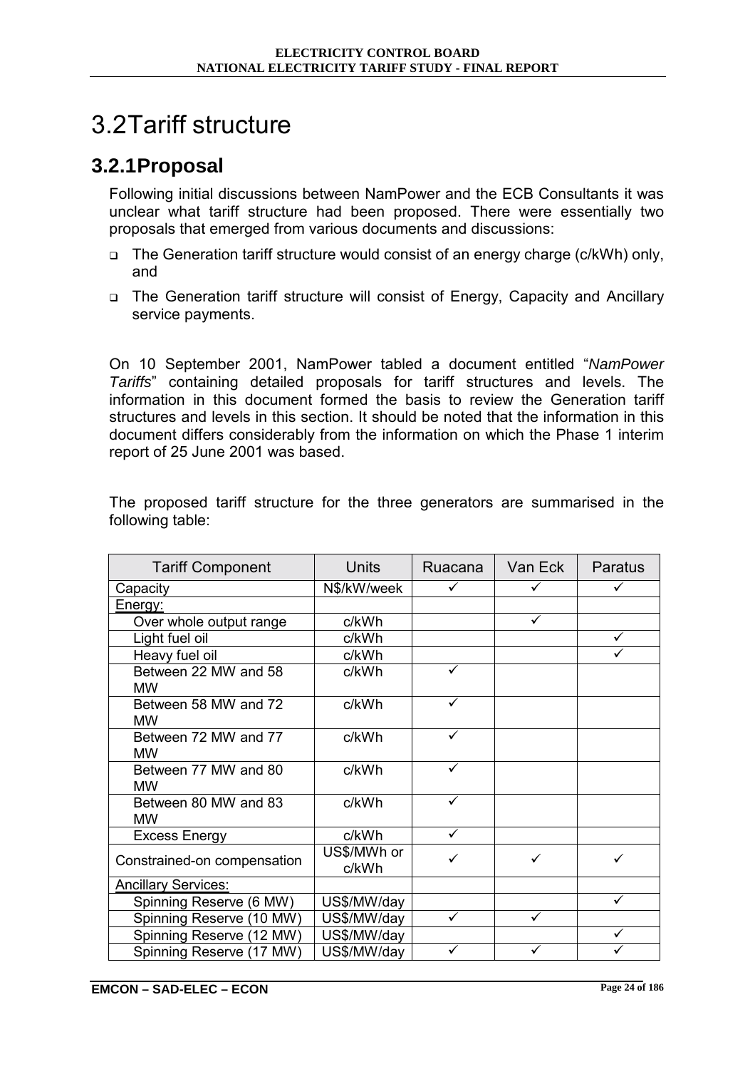# 3.2 Tariff structure

## 3.2.1 Proposal

Following initial discussions between NamPower and the ECB Consultants it was unclear what tariff structure had been proposed. There were essentially two proposals that emerged from various documents and discussions:

- The Generation tariff structure would consist of an energy charge (c/kWh) only, and
- The Generation tariff structure will consist of Energy, Capacity and Ancillary service payments.

On 10 September 2001, NamPower tabled a document entitled "*NamPower Tariffs*" containing detailed proposals for tariff structures and levels. The information in this document formed the basis to review the Generation tariff structures and levels in this section. It should be noted that the information in this document differs considerably from the information on which the Phase 1 interim report of 25 June 2001 was based.

The proposed tariff structure for the three generators are summarised in the following table:

| Tariff Component | Units | Ruacana | Van Eck | Paratus |
|---|---|---|---|---|
| Capacity | N$/kW/week | ✓ | ✓ | ✓ |
| Energy: | | | | |
| Over whole output range | c/kWh | | ✓ | |
| Light fuel oil | c/kWh | | | ✓ |
| Heavy fuel oil | c/kWh | | | ✓ |
| Between 22 MW and 58 MW | c/kWh | ✓ | | |
| Between 58 MW and 72 MW | c/kWh | ✓ | | |
| Between 72 MW and 77 MW | c/kWh | ✓ | | |
| Between 77 MW and 80 MW | c/kWh | ✓ | | |
| Between 80 MW and 83 MW | c/kWh | ✓ | | |
| Excess Energy | c/kWh | ✓ | | |
| Constrained-on compensation | US$/MWh or c/kWh | ✓ | ✓ | ✓ |
| Ancillary Services: | | | | |
| Spinning Reserve (6 MW) | US$/MW/day | | | ✓ |
| Spinning Reserve (10 MW) | US$/MW/day | ✓ | ✓ | |
| Spinning Reserve (12 MW) | US$/MW/day | | | ✓ |
| Spinning Reserve (17 MW) | US$/MW/day | ✓ | ✓ | ✓ |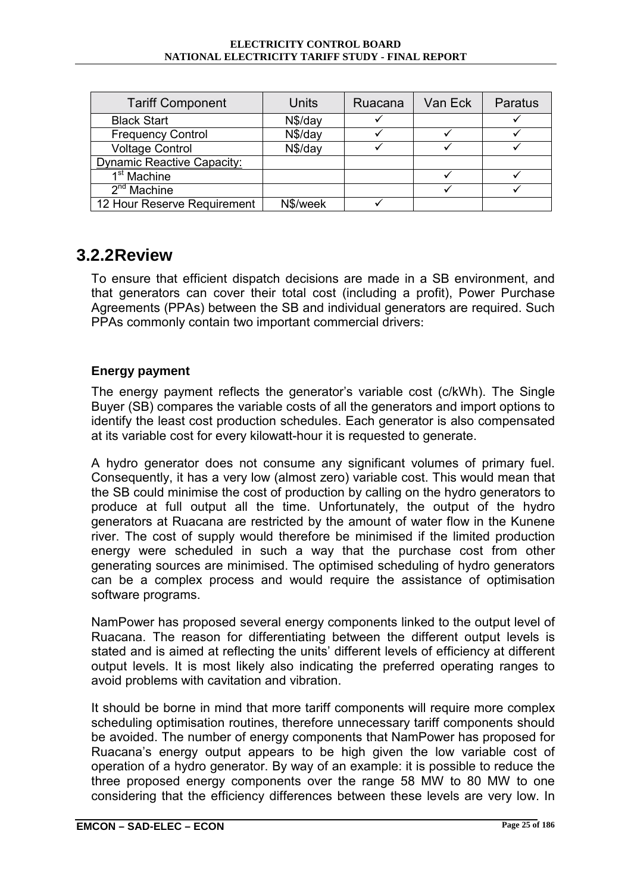| Tariff Component | Units | Ruacana | Van Eck | Paratus |
|---|---|---|---|---|
| Black Start | N$/day | ✓ | | ✓ |
| Frequency Control | N$/day | ✓ | ✓ | ✓ |
| Voltage Control | N$/day | ✓ | ✓ | ✓ |
| Dynamic Reactive Capacity: | | | | |
| 1st Machine | | | ✓ | ✓ |
| 2nd Machine | | | ✓ | ✓ |
| 12 Hour Reserve Requirement | N$/week | ✓ | | |

## 3.2.2 Review

To ensure that efficient dispatch decisions are made in a SB environment, and that generators can cover their total cost (including a profit), Power Purchase Agreements (PPAs) between the SB and individual generators are required. Such PPAs commonly contain two important commercial drivers:

**Energy payment**

The energy payment reflects the generator's variable cost (c/kWh). The Single Buyer (SB) compares the variable costs of all the generators and import options to identify the least cost production schedules. Each generator is also compensated at its variable cost for every kilowatt-hour it is requested to generate.

A hydro generator does not consume any significant volumes of primary fuel. Consequently, it has a very low (almost zero) variable cost. This would mean that the SB could minimise the cost of production by calling on the hydro generators to produce at full output all the time. Unfortunately, the output of the hydro generators at Ruacana are restricted by the amount of water flow in the Kunene river. The cost of supply would therefore be minimised if the limited production energy were scheduled in such a way that the purchase cost from other generating sources are minimised. The optimised scheduling of hydro generators can be a complex process and would require the assistance of optimisation software programs.

NamPower has proposed several energy components linked to the output level of Ruacana. The reason for differentiating between the different output levels is stated and is aimed at reflecting the units' different levels of efficiency at different output levels. It is most likely also indicating the preferred operating ranges to avoid problems with cavitation and vibration.

It should be borne in mind that more tariff components will require more complex scheduling optimisation routines, therefore unnecessary tariff components should be avoided. The number of energy components that NamPower has proposed for Ruacana's energy output appears to be high given the low variable cost of operation of a hydro generator. By way of an example: it is possible to reduce the three proposed energy components over the range 58 MW to 80 MW to one considering that the efficiency differences between these levels are very low. In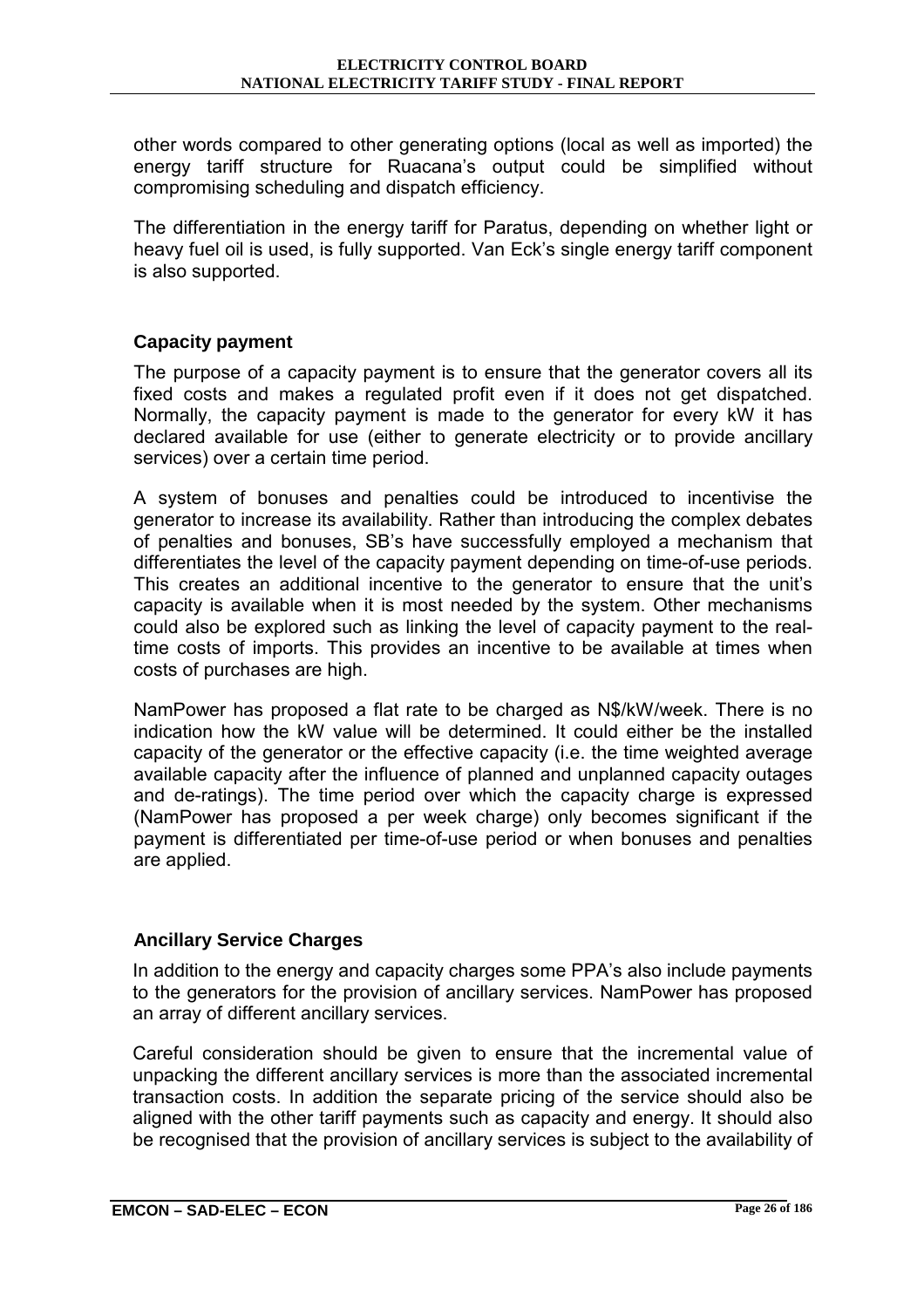other words compared to other generating options (local as well as imported) the energy tariff structure for Ruacana's output could be simplified without compromising scheduling and dispatch efficiency.

The differentiation in the energy tariff for Paratus, depending on whether light or heavy fuel oil is used, is fully supported. Van Eck's single energy tariff component is also supported.

### Capacity payment

The purpose of a capacity payment is to ensure that the generator covers all its fixed costs and makes a regulated profit even if it does not get dispatched. Normally, the capacity payment is made to the generator for every kW it has declared available for use (either to generate electricity or to provide ancillary services) over a certain time period.

A system of bonuses and penalties could be introduced to incentivise the generator to increase its availability. Rather than introducing the complex debates of penalties and bonuses, SB's have successfully employed a mechanism that differentiates the level of the capacity payment depending on time-of-use periods. This creates an additional incentive to the generator to ensure that the unit's capacity is available when it is most needed by the system. Other mechanisms could also be explored such as linking the level of capacity payment to the real-time costs of imports. This provides an incentive to be available at times when costs of purchases are high.

NamPower has proposed a flat rate to be charged as N$/kW/week. There is no indication how the kW value will be determined. It could either be the installed capacity of the generator or the effective capacity (i.e. the time weighted average available capacity after the influence of planned and unplanned capacity outages and de-ratings). The time period over which the capacity charge is expressed (NamPower has proposed a per week charge) only becomes significant if the payment is differentiated per time-of-use period or when bonuses and penalties are applied.

### Ancillary Service Charges

In addition to the energy and capacity charges some PPA's also include payments to the generators for the provision of ancillary services. NamPower has proposed an array of different ancillary services.

Careful consideration should be given to ensure that the incremental value of unpacking the different ancillary services is more than the associated incremental transaction costs. In addition the separate pricing of the service should also be aligned with the other tariff payments such as capacity and energy. It should also be recognised that the provision of ancillary services is subject to the availability of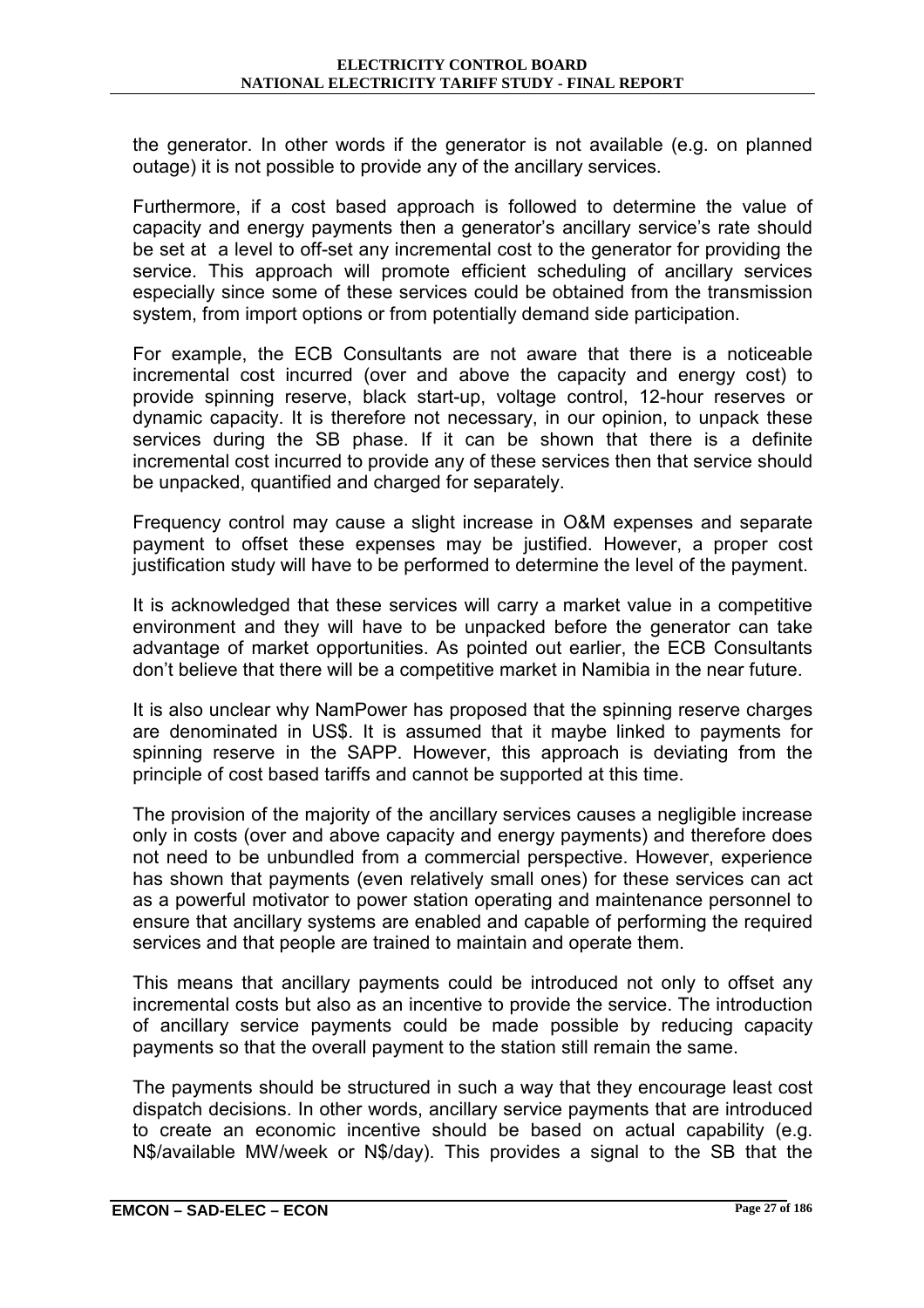the generator. In other words if the generator is not available (e.g. on planned outage) it is not possible to provide any of the ancillary services.

Furthermore, if a cost based approach is followed to determine the value of capacity and energy payments then a generator's ancillary service's rate should be set at a level to off-set any incremental cost to the generator for providing the service. This approach will promote efficient scheduling of ancillary services especially since some of these services could be obtained from the transmission system, from import options or from potentially demand side participation.

For example, the ECB Consultants are not aware that there is a noticeable incremental cost incurred (over and above the capacity and energy cost) to provide spinning reserve, black start-up, voltage control, 12-hour reserves or dynamic capacity. It is therefore not necessary, in our opinion, to unpack these services during the SB phase. If it can be shown that there is a definite incremental cost incurred to provide any of these services then that service should be unpacked, quantified and charged for separately.

Frequency control may cause a slight increase in O&M expenses and separate payment to offset these expenses may be justified. However, a proper cost justification study will have to be performed to determine the level of the payment.

It is acknowledged that these services will carry a market value in a competitive environment and they will have to be unpacked before the generator can take advantage of market opportunities. As pointed out earlier, the ECB Consultants don't believe that there will be a competitive market in Namibia in the near future.

It is also unclear why NamPower has proposed that the spinning reserve charges are denominated in US$. It is assumed that it maybe linked to payments for spinning reserve in the SAPP. However, this approach is deviating from the principle of cost based tariffs and cannot be supported at this time.

The provision of the majority of the ancillary services causes a negligible increase only in costs (over and above capacity and energy payments) and therefore does not need to be unbundled from a commercial perspective. However, experience has shown that payments (even relatively small ones) for these services can act as a powerful motivator to power station operating and maintenance personnel to ensure that ancillary systems are enabled and capable of performing the required services and that people are trained to maintain and operate them.

This means that ancillary payments could be introduced not only to offset any incremental costs but also as an incentive to provide the service. The introduction of ancillary service payments could be made possible by reducing capacity payments so that the overall payment to the station still remain the same.

The payments should be structured in such a way that they encourage least cost dispatch decisions. In other words, ancillary service payments that are introduced to create an economic incentive should be based on actual capability (e.g. N$/available MW/week or N$/day). This provides a signal to the SB that the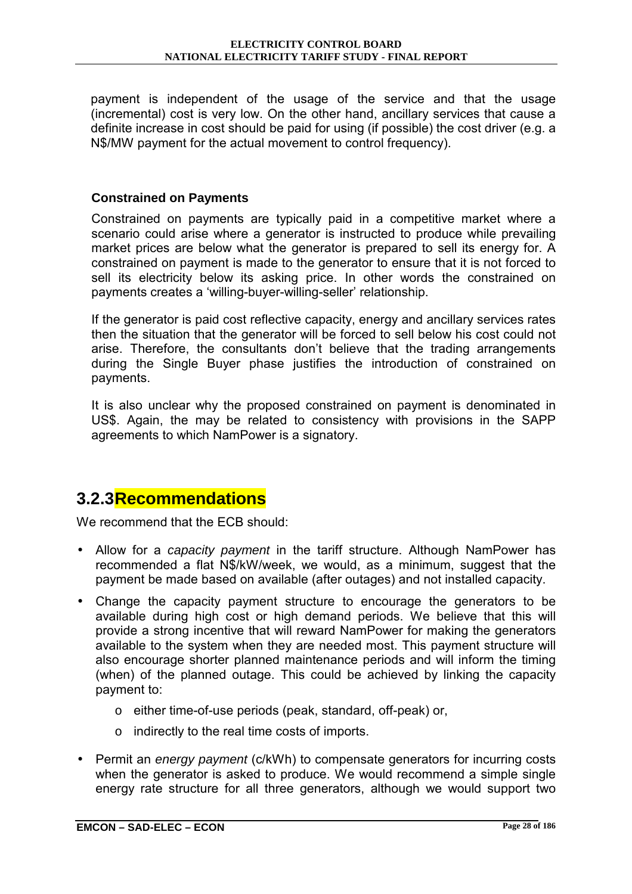payment is independent of the usage of the service and that the usage (incremental) cost is very low. On the other hand, ancillary services that cause a definite increase in cost should be paid for using (if possible) the cost driver (e.g. a N$/MW payment for the actual movement to control frequency).

**Constrained on Payments**

Constrained on payments are typically paid in a competitive market where a scenario could arise where a generator is instructed to produce while prevailing market prices are below what the generator is prepared to sell its energy for. A constrained on payment is made to the generator to ensure that it is not forced to sell its electricity below its asking price. In other words the constrained on payments creates a 'willing-buyer-willing-seller' relationship.

If the generator is paid cost reflective capacity, energy and ancillary services rates then the situation that the generator will be forced to sell below his cost could not arise. Therefore, the consultants don't believe that the trading arrangements during the Single Buyer phase justifies the introduction of constrained on payments.

It is also unclear why the proposed constrained on payment is denominated in US$. Again, the may be related to consistency with provisions in the SAPP agreements to which NamPower is a signatory.

## 3.2.3 Recommendations

We recommend that the ECB should:

- Allow for a *capacity payment* in the tariff structure. Although NamPower has recommended a flat N$/kW/week, we would, as a minimum, suggest that the payment be made based on available (after outages) and not installed capacity.
- Change the capacity payment structure to encourage the generators to be available during high cost or high demand periods. We believe that this will provide a strong incentive that will reward NamPower for making the generators available to the system when they are needed most. This payment structure will also encourage shorter planned maintenance periods and will inform the timing (when) of the planned outage. This could be achieved by linking the capacity payment to:
  - either time-of-use periods (peak, standard, off-peak) or,
  - indirectly to the real time costs of imports.
- Permit an *energy payment* (c/kWh) to compensate generators for incurring costs when the generator is asked to produce. We would recommend a simple single energy rate structure for all three generators, although we would support two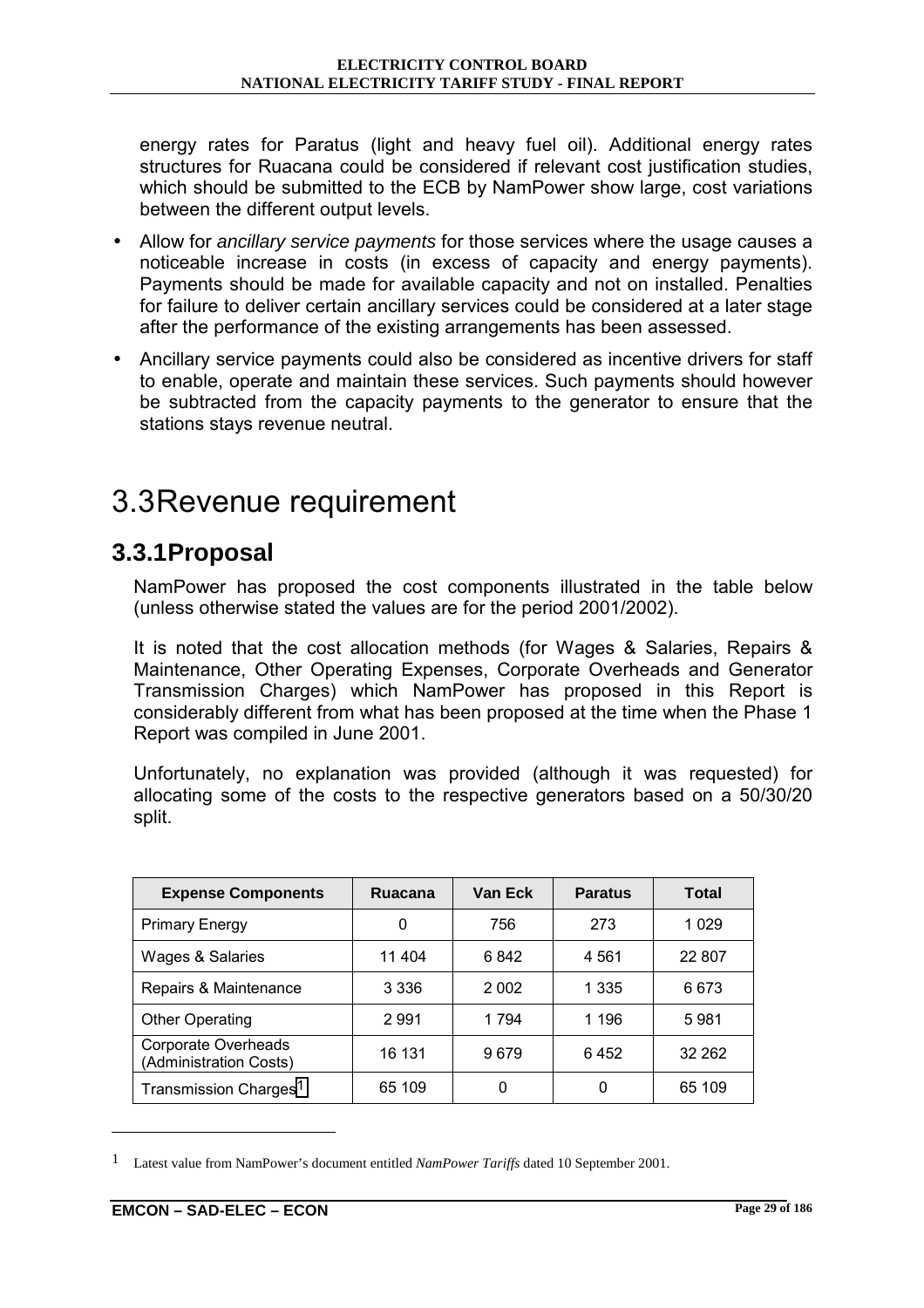energy rates for Paratus (light and heavy fuel oil). Additional energy rates structures for Ruacana could be considered if relevant cost justification studies, which should be submitted to the ECB by NamPower show large, cost variations between the different output levels.

- Allow for *ancillary service payments* for those services where the usage causes a noticeable increase in costs (in excess of capacity and energy payments). Payments should be made for available capacity and not on installed. Penalties for failure to deliver certain ancillary services could be considered at a later stage after the performance of the existing arrangements has been assessed.
- Ancillary service payments could also be considered as incentive drivers for staff to enable, operate and maintain these services. Such payments should however be subtracted from the capacity payments to the generator to ensure that the stations stays revenue neutral.

# 3.3 Revenue requirement

## 3.3.1 Proposal

NamPower has proposed the cost components illustrated in the table below (unless otherwise stated the values are for the period 2001/2002).

It is noted that the cost allocation methods (for Wages & Salaries, Repairs & Maintenance, Other Operating Expenses, Corporate Overheads and Generator Transmission Charges) which NamPower has proposed in this Report is considerably different from what has been proposed at the time when the Phase 1 Report was compiled in June 2001.

Unfortunately, no explanation was provided (although it was requested) for allocating some of the costs to the respective generators based on a 50/30/20 split.

| Expense Components | Ruacana | Van Eck | Paratus | Total |
|---|---|---|---|---|
| Primary Energy | 0 | 756 | 273 | 1 029 |
| Wages & Salaries | 11 404 | 6 842 | 4 561 | 22 807 |
| Repairs & Maintenance | 3 336 | 2 002 | 1 335 | 6 673 |
| Other Operating | 2 991 | 1 794 | 1 196 | 5 981 |
| Corporate Overheads (Administration Costs) | 16 131 | 9 679 | 6 452 | 32 262 |
| Transmission Charges[1] | 65 109 | 0 | 0 | 65 109 |

[1] Latest value from NamPower's document entitled *NamPower Tariffs* dated 10 September 2001.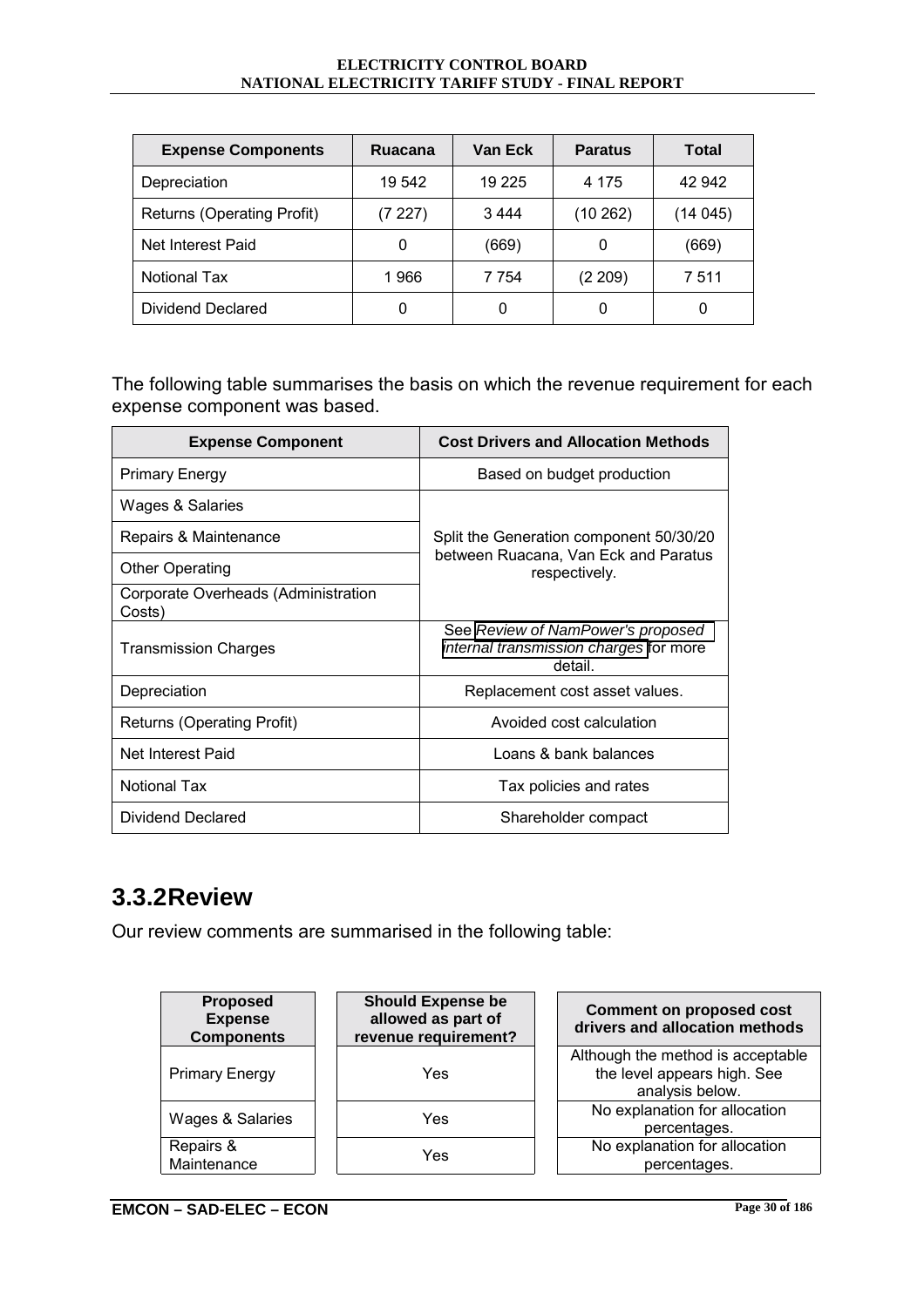| Expense Components | Ruacana | Van Eck | Paratus | Total |
|---|---|---|---|---|
| Depreciation | 19 542 | 19 225 | 4 175 | 42 942 |
| Returns (Operating Profit) | (7 227) | 3 444 | (10 262) | (14 045) |
| Net Interest Paid | 0 | (669) | 0 | (669) |
| Notional Tax | 1 966 | 7 754 | (2 209) | 7 511 |
| Dividend Declared | 0 | 0 | 0 | 0 |

The following table summarises the basis on which the revenue requirement for each expense component was based.

| Expense Component | Cost Drivers and Allocation Methods |
|---|---|
| Primary Energy | Based on budget production |
| Wages & Salaries | Split the Generation component 50/30/20 between Ruacana, Van Eck and Paratus respectively. |
| Repairs & Maintenance | |
| Other Operating | |
| Corporate Overheads (Administration Costs) | |
| Transmission Charges | See *Review of NamPower's proposed internal transmission charges* for more detail. |
| Depreciation | Replacement cost asset values. |
| Returns (Operating Profit) | Avoided cost calculation |
| Net Interest Paid | Loans & bank balances |
| Notional Tax | Tax policies and rates |
| Dividend Declared | Shareholder compact |

## 3.3.2 Review

Our review comments are summarised in the following table:

| Proposed Expense Components | Should Expense be allowed as part of revenue requirement? | Comment on proposed cost drivers and allocation methods |
|---|---|---|
| Primary Energy | Yes | Although the method is acceptable the level appears high. See analysis below. |
| Wages & Salaries | Yes | No explanation for allocation percentages. |
| Repairs & Maintenance | Yes | No explanation for allocation percentages. |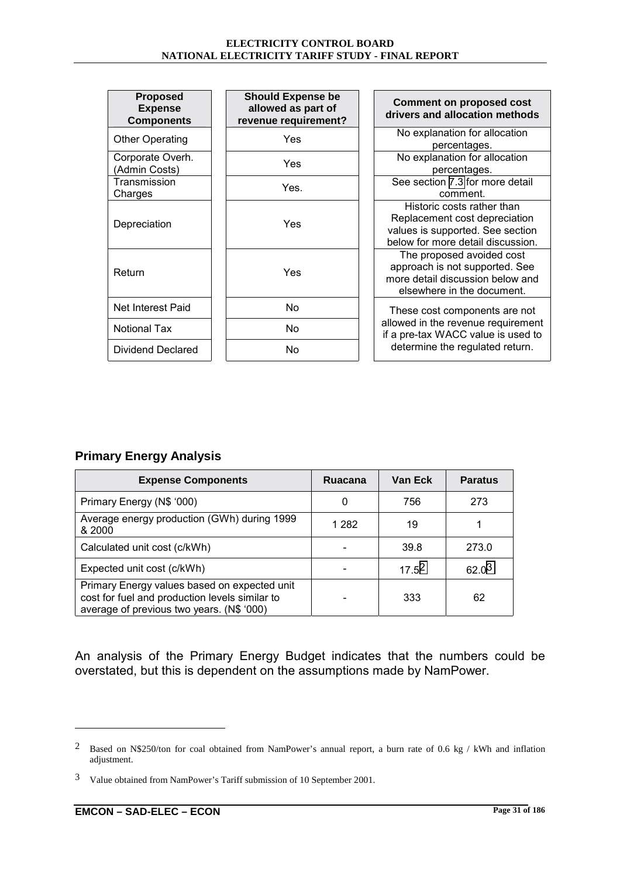| Proposed Expense Components | Should Expense be allowed as part of revenue requirement? | Comment on proposed cost drivers and allocation methods |
|---|---|---|
| Other Operating | Yes | No explanation for allocation percentages. |
| Corporate Overh. (Admin Costs) | Yes | No explanation for allocation percentages. |
| Transmission Charges | Yes. | See section 7.3 for more detail comment. |
| Depreciation | Yes | Historic costs rather than Replacement cost depreciation values is supported. See section below for more detail discussion. |
| Return | Yes | The proposed avoided cost approach is not supported. See more detail discussion below and elsewhere in the document. |
| Net Interest Paid | No | These cost components are not allowed in the revenue requirement if a pre-tax WACC value is used to determine the regulated return. |
| Notional Tax | No | |
| Dividend Declared | No | |

## Primary Energy Analysis

| Expense Components | Ruacana | Van Eck | Paratus |
|---|---|---|---|
| Primary Energy (N$ '000) | 0 | 756 | 273 |
| Average energy production (GWh) during 1999 & 2000 | 1 282 | 19 | 1 |
| Calculated unit cost (c/kWh) | - | 39.8 | 273.0 |
| Expected unit cost (c/kWh) | - | 17.5[2] | 62.0[3] |
| Primary Energy values based on expected unit cost for fuel and production levels similar to average of previous two years. (N$ '000) | - | 333 | 62 |

An analysis of the Primary Energy Budget indicates that the numbers could be overstated, but this is dependent on the assumptions made by NamPower.

---

[2] Based on N$250/ton for coal obtained from NamPower's annual report, a burn rate of 0.6 kg / kWh and inflation adjustment.

[3] Value obtained from NamPower's Tariff submission of 10 September 2001.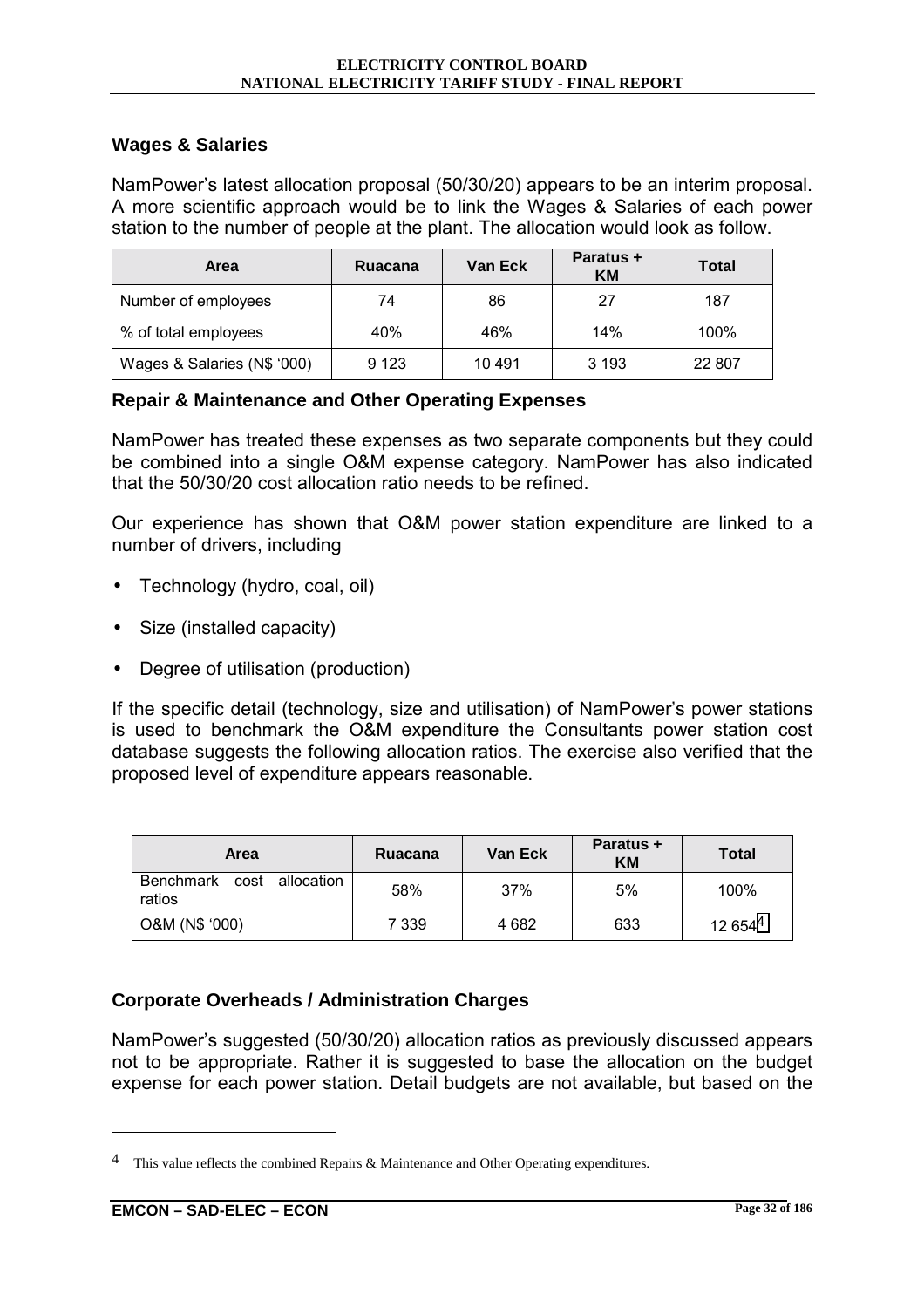### Wages & Salaries

NamPower's latest allocation proposal (50/30/20) appears to be an interim proposal. A more scientific approach would be to link the Wages & Salaries of each power station to the number of people at the plant. The allocation would look as follow.

| Area | Ruacana | Van Eck | Paratus + KM | Total |
|---|---|---|---|---|
| Number of employees | 74 | 86 | 27 | 187 |
| % of total employees | 40% | 46% | 14% | 100% |
| Wages & Salaries (N$ '000) | 9 123 | 10 491 | 3 193 | 22 807 |

### Repair & Maintenance and Other Operating Expenses

NamPower has treated these expenses as two separate components but they could be combined into a single O&M expense category. NamPower has also indicated that the 50/30/20 cost allocation ratio needs to be refined.

Our experience has shown that O&M power station expenditure are linked to a number of drivers, including

- Technology (hydro, coal, oil)
- Size (installed capacity)
- Degree of utilisation (production)

If the specific detail (technology, size and utilisation) of NamPower's power stations is used to benchmark the O&M expenditure the Consultants power station cost database suggests the following allocation ratios. The exercise also verified that the proposed level of expenditure appears reasonable.

| Area | Ruacana | Van Eck | Paratus + KM | Total |
|---|---|---|---|---|
| Benchmark cost allocation ratios | 58% | 37% | 5% | 100% |
| O&M (N$ '000) | 7 339 | 4 682 | 633 | 12 654[4] |

### Corporate Overheads / Administration Charges

NamPower's suggested (50/30/20) allocation ratios as previously discussed appears not to be appropriate. Rather it is suggested to base the allocation on the budget expense for each power station. Detail budgets are not available, but based on the

---

[4] This value reflects the combined Repairs & Maintenance and Other Operating expenditures.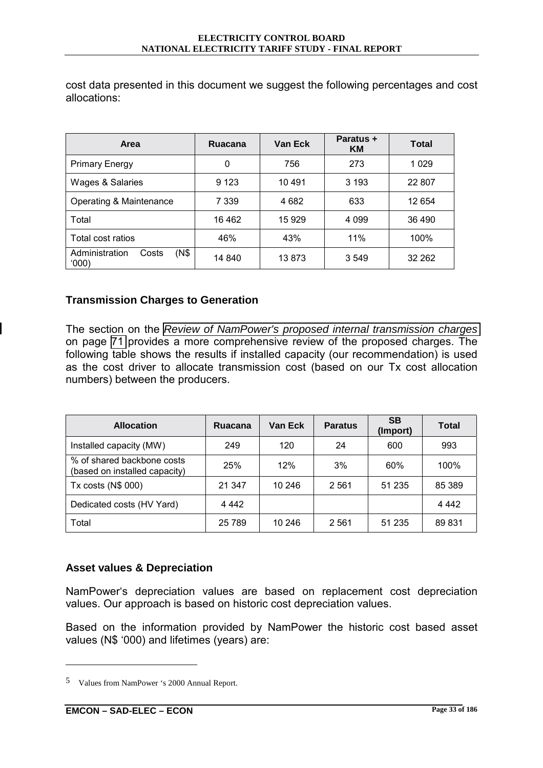cost data presented in this document we suggest the following percentages and cost allocations:

| Area | Ruacana | Van Eck | Paratus + KM | Total |
|---|---|---|---|---|
| Primary Energy | 0 | 756 | 273 | 1 029 |
| Wages & Salaries | 9 123 | 10 491 | 3 193 | 22 807 |
| Operating & Maintenance | 7 339 | 4 682 | 633 | 12 654 |
| Total | 16 462 | 15 929 | 4 099 | 36 490 |
| Total cost ratios | 46% | 43% | 11% | 100% |
| Administration Costs (N$ '000) | 14 840 | 13 873 | 3 549 | 32 262 |

### Transmission Charges to Generation

The section on the *Review of NamPower's proposed internal transmission charges* on page 71 provides a more comprehensive review of the proposed charges. The following table shows the results if installed capacity (our recommendation) is used as the cost driver to allocate transmission cost (based on our Tx cost allocation numbers) between the producers.

| Allocation | Ruacana | Van Eck | Paratus | SB (Import) | Total |
|---|---|---|---|---|---|
| Installed capacity (MW) | 249 | 120 | 24 | 600 | 993 |
| % of shared backbone costs (based on installed capacity) | 25% | 12% | 3% | 60% | 100% |
| Tx costs (N$ 000) | 21 347 | 10 246 | 2 561 | 51 235 | 85 389 |
| Dedicated costs (HV Yard) | 4 442 | | | | 4 442 |
| Total | 25 789 | 10 246 | 2 561 | 51 235 | 89 831 |

### Asset values & Depreciation

NamPower's depreciation values are based on replacement cost depreciation values. Our approach is based on historic cost depreciation values.

Based on the information provided by NamPower the historic cost based asset values (N$ '000) and lifetimes (years) are:

5 Values from NamPower 's 2000 Annual Report.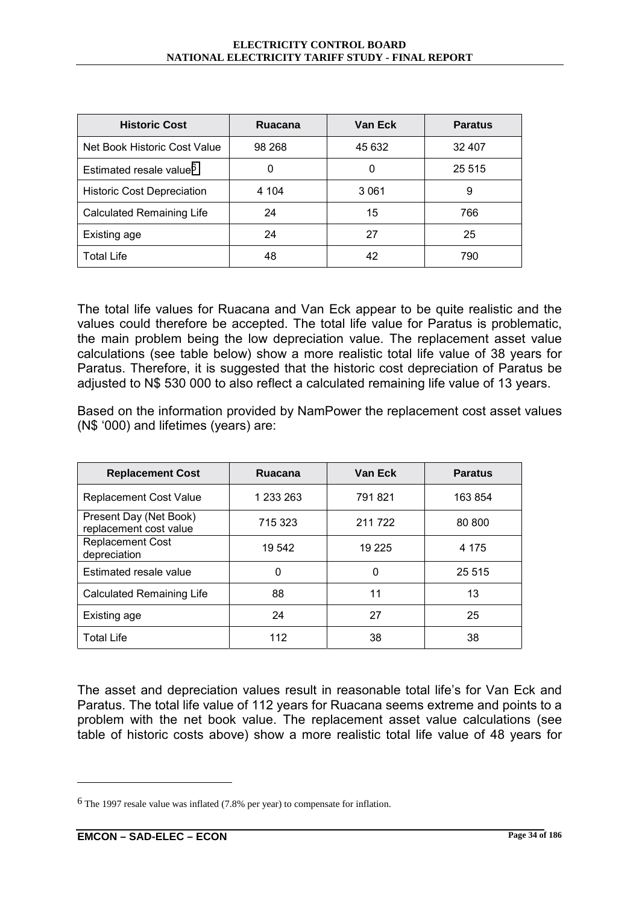| Historic Cost | Ruacana | Van Eck | Paratus |
|---|---|---|---|
| Net Book Historic Cost Value | 98 268 | 45 632 | 32 407 |
| Estimated resale value[6] | 0 | 0 | 25 515 |
| Historic Cost Depreciation | 4 104 | 3 061 | 9 |
| Calculated Remaining Life | 24 | 15 | 766 |
| Existing age | 24 | 27 | 25 |
| Total Life | 48 | 42 | 790 |

The total life values for Ruacana and Van Eck appear to be quite realistic and the values could therefore be accepted. The total life value for Paratus is problematic, the main problem being the low depreciation value. The replacement asset value calculations (see table below) show a more realistic total life value of 38 years for Paratus. Therefore, it is suggested that the historic cost depreciation of Paratus be adjusted to N$ 530 000 to also reflect a calculated remaining life value of 13 years.

Based on the information provided by NamPower the replacement cost asset values (N$ '000) and lifetimes (years) are:

| Replacement Cost | Ruacana | Van Eck | Paratus |
|---|---|---|---|
| Replacement Cost Value | 1 233 263 | 791 821 | 163 854 |
| Present Day (Net Book) replacement cost value | 715 323 | 211 722 | 80 800 |
| Replacement Cost depreciation | 19 542 | 19 225 | 4 175 |
| Estimated resale value | 0 | 0 | 25 515 |
| Calculated Remaining Life | 88 | 11 | 13 |
| Existing age | 24 | 27 | 25 |
| Total Life | 112 | 38 | 38 |

The asset and depreciation values result in reasonable total life's for Van Eck and Paratus. The total life value of 112 years for Ruacana seems extreme and points to a problem with the net book value. The replacement asset value calculations (see table of historic costs above) show a more realistic total life value of 48 years for

[6] The 1997 resale value was inflated (7.8% per year) to compensate for inflation.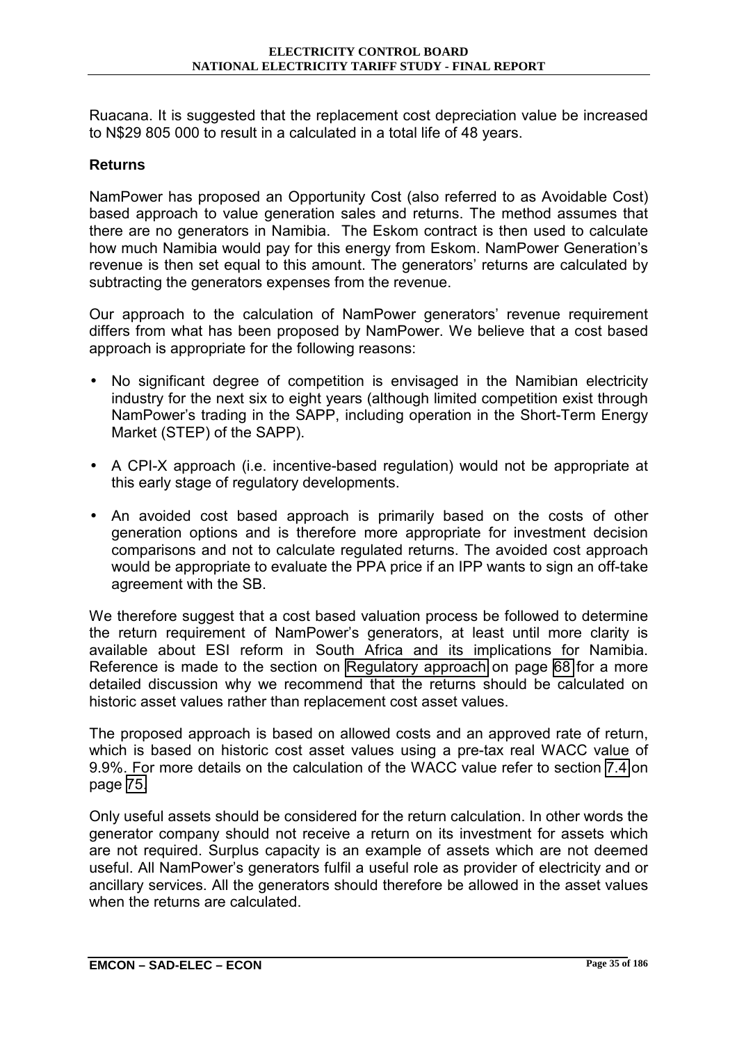Ruacana. It is suggested that the replacement cost depreciation value be increased to N$29 805 000 to result in a calculated in a total life of 48 years.

### Returns

NamPower has proposed an Opportunity Cost (also referred to as Avoidable Cost) based approach to value generation sales and returns. The method assumes that there are no generators in Namibia. The Eskom contract is then used to calculate how much Namibia would pay for this energy from Eskom. NamPower Generation's revenue is then set equal to this amount. The generators' returns are calculated by subtracting the generators expenses from the revenue.

Our approach to the calculation of NamPower generators' revenue requirement differs from what has been proposed by NamPower. We believe that a cost based approach is appropriate for the following reasons:

- No significant degree of competition is envisaged in the Namibian electricity industry for the next six to eight years (although limited competition exist through NamPower's trading in the SAPP, including operation in the Short-Term Energy Market (STEP) of the SAPP).
- A CPI-X approach (i.e. incentive-based regulation) would not be appropriate at this early stage of regulatory developments.
- An avoided cost based approach is primarily based on the costs of other generation options and is therefore more appropriate for investment decision comparisons and not to calculate regulated returns. The avoided cost approach would be appropriate to evaluate the PPA price if an IPP wants to sign an off-take agreement with the SB.

We therefore suggest that a cost based valuation process be followed to determine the return requirement of NamPower's generators, at least until more clarity is available about ESI reform in South Africa and its implications for Namibia. Reference is made to the section on Regulatory approach on page 68 for a more detailed discussion why we recommend that the returns should be calculated on historic asset values rather than replacement cost asset values.

The proposed approach is based on allowed costs and an approved rate of return, which is based on historic cost asset values using a pre-tax real WACC value of 9.9%. For more details on the calculation of the WACC value refer to section 7.4 on page 75.

Only useful assets should be considered for the return calculation. In other words the generator company should not receive a return on its investment for assets which are not required. Surplus capacity is an example of assets which are not deemed useful. All NamPower's generators fulfil a useful role as provider of electricity and or ancillary services. All the generators should therefore be allowed in the asset values when the returns are calculated.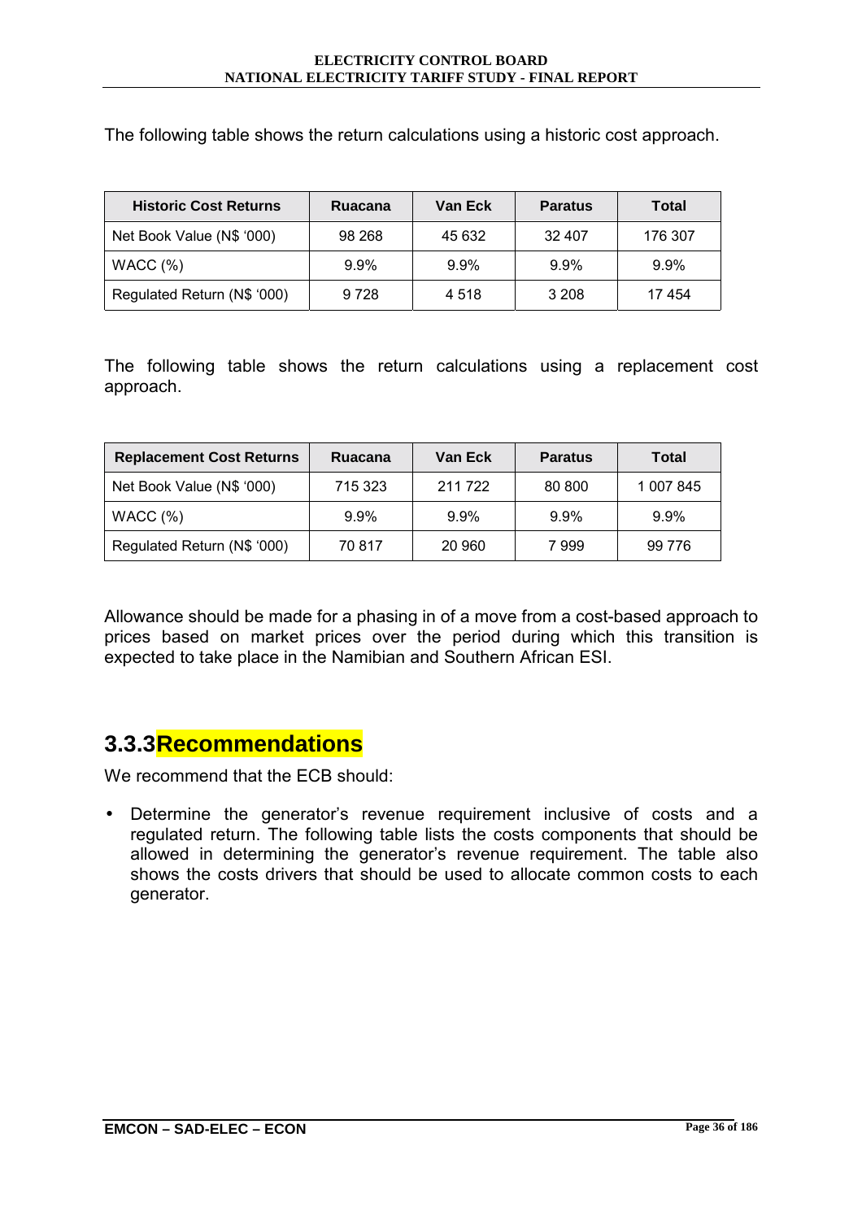The following table shows the return calculations using a historic cost approach.

| Historic Cost Returns | Ruacana | Van Eck | Paratus | Total |
|---|---|---|---|---|
| Net Book Value (N$ '000) | 98 268 | 45 632 | 32 407 | 176 307 |
| WACC (%) | 9.9% | 9.9% | 9.9% | 9.9% |
| Regulated Return (N$ '000) | 9 728 | 4 518 | 3 208 | 17 454 |

The following table shows the return calculations using a replacement cost approach.

| Replacement Cost Returns | Ruacana | Van Eck | Paratus | Total |
|---|---|---|---|---|
| Net Book Value (N$ '000) | 715 323 | 211 722 | 80 800 | 1 007 845 |
| WACC (%) | 9.9% | 9.9% | 9.9% | 9.9% |
| Regulated Return (N$ '000) | 70 817 | 20 960 | 7 999 | 99 776 |

Allowance should be made for a phasing in of a move from a cost-based approach to prices based on market prices over the period during which this transition is expected to take place in the Namibian and Southern African ESI.

## 3.3.3 Recommendations

We recommend that the ECB should:

- Determine the generator's revenue requirement inclusive of costs and a regulated return. The following table lists the costs components that should be allowed in determining the generator's revenue requirement. The table also shows the costs drivers that should be used to allocate common costs to each generator.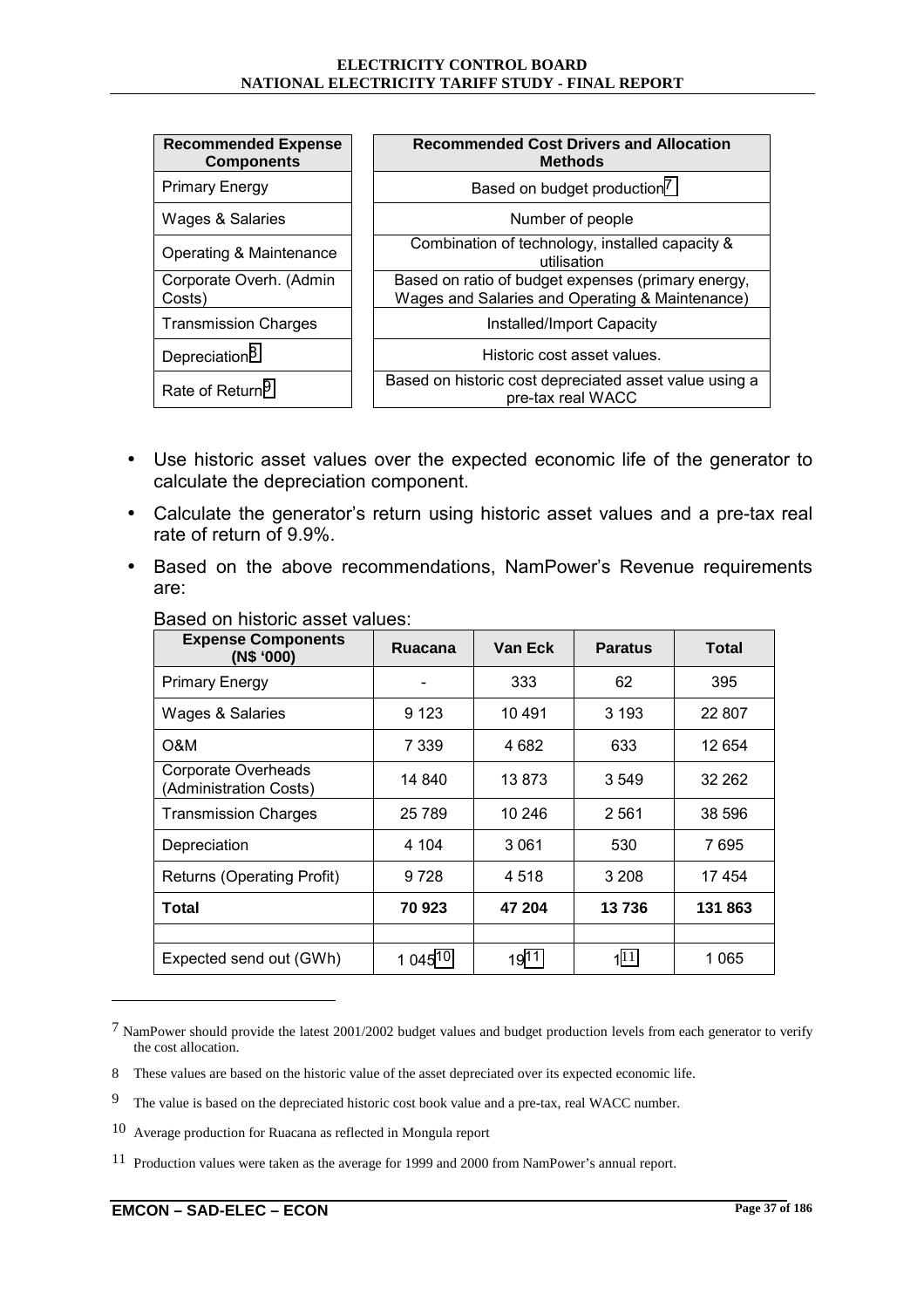| Recommended Expense Components | Recommended Cost Drivers and Allocation Methods |
|---|---|
| Primary Energy | Based on budget production[7] |
| Wages & Salaries | Number of people |
| Operating & Maintenance | Combination of technology, installed capacity & utilisation |
| Corporate Overh. (Admin Costs) | Based on ratio of budget expenses (primary energy, Wages and Salaries and Operating & Maintenance) |
| Transmission Charges | Installed/Import Capacity |
| Depreciation[8] | Historic cost asset values. |
| Rate of Return[9] | Based on historic cost depreciated asset value using a pre-tax real WACC |

- Use historic asset values over the expected economic life of the generator to calculate the depreciation component.
- Calculate the generator's return using historic asset values and a pre-tax real rate of return of 9.9%.
- Based on the above recommendations, NamPower's Revenue requirements are:

Based on historic asset values:

| Expense Components (N$ '000) | Ruacana | Van Eck | Paratus | Total |
|---|---|---|---|---|
| Primary Energy | - | 333 | 62 | 395 |
| Wages & Salaries | 9 123 | 10 491 | 3 193 | 22 807 |
| O&M | 7 339 | 4 682 | 633 | 12 654 |
| Corporate Overheads (Administration Costs) | 14 840 | 13 873 | 3 549 | 32 262 |
| Transmission Charges | 25 789 | 10 246 | 2 561 | 38 596 |
| Depreciation | 4 104 | 3 061 | 530 | 7 695 |
| Returns (Operating Profit) | 9 728 | 4 518 | 3 208 | 17 454 |
| **Total** | **70 923** | **47 204** | **13 736** | **131 863** |
| | | | | |
| Expected send out (GWh) | 1 045[10] | 19[11] | 1[11] | 1 065 |

---

[7] NamPower should provide the latest 2001/2002 budget values and budget production levels from each generator to verify the cost allocation.

[8] These values are based on the historic value of the asset depreciated over its expected economic life.

[9] The value is based on the depreciated historic cost book value and a pre-tax, real WACC number.

[10] Average production for Ruacana as reflected in Mongula report

[11] Production values were taken as the average for 1999 and 2000 from NamPower's annual report.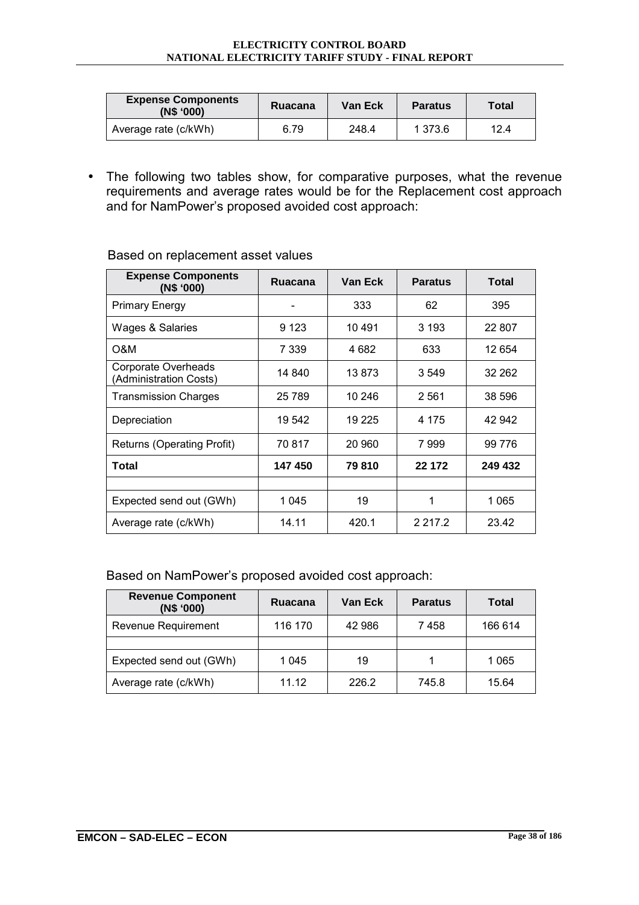| Expense Components (N$ '000) | Ruacana | Van Eck | Paratus | Total |
|---|---|---|---|---|
| Average rate (c/kWh) | 6.79 | 248.4 | 1 373.6 | 12.4 |

- The following two tables show, for comparative purposes, what the revenue requirements and average rates would be for the Replacement cost approach and for NamPower's proposed avoided cost approach:

Based on replacement asset values

| Expense Components (N$ '000) | Ruacana | Van Eck | Paratus | Total |
|---|---|---|---|---|
| Primary Energy | - | 333 | 62 | 395 |
| Wages & Salaries | 9 123 | 10 491 | 3 193 | 22 807 |
| O&M | 7 339 | 4 682 | 633 | 12 654 |
| Corporate Overheads (Administration Costs) | 14 840 | 13 873 | 3 549 | 32 262 |
| Transmission Charges | 25 789 | 10 246 | 2 561 | 38 596 |
| Depreciation | 19 542 | 19 225 | 4 175 | 42 942 |
| Returns (Operating Profit) | 70 817 | 20 960 | 7 999 | 99 776 |
| **Total** | **147 450** | **79 810** | **22 172** | **249 432** |
| | | | | |
| Expected send out (GWh) | 1 045 | 19 | 1 | 1 065 |
| Average rate (c/kWh) | 14.11 | 420.1 | 2 217.2 | 23.42 |

Based on NamPower's proposed avoided cost approach:

| Revenue Component (N$ '000) | Ruacana | Van Eck | Paratus | Total |
|---|---|---|---|---|
| Revenue Requirement | 116 170 | 42 986 | 7 458 | 166 614 |
| | | | | |
| Expected send out (GWh) | 1 045 | 19 | 1 | 1 065 |
| Average rate (c/kWh) | 11.12 | 226.2 | 745.8 | 15.64 |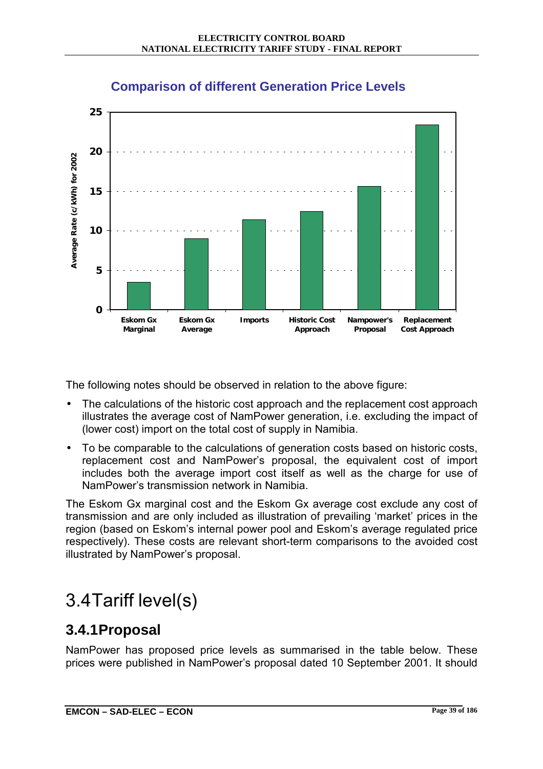**Comparison of different Generation Price Levels**

The following notes should be observed in relation to the above figure:

- The calculations of the historic cost approach and the replacement cost approach illustrates the average cost of NamPower generation, i.e. excluding the impact of (lower cost) import on the total cost of supply in Namibia.
- To be comparable to the calculations of generation costs based on historic costs, replacement cost and NamPower's proposal, the equivalent cost of import includes both the average import cost itself as well as the charge for use of NamPower's transmission network in Namibia.

The Eskom Gx marginal cost and the Eskom Gx average cost exclude any cost of transmission and are only included as illustration of prevailing 'market' prices in the region (based on Eskom's internal power pool and Eskom's average regulated price respectively). These costs are relevant short-term comparisons to the avoided cost illustrated by NamPower's proposal.

# 3.4 Tariff level(s)

## 3.4.1 Proposal

NamPower has proposed price levels as summarised in the table below. These prices were published in NamPower's proposal dated 10 September 2001. It should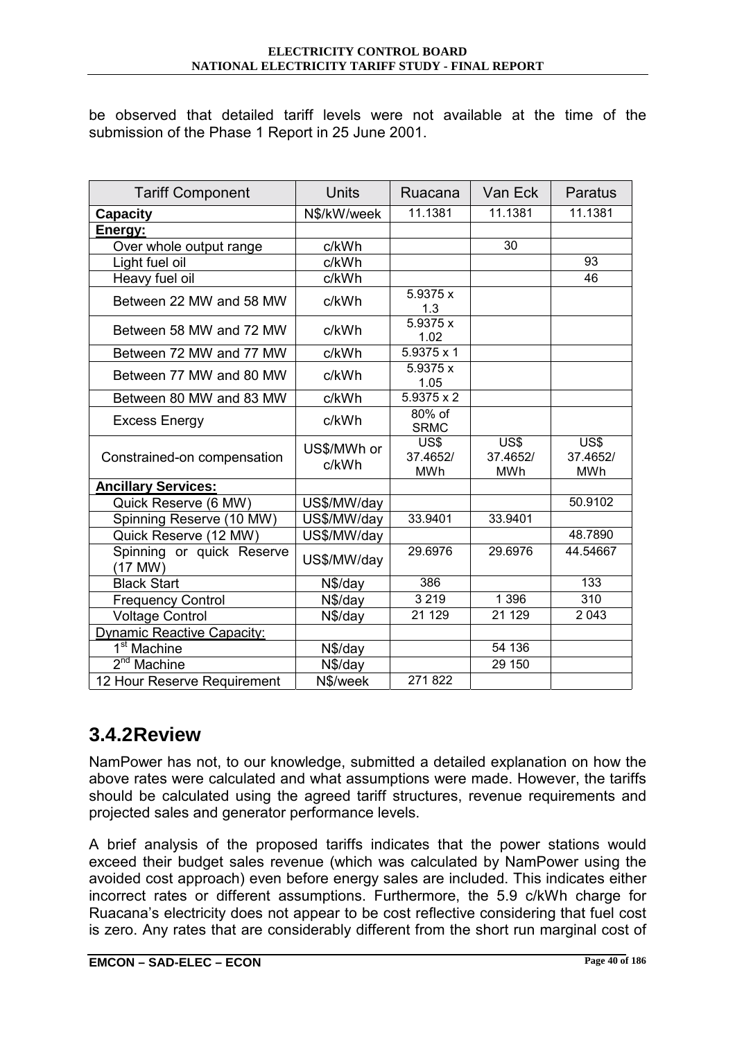be observed that detailed tariff levels were not available at the time of the submission of the Phase 1 Report in 25 June 2001.

| Tariff Component | Units | Ruacana | Van Eck | Paratus |
|---|---|---|---|---|
| **Capacity** | N$/kW/week | 11.1381 | 11.1381 | 11.1381 |
| **Energy:** | | | | |
| Over whole output range | c/kWh | | 30 | |
| Light fuel oil | c/kWh | | | 93 |
| Heavy fuel oil | c/kWh | | | 46 |
| Between 22 MW and 58 MW | c/kWh | 5.9375 x 1.3 | | |
| Between 58 MW and 72 MW | c/kWh | 5.9375 x 1.02 | | |
| Between 72 MW and 77 MW | c/kWh | 5.9375 x 1 | | |
| Between 77 MW and 80 MW | c/kWh | 5.9375 x 1.05 | | |
| Between 80 MW and 83 MW | c/kWh | 5.9375 x 2 | | |
| Excess Energy | c/kWh | 80% of SRMC | | |
| Constrained-on compensation | US$/MWh or c/kWh | US$ 37.4652/ MWh | US$ 37.4652/ MWh | US$ 37.4652/ MWh |
| **Ancillary Services:** | | | | |
| Quick Reserve (6 MW) | US$/MW/day | | | 50.9102 |
| Spinning Reserve (10 MW) | US$/MW/day | 33.9401 | 33.9401 | |
| Quick Reserve (12 MW) | US$/MW/day | | | 48.7890 |
| Spinning or quick Reserve (17 MW) | US$/MW/day | 29.6976 | 29.6976 | 44.54667 |
| Black Start | N$/day | 386 | | 133 |
| Frequency Control | N$/day | 3 219 | 1 396 | 310 |
| Voltage Control | N$/day | 21 129 | 21 129 | 2 043 |
| Dynamic Reactive Capacity: | | | | |
| 1st Machine | N$/day | | 54 136 | |
| 2nd Machine | N$/day | | 29 150 | |
| 12 Hour Reserve Requirement | N$/week | 271 822 | | |

## 3.4.2 Review

NamPower has not, to our knowledge, submitted a detailed explanation on how the above rates were calculated and what assumptions were made. However, the tariffs should be calculated using the agreed tariff structures, revenue requirements and projected sales and generator performance levels.

A brief analysis of the proposed tariffs indicates that the power stations would exceed their budget sales revenue (which was calculated by NamPower using the avoided cost approach) even before energy sales are included. This indicates either incorrect rates or different assumptions. Furthermore, the 5.9 c/kWh charge for Ruacana's electricity does not appear to be cost reflective considering that fuel cost is zero. Any rates that are considerably different from the short run marginal cost of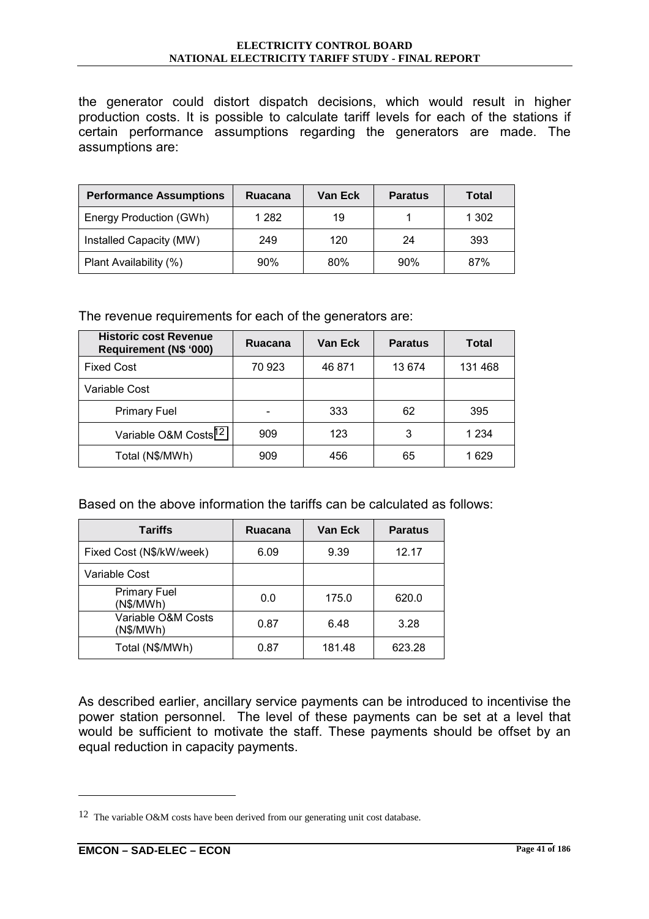the generator could distort dispatch decisions, which would result in higher production costs. It is possible to calculate tariff levels for each of the stations if certain performance assumptions regarding the generators are made. The assumptions are:

| Performance Assumptions | Ruacana | Van Eck | Paratus | Total |
|---|---|---|---|---|
| Energy Production (GWh) | 1 282 | 19 | 1 | 1 302 |
| Installed Capacity (MW) | 249 | 120 | 24 | 393 |
| Plant Availability (%) | 90% | 80% | 90% | 87% |

The revenue requirements for each of the generators are:

| Historic cost Revenue Requirement (N$ '000) | Ruacana | Van Eck | Paratus | Total |
|---|---|---|---|---|
| Fixed Cost | 70 923 | 46 871 | 13 674 | 131 468 |
| Variable Cost | | | | |
| Primary Fuel | - | 333 | 62 | 395 |
| Variable O&M Costs[12] | 909 | 123 | 3 | 1 234 |
| Total (N$/MWh) | 909 | 456 | 65 | 1 629 |

Based on the above information the tariffs can be calculated as follows:

| Tariffs | Ruacana | Van Eck | Paratus |
|---|---|---|---|
| Fixed Cost (N$/kW/week) | 6.09 | 9.39 | 12.17 |
| Variable Cost | | | |
| Primary Fuel (N$/MWh) | 0.0 | 175.0 | 620.0 |
| Variable O&M Costs (N$/MWh) | 0.87 | 6.48 | 3.28 |
| Total (N$/MWh) | 0.87 | 181.48 | 623.28 |

As described earlier, ancillary service payments can be introduced to incentivise the power station personnel. The level of these payments can be set at a level that would be sufficient to motivate the staff. These payments should be offset by an equal reduction in capacity payments.

---

12 The variable O&M costs have been derived from our generating unit cost database.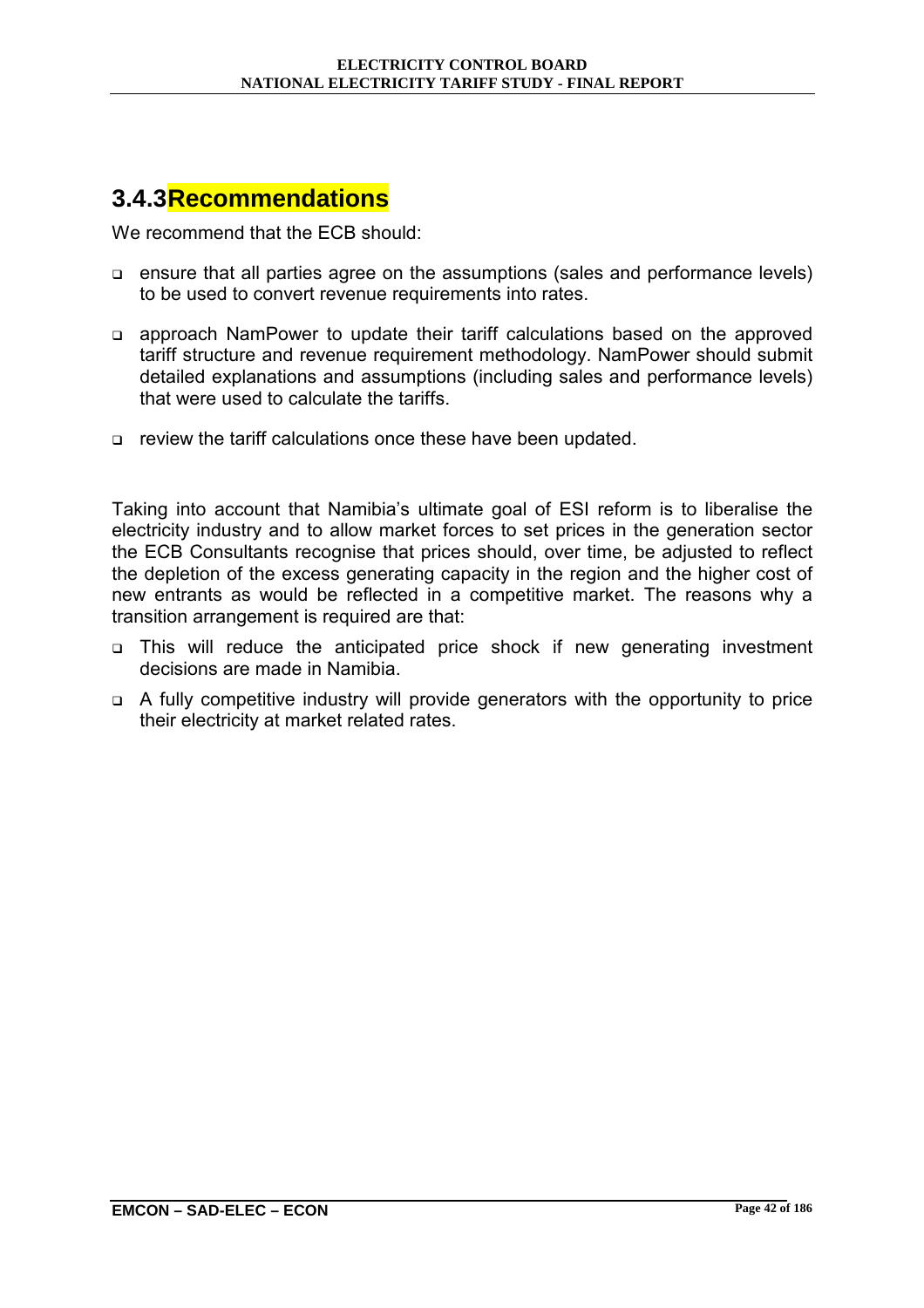### 3.4.3 Recommendations

We recommend that the ECB should:

- ensure that all parties agree on the assumptions (sales and performance levels) to be used to convert revenue requirements into rates.
- approach NamPower to update their tariff calculations based on the approved tariff structure and revenue requirement methodology. NamPower should submit detailed explanations and assumptions (including sales and performance levels) that were used to calculate the tariffs.
- review the tariff calculations once these have been updated.

Taking into account that Namibia's ultimate goal of ESI reform is to liberalise the electricity industry and to allow market forces to set prices in the generation sector the ECB Consultants recognise that prices should, over time, be adjusted to reflect the depletion of the excess generating capacity in the region and the higher cost of new entrants as would be reflected in a competitive market. The reasons why a transition arrangement is required are that:

- This will reduce the anticipated price shock if new generating investment decisions are made in Namibia.
- A fully competitive industry will provide generators with the opportunity to price their electricity at market related rates.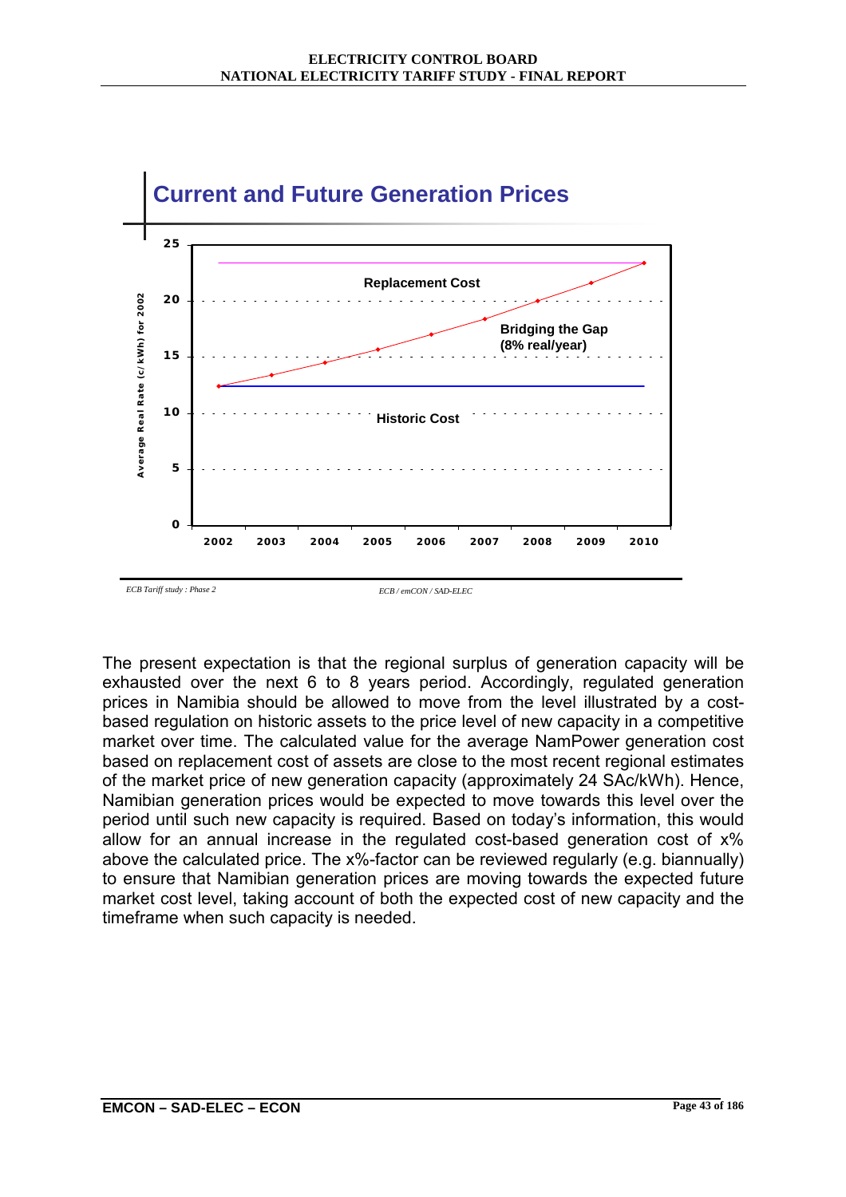## Current and Future Generation Prices

Average Real Rate (c/kWh) for 2002

Replacement Cost

Bridging the Gap (8% real/year)

Historic Cost

ECB Tariff study : Phase 2 — ECB / emCON / SAD-ELEC

The present expectation is that the regional surplus of generation capacity will be exhausted over the next 6 to 8 years period. Accordingly, regulated generation prices in Namibia should be allowed to move from the level illustrated by a cost-based regulation on historic assets to the price level of new capacity in a competitive market over time. The calculated value for the average NamPower generation cost based on replacement cost of assets are close to the most recent regional estimates of the market price of new generation capacity (approximately 24 SAc/kWh). Hence, Namibian generation prices would be expected to move towards this level over the period until such new capacity is required. Based on today's information, this would allow for an annual increase in the regulated cost-based generation cost of x% above the calculated price. The x%-factor can be reviewed regularly (e.g. biannually) to ensure that Namibian generation prices are moving towards the expected future market cost level, taking account of both the expected cost of new capacity and the timeframe when such capacity is needed.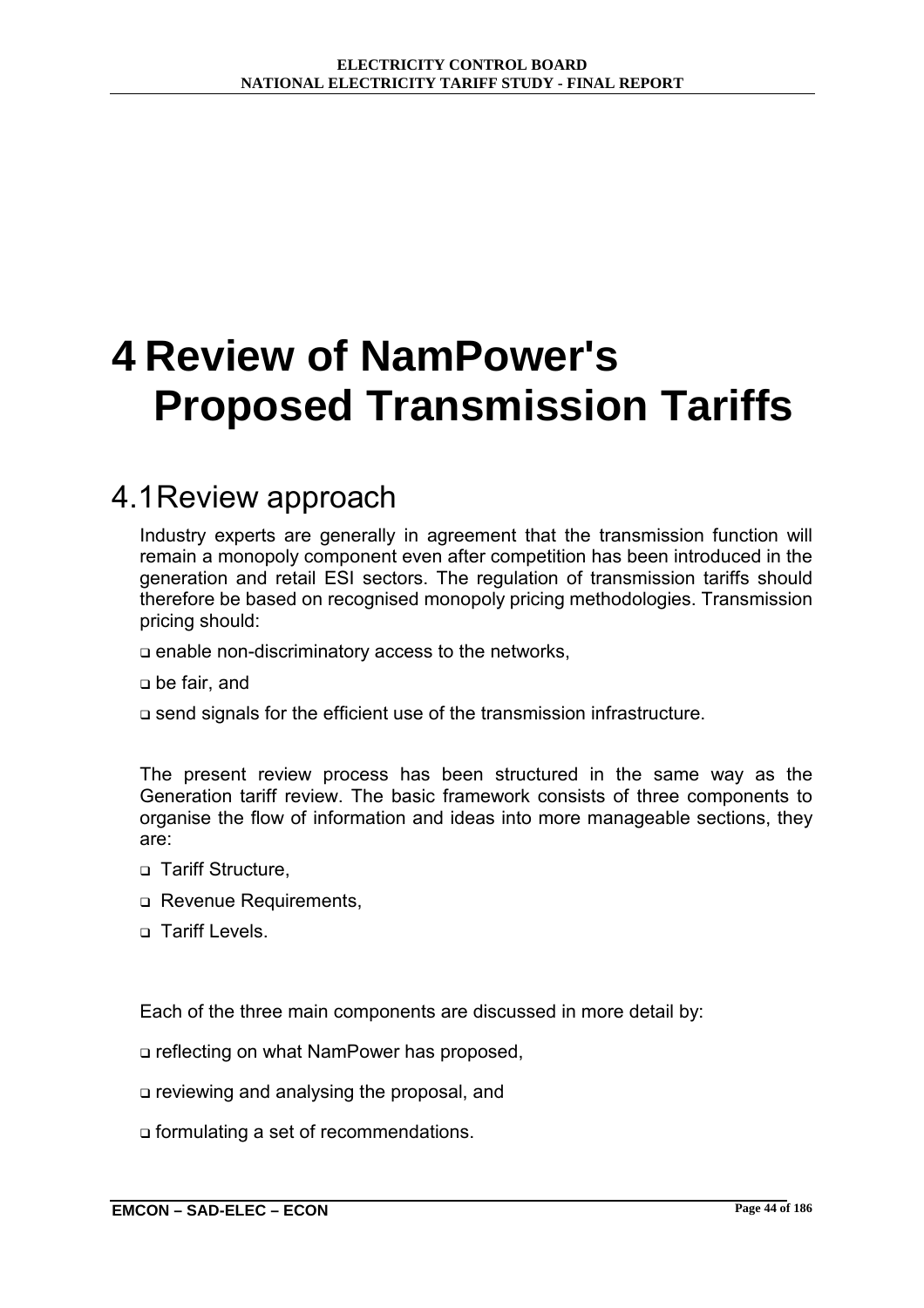# 4 Review of NamPower's Proposed Transmission Tariffs

## 4.1 Review approach

Industry experts are generally in agreement that the transmission function will remain a monopoly component even after competition has been introduced in the generation and retail ESI sectors. The regulation of transmission tariffs should therefore be based on recognised monopoly pricing methodologies. Transmission pricing should:

- enable non-discriminatory access to the networks,
- be fair, and
- send signals for the efficient use of the transmission infrastructure.

The present review process has been structured in the same way as the Generation tariff review. The basic framework consists of three components to organise the flow of information and ideas into more manageable sections, they are:

- Tariff Structure,
- Revenue Requirements,
- Tariff Levels.

Each of the three main components are discussed in more detail by:

- reflecting on what NamPower has proposed,
- reviewing and analysing the proposal, and
- formulating a set of recommendations.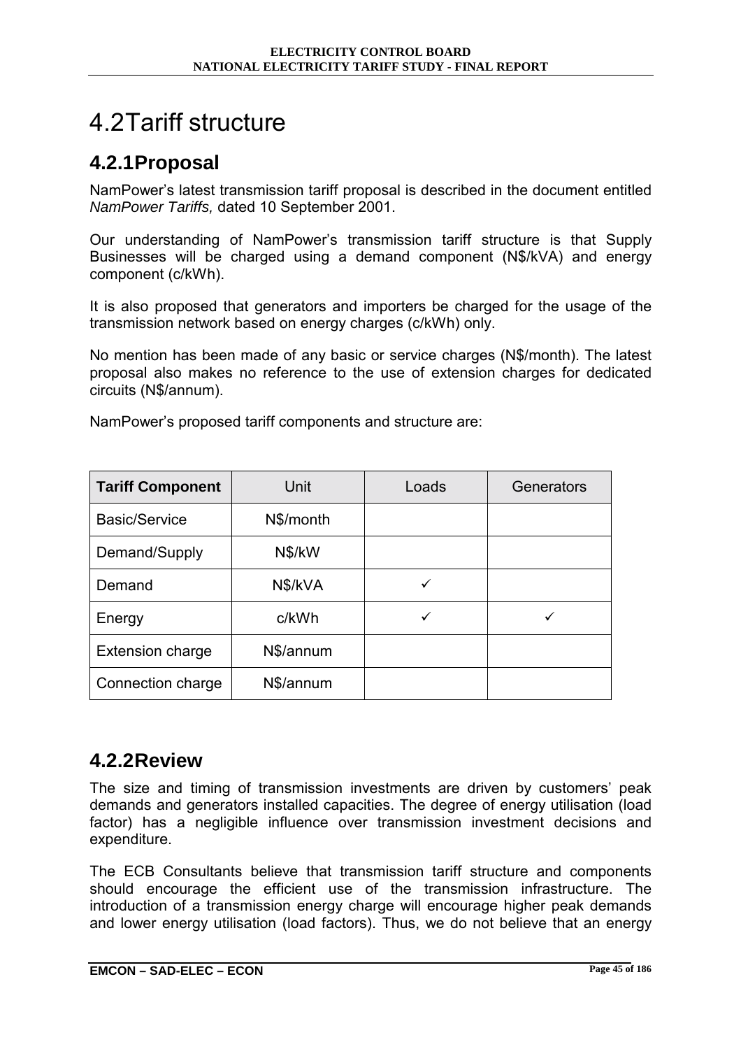# 4.2 Tariff structure

## 4.2.1 Proposal

NamPower's latest transmission tariff proposal is described in the document entitled *NamPower Tariffs,* dated 10 September 2001.

Our understanding of NamPower's transmission tariff structure is that Supply Businesses will be charged using a demand component (N$/kVA) and energy component (c/kWh).

It is also proposed that generators and importers be charged for the usage of the transmission network based on energy charges (c/kWh) only.

No mention has been made of any basic or service charges (N$/month). The latest proposal also makes no reference to the use of extension charges for dedicated circuits (N$/annum).

NamPower's proposed tariff components and structure are:

| **Tariff Component** | Unit | Loads | Generators |
|---|---|---|---|
| Basic/Service | N$/month | | |
| Demand/Supply | N$/kW | | |
| Demand | N$/kVA | ✓ | |
| Energy | c/kWh | ✓ | ✓ |
| Extension charge | N$/annum | | |
| Connection charge | N$/annum | | |

## 4.2.2 Review

The size and timing of transmission investments are driven by customers' peak demands and generators installed capacities. The degree of energy utilisation (load factor) has a negligible influence over transmission investment decisions and expenditure.

The ECB Consultants believe that transmission tariff structure and components should encourage the efficient use of the transmission infrastructure. The introduction of a transmission energy charge will encourage higher peak demands and lower energy utilisation (load factors). Thus, we do not believe that an energy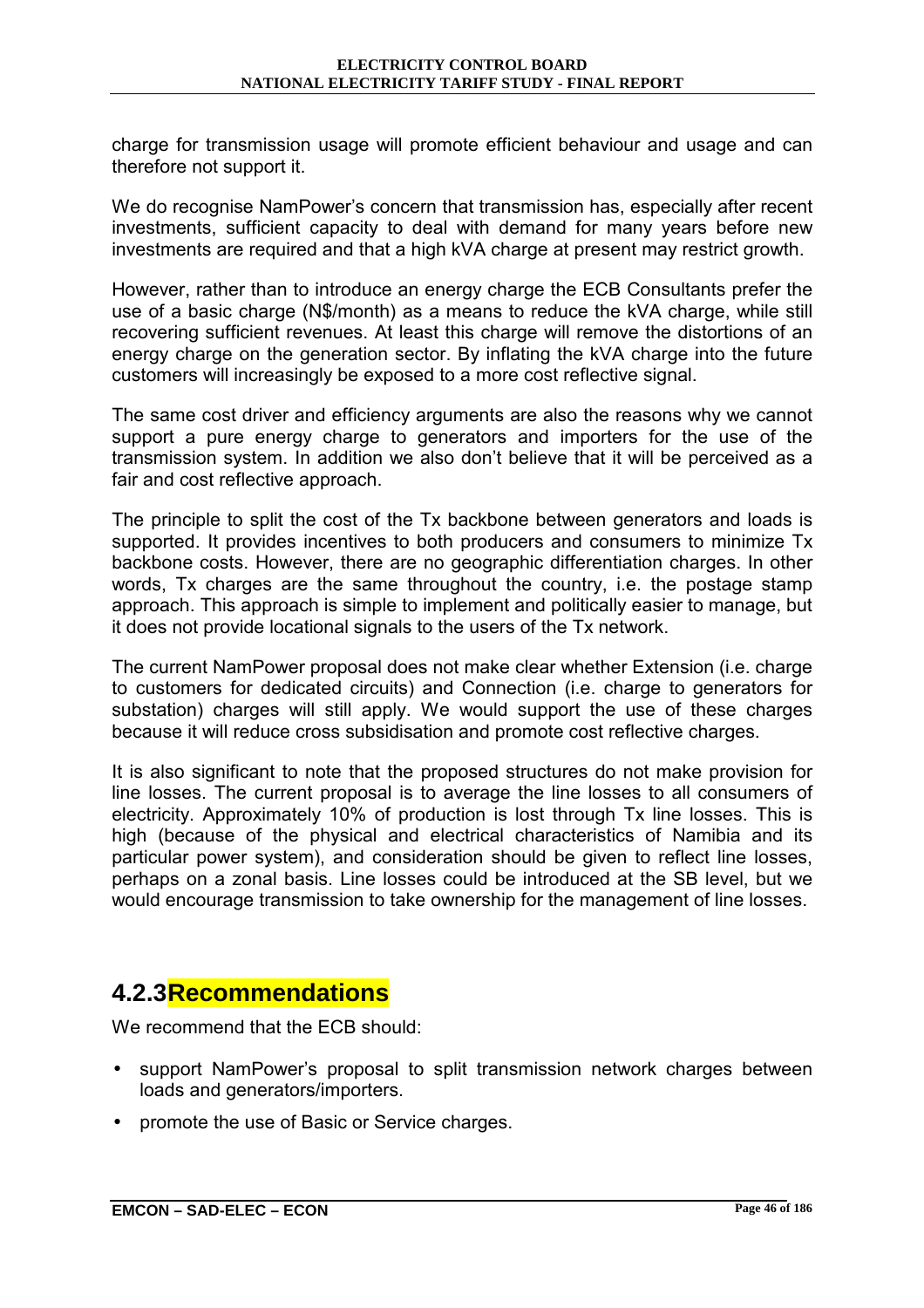charge for transmission usage will promote efficient behaviour and usage and can therefore not support it.

We do recognise NamPower's concern that transmission has, especially after recent investments, sufficient capacity to deal with demand for many years before new investments are required and that a high kVA charge at present may restrict growth.

However, rather than to introduce an energy charge the ECB Consultants prefer the use of a basic charge (N$/month) as a means to reduce the kVA charge, while still recovering sufficient revenues. At least this charge will remove the distortions of an energy charge on the generation sector. By inflating the kVA charge into the future customers will increasingly be exposed to a more cost reflective signal.

The same cost driver and efficiency arguments are also the reasons why we cannot support a pure energy charge to generators and importers for the use of the transmission system. In addition we also don't believe that it will be perceived as a fair and cost reflective approach.

The principle to split the cost of the Tx backbone between generators and loads is supported. It provides incentives to both producers and consumers to minimize Tx backbone costs. However, there are no geographic differentiation charges. In other words, Tx charges are the same throughout the country, i.e. the postage stamp approach. This approach is simple to implement and politically easier to manage, but it does not provide locational signals to the users of the Tx network.

The current NamPower proposal does not make clear whether Extension (i.e. charge to customers for dedicated circuits) and Connection (i.e. charge to generators for substation) charges will still apply. We would support the use of these charges because it will reduce cross subsidisation and promote cost reflective charges.

It is also significant to note that the proposed structures do not make provision for line losses. The current proposal is to average the line losses to all consumers of electricity. Approximately 10% of production is lost through Tx line losses. This is high (because of the physical and electrical characteristics of Namibia and its particular power system), and consideration should be given to reflect line losses, perhaps on a zonal basis. Line losses could be introduced at the SB level, but we would encourage transmission to take ownership for the management of line losses.

## 4.2.3 Recommendations

We recommend that the ECB should:

- support NamPower's proposal to split transmission network charges between loads and generators/importers.
- promote the use of Basic or Service charges.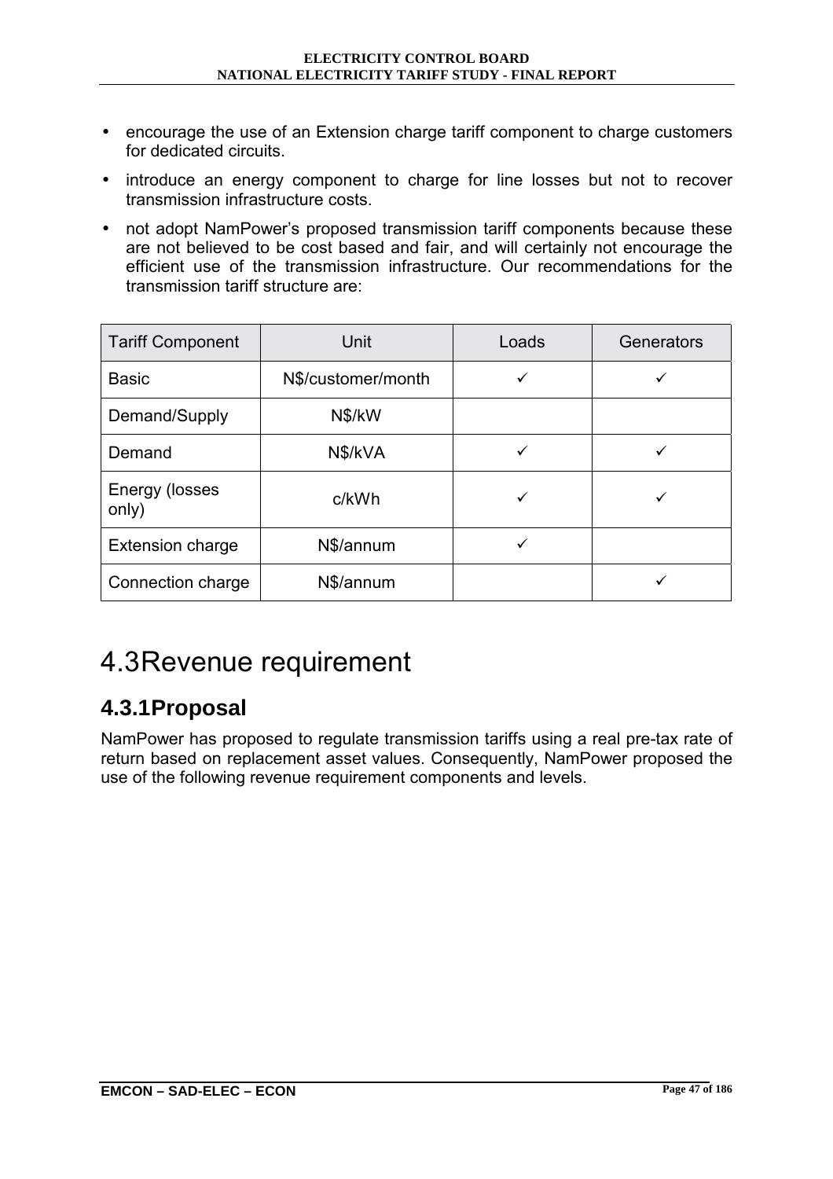- encourage the use of an Extension charge tariff component to charge customers for dedicated circuits.
- introduce an energy component to charge for line losses but not to recover transmission infrastructure costs.
- not adopt NamPower's proposed transmission tariff components because these are not believed to be cost based and fair, and will certainly not encourage the efficient use of the transmission infrastructure. Our recommendations for the transmission tariff structure are:

| Tariff Component | Unit | Loads | Generators |
|---|---|---|---|
| Basic | N$/customer/month | ✓ | ✓ |
| Demand/Supply | N$/kW | | |
| Demand | N$/kVA | ✓ | ✓ |
| Energy (losses only) | c/kWh | ✓ | ✓ |
| Extension charge | N$/annum | ✓ | |
| Connection charge | N$/annum | | ✓ |

# 4.3 Revenue requirement

## 4.3.1 Proposal

NamPower has proposed to regulate transmission tariffs using a real pre-tax rate of return based on replacement asset values. Consequently, NamPower proposed the use of the following revenue requirement components and levels.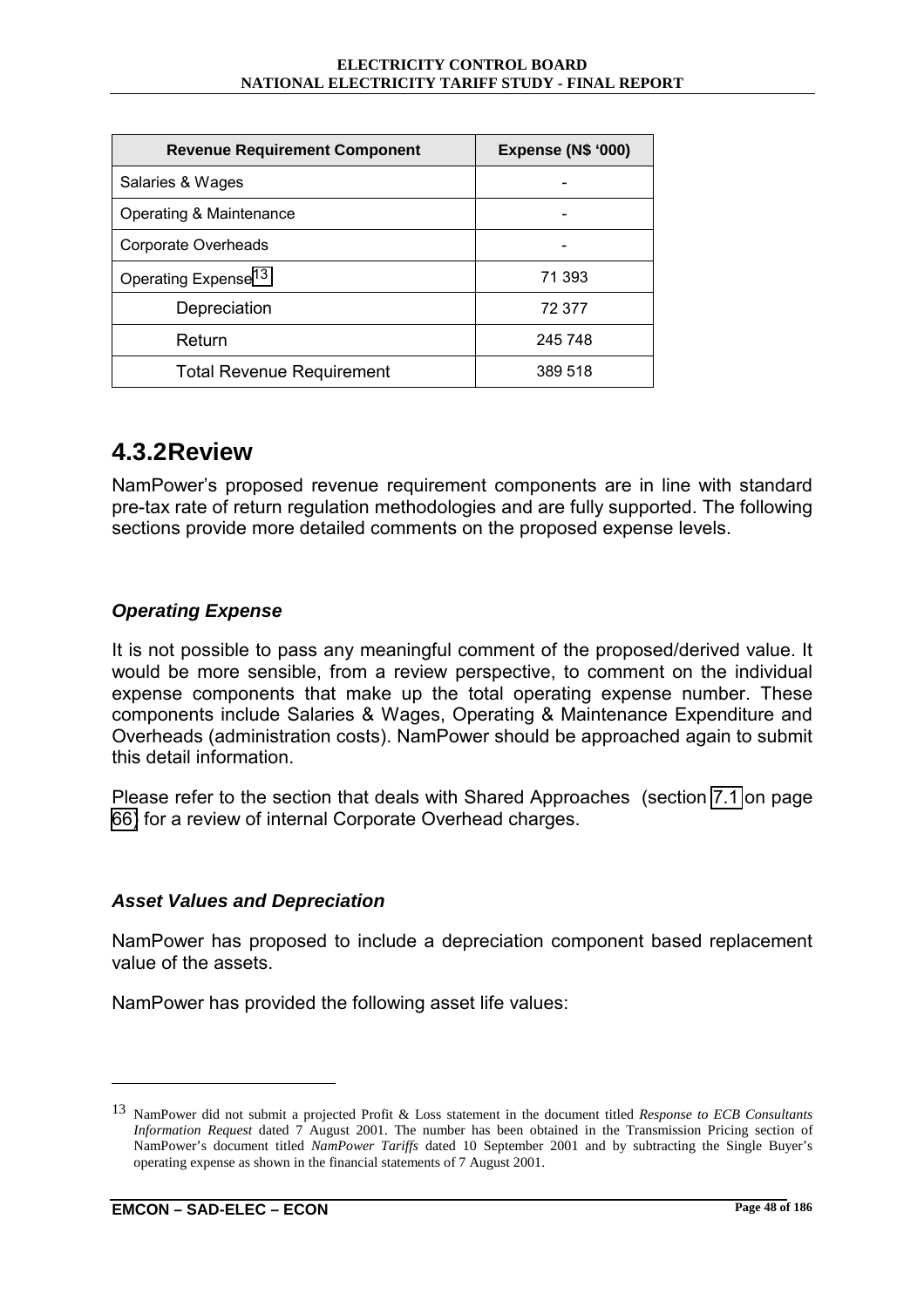| Revenue Requirement Component | Expense (N$ '000) |
| --- | --- |
| Salaries & Wages | - |
| Operating & Maintenance | - |
| Corporate Overheads | - |
| Operating Expense[13] | 71 393 |
| Depreciation | 72 377 |
| Return | 245 748 |
| Total Revenue Requirement | 389 518 |

## 4.3.2 Review

NamPower's proposed revenue requirement components are in line with standard pre-tax rate of return regulation methodologies and are fully supported. The following sections provide more detailed comments on the proposed expense levels.

### *Operating Expense*

It is not possible to pass any meaningful comment of the proposed/derived value. It would be more sensible, from a review perspective, to comment on the individual expense components that make up the total operating expense number. These components include Salaries & Wages, Operating & Maintenance Expenditure and Overheads (administration costs). NamPower should be approached again to submit this detail information.

Please refer to the section that deals with Shared Approaches (section 7.1 on page 66) for a review of internal Corporate Overhead charges.

### *Asset Values and Depreciation*

NamPower has proposed to include a depreciation component based replacement value of the assets.

NamPower has provided the following asset life values:

---

13 NamPower did not submit a projected Profit & Loss statement in the document titled *Response to ECB Consultants Information Request* dated 7 August 2001. The number has been obtained in the Transmission Pricing section of NamPower's document titled *NamPower Tariffs* dated 10 September 2001 and by subtracting the Single Buyer's operating expense as shown in the financial statements of 7 August 2001.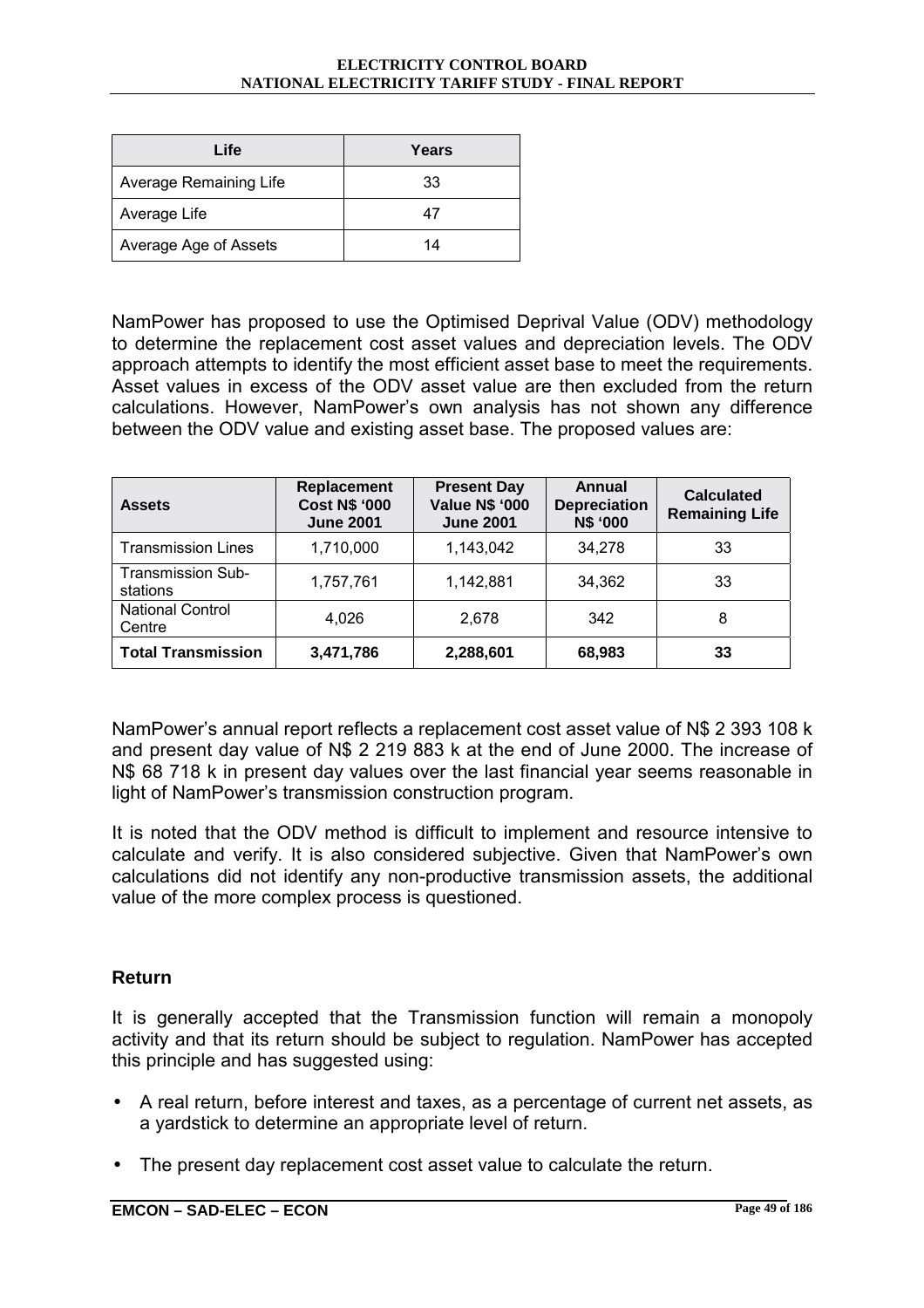| Life | Years |
|---|---|
| Average Remaining Life | 33 |
| Average Life | 47 |
| Average Age of Assets | 14 |

NamPower has proposed to use the Optimised Deprival Value (ODV) methodology to determine the replacement cost asset values and depreciation levels. The ODV approach attempts to identify the most efficient asset base to meet the requirements. Asset values in excess of the ODV asset value are then excluded from the return calculations. However, NamPower's own analysis has not shown any difference between the ODV value and existing asset base. The proposed values are:

| Assets | Replacement Cost N$ '000 June 2001 | Present Day Value N$ '000 June 2001 | Annual Depreciation N$ '000 | Calculated Remaining Life |
|---|---|---|---|---|
| Transmission Lines | 1,710,000 | 1,143,042 | 34,278 | 33 |
| Transmission Sub-stations | 1,757,761 | 1,142,881 | 34,362 | 33 |
| National Control Centre | 4,026 | 2,678 | 342 | 8 |
| **Total Transmission** | **3,471,786** | **2,288,601** | **68,983** | **33** |

NamPower's annual report reflects a replacement cost asset value of N$ 2 393 108 k and present day value of N$ 2 219 883 k at the end of June 2000. The increase of N$ 68 718 k in present day values over the last financial year seems reasonable in light of NamPower's transmission construction program.

It is noted that the ODV method is difficult to implement and resource intensive to calculate and verify. It is also considered subjective. Given that NamPower's own calculations did not identify any non-productive transmission assets, the additional value of the more complex process is questioned.

### Return

It is generally accepted that the Transmission function will remain a monopoly activity and that its return should be subject to regulation. NamPower has accepted this principle and has suggested using:

- A real return, before interest and taxes, as a percentage of current net assets, as a yardstick to determine an appropriate level of return.
- The present day replacement cost asset value to calculate the return.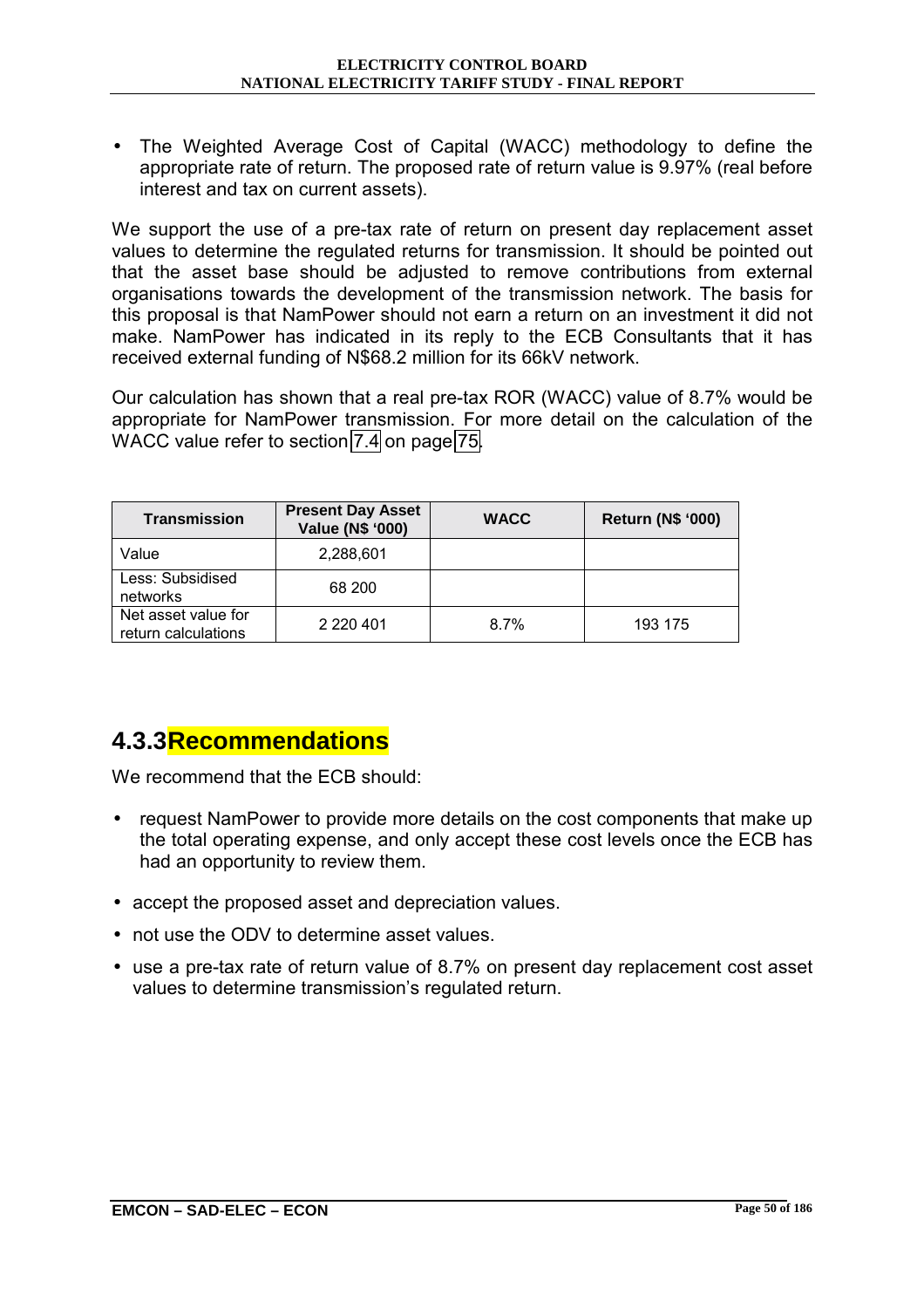- The Weighted Average Cost of Capital (WACC) methodology to define the appropriate rate of return. The proposed rate of return value is 9.97% (real before interest and tax on current assets).

We support the use of a pre-tax rate of return on present day replacement asset values to determine the regulated returns for transmission. It should be pointed out that the asset base should be adjusted to remove contributions from external organisations towards the development of the transmission network. The basis for this proposal is that NamPower should not earn a return on an investment it did not make. NamPower has indicated in its reply to the ECB Consultants that it has received external funding of N$68.2 million for its 66kV network.

Our calculation has shown that a real pre-tax ROR (WACC) value of 8.7% would be appropriate for NamPower transmission. For more detail on the calculation of the WACC value refer to section 7.4 on page 75.

| Transmission | Present Day Asset Value (N$ '000) | WACC | Return (N$ '000) |
|---|---|---|---|
| Value | 2,288,601 | | |
| Less: Subsidised networks | 68 200 | | |
| Net asset value for return calculations | 2 220 401 | 8.7% | 193 175 |

### 4.3.3 Recommendations

We recommend that the ECB should:

- request NamPower to provide more details on the cost components that make up the total operating expense, and only accept these cost levels once the ECB has had an opportunity to review them.
- accept the proposed asset and depreciation values.
- not use the ODV to determine asset values.
- use a pre-tax rate of return value of 8.7% on present day replacement cost asset values to determine transmission's regulated return.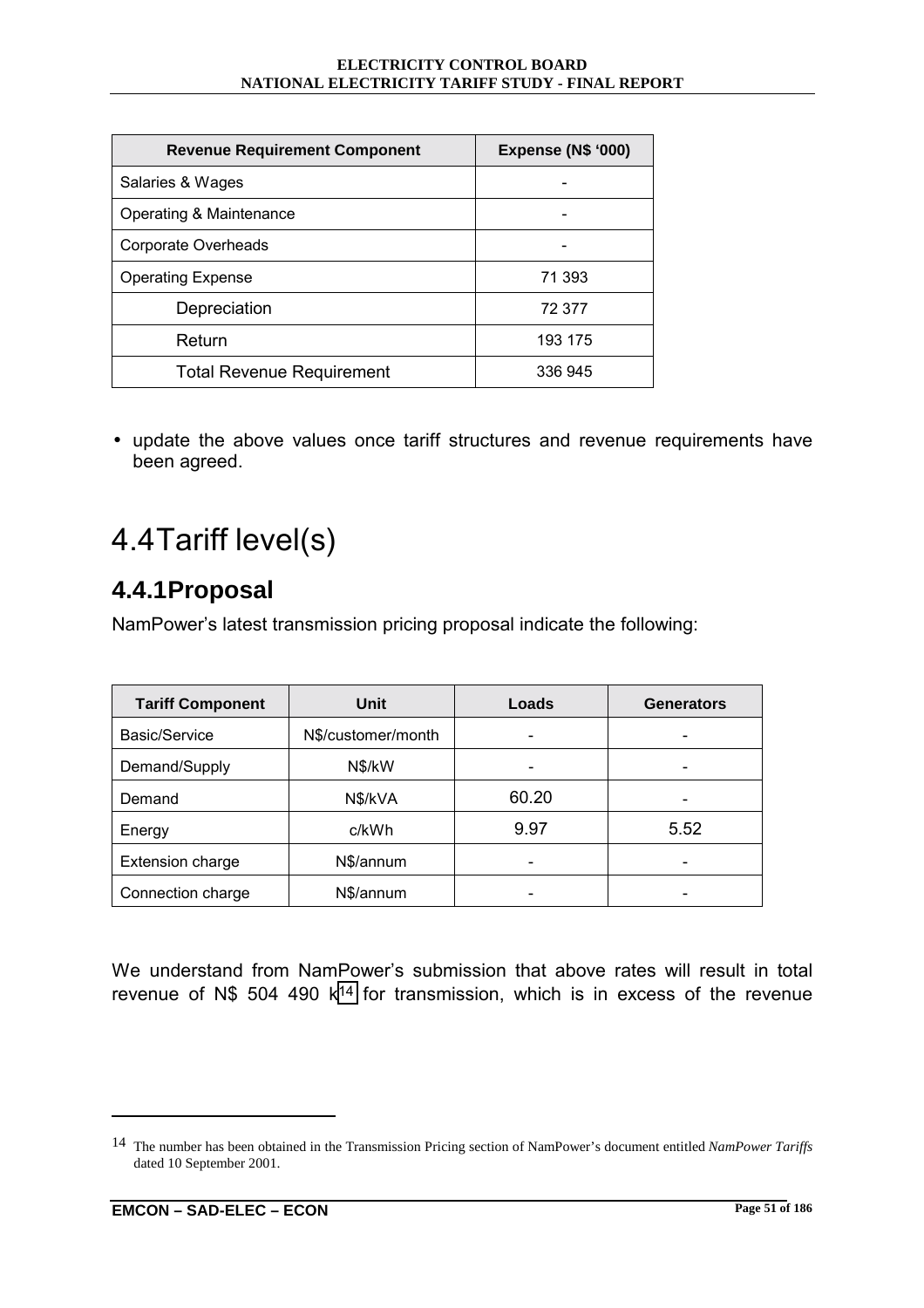| Revenue Requirement Component | Expense (N$ '000) |
|---|---|
| Salaries & Wages | - |
| Operating & Maintenance | - |
| Corporate Overheads | - |
| Operating Expense | 71 393 |
| Depreciation | 72 377 |
| Return | 193 175 |
| Total Revenue Requirement | 336 945 |

- update the above values once tariff structures and revenue requirements have been agreed.

# 4.4 Tariff level(s)

## 4.4.1 Proposal

NamPower's latest transmission pricing proposal indicate the following:

| Tariff Component | Unit | Loads | Generators |
|---|---|---|---|
| Basic/Service | N$/customer/month | - | - |
| Demand/Supply | N$/kW | - | - |
| Demand | N$/kVA | 60.20 | - |
| Energy | c/kWh | 9.97 | 5.52 |
| Extension charge | N$/annum | - | - |
| Connection charge | N$/annum | - | - |

We understand from NamPower's submission that above rates will result in total revenue of N$ 504 490 k[14] for transmission, which is in excess of the revenue

[14] The number has been obtained in the Transmission Pricing section of NamPower's document entitled *NamPower Tariffs* dated 10 September 2001.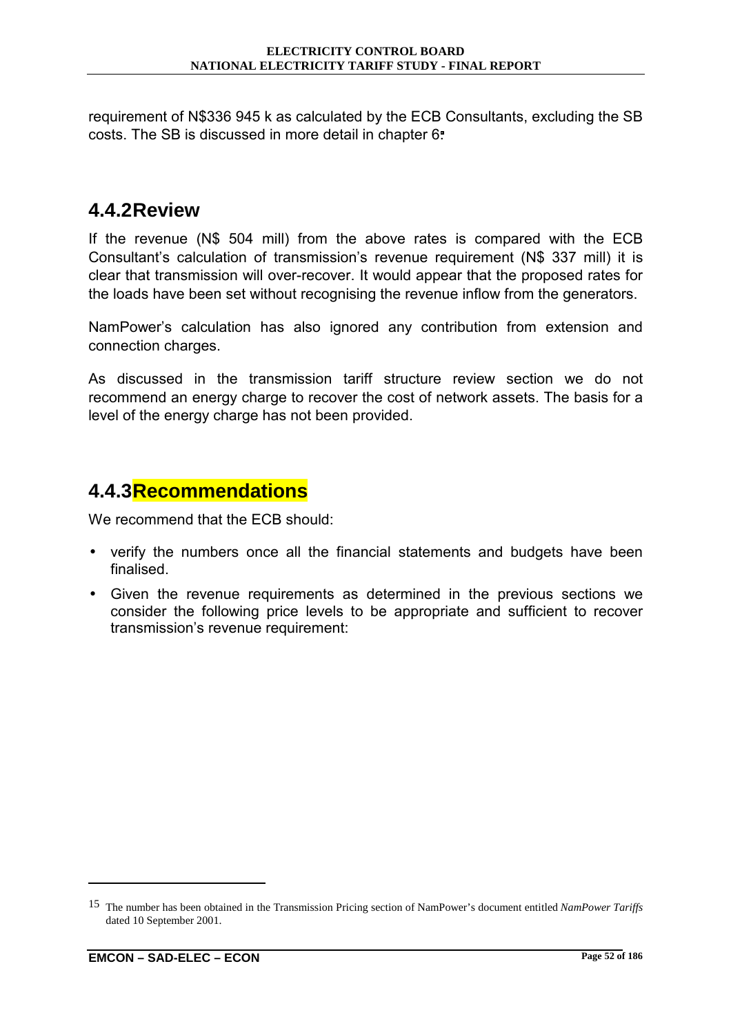requirement of N$336 945 k as calculated by the ECB Consultants, excluding the SB costs. The SB is discussed in more detail in chapter 6.

## 4.4.2 Review

If the revenue (N$ 504 mill) from the above rates is compared with the ECB Consultant's calculation of transmission's revenue requirement (N$ 337 mill) it is clear that transmission will over-recover. It would appear that the proposed rates for the loads have been set without recognising the revenue inflow from the generators.

NamPower's calculation has also ignored any contribution from extension and connection charges.

As discussed in the transmission tariff structure review section we do not recommend an energy charge to recover the cost of network assets. The basis for a level of the energy charge has not been provided.

## 4.4.3 Recommendations

We recommend that the ECB should:

- verify the numbers once all the financial statements and budgets have been finalised.
- Given the revenue requirements as determined in the previous sections we consider the following price levels to be appropriate and sufficient to recover transmission's revenue requirement:

---

[15] The number has been obtained in the Transmission Pricing section of NamPower's document entitled *NamPower Tariffs* dated 10 September 2001.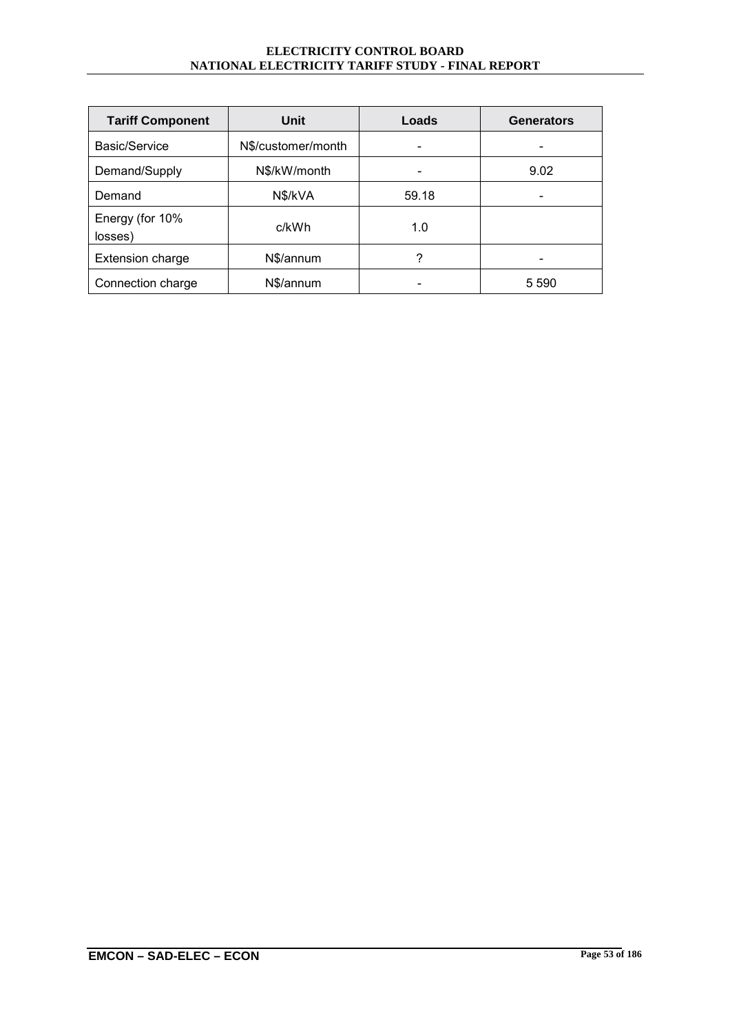| Tariff Component | Unit | Loads | Generators |
| --- | --- | --- | --- |
| Basic/Service | N$/customer/month | - | - |
| Demand/Supply | N$/kW/month | - | 9.02 |
| Demand | N$/kVA | 59.18 | - |
| Energy (for 10% losses) | c/kWh | 1.0 | |
| Extension charge | N$/annum | ? | - |
| Connection charge | N$/annum | - | 5 590 |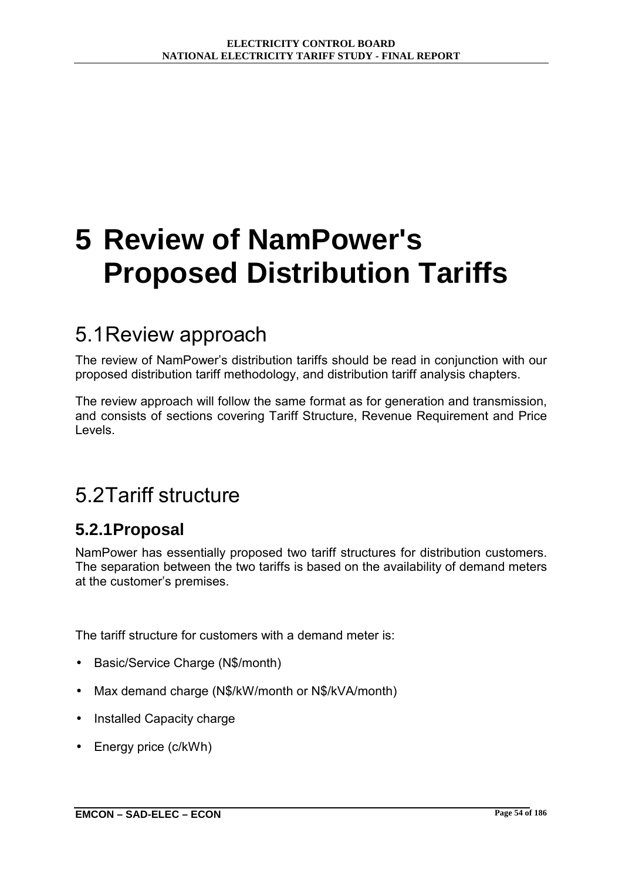# 5 Review of NamPower's Proposed Distribution Tariffs

## 5.1 Review approach

The review of NamPower's distribution tariffs should be read in conjunction with our proposed distribution tariff methodology, and distribution tariff analysis chapters.

The review approach will follow the same format as for generation and transmission, and consists of sections covering Tariff Structure, Revenue Requirement and Price Levels.

## 5.2 Tariff structure

### 5.2.1 Proposal

NamPower has essentially proposed two tariff structures for distribution customers. The separation between the two tariffs is based on the availability of demand meters at the customer's premises.

The tariff structure for customers with a demand meter is:

- Basic/Service Charge (N$/month)
- Max demand charge (N$/kW/month or N$/kVA/month)
- Installed Capacity charge
- Energy price (c/kWh)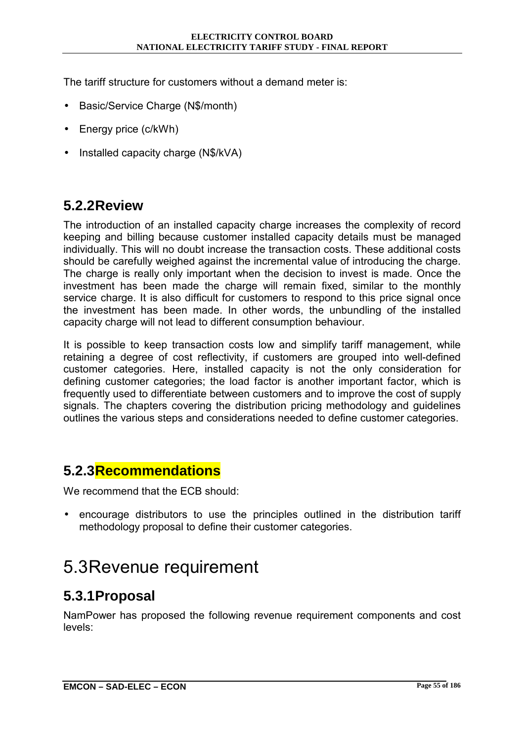The tariff structure for customers without a demand meter is:

- Basic/Service Charge (N$/month)
- Energy price (c/kWh)
- Installed capacity charge (N$/kVA)

### 5.2.2 Review

The introduction of an installed capacity charge increases the complexity of record keeping and billing because customer installed capacity details must be managed individually. This will no doubt increase the transaction costs. These additional costs should be carefully weighed against the incremental value of introducing the charge. The charge is really only important when the decision to invest is made. Once the investment has been made the charge will remain fixed, similar to the monthly service charge. It is also difficult for customers to respond to this price signal once the investment has been made. In other words, the unbundling of the installed capacity charge will not lead to different consumption behaviour.

It is possible to keep transaction costs low and simplify tariff management, while retaining a degree of cost reflectivity, if customers are grouped into well-defined customer categories. Here, installed capacity is not the only consideration for defining customer categories; the load factor is another important factor, which is frequently used to differentiate between customers and to improve the cost of supply signals. The chapters covering the distribution pricing methodology and guidelines outlines the various steps and considerations needed to define customer categories.

### 5.2.3 Recommendations

We recommend that the ECB should:

- encourage distributors to use the principles outlined in the distribution tariff methodology proposal to define their customer categories.

## 5.3 Revenue requirement

### 5.3.1 Proposal

NamPower has proposed the following revenue requirement components and cost levels: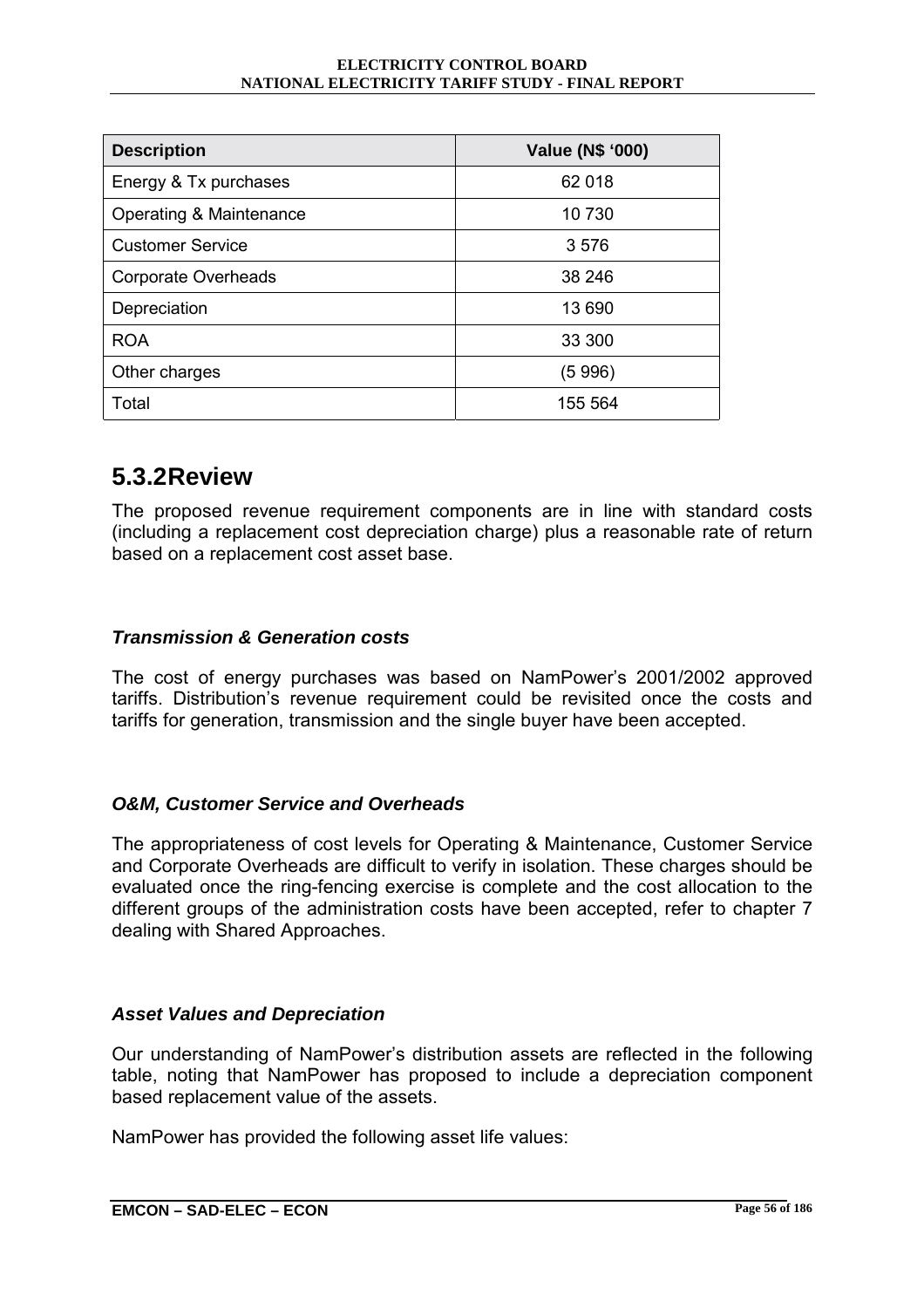| Description | Value (N$ '000) |
|---|---|
| Energy & Tx purchases | 62 018 |
| Operating & Maintenance | 10 730 |
| Customer Service | 3 576 |
| Corporate Overheads | 38 246 |
| Depreciation | 13 690 |
| ROA | 33 300 |
| Other charges | (5 996) |
| Total | 155 564 |

## 5.3.2 Review

The proposed revenue requirement components are in line with standard costs (including a replacement cost depreciation charge) plus a reasonable rate of return based on a replacement cost asset base.

### *Transmission & Generation costs*

The cost of energy purchases was based on NamPower's 2001/2002 approved tariffs. Distribution's revenue requirement could be revisited once the costs and tariffs for generation, transmission and the single buyer have been accepted.

### *O&M, Customer Service and Overheads*

The appropriateness of cost levels for Operating & Maintenance, Customer Service and Corporate Overheads are difficult to verify in isolation. These charges should be evaluated once the ring-fencing exercise is complete and the cost allocation to the different groups of the administration costs have been accepted, refer to chapter 7 dealing with Shared Approaches.

### *Asset Values and Depreciation*

Our understanding of NamPower's distribution assets are reflected in the following table, noting that NamPower has proposed to include a depreciation component based replacement value of the assets.

NamPower has provided the following asset life values: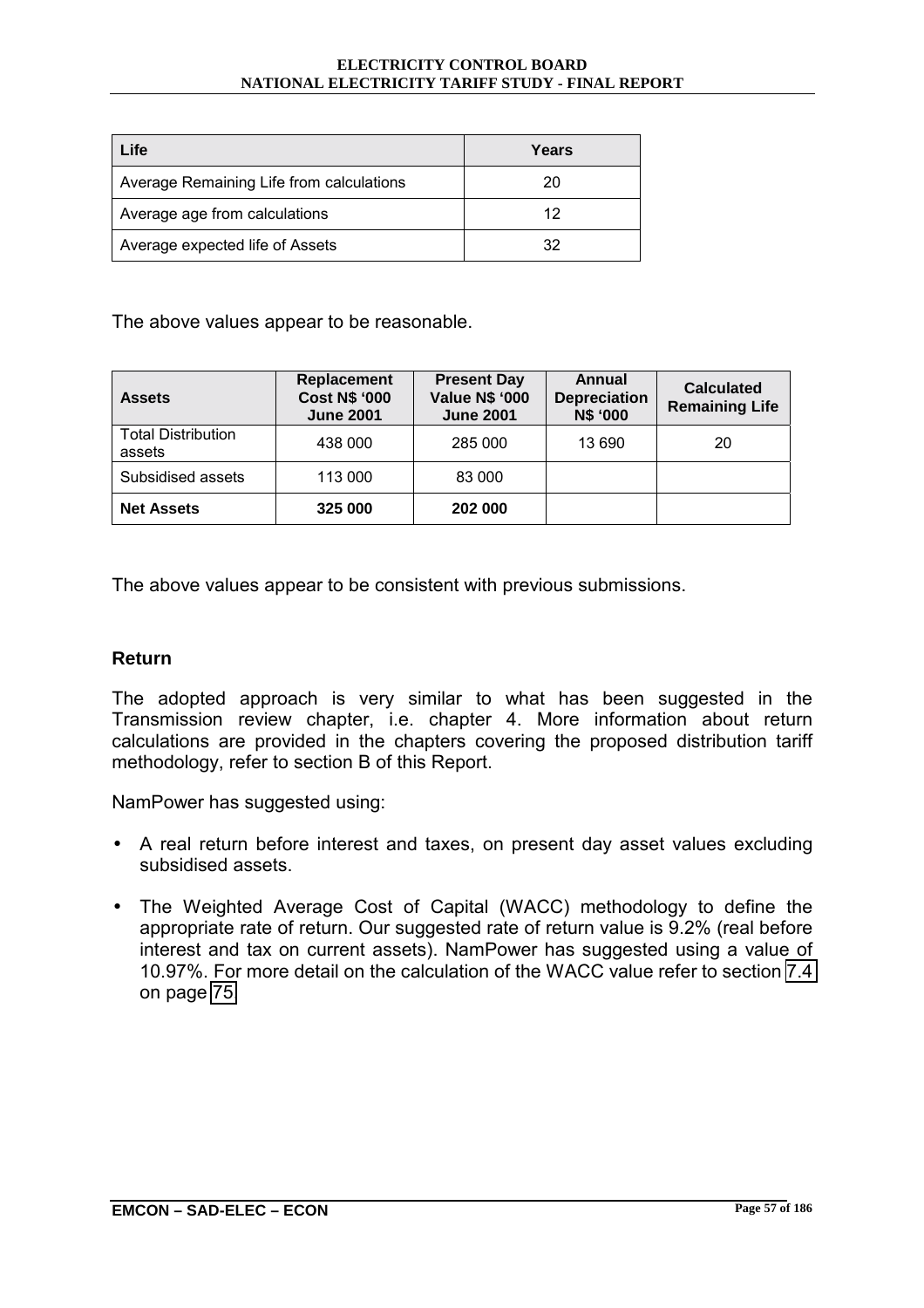| Life | Years |
| --- | --- |
| Average Remaining Life from calculations | 20 |
| Average age from calculations | 12 |
| Average expected life of Assets | 32 |

The above values appear to be reasonable.

| Assets | Replacement Cost N$ '000 June 2001 | Present Day Value N$ '000 June 2001 | Annual Depreciation N$ '000 | Calculated Remaining Life |
| --- | --- | --- | --- | --- |
| Total Distribution assets | 438 000 | 285 000 | 13 690 | 20 |
| Subsidised assets | 113 000 | 83 000 | | |
| **Net Assets** | **325 000** | **202 000** | | |

The above values appear to be consistent with previous submissions.

### Return

The adopted approach is very similar to what has been suggested in the Transmission review chapter, i.e. chapter 4. More information about return calculations are provided in the chapters covering the proposed distribution tariff methodology, refer to section B of this Report.

NamPower has suggested using:

- A real return before interest and taxes, on present day asset values excluding subsidised assets.
- The Weighted Average Cost of Capital (WACC) methodology to define the appropriate rate of return. Our suggested rate of return value is 9.2% (real before interest and tax on current assets). NamPower has suggested using a value of 10.97%. For more detail on the calculation of the WACC value refer to section 7.4 on page 75.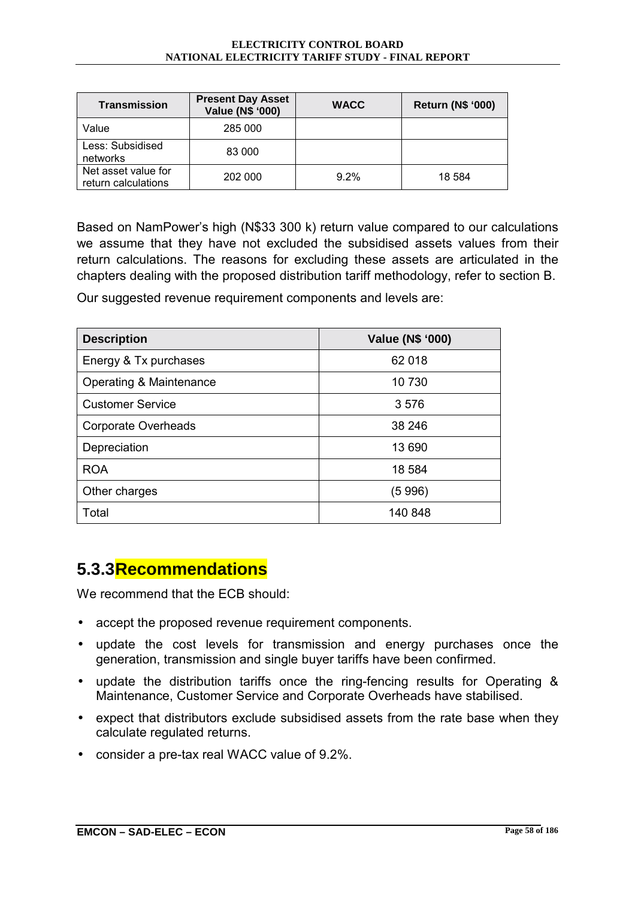| Transmission | Present Day Asset Value (N$ '000) | WACC | Return (N$ '000) |
|---|---|---|---|
| Value | 285 000 | | |
| Less: Subsidised networks | 83 000 | | |
| Net asset value for return calculations | 202 000 | 9.2% | 18 584 |

Based on NamPower's high (N$33 300 k) return value compared to our calculations we assume that they have not excluded the subsidised assets values from their return calculations. The reasons for excluding these assets are articulated in the chapters dealing with the proposed distribution tariff methodology, refer to section B.

Our suggested revenue requirement components and levels are:

| Description | Value (N$ '000) |
|---|---|
| Energy & Tx purchases | 62 018 |
| Operating & Maintenance | 10 730 |
| Customer Service | 3 576 |
| Corporate Overheads | 38 246 |
| Depreciation | 13 690 |
| ROA | 18 584 |
| Other charges | (5 996) |
| Total | 140 848 |

### 5.3.3 Recommendations

We recommend that the ECB should:

- accept the proposed revenue requirement components.
- update the cost levels for transmission and energy purchases once the generation, transmission and single buyer tariffs have been confirmed.
- update the distribution tariffs once the ring-fencing results for Operating & Maintenance, Customer Service and Corporate Overheads have stabilised.
- expect that distributors exclude subsidised assets from the rate base when they calculate regulated returns.
- consider a pre-tax real WACC value of 9.2%.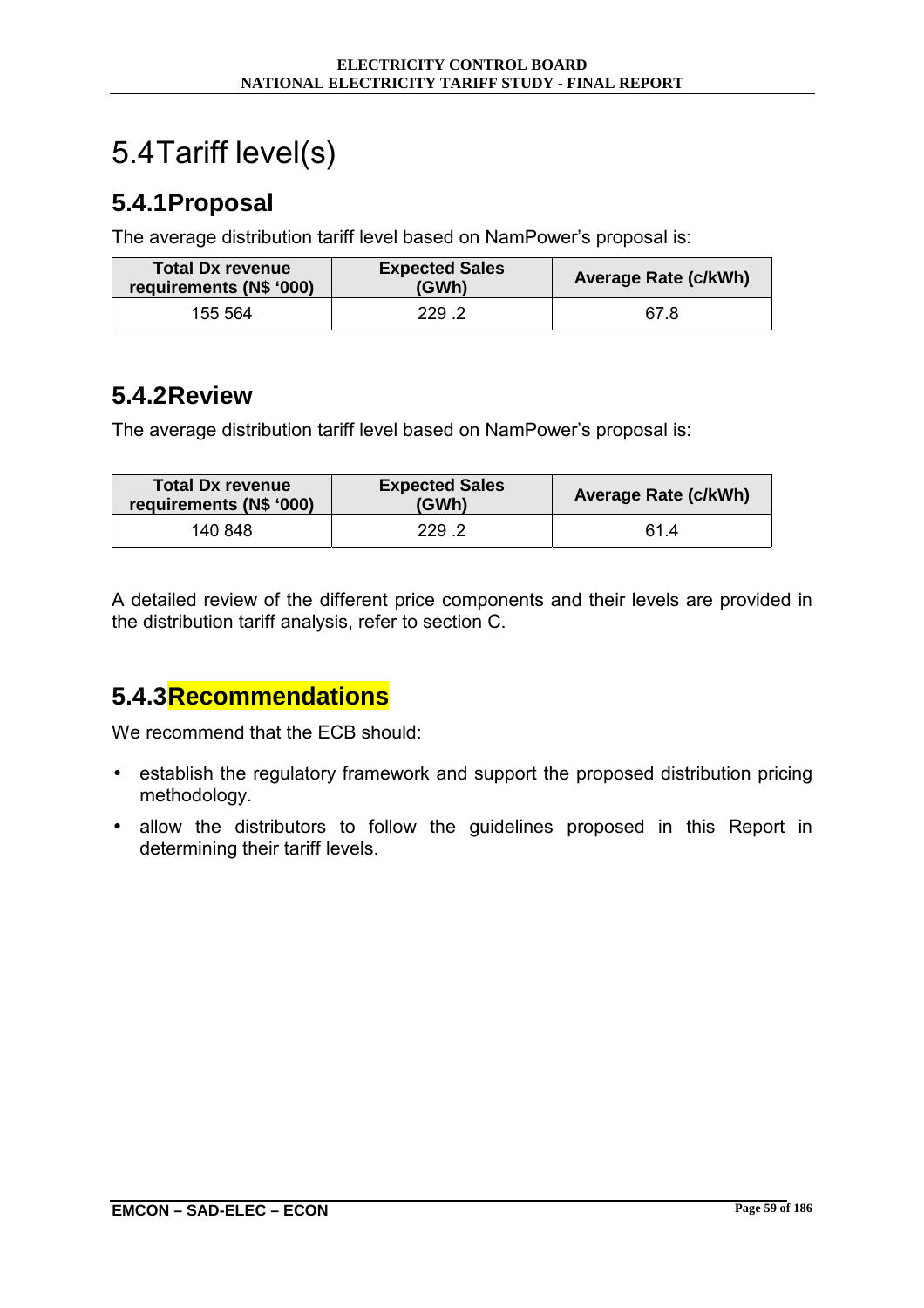# 5.4 Tariff level(s)

## 5.4.1 Proposal

The average distribution tariff level based on NamPower's proposal is:

| Total Dx revenue requirements (N$ '000) | Expected Sales (GWh) | Average Rate (c/kWh) |
|---|---|---|
| 155 564 | 229 .2 | 67.8 |

## 5.4.2 Review

The average distribution tariff level based on NamPower's proposal is:

| Total Dx revenue requirements (N$ '000) | Expected Sales (GWh) | Average Rate (c/kWh) |
|---|---|---|
| 140 848 | 229 .2 | 61.4 |

A detailed review of the different price components and their levels are provided in the distribution tariff analysis, refer to section C.

## 5.4.3 Recommendations

We recommend that the ECB should:

- establish the regulatory framework and support the proposed distribution pricing methodology.
- allow the distributors to follow the guidelines proposed in this Report in determining their tariff levels.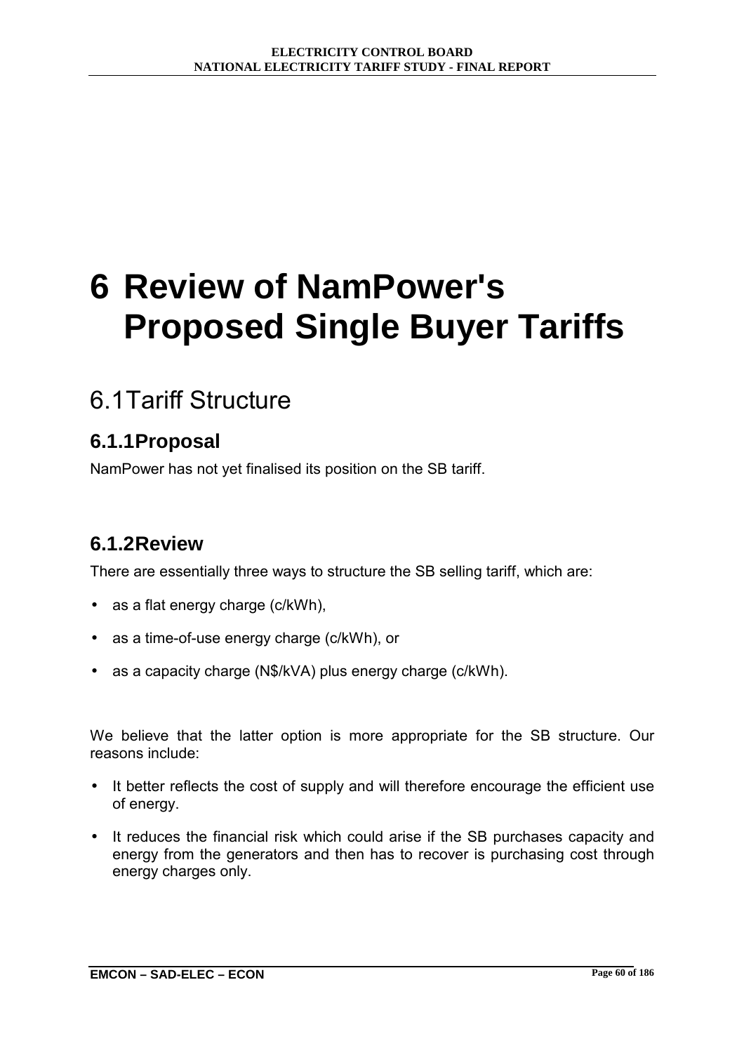# 6 Review of NamPower's Proposed Single Buyer Tariffs

## 6.1 Tariff Structure

### 6.1.1 Proposal

NamPower has not yet finalised its position on the SB tariff.

### 6.1.2 Review

There are essentially three ways to structure the SB selling tariff, which are:

- as a flat energy charge (c/kWh),
- as a time-of-use energy charge (c/kWh), or
- as a capacity charge (N$/kVA) plus energy charge (c/kWh).

We believe that the latter option is more appropriate for the SB structure. Our reasons include:

- It better reflects the cost of supply and will therefore encourage the efficient use of energy.
- It reduces the financial risk which could arise if the SB purchases capacity and energy from the generators and then has to recover is purchasing cost through energy charges only.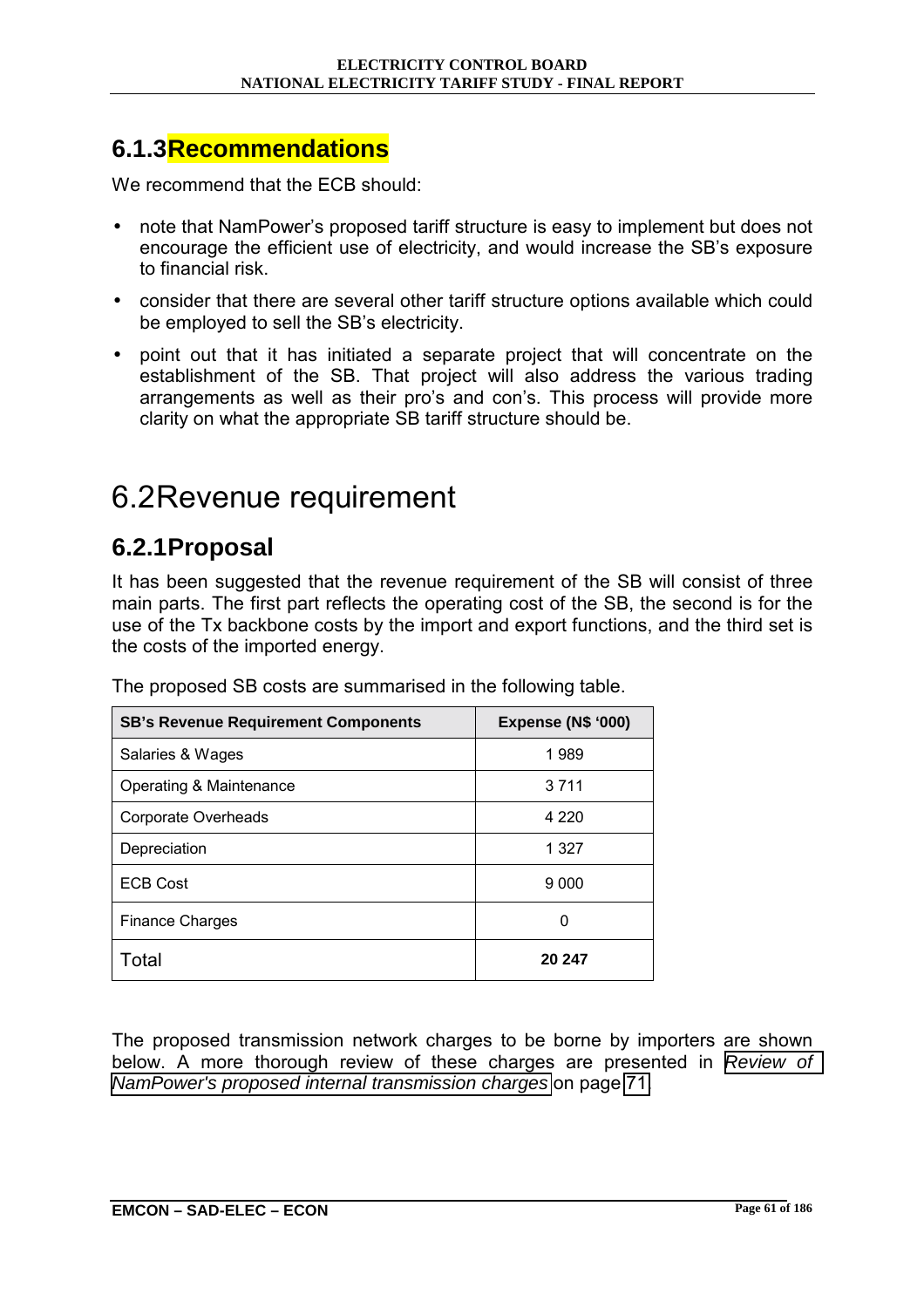### 6.1.3 Recommendations

We recommend that the ECB should:

- note that NamPower's proposed tariff structure is easy to implement but does not encourage the efficient use of electricity, and would increase the SB's exposure to financial risk.
- consider that there are several other tariff structure options available which could be employed to sell the SB's electricity.
- point out that it has initiated a separate project that will concentrate on the establishment of the SB. That project will also address the various trading arrangements as well as their pro's and con's. This process will provide more clarity on what the appropriate SB tariff structure should be.

## 6.2 Revenue requirement

### 6.2.1 Proposal

It has been suggested that the revenue requirement of the SB will consist of three main parts. The first part reflects the operating cost of the SB, the second is for the use of the Tx backbone costs by the import and export functions, and the third set is the costs of the imported energy.

The proposed SB costs are summarised in the following table.

| SB's Revenue Requirement Components | Expense (N$ '000) |
|---|---|
| Salaries & Wages | 1 989 |
| Operating & Maintenance | 3 711 |
| Corporate Overheads | 4 220 |
| Depreciation | 1 327 |
| ECB Cost | 9 000 |
| Finance Charges | 0 |
| Total | **20 247** |

The proposed transmission network charges to be borne by importers are shown below. A more thorough review of these charges are presented in *Review of NamPower's proposed internal transmission charges* on page 71.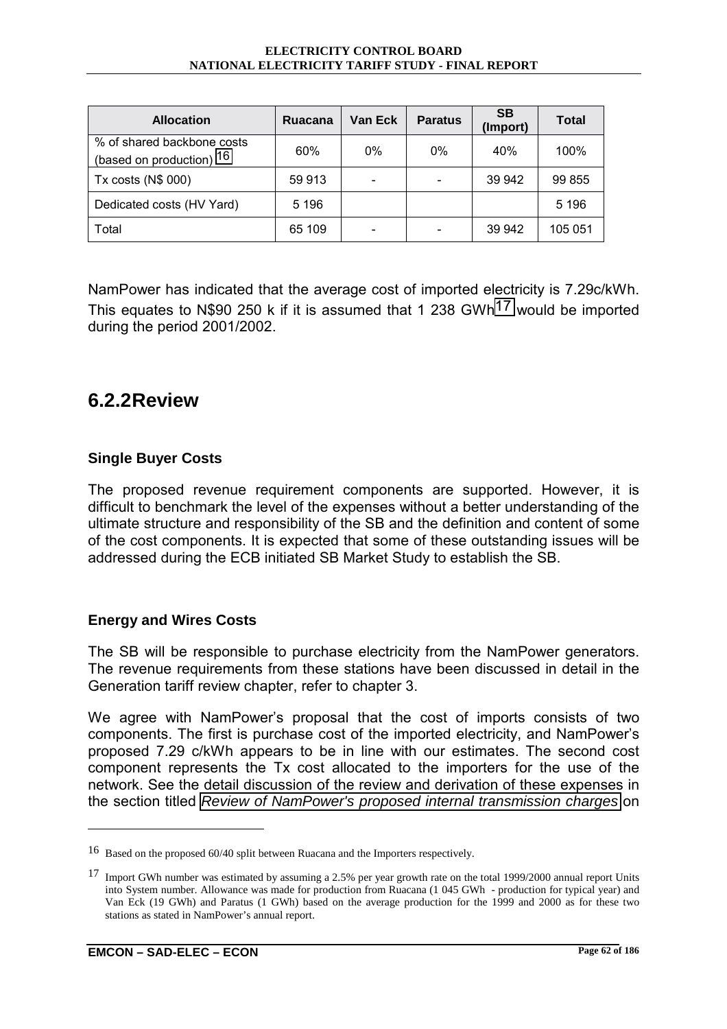| Allocation | Ruacana | Van Eck | Paratus | SB (Import) | Total |
|---|---|---|---|---|---|
| % of shared backbone costs (based on production) [16] | 60% | 0% | 0% | 40% | 100% |
| Tx costs (N$ 000) | 59 913 | - | - | 39 942 | 99 855 |
| Dedicated costs (HV Yard) | 5 196 | | | | 5 196 |
| Total | 65 109 | - | - | 39 942 | 105 051 |

NamPower has indicated that the average cost of imported electricity is 7.29c/kWh. This equates to N$90 250 k if it is assumed that 1 238 GWh[17] would be imported during the period 2001/2002.

## 6.2.2 Review

### Single Buyer Costs

The proposed revenue requirement components are supported. However, it is difficult to benchmark the level of the expenses without a better understanding of the ultimate structure and responsibility of the SB and the definition and content of some of the cost components. It is expected that some of these outstanding issues will be addressed during the ECB initiated SB Market Study to establish the SB.

### Energy and Wires Costs

The SB will be responsible to purchase electricity from the NamPower generators. The revenue requirements from these stations have been discussed in detail in the Generation tariff review chapter, refer to chapter 3.

We agree with NamPower's proposal that the cost of imports consists of two components. The first is purchase cost of the imported electricity, and NamPower's proposed 7.29 c/kWh appears to be in line with our estimates. The second cost component represents the Tx cost allocated to the importers for the use of the network. See the detail discussion of the review and derivation of these expenses in the section titled *Review of NamPower's proposed internal transmission charges* on

---

[16] Based on the proposed 60/40 split between Ruacana and the Importers respectively.

[17] Import GWh number was estimated by assuming a 2.5% per year growth rate on the total 1999/2000 annual report Units into System number. Allowance was made for production from Ruacana (1 045 GWh - production for typical year) and Van Eck (19 GWh) and Paratus (1 GWh) based on the average production for the 1999 and 2000 as for these two stations as stated in NamPower's annual report.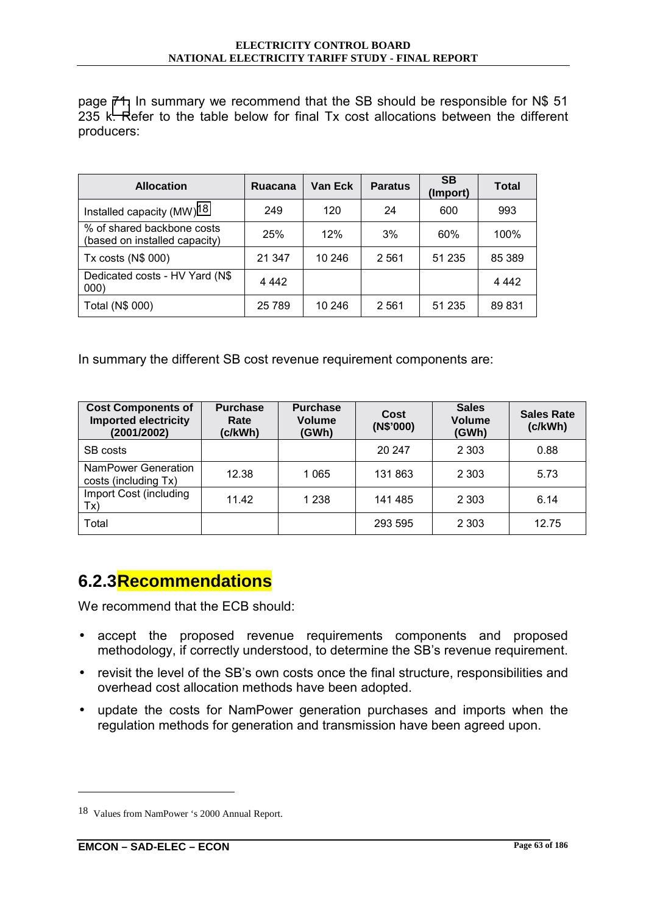page 71. In summary we recommend that the SB should be responsible for N$ 51 235 k. Refer to the table below for final Tx cost allocations between the different producers:

| Allocation | Ruacana | Van Eck | Paratus | SB (Import) | Total |
|---|---|---|---|---|---|
| Installed capacity (MW)[18] | 249 | 120 | 24 | 600 | 993 |
| % of shared backbone costs (based on installed capacity) | 25% | 12% | 3% | 60% | 100% |
| Tx costs (N$ 000) | 21 347 | 10 246 | 2 561 | 51 235 | 85 389 |
| Dedicated costs - HV Yard (N$ 000) | 4 442 | | | | 4 442 |
| Total (N$ 000) | 25 789 | 10 246 | 2 561 | 51 235 | 89 831 |

In summary the different SB cost revenue requirement components are:

| Cost Components of Imported electricity (2001/2002) | Purchase Rate (c/kWh) | Purchase Volume (GWh) | Cost (N$'000) | Sales Volume (GWh) | Sales Rate (c/kWh) |
|---|---|---|---|---|---|
| SB costs | | | 20 247 | 2 303 | 0.88 |
| NamPower Generation costs (including Tx) | 12.38 | 1 065 | 131 863 | 2 303 | 5.73 |
| Import Cost (including Tx) | 11.42 | 1 238 | 141 485 | 2 303 | 6.14 |
| Total | | | 293 595 | 2 303 | 12.75 |

## 6.2.3 Recommendations

We recommend that the ECB should:

- accept the proposed revenue requirements components and proposed methodology, if correctly understood, to determine the SB's revenue requirement.
- revisit the level of the SB's own costs once the final structure, responsibilities and overhead cost allocation methods have been adopted.
- update the costs for NamPower generation purchases and imports when the regulation methods for generation and transmission have been agreed upon.

---

[18] Values from NamPower 's 2000 Annual Report.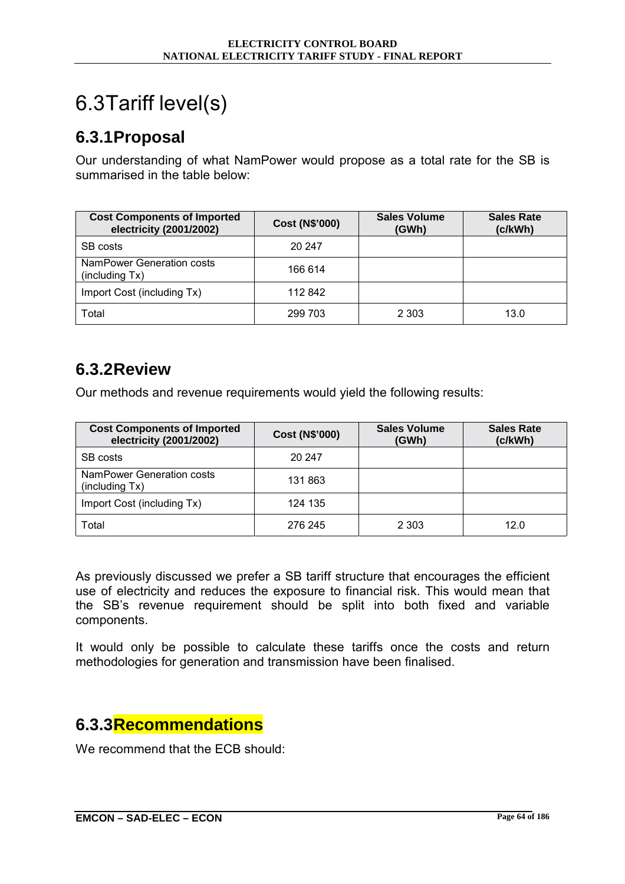# 6.3 Tariff level(s)

## 6.3.1 Proposal

Our understanding of what NamPower would propose as a total rate for the SB is summarised in the table below:

| Cost Components of Imported electricity (2001/2002) | Cost (N$'000) | Sales Volume (GWh) | Sales Rate (c/kWh) |
|---|---|---|---|
| SB costs | 20 247 | | |
| NamPower Generation costs (including Tx) | 166 614 | | |
| Import Cost (including Tx) | 112 842 | | |
| Total | 299 703 | 2 303 | 13.0 |

## 6.3.2 Review

Our methods and revenue requirements would yield the following results:

| Cost Components of Imported electricity (2001/2002) | Cost (N$'000) | Sales Volume (GWh) | Sales Rate (c/kWh) |
|---|---|---|---|
| SB costs | 20 247 | | |
| NamPower Generation costs (including Tx) | 131 863 | | |
| Import Cost (including Tx) | 124 135 | | |
| Total | 276 245 | 2 303 | 12.0 |

As previously discussed we prefer a SB tariff structure that encourages the efficient use of electricity and reduces the exposure to financial risk. This would mean that the SB's revenue requirement should be split into both fixed and variable components.

It would only be possible to calculate these tariffs once the costs and return methodologies for generation and transmission have been finalised.

## 6.3.3 Recommendations

We recommend that the ECB should: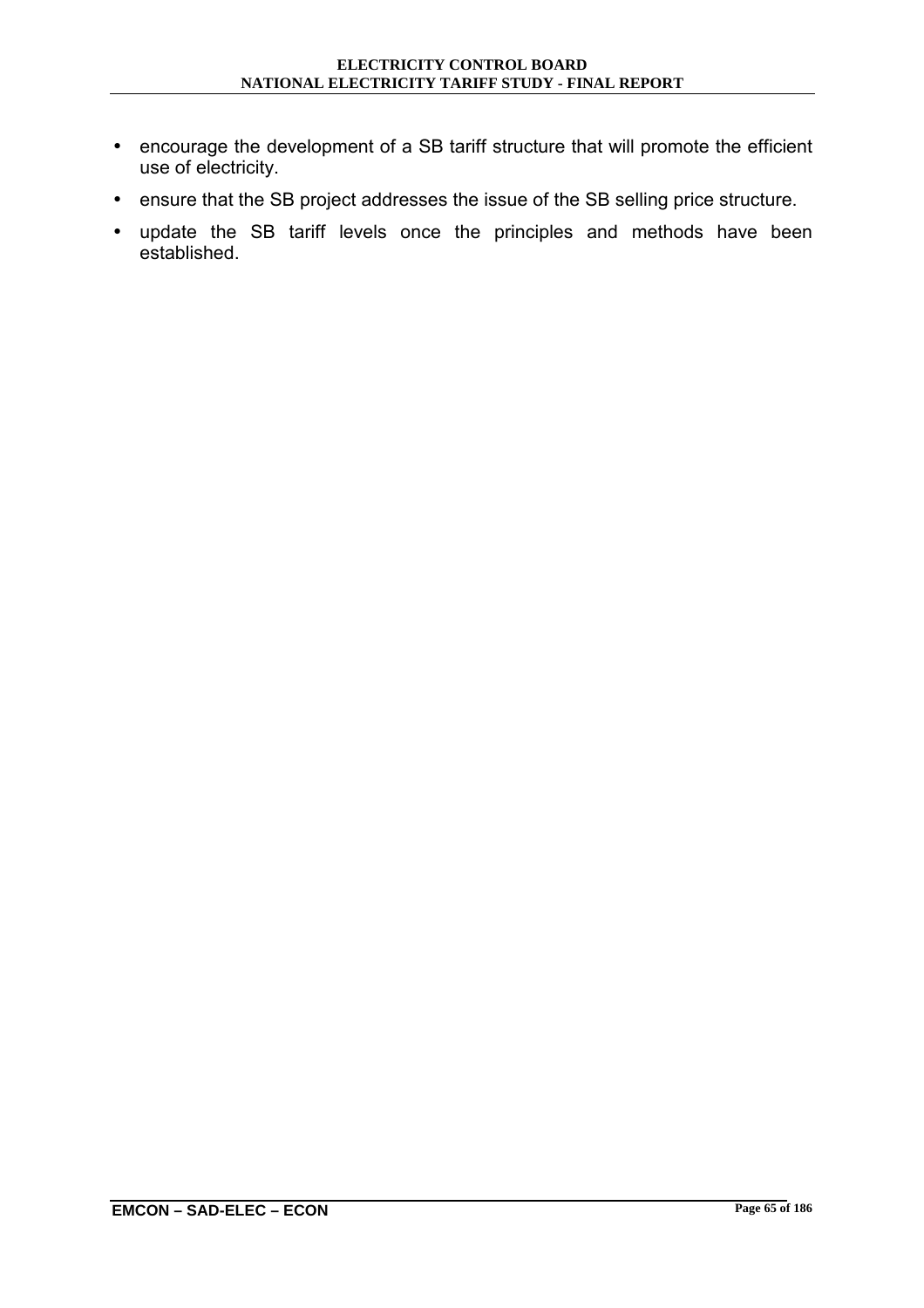- encourage the development of a SB tariff structure that will promote the efficient use of electricity.
- ensure that the SB project addresses the issue of the SB selling price structure.
- update the SB tariff levels once the principles and methods have been established.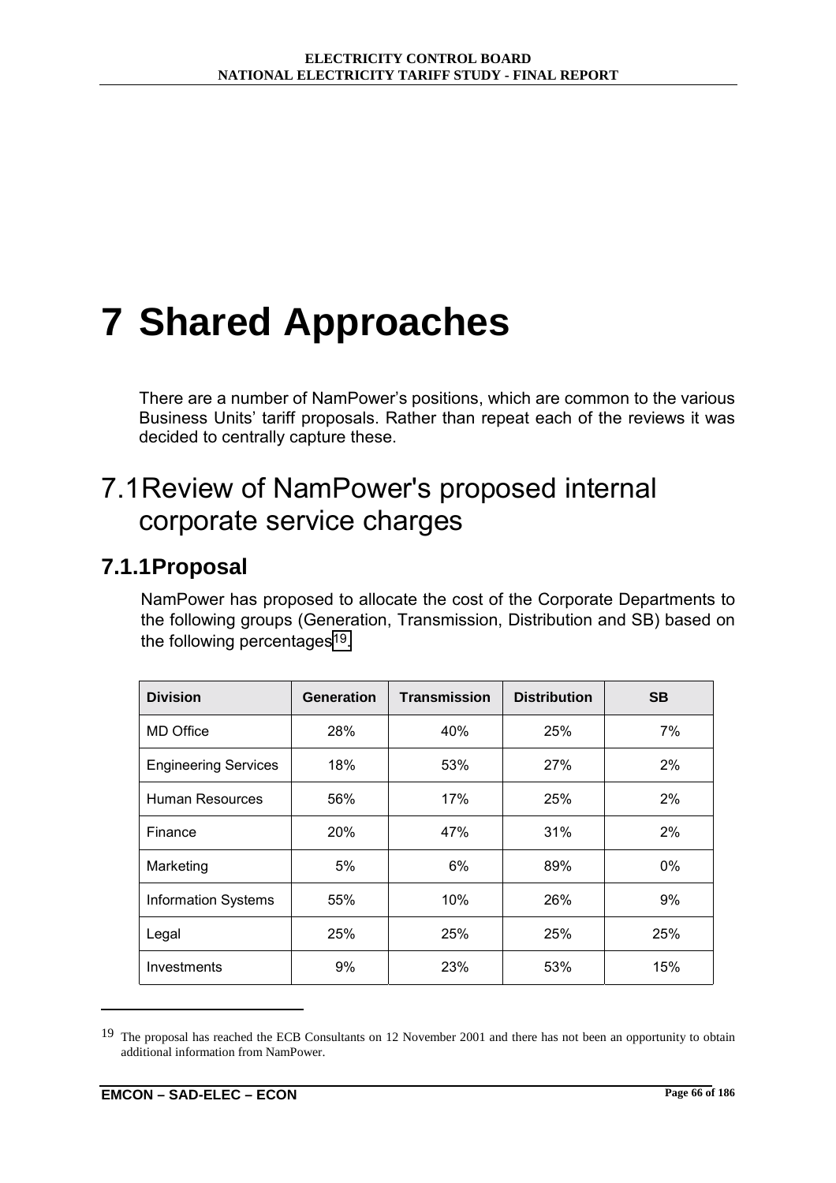# 7 Shared Approaches

There are a number of NamPower's positions, which are common to the various Business Units' tariff proposals. Rather than repeat each of the reviews it was decided to centrally capture these.

## 7.1 Review of NamPower's proposed internal corporate service charges

### 7.1.1 Proposal

NamPower has proposed to allocate the cost of the Corporate Departments to the following groups (Generation, Transmission, Distribution and SB) based on the following percentages[19].

| Division | Generation | Transmission | Distribution | SB |
|---|---|---|---|---|
| MD Office | 28% | 40% | 25% | 7% |
| Engineering Services | 18% | 53% | 27% | 2% |
| Human Resources | 56% | 17% | 25% | 2% |
| Finance | 20% | 47% | 31% | 2% |
| Marketing | 5% | 6% | 89% | 0% |
| Information Systems | 55% | 10% | 26% | 9% |
| Legal | 25% | 25% | 25% | 25% |
| Investments | 9% | 23% | 53% | 15% |

[19] The proposal has reached the ECB Consultants on 12 November 2001 and there has not been an opportunity to obtain additional information from NamPower.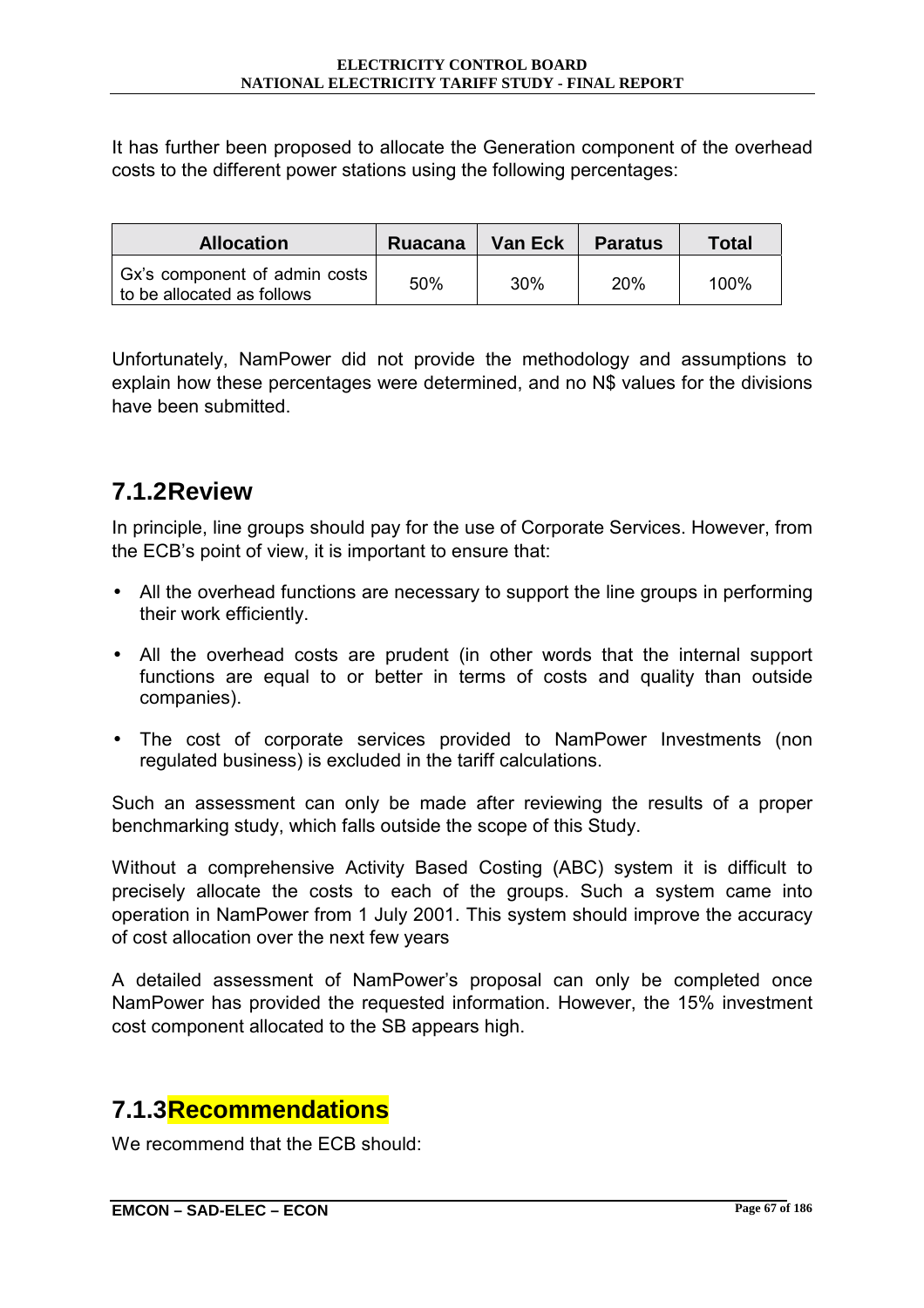It has further been proposed to allocate the Generation component of the overhead costs to the different power stations using the following percentages:

| Allocation | Ruacana | Van Eck | Paratus | Total |
|---|---|---|---|---|
| Gx's component of admin costs to be allocated as follows | 50% | 30% | 20% | 100% |

Unfortunately, NamPower did not provide the methodology and assumptions to explain how these percentages were determined, and no N$ values for the divisions have been submitted.

### 7.1.2 Review

In principle, line groups should pay for the use of Corporate Services. However, from the ECB's point of view, it is important to ensure that:

- All the overhead functions are necessary to support the line groups in performing their work efficiently.
- All the overhead costs are prudent (in other words that the internal support functions are equal to or better in terms of costs and quality than outside companies).
- The cost of corporate services provided to NamPower Investments (non regulated business) is excluded in the tariff calculations.

Such an assessment can only be made after reviewing the results of a proper benchmarking study, which falls outside the scope of this Study.

Without a comprehensive Activity Based Costing (ABC) system it is difficult to precisely allocate the costs to each of the groups. Such a system came into operation in NamPower from 1 July 2001. This system should improve the accuracy of cost allocation over the next few years

A detailed assessment of NamPower's proposal can only be completed once NamPower has provided the requested information. However, the 15% investment cost component allocated to the SB appears high.

### 7.1.3 Recommendations

We recommend that the ECB should: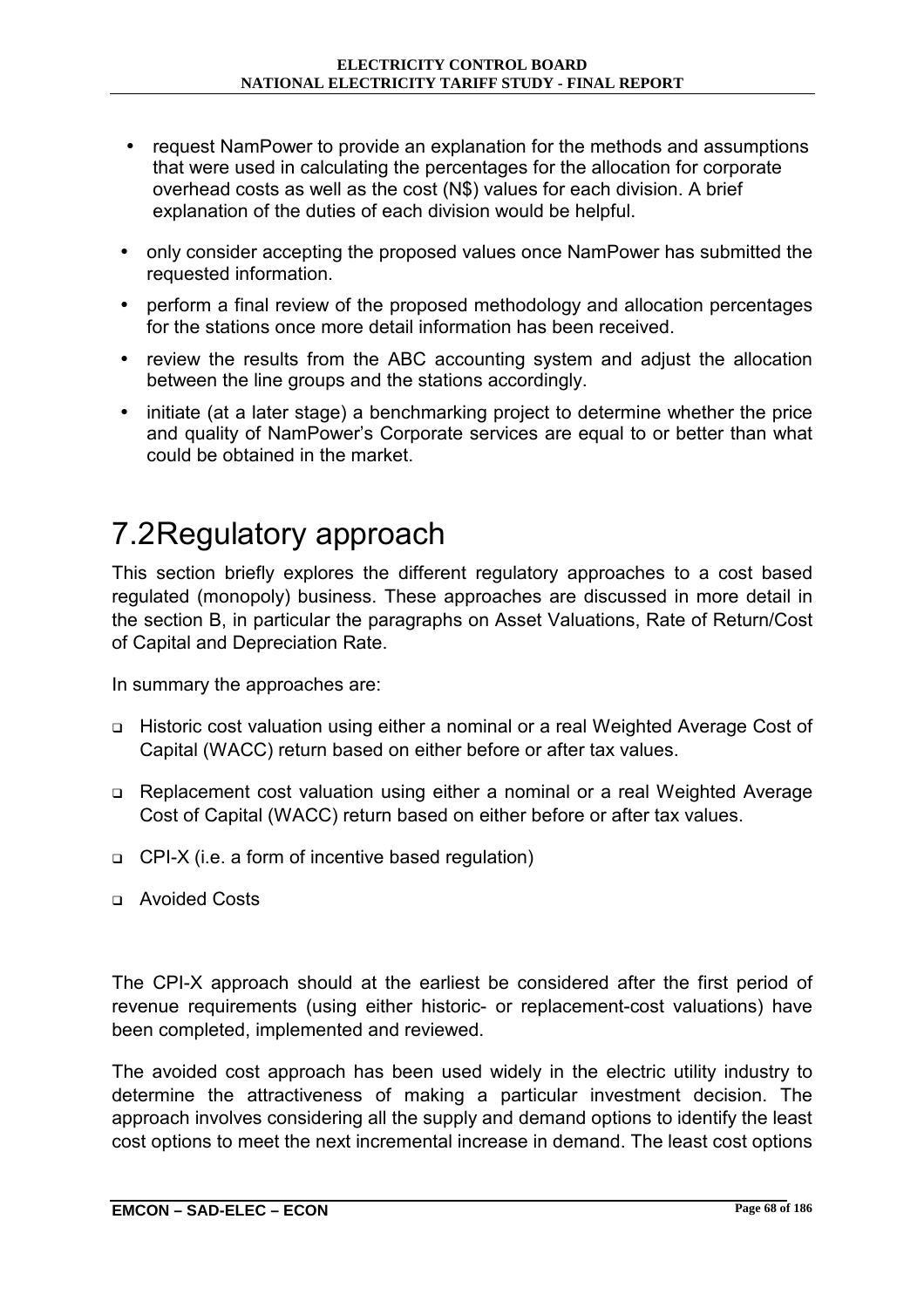- request NamPower to provide an explanation for the methods and assumptions that were used in calculating the percentages for the allocation for corporate overhead costs as well as the cost (N$) values for each division. A brief explanation of the duties of each division would be helpful.
- only consider accepting the proposed values once NamPower has submitted the requested information.
- perform a final review of the proposed methodology and allocation percentages for the stations once more detail information has been received.
- review the results from the ABC accounting system and adjust the allocation between the line groups and the stations accordingly.
- initiate (at a later stage) a benchmarking project to determine whether the price and quality of NamPower's Corporate services are equal to or better than what could be obtained in the market.

## 7.2 Regulatory approach

This section briefly explores the different regulatory approaches to a cost based regulated (monopoly) business. These approaches are discussed in more detail in the section B, in particular the paragraphs on Asset Valuations, Rate of Return/Cost of Capital and Depreciation Rate.

In summary the approaches are:

- Historic cost valuation using either a nominal or a real Weighted Average Cost of Capital (WACC) return based on either before or after tax values.
- Replacement cost valuation using either a nominal or a real Weighted Average Cost of Capital (WACC) return based on either before or after tax values.
- CPI-X (i.e. a form of incentive based regulation)
- Avoided Costs

The CPI-X approach should at the earliest be considered after the first period of revenue requirements (using either historic- or replacement-cost valuations) have been completed, implemented and reviewed.

The avoided cost approach has been used widely in the electric utility industry to determine the attractiveness of making a particular investment decision. The approach involves considering all the supply and demand options to identify the least cost options to meet the next incremental increase in demand. The least cost options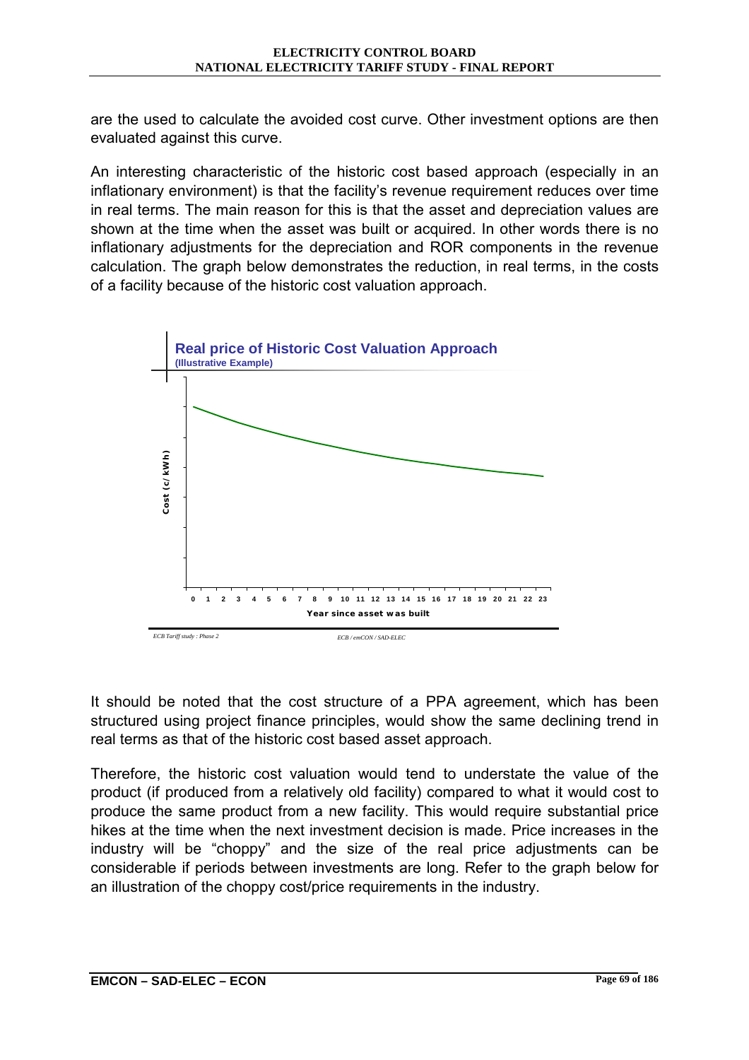are the used to calculate the avoided cost curve. Other investment options are then evaluated against this curve.

An interesting characteristic of the historic cost based approach (especially in an inflationary environment) is that the facility's revenue requirement reduces over time in real terms. The main reason for this is that the asset and depreciation values are shown at the time when the asset was built or acquired. In other words there is no inflationary adjustments for the depreciation and ROR components in the revenue calculation. The graph below demonstrates the reduction, in real terms, in the costs of a facility because of the historic cost valuation approach.

**Real price of Historic Cost Valuation Approach**
**(Illustrative Example)**

Cost (c/ kWh)

0 1 2 3 4 5 6 7 8 9 10 11 12 13 14 15 16 17 18 19 20 21 22 23

Year since asset was built

*ECB Tariff study : Phase 2* *ECB / emCON / SAD-ELEC*

It should be noted that the cost structure of a PPA agreement, which has been structured using project finance principles, would show the same declining trend in real terms as that of the historic cost based asset approach.

Therefore, the historic cost valuation would tend to understate the value of the product (if produced from a relatively old facility) compared to what it would cost to produce the same product from a new facility. This would require substantial price hikes at the time when the next investment decision is made. Price increases in the industry will be "choppy" and the size of the real price adjustments can be considerable if periods between investments are long. Refer to the graph below for an illustration of the choppy cost/price requirements in the industry.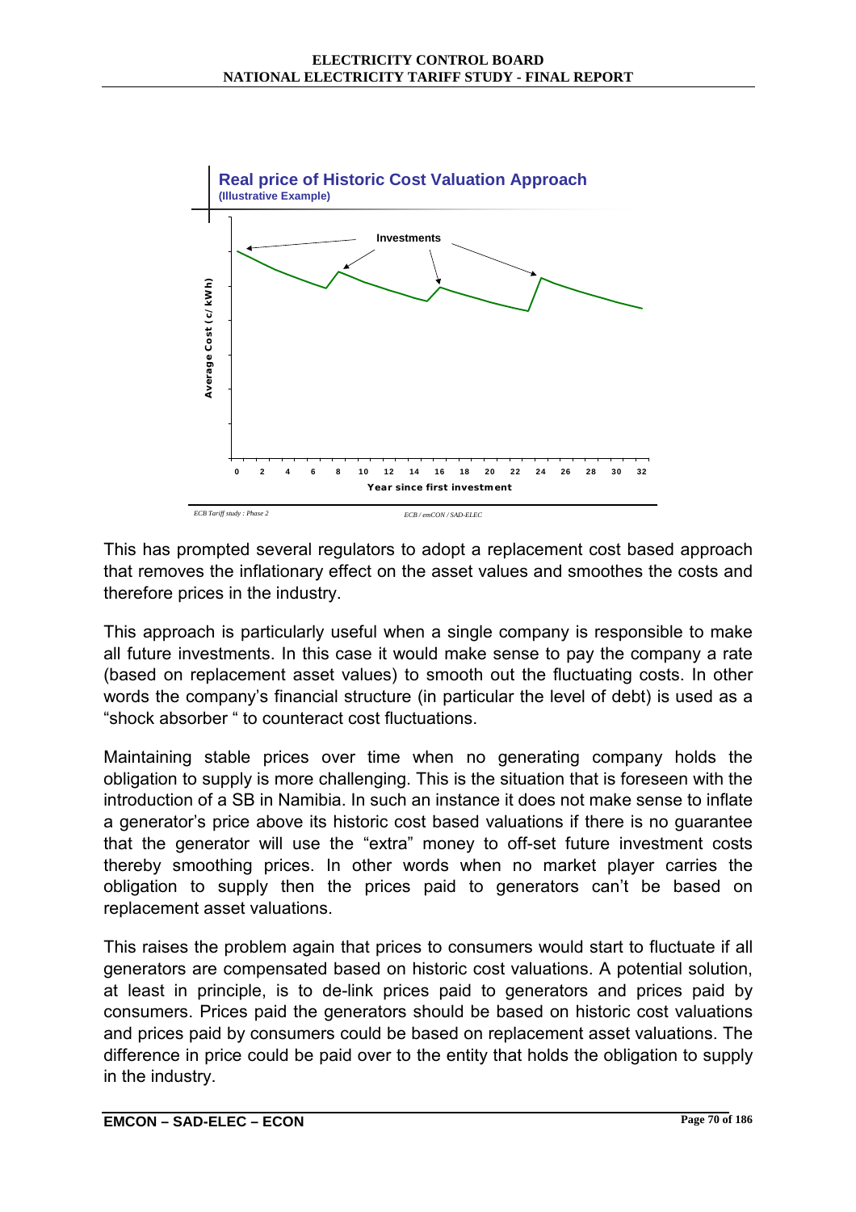**Real price of Historic Cost Valuation Approach**
**(Illustrative Example)**

Average Cost (c/ kWh)

Investments

0 2 4 6 8 10 12 14 16 18 20 22 24 26 28 30 32

Year since first investment

*ECB Tariff study : Phase 2* *ECB / emCON / SAD-ELEC*

This has prompted several regulators to adopt a replacement cost based approach that removes the inflationary effect on the asset values and smoothes the costs and therefore prices in the industry.

This approach is particularly useful when a single company is responsible to make all future investments. In this case it would make sense to pay the company a rate (based on replacement asset values) to smooth out the fluctuating costs. In other words the company's financial structure (in particular the level of debt) is used as a "shock absorber " to counteract cost fluctuations.

Maintaining stable prices over time when no generating company holds the obligation to supply is more challenging. This is the situation that is foreseen with the introduction of a SB in Namibia. In such an instance it does not make sense to inflate a generator's price above its historic cost based valuations if there is no guarantee that the generator will use the "extra" money to off-set future investment costs thereby smoothing prices. In other words when no market player carries the obligation to supply then the prices paid to generators can't be based on replacement asset valuations.

This raises the problem again that prices to consumers would start to fluctuate if all generators are compensated based on historic cost valuations. A potential solution, at least in principle, is to de-link prices paid to generators and prices paid by consumers. Prices paid the generators should be based on historic cost valuations and prices paid by consumers could be based on replacement asset valuations. The difference in price could be paid over to the entity that holds the obligation to supply in the industry.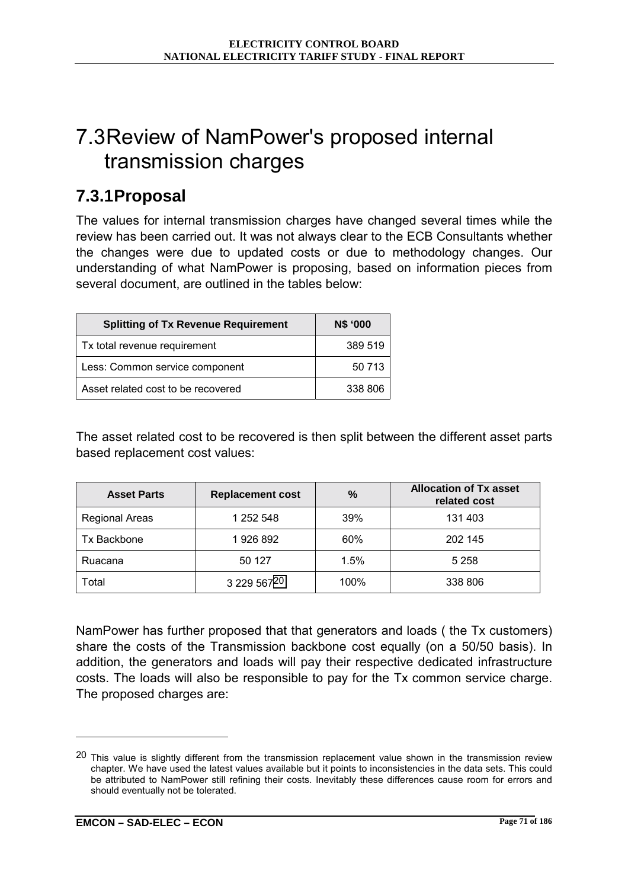# 7.3 Review of NamPower's proposed internal transmission charges

## 7.3.1 Proposal

The values for internal transmission charges have changed several times while the review has been carried out. It was not always clear to the ECB Consultants whether the changes were due to updated costs or due to methodology changes. Our understanding of what NamPower is proposing, based on information pieces from several document, are outlined in the tables below:

| Splitting of Tx Revenue Requirement | N$ '000 |
| --- | --- |
| Tx total revenue requirement | 389 519 |
| Less: Common service component | 50 713 |
| Asset related cost to be recovered | 338 806 |

The asset related cost to be recovered is then split between the different asset parts based replacement cost values:

| Asset Parts | Replacement cost | % | Allocation of Tx asset related cost |
| --- | --- | --- | --- |
| Regional Areas | 1 252 548 | 39% | 131 403 |
| Tx Backbone | 1 926 892 | 60% | 202 145 |
| Ruacana | 50 127 | 1.5% | 5 258 |
| Total | 3 229 567[20] | 100% | 338 806 |

NamPower has further proposed that that generators and loads ( the Tx customers) share the costs of the Transmission backbone cost equally (on a 50/50 basis). In addition, the generators and loads will pay their respective dedicated infrastructure costs. The loads will also be responsible to pay for the Tx common service charge. The proposed charges are:

[20] This value is slightly different from the transmission replacement value shown in the transmission review chapter. We have used the latest values available but it points to inconsistencies in the data sets. This could be attributed to NamPower still refining their costs. Inevitably these differences cause room for errors and should eventually not be tolerated.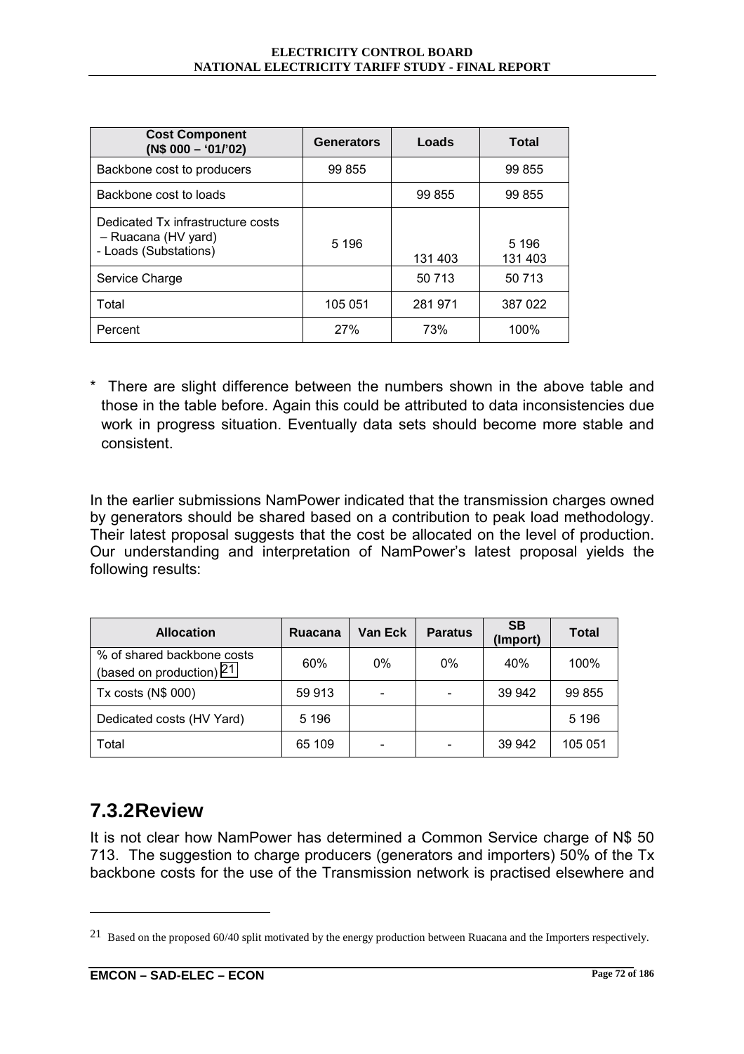| Cost Component (N$ 000 – '01/'02) | Generators | Loads | Total |
| --- | --- | --- | --- |
| Backbone cost to producers | 99 855 | | 99 855 |
| Backbone cost to loads | | 99 855 | 99 855 |
| Dedicated Tx infrastructure costs<br>– Ruacana (HV yard)<br>- Loads (Substations) | 5 196 | 131 403 | 5 196<br>131 403 |
| Service Charge | | 50 713 | 50 713 |
| Total | 105 051 | 281 971 | 387 022 |
| Percent | 27% | 73% | 100% |

\* There are slight difference between the numbers shown in the above table and those in the table before. Again this could be attributed to data inconsistencies due work in progress situation. Eventually data sets should become more stable and consistent.

In the earlier submissions NamPower indicated that the transmission charges owned by generators should be shared based on a contribution to peak load methodology. Their latest proposal suggests that the cost be allocated on the level of production. Our understanding and interpretation of NamPower's latest proposal yields the following results:

| Allocation | Ruacana | Van Eck | Paratus | SB (Import) | Total |
| --- | --- | --- | --- | --- | --- |
| % of shared backbone costs (based on production) [21] | 60% | 0% | 0% | 40% | 100% |
| Tx costs (N$ 000) | 59 913 | - | - | 39 942 | 99 855 |
| Dedicated costs (HV Yard) | 5 196 | | | | 5 196 |
| Total | 65 109 | - | - | 39 942 | 105 051 |

## 7.3.2Review

It is not clear how NamPower has determined a Common Service charge of N$ 50 713. The suggestion to charge producers (generators and importers) 50% of the Tx backbone costs for the use of the Transmission network is practised elsewhere and

---

[21] Based on the proposed 60/40 split motivated by the energy production between Ruacana and the Importers respectively.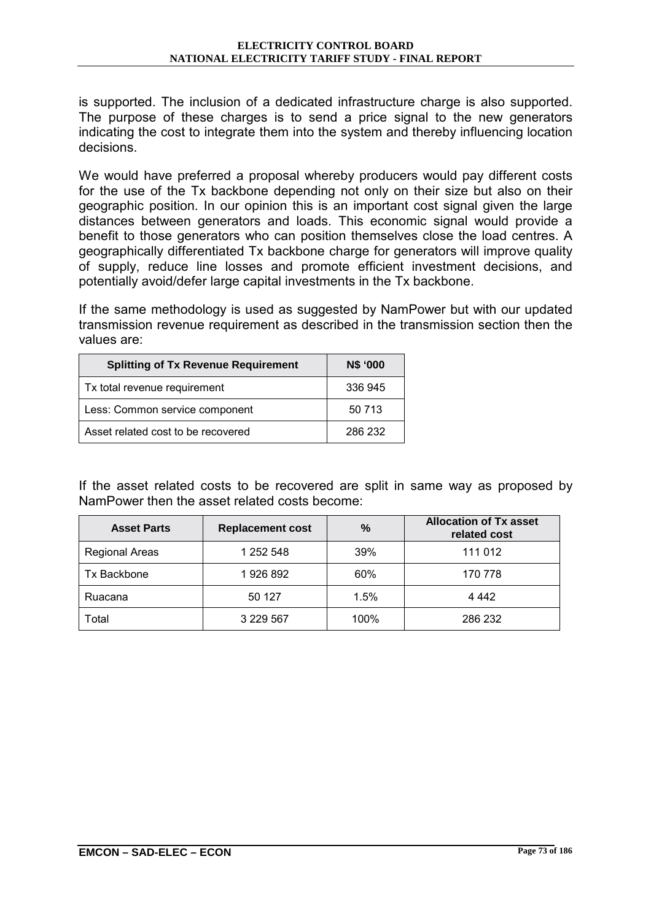is supported. The inclusion of a dedicated infrastructure charge is also supported. The purpose of these charges is to send a price signal to the new generators indicating the cost to integrate them into the system and thereby influencing location decisions.

We would have preferred a proposal whereby producers would pay different costs for the use of the Tx backbone depending not only on their size but also on their geographic position. In our opinion this is an important cost signal given the large distances between generators and loads. This economic signal would provide a benefit to those generators who can position themselves close the load centres. A geographically differentiated Tx backbone charge for generators will improve quality of supply, reduce line losses and promote efficient investment decisions, and potentially avoid/defer large capital investments in the Tx backbone.

If the same methodology is used as suggested by NamPower but with our updated transmission revenue requirement as described in the transmission section then the values are:

| Splitting of Tx Revenue Requirement | N$ '000 |
|---|---|
| Tx total revenue requirement | 336 945 |
| Less: Common service component | 50 713 |
| Asset related cost to be recovered | 286 232 |

If the asset related costs to be recovered are split in same way as proposed by NamPower then the asset related costs become:

| Asset Parts | Replacement cost | % | Allocation of Tx asset related cost |
|---|---|---|---|
| Regional Areas | 1 252 548 | 39% | 111 012 |
| Tx Backbone | 1 926 892 | 60% | 170 778 |
| Ruacana | 50 127 | 1.5% | 4 442 |
| Total | 3 229 567 | 100% | 286 232 |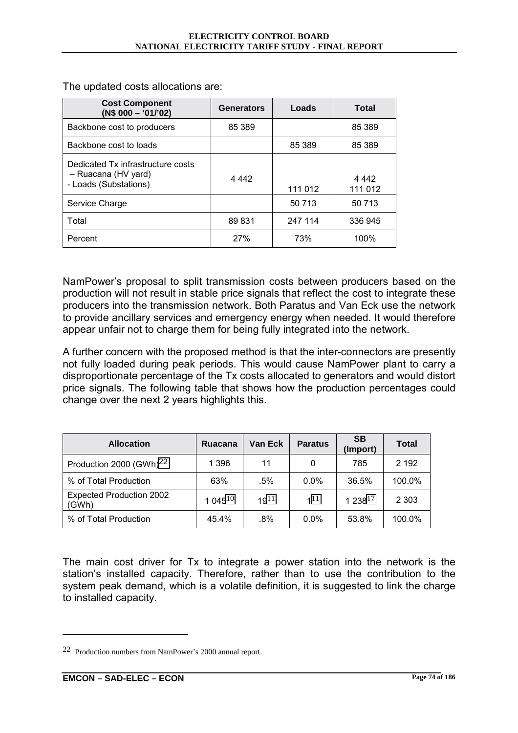The updated costs allocations are:

| Cost Component (N$ 000 – '01/'02) | Generators | Loads | Total |
|---|---|---|---|
| Backbone cost to producers | 85 389 | | 85 389 |
| Backbone cost to loads | | 85 389 | 85 389 |
| Dedicated Tx infrastructure costs – Ruacana (HV yard) - Loads (Substations) | 4 442 | 111 012 | 4 442 111 012 |
| Service Charge | | 50 713 | 50 713 |
| Total | 89 831 | 247 114 | 336 945 |
| Percent | 27% | 73% | 100% |

NamPower's proposal to split transmission costs between producers based on the production will not result in stable price signals that reflect the cost to integrate these producers into the transmission network. Both Paratus and Van Eck use the network to provide ancillary services and emergency energy when needed. It would therefore appear unfair not to charge them for being fully integrated into the network.

A further concern with the proposed method is that the inter-connectors are presently not fully loaded during peak periods. This would cause NamPower plant to carry a disproportionate percentage of the Tx costs allocated to generators and would distort price signals. The following table that shows how the production percentages could change over the next 2 years highlights this.

| Allocation | Ruacana | Van Eck | Paratus | SB (Import) | Total |
|---|---|---|---|---|---|
| Production 2000 (GWh)[22] | 1 396 | 11 | 0 | 785 | 2 192 |
| % of Total Production | 63% | .5% | 0.0% | 36.5% | 100.0% |
| Expected Production 2002 (GWh) | 1 045[10] | 19[11] | 1[11] | 1 238[17] | 2 303 |
| % of Total Production | 45.4% | .8% | 0.0% | 53.8% | 100.0% |

The main cost driver for Tx to integrate a power station into the network is the station's installed capacity. Therefore, rather than to use the contribution to the system peak demand, which is a volatile definition, it is suggested to link the charge to installed capacity.

---

22 Production numbers from NamPower's 2000 annual report.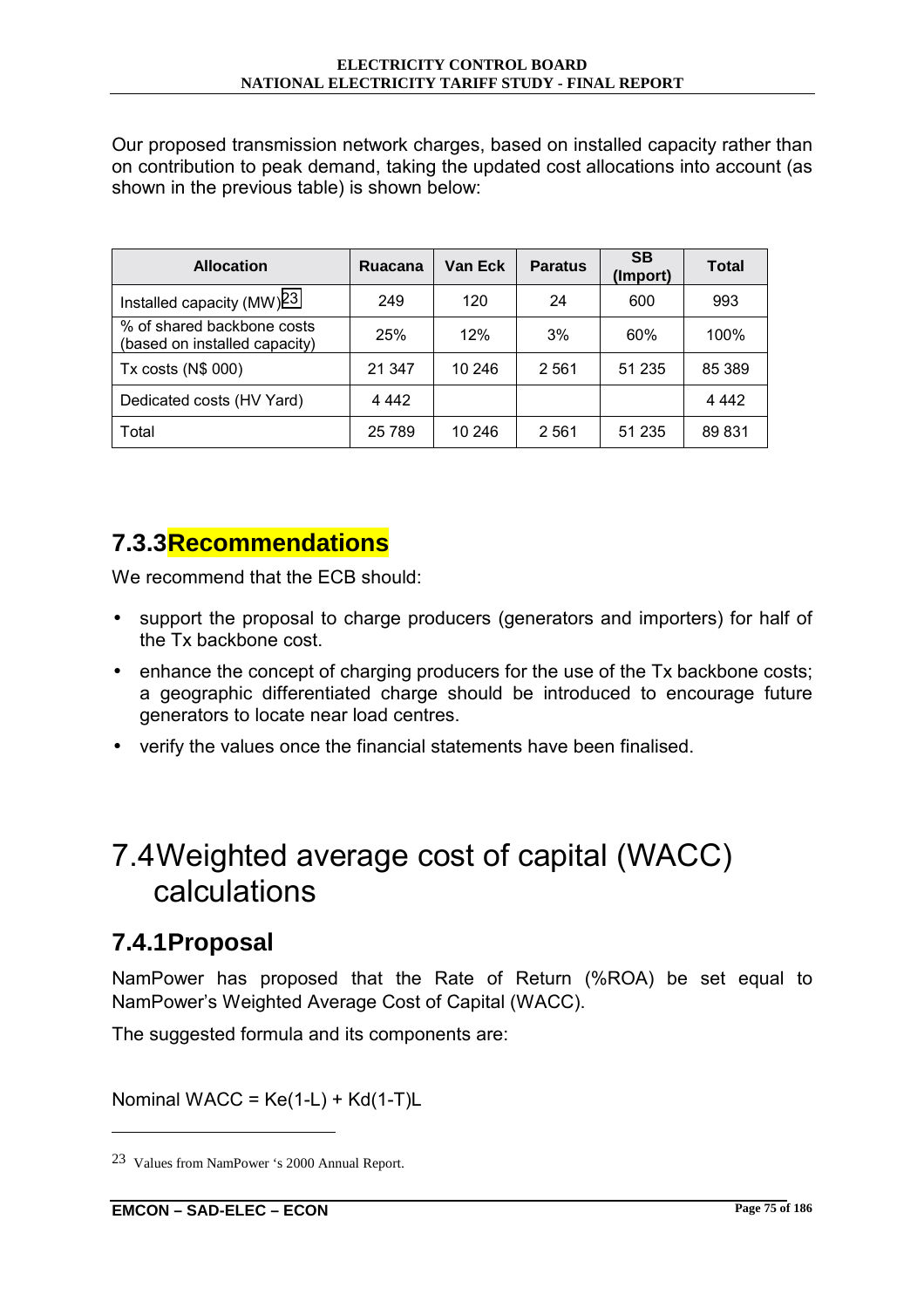Our proposed transmission network charges, based on installed capacity rather than on contribution to peak demand, taking the updated cost allocations into account (as shown in the previous table) is shown below:

| Allocation | Ruacana | Van Eck | Paratus | SB (Import) | Total |
|---|---|---|---|---|---|
| Installed capacity (MW)[23] | 249 | 120 | 24 | 600 | 993 |
| % of shared backbone costs (based on installed capacity) | 25% | 12% | 3% | 60% | 100% |
| Tx costs (N$ 000) | 21 347 | 10 246 | 2 561 | 51 235 | 85 389 |
| Dedicated costs (HV Yard) | 4 442 | | | | 4 442 |
| Total | 25 789 | 10 246 | 2 561 | 51 235 | 89 831 |

### 7.3.3 Recommendations

We recommend that the ECB should:

- support the proposal to charge producers (generators and importers) for half of the Tx backbone cost.
- enhance the concept of charging producers for the use of the Tx backbone costs; a geographic differentiated charge should be introduced to encourage future generators to locate near load centres.
- verify the values once the financial statements have been finalised.

## 7.4 Weighted average cost of capital (WACC) calculations

### 7.4.1 Proposal

NamPower has proposed that the Rate of Return (%ROA) be set equal to NamPower's Weighted Average Cost of Capital (WACC).

The suggested formula and its components are:

$$\text{Nominal WACC} = Ke(1-L) + Kd(1-T)L$$

[23] Values from NamPower 's 2000 Annual Report.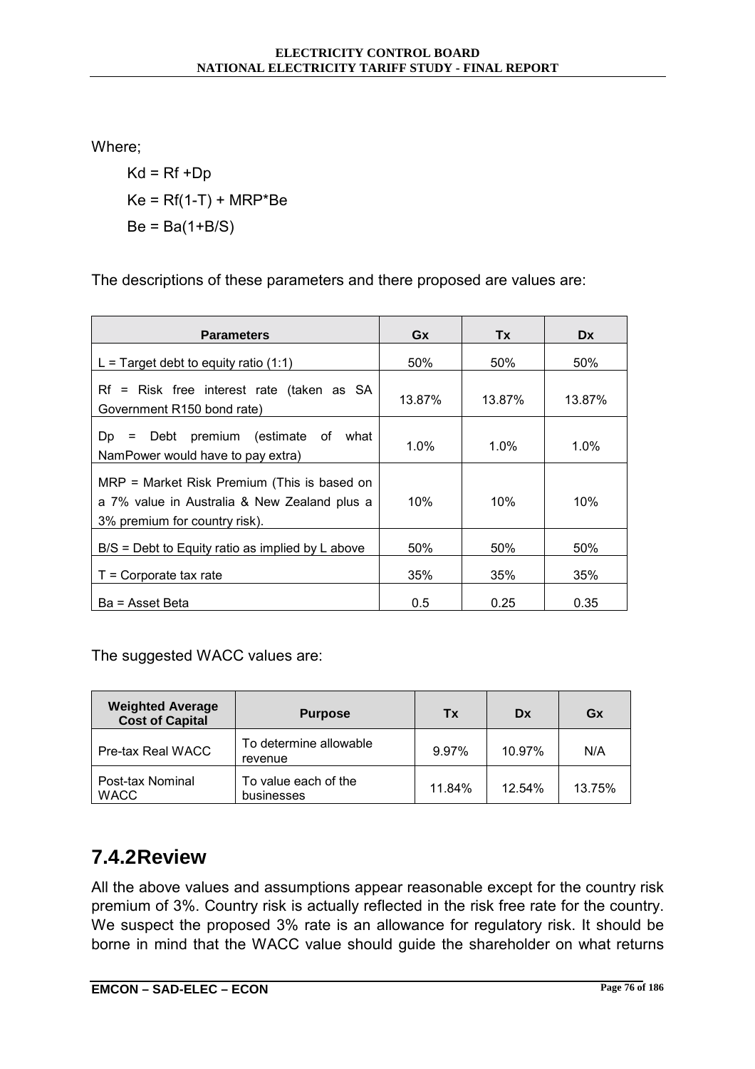Where;

$$Kd = Rf + Dp$$

$$Ke = Rf(1-T) + MRP*Be$$

$$Be = Ba(1+B/S)$$

The descriptions of these parameters and there proposed are values are:

| Parameters | Gx | Tx | Dx |
|---|---|---|---|
| L = Target debt to equity ratio (1:1) | 50% | 50% | 50% |
| Rf = Risk free interest rate (taken as SA Government R150 bond rate) | 13.87% | 13.87% | 13.87% |
| Dp = Debt premium (estimate of what NamPower would have to pay extra) | 1.0% | 1.0% | 1.0% |
| MRP = Market Risk Premium (This is based on a 7% value in Australia & New Zealand plus a 3% premium for country risk). | 10% | 10% | 10% |
| B/S = Debt to Equity ratio as implied by L above | 50% | 50% | 50% |
| T = Corporate tax rate | 35% | 35% | 35% |
| Ba = Asset Beta | 0.5 | 0.25 | 0.35 |

The suggested WACC values are:

| Weighted Average Cost of Capital | Purpose | Tx | Dx | Gx |
|---|---|---|---|---|
| Pre-tax Real WACC | To determine allowable revenue | 9.97% | 10.97% | N/A |
| Post-tax Nominal WACC | To value each of the businesses | 11.84% | 12.54% | 13.75% |

## 7.4.2Review

All the above values and assumptions appear reasonable except for the country risk premium of 3%. Country risk is actually reflected in the risk free rate for the country. We suspect the proposed 3% rate is an allowance for regulatory risk. It should be borne in mind that the WACC value should guide the shareholder on what returns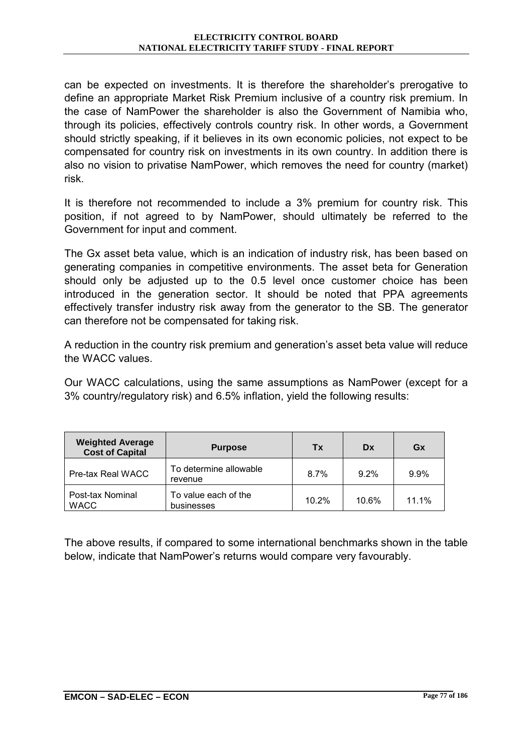can be expected on investments. It is therefore the shareholder's prerogative to define an appropriate Market Risk Premium inclusive of a country risk premium. In the case of NamPower the shareholder is also the Government of Namibia who, through its policies, effectively controls country risk. In other words, a Government should strictly speaking, if it believes in its own economic policies, not expect to be compensated for country risk on investments in its own country. In addition there is also no vision to privatise NamPower, which removes the need for country (market) risk.

It is therefore not recommended to include a 3% premium for country risk. This position, if not agreed to by NamPower, should ultimately be referred to the Government for input and comment.

The Gx asset beta value, which is an indication of industry risk, has been based on generating companies in competitive environments. The asset beta for Generation should only be adjusted up to the 0.5 level once customer choice has been introduced in the generation sector. It should be noted that PPA agreements effectively transfer industry risk away from the generator to the SB. The generator can therefore not be compensated for taking risk.

A reduction in the country risk premium and generation's asset beta value will reduce the WACC values.

Our WACC calculations, using the same assumptions as NamPower (except for a 3% country/regulatory risk) and 6.5% inflation, yield the following results:

| Weighted Average Cost of Capital | Purpose | Tx | Dx | Gx |
|---|---|---|---|---|
| Pre-tax Real WACC | To determine allowable revenue | 8.7% | 9.2% | 9.9% |
| Post-tax Nominal WACC | To value each of the businesses | 10.2% | 10.6% | 11.1% |

The above results, if compared to some international benchmarks shown in the table below, indicate that NamPower's returns would compare very favourably.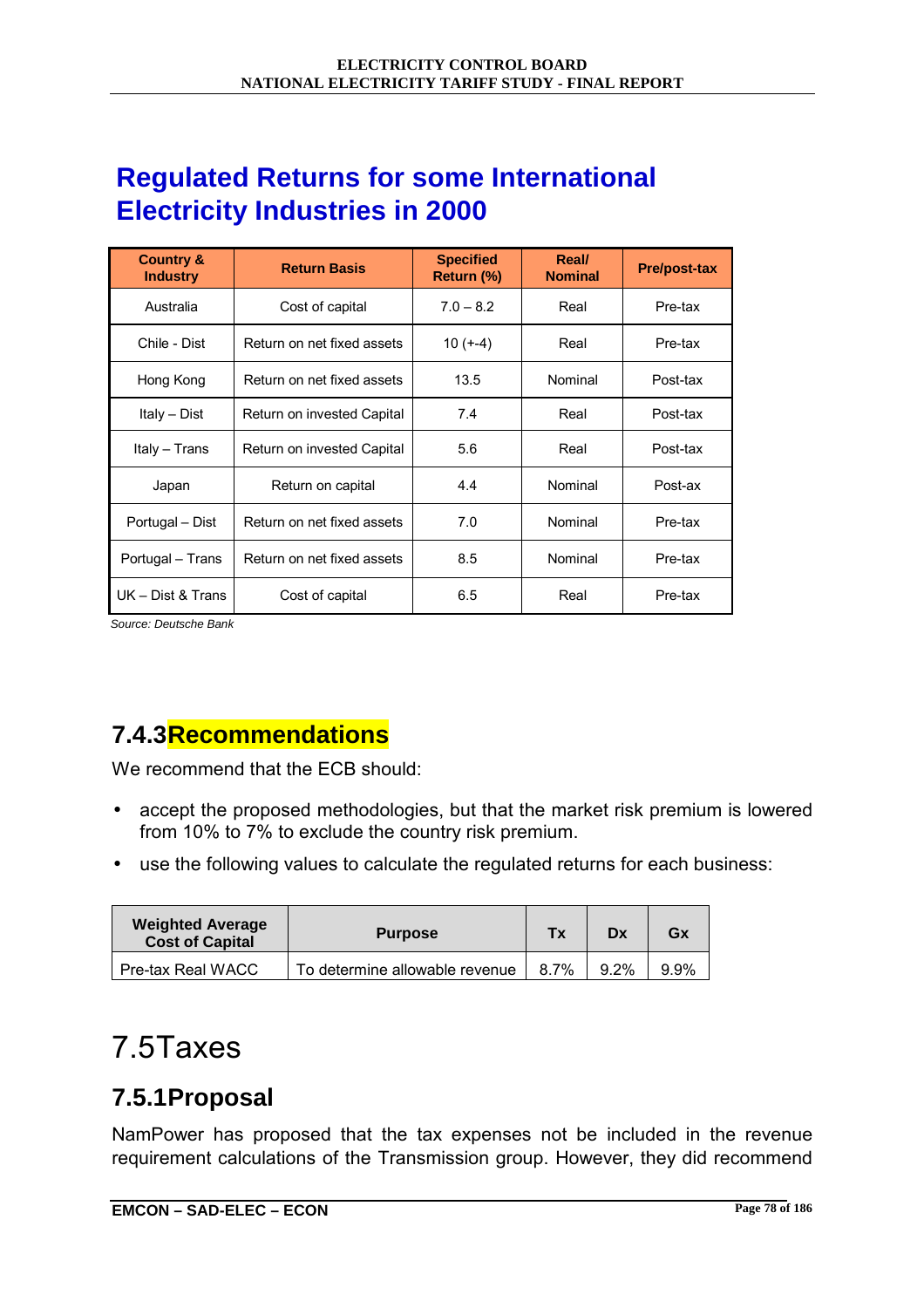## Regulated Returns for some International Electricity Industries in 2000

| Country & Industry | Return Basis | Specified Return (%) | Real/ Nominal | Pre/post-tax |
|---|---|---|---|---|
| Australia | Cost of capital | 7.0 – 8.2 | Real | Pre-tax |
| Chile - Dist | Return on net fixed assets | 10 (+-4) | Real | Pre-tax |
| Hong Kong | Return on net fixed assets | 13.5 | Nominal | Post-tax |
| Italy – Dist | Return on invested Capital | 7.4 | Real | Post-tax |
| Italy – Trans | Return on invested Capital | 5.6 | Real | Post-tax |
| Japan | Return on capital | 4.4 | Nominal | Post-ax |
| Portugal – Dist | Return on net fixed assets | 7.0 | Nominal | Pre-tax |
| Portugal – Trans | Return on net fixed assets | 8.5 | Nominal | Pre-tax |
| UK – Dist & Trans | Cost of capital | 6.5 | Real | Pre-tax |

*Source: Deutsche Bank*

### 7.4.3 Recommendations

We recommend that the ECB should:

- accept the proposed methodologies, but that the market risk premium is lowered from 10% to 7% to exclude the country risk premium.
- use the following values to calculate the regulated returns for each business:

| Weighted Average Cost of Capital | Purpose | Tx | Dx | Gx |
|---|---|---|---|---|
| Pre-tax Real WACC | To determine allowable revenue | 8.7% | 9.2% | 9.9% |

# 7.5 Taxes

### 7.5.1 Proposal

NamPower has proposed that the tax expenses not be included in the revenue requirement calculations of the Transmission group. However, they did recommend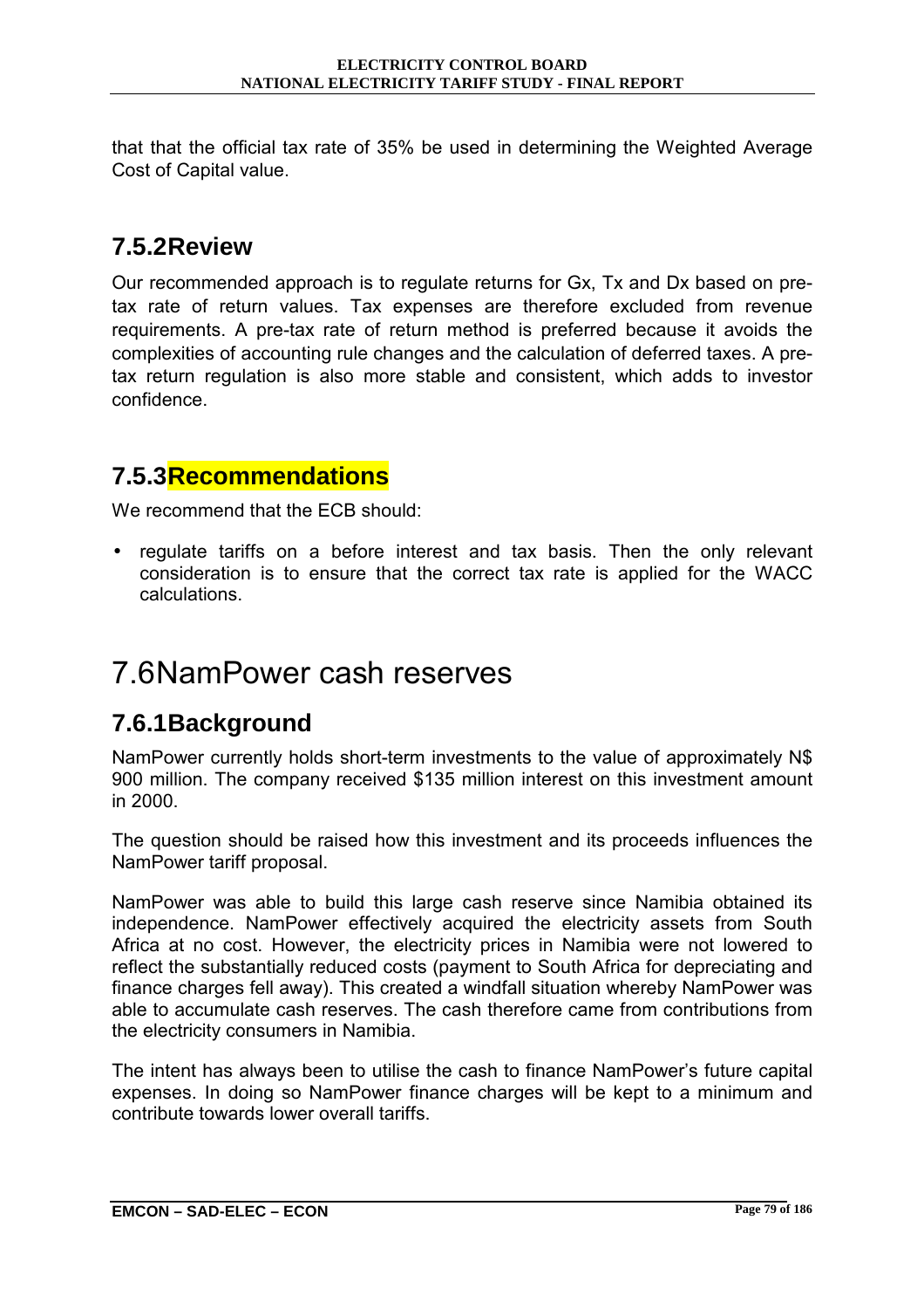that that the official tax rate of 35% be used in determining the Weighted Average Cost of Capital value.

### 7.5.2 Review

Our recommended approach is to regulate returns for Gx, Tx and Dx based on pre-tax rate of return values. Tax expenses are therefore excluded from revenue requirements. A pre-tax rate of return method is preferred because it avoids the complexities of accounting rule changes and the calculation of deferred taxes. A pre-tax return regulation is also more stable and consistent, which adds to investor confidence.

### 7.5.3 Recommendations

We recommend that the ECB should:

- regulate tariffs on a before interest and tax basis. Then the only relevant consideration is to ensure that the correct tax rate is applied for the WACC calculations.

## 7.6 NamPower cash reserves

### 7.6.1 Background

NamPower currently holds short-term investments to the value of approximately N$ 900 million. The company received $135 million interest on this investment amount in 2000.

The question should be raised how this investment and its proceeds influences the NamPower tariff proposal.

NamPower was able to build this large cash reserve since Namibia obtained its independence. NamPower effectively acquired the electricity assets from South Africa at no cost. However, the electricity prices in Namibia were not lowered to reflect the substantially reduced costs (payment to South Africa for depreciating and finance charges fell away). This created a windfall situation whereby NamPower was able to accumulate cash reserves. The cash therefore came from contributions from the electricity consumers in Namibia.

The intent has always been to utilise the cash to finance NamPower's future capital expenses. In doing so NamPower finance charges will be kept to a minimum and contribute towards lower overall tariffs.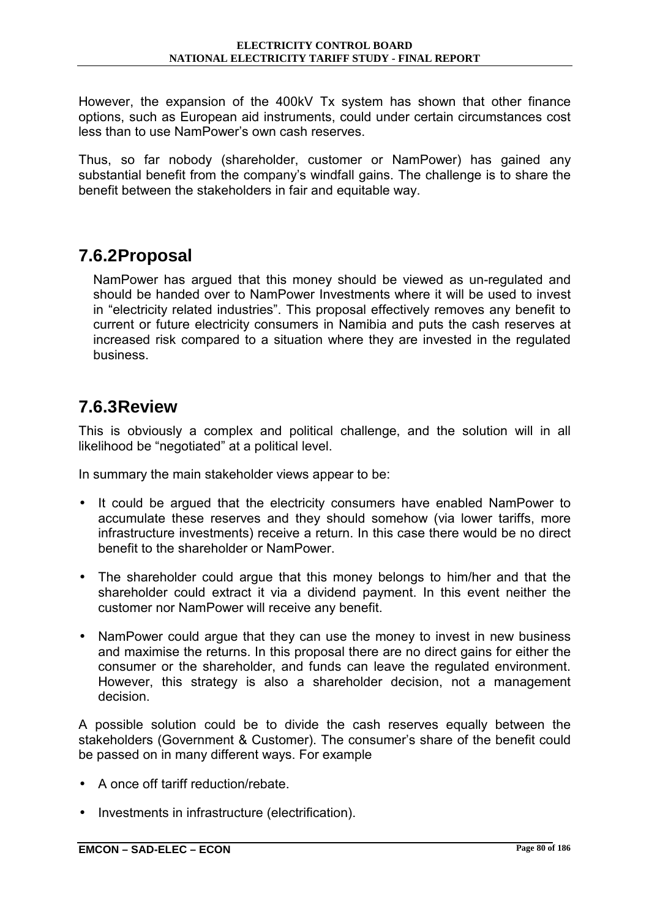However, the expansion of the 400kV Tx system has shown that other finance options, such as European aid instruments, could under certain circumstances cost less than to use NamPower's own cash reserves.

Thus, so far nobody (shareholder, customer or NamPower) has gained any substantial benefit from the company's windfall gains. The challenge is to share the benefit between the stakeholders in fair and equitable way.

### 7.6.2 Proposal

NamPower has argued that this money should be viewed as un-regulated and should be handed over to NamPower Investments where it will be used to invest in "electricity related industries". This proposal effectively removes any benefit to current or future electricity consumers in Namibia and puts the cash reserves at increased risk compared to a situation where they are invested in the regulated business.

### 7.6.3 Review

This is obviously a complex and political challenge, and the solution will in all likelihood be "negotiated" at a political level.

In summary the main stakeholder views appear to be:

- It could be argued that the electricity consumers have enabled NamPower to accumulate these reserves and they should somehow (via lower tariffs, more infrastructure investments) receive a return. In this case there would be no direct benefit to the shareholder or NamPower.
- The shareholder could argue that this money belongs to him/her and that the shareholder could extract it via a dividend payment. In this event neither the customer nor NamPower will receive any benefit.
- NamPower could argue that they can use the money to invest in new business and maximise the returns. In this proposal there are no direct gains for either the consumer or the shareholder, and funds can leave the regulated environment. However, this strategy is also a shareholder decision, not a management decision.

A possible solution could be to divide the cash reserves equally between the stakeholders (Government & Customer). The consumer's share of the benefit could be passed on in many different ways. For example

- A once off tariff reduction/rebate.
- Investments in infrastructure (electrification).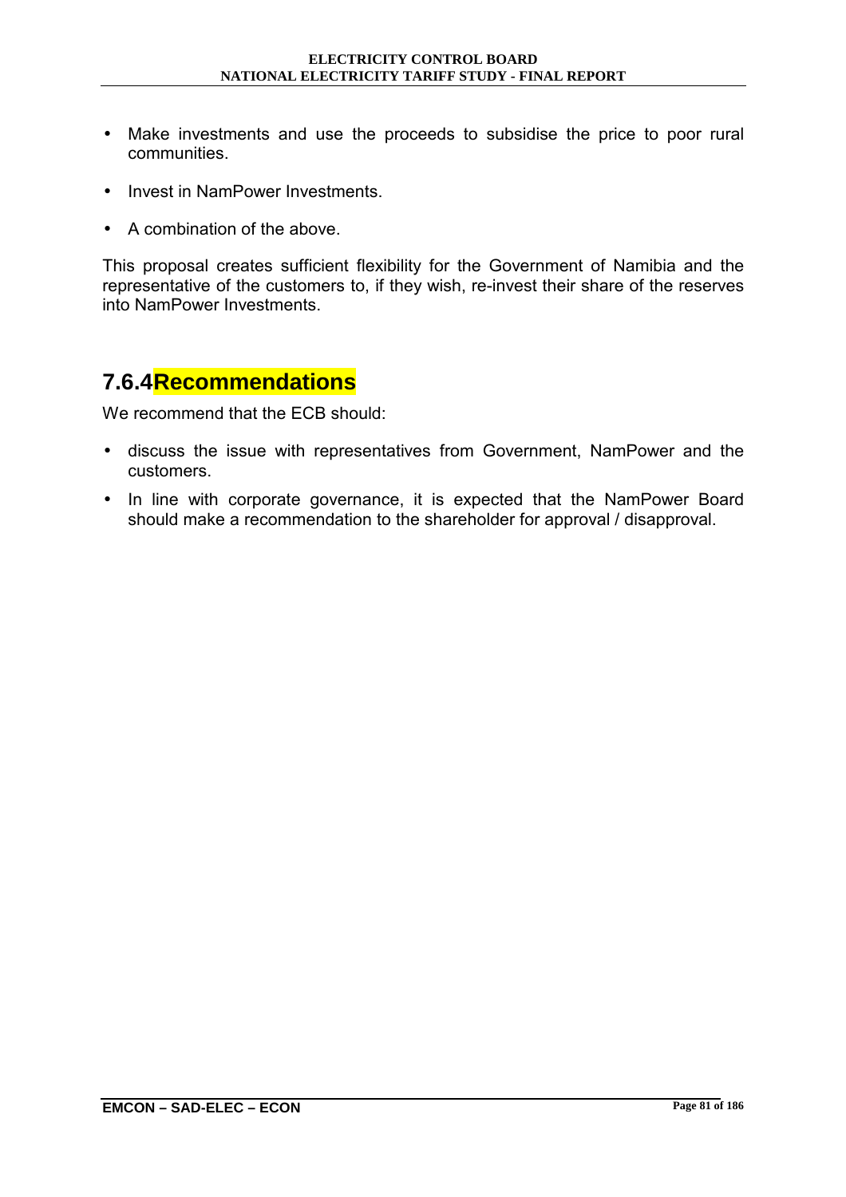- Make investments and use the proceeds to subsidise the price to poor rural communities.
- Invest in NamPower Investments.
- A combination of the above.

This proposal creates sufficient flexibility for the Government of Namibia and the representative of the customers to, if they wish, re-invest their share of the reserves into NamPower Investments.

### 7.6.4 Recommendations

We recommend that the ECB should:

- discuss the issue with representatives from Government, NamPower and the customers.
- In line with corporate governance, it is expected that the NamPower Board should make a recommendation to the shareholder for approval / disapproval.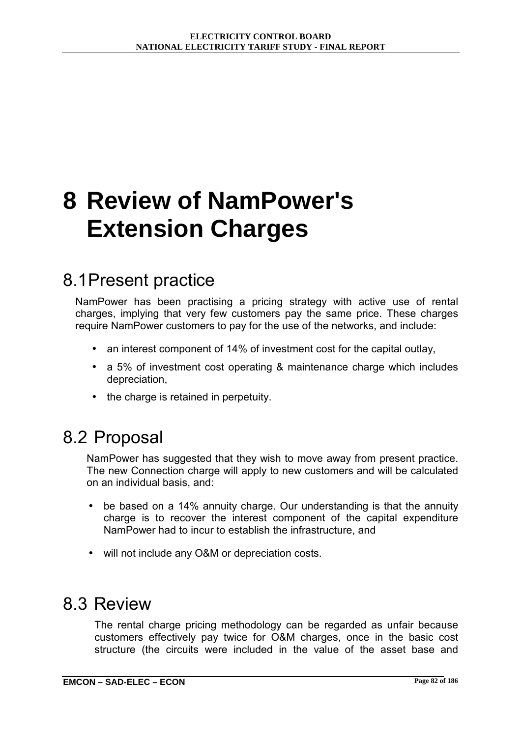# 8 Review of NamPower's Extension Charges

## 8.1 Present practice

NamPower has been practising a pricing strategy with active use of rental charges, implying that very few customers pay the same price. These charges require NamPower customers to pay for the use of the networks, and include:

- an interest component of 14% of investment cost for the capital outlay,
- a 5% of investment cost operating & maintenance charge which includes depreciation,
- the charge is retained in perpetuity.

## 8.2 Proposal

NamPower has suggested that they wish to move away from present practice. The new Connection charge will apply to new customers and will be calculated on an individual basis, and:

- be based on a 14% annuity charge. Our understanding is that the annuity charge is to recover the interest component of the capital expenditure NamPower had to incur to establish the infrastructure, and
- will not include any O&M or depreciation costs.

## 8.3 Review

The rental charge pricing methodology can be regarded as unfair because customers effectively pay twice for O&M charges, once in the basic cost structure (the circuits were included in the value of the asset base and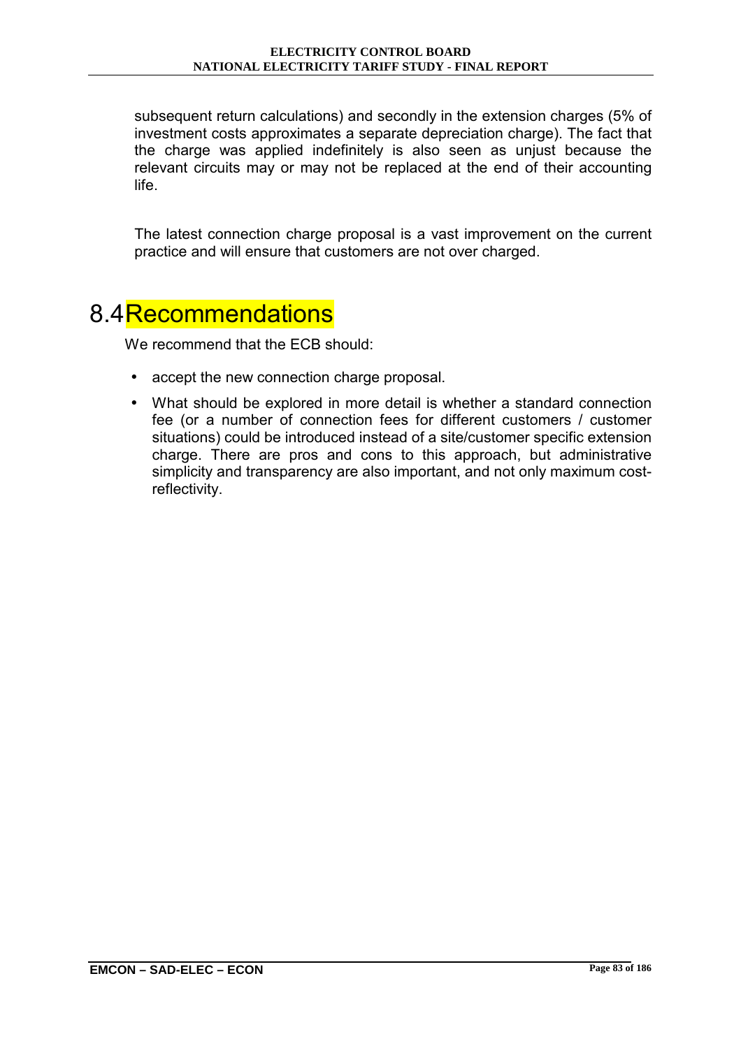subsequent return calculations) and secondly in the extension charges (5% of investment costs approximates a separate depreciation charge). The fact that the charge was applied indefinitely is also seen as unjust because the relevant circuits may or may not be replaced at the end of their accounting life.

The latest connection charge proposal is a vast improvement on the current practice and will ensure that customers are not over charged.

## 8.4 Recommendations

We recommend that the ECB should:

- accept the new connection charge proposal.
- What should be explored in more detail is whether a standard connection fee (or a number of connection fees for different customers / customer situations) could be introduced instead of a site/customer specific extension charge. There are pros and cons to this approach, but administrative simplicity and transparency are also important, and not only maximum cost-reflectivity.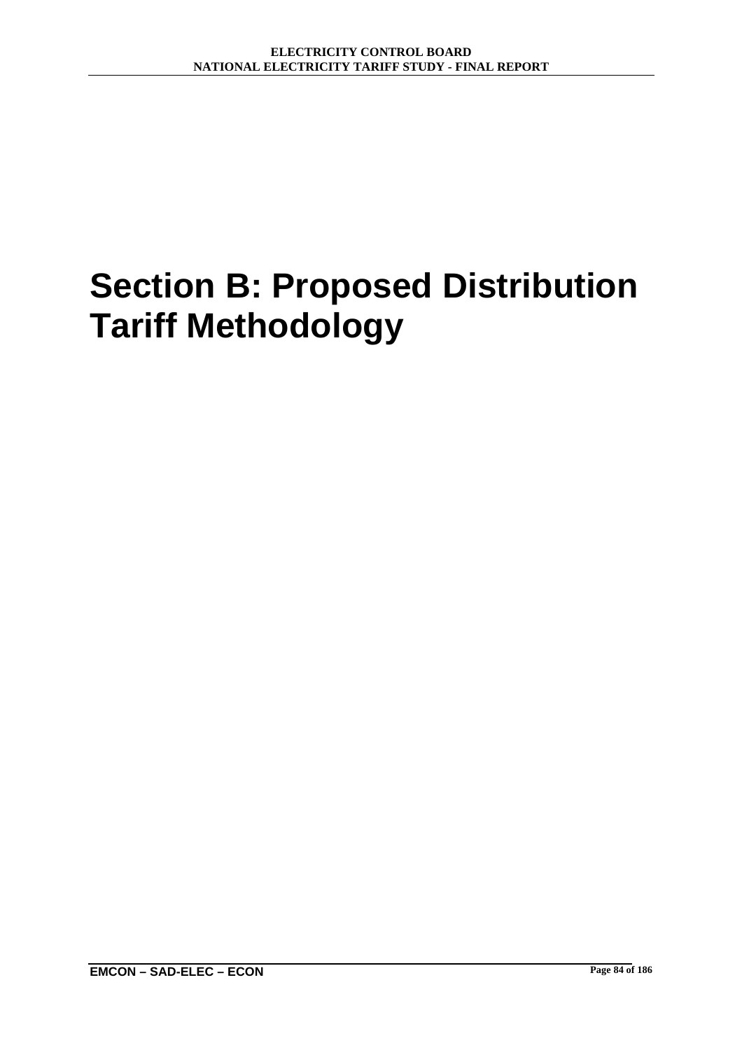# Section B: Proposed Distribution Tariff Methodology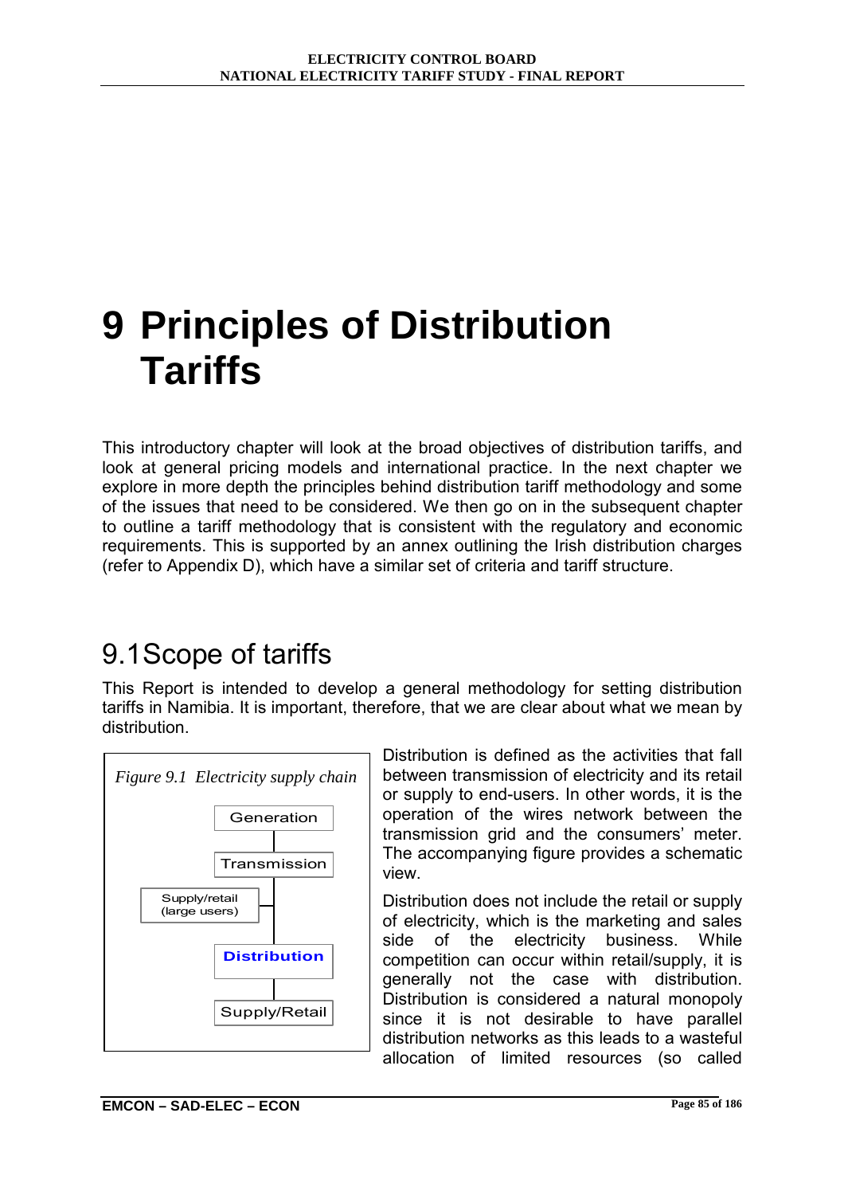# 9 Principles of Distribution Tariffs

This introductory chapter will look at the broad objectives of distribution tariffs, and look at general pricing models and international practice. In the next chapter we explore in more depth the principles behind distribution tariff methodology and some of the issues that need to be considered. We then go on in the subsequent chapter to outline a tariff methodology that is consistent with the regulatory and economic requirements. This is supported by an annex outlining the Irish distribution charges (refer to Appendix D), which have a similar set of criteria and tariff structure.

## 9.1 Scope of tariffs

This Report is intended to develop a general methodology for setting distribution tariffs in Namibia. It is important, therefore, that we are clear about what we mean by distribution.

*Figure 9.1 Electricity supply chain*

Generation → Transmission → Supply/retail (large users) / Distribution → Supply/Retail

Distribution is defined as the activities that fall between transmission of electricity and its retail or supply to end-users. In other words, it is the operation of the wires network between the transmission grid and the consumers' meter. The accompanying figure provides a schematic view.

Distribution does not include the retail or supply of electricity, which is the marketing and sales side of the electricity business. While competition can occur within retail/supply, it is generally not the case with distribution. Distribution is considered a natural monopoly since it is not desirable to have parallel distribution networks as this leads to a wasteful allocation of limited resources (so called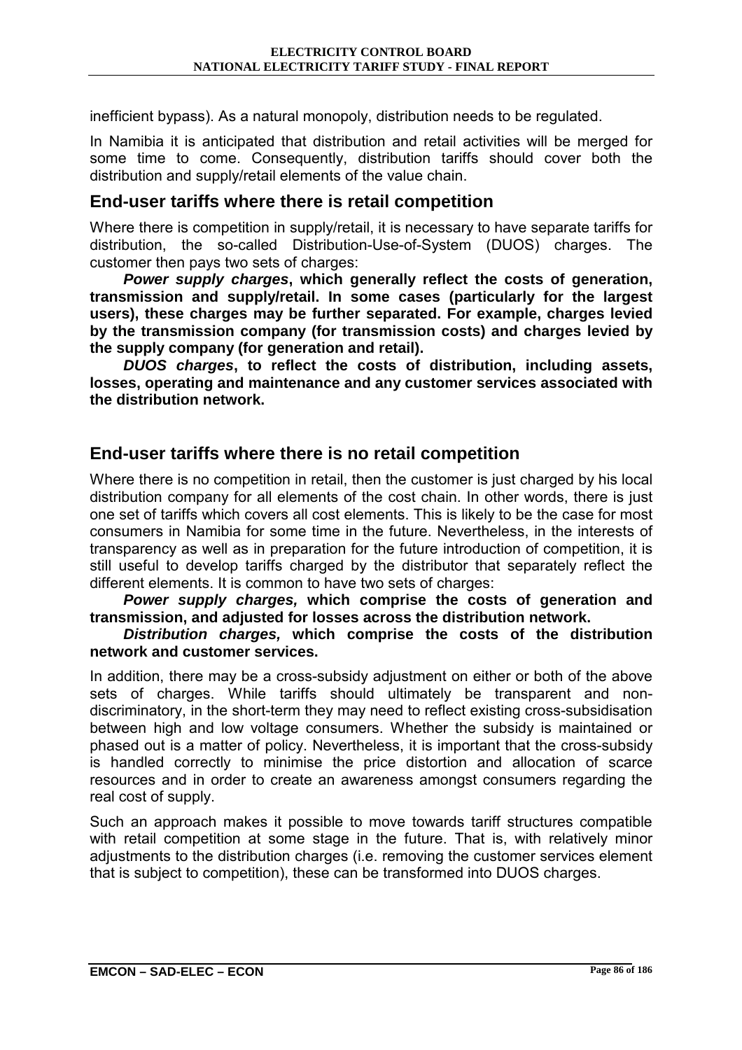inefficient bypass). As a natural monopoly, distribution needs to be regulated.

In Namibia it is anticipated that distribution and retail activities will be merged for some time to come. Consequently, distribution tariffs should cover both the distribution and supply/retail elements of the value chain.

## End-user tariffs where there is retail competition

Where there is competition in supply/retail, it is necessary to have separate tariffs for distribution, the so-called Distribution-Use-of-System (DUOS) charges. The customer then pays two sets of charges:

***Power supply charges*****, which generally reflect the costs of generation, transmission and supply/retail. In some cases (particularly for the largest users), these charges may be further separated. For example, charges levied by the transmission company (for transmission costs) and charges levied by the supply company (for generation and retail).**

***DUOS charges*****, to reflect the costs of distribution, including assets, losses, operating and maintenance and any customer services associated with the distribution network.**

## End-user tariffs where there is no retail competition

Where there is no competition in retail, then the customer is just charged by his local distribution company for all elements of the cost chain. In other words, there is just one set of tariffs which covers all cost elements. This is likely to be the case for most consumers in Namibia for some time in the future. Nevertheless, in the interests of transparency as well as in preparation for the future introduction of competition, it is still useful to develop tariffs charged by the distributor that separately reflect the different elements. It is common to have two sets of charges:

***Power supply charges,*** **which comprise the costs of generation and transmission, and adjusted for losses across the distribution network.**

***Distribution charges,*** **which comprise the costs of the distribution network and customer services.**

In addition, there may be a cross-subsidy adjustment on either or both of the above sets of charges. While tariffs should ultimately be transparent and non-discriminatory, in the short-term they may need to reflect existing cross-subsidisation between high and low voltage consumers. Whether the subsidy is maintained or phased out is a matter of policy. Nevertheless, it is important that the cross-subsidy is handled correctly to minimise the price distortion and allocation of scarce resources and in order to create an awareness amongst consumers regarding the real cost of supply.

Such an approach makes it possible to move towards tariff structures compatible with retail competition at some stage in the future. That is, with relatively minor adjustments to the distribution charges (i.e. removing the customer services element that is subject to competition), these can be transformed into DUOS charges.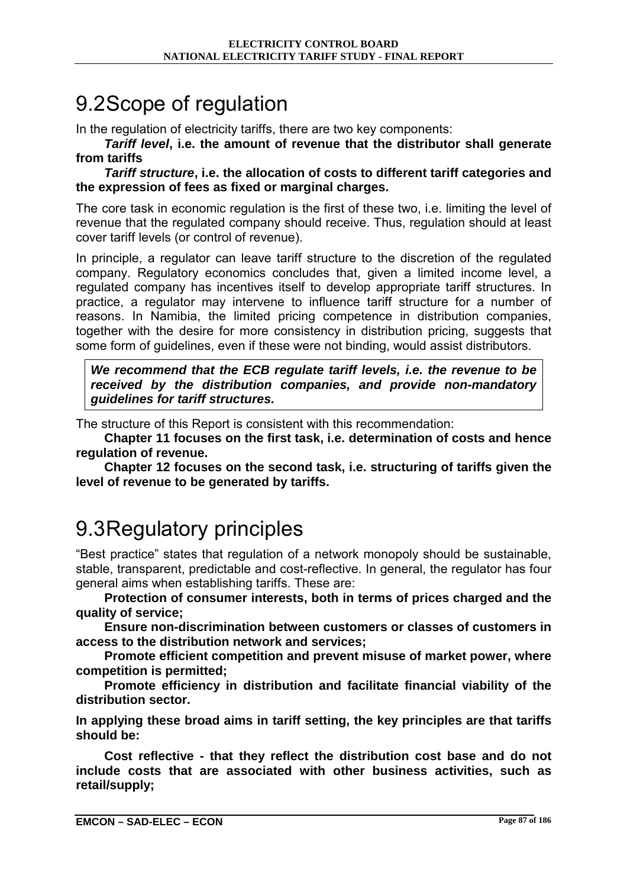## 9.2 Scope of regulation

In the regulation of electricity tariffs, there are two key components:

- ***Tariff level*, i.e. the amount of revenue that the distributor shall generate from tariffs**
- ***Tariff structure*, i.e. the allocation of costs to different tariff categories and the expression of fees as fixed or marginal charges.**

The core task in economic regulation is the first of these two, i.e. limiting the level of revenue that the regulated company should receive. Thus, regulation should at least cover tariff levels (or control of revenue).

In principle, a regulator can leave tariff structure to the discretion of the regulated company. Regulatory economics concludes that, given a limited income level, a regulated company has incentives itself to develop appropriate tariff structures. In practice, a regulator may intervene to influence tariff structure for a number of reasons. In Namibia, the limited pricing competence in distribution companies, together with the desire for more consistency in distribution pricing, suggests that some form of guidelines, even if these were not binding, would assist distributors.

> ***We recommend that the ECB regulate tariff levels, i.e. the revenue to be received by the distribution companies, and provide non-mandatory guidelines for tariff structures.***

The structure of this Report is consistent with this recommendation:

- **Chapter 11 focuses on the first task, i.e. determination of costs and hence regulation of revenue.**
- **Chapter 12 focuses on the second task, i.e. structuring of tariffs given the level of revenue to be generated by tariffs.**

## 9.3 Regulatory principles

"Best practice" states that regulation of a network monopoly should be sustainable, stable, transparent, predictable and cost-reflective. In general, the regulator has four general aims when establishing tariffs. These are:

- **Protection of consumer interests, both in terms of prices charged and the quality of service;**
- **Ensure non-discrimination between customers or classes of customers in access to the distribution network and services;**
- **Promote efficient competition and prevent misuse of market power, where competition is permitted;**
- **Promote efficiency in distribution and facilitate financial viability of the distribution sector.**

**In applying these broad aims in tariff setting, the key principles are that tariffs should be:**

- **Cost reflective - that they reflect the distribution cost base and do not include costs that are associated with other business activities, such as retail/supply;**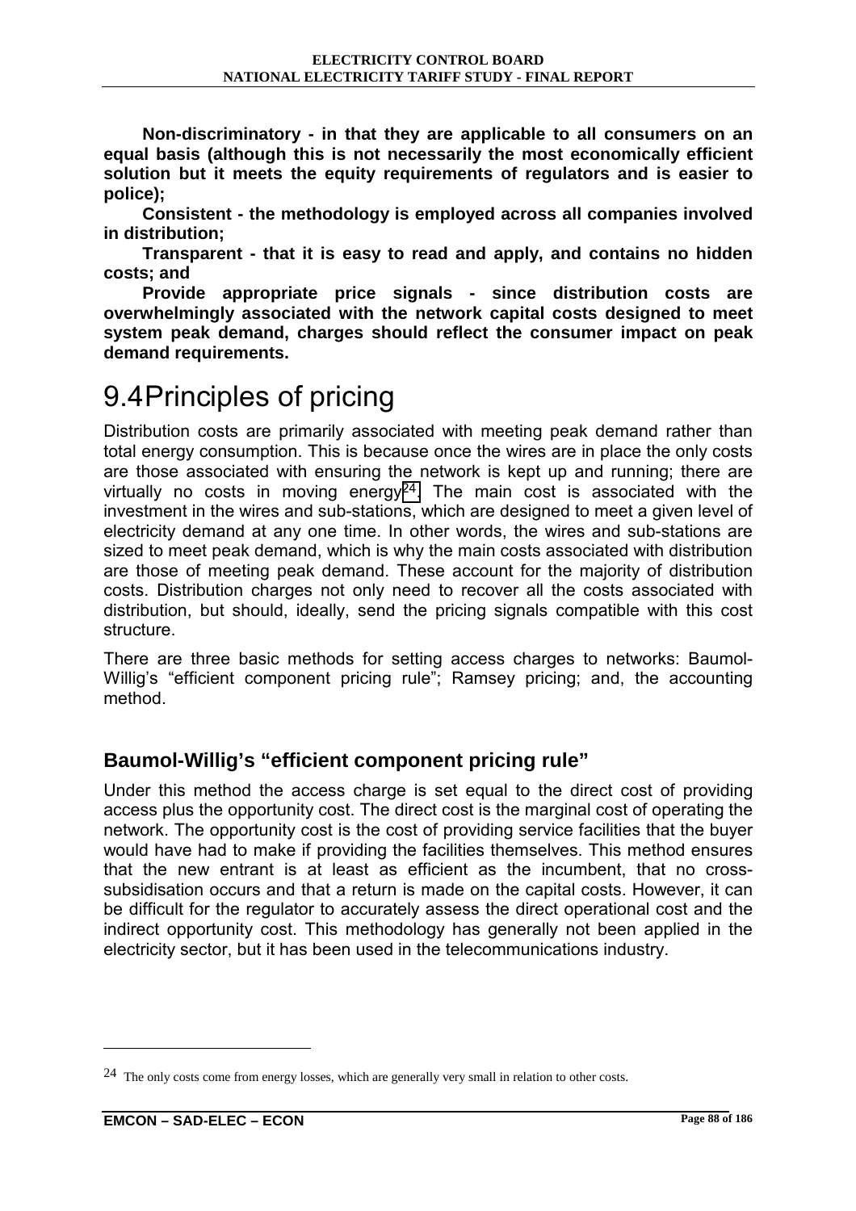**Non-discriminatory - in that they are applicable to all consumers on an equal basis (although this is not necessarily the most economically efficient solution but it meets the equity requirements of regulators and is easier to police);**

**Consistent - the methodology is employed across all companies involved in distribution;**

**Transparent - that it is easy to read and apply, and contains no hidden costs; and**

**Provide appropriate price signals - since distribution costs are overwhelmingly associated with the network capital costs designed to meet system peak demand, charges should reflect the consumer impact on peak demand requirements.**

# 9.4 Principles of pricing

Distribution costs are primarily associated with meeting peak demand rather than total energy consumption. This is because once the wires are in place the only costs are those associated with ensuring the network is kept up and running; there are virtually no costs in moving energy[24]. The main cost is associated with the investment in the wires and sub-stations, which are designed to meet a given level of electricity demand at any one time. In other words, the wires and sub-stations are sized to meet peak demand, which is why the main costs associated with distribution are those of meeting peak demand. These account for the majority of distribution costs. Distribution charges not only need to recover all the costs associated with distribution, but should, ideally, send the pricing signals compatible with this cost structure.

There are three basic methods for setting access charges to networks: Baumol-Willig's "efficient component pricing rule"; Ramsey pricing; and, the accounting method.

## Baumol-Willig's "efficient component pricing rule"

Under this method the access charge is set equal to the direct cost of providing access plus the opportunity cost. The direct cost is the marginal cost of operating the network. The opportunity cost is the cost of providing service facilities that the buyer would have had to make if providing the facilities themselves. This method ensures that the new entrant is at least as efficient as the incumbent, that no cross-subsidisation occurs and that a return is made on the capital costs. However, it can be difficult for the regulator to accurately assess the direct operational cost and the indirect opportunity cost. This methodology has generally not been applied in the electricity sector, but it has been used in the telecommunications industry.

---

[24] The only costs come from energy losses, which are generally very small in relation to other costs.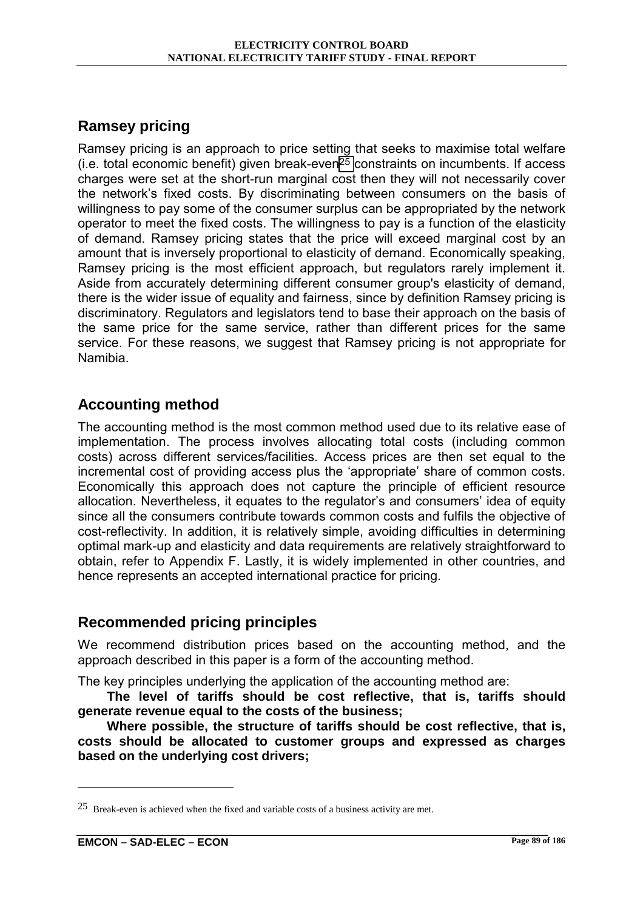## Ramsey pricing

Ramsey pricing is an approach to price setting that seeks to maximise total welfare (i.e. total economic benefit) given break-even[25] constraints on incumbents. If access charges were set at the short-run marginal cost then they will not necessarily cover the network's fixed costs. By discriminating between consumers on the basis of willingness to pay some of the consumer surplus can be appropriated by the network operator to meet the fixed costs. The willingness to pay is a function of the elasticity of demand. Ramsey pricing states that the price will exceed marginal cost by an amount that is inversely proportional to elasticity of demand. Economically speaking, Ramsey pricing is the most efficient approach, but regulators rarely implement it. Aside from accurately determining different consumer group's elasticity of demand, there is the wider issue of equality and fairness, since by definition Ramsey pricing is discriminatory. Regulators and legislators tend to base their approach on the basis of the same price for the same service, rather than different prices for the same service. For these reasons, we suggest that Ramsey pricing is not appropriate for Namibia.

## Accounting method

The accounting method is the most common method used due to its relative ease of implementation. The process involves allocating total costs (including common costs) across different services/facilities. Access prices are then set equal to the incremental cost of providing access plus the 'appropriate' share of common costs. Economically this approach does not capture the principle of efficient resource allocation. Nevertheless, it equates to the regulator's and consumers' idea of equity since all the consumers contribute towards common costs and fulfils the objective of cost-reflectivity. In addition, it is relatively simple, avoiding difficulties in determining optimal mark-up and elasticity and data requirements are relatively straightforward to obtain, refer to Appendix F. Lastly, it is widely implemented in other countries, and hence represents an accepted international practice for pricing.

## Recommended pricing principles

We recommend distribution prices based on the accounting method, and the approach described in this paper is a form of the accounting method.

The key principles underlying the application of the accounting method are:

- **The level of tariffs should be cost reflective, that is, tariffs should generate revenue equal to the costs of the business;**
- **Where possible, the structure of tariffs should be cost reflective, that is, costs should be allocated to customer groups and expressed as charges based on the underlying cost drivers;**

---

[25] Break-even is achieved when the fixed and variable costs of a business activity are met.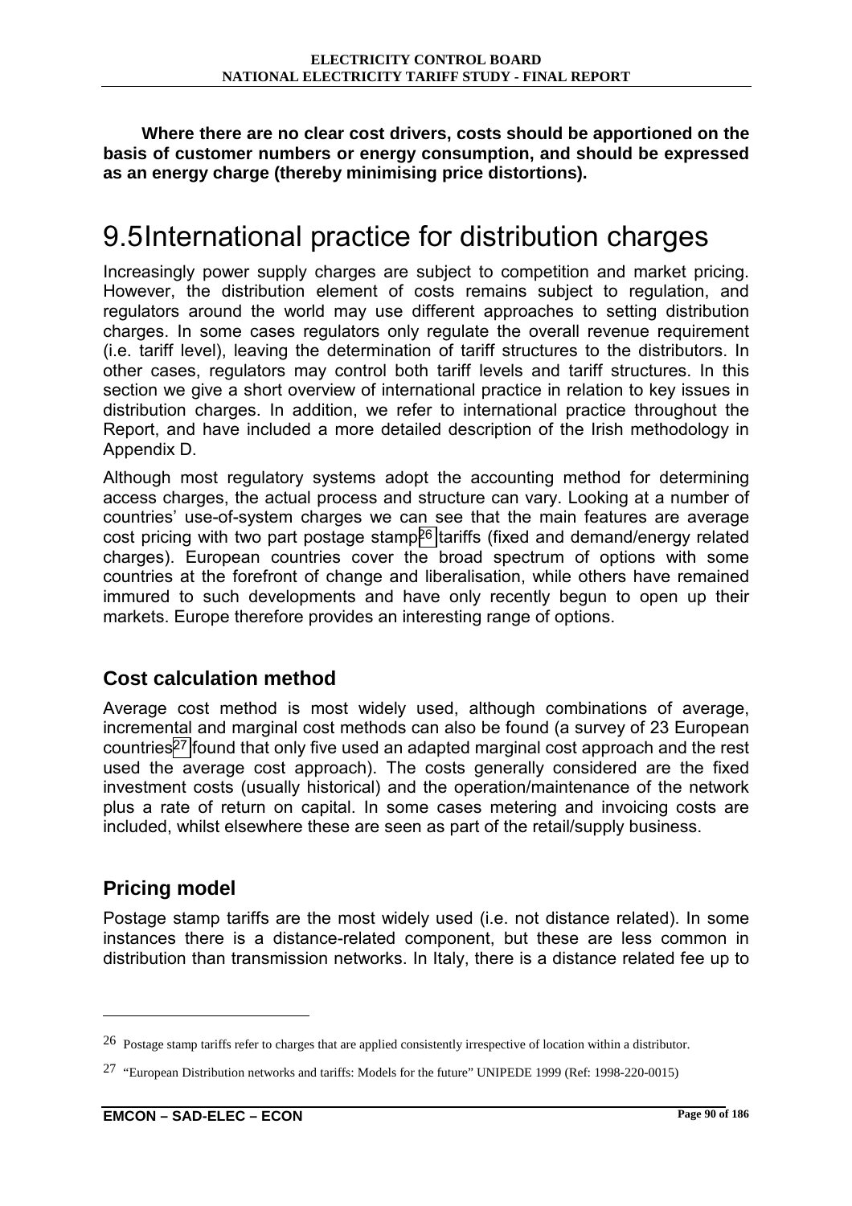**Where there are no clear cost drivers, costs should be apportioned on the basis of customer numbers or energy consumption, and should be expressed as an energy charge (thereby minimising price distortions).**

# 9.5 International practice for distribution charges

Increasingly power supply charges are subject to competition and market pricing. However, the distribution element of costs remains subject to regulation, and regulators around the world may use different approaches to setting distribution charges. In some cases regulators only regulate the overall revenue requirement (i.e. tariff level), leaving the determination of tariff structures to the distributors. In other cases, regulators may control both tariff levels and tariff structures. In this section we give a short overview of international practice in relation to key issues in distribution charges. In addition, we refer to international practice throughout the Report, and have included a more detailed description of the Irish methodology in Appendix D.

Although most regulatory systems adopt the accounting method for determining access charges, the actual process and structure can vary. Looking at a number of countries' use-of-system charges we can see that the main features are average cost pricing with two part postage stamp[26] tariffs (fixed and demand/energy related charges). European countries cover the broad spectrum of options with some countries at the forefront of change and liberalisation, while others have remained immured to such developments and have only recently begun to open up their markets. Europe therefore provides an interesting range of options.

## Cost calculation method

Average cost method is most widely used, although combinations of average, incremental and marginal cost methods can also be found (a survey of 23 European countries[27] found that only five used an adapted marginal cost approach and the rest used the average cost approach). The costs generally considered are the fixed investment costs (usually historical) and the operation/maintenance of the network plus a rate of return on capital. In some cases metering and invoicing costs are included, whilst elsewhere these are seen as part of the retail/supply business.

## Pricing model

Postage stamp tariffs are the most widely used (i.e. not distance related). In some instances there is a distance-related component, but these are less common in distribution than transmission networks. In Italy, there is a distance related fee up to

---

[26] Postage stamp tariffs refer to charges that are applied consistently irrespective of location within a distributor.

[27] "European Distribution networks and tariffs: Models for the future" UNIPEDE 1999 (Ref: 1998-220-0015)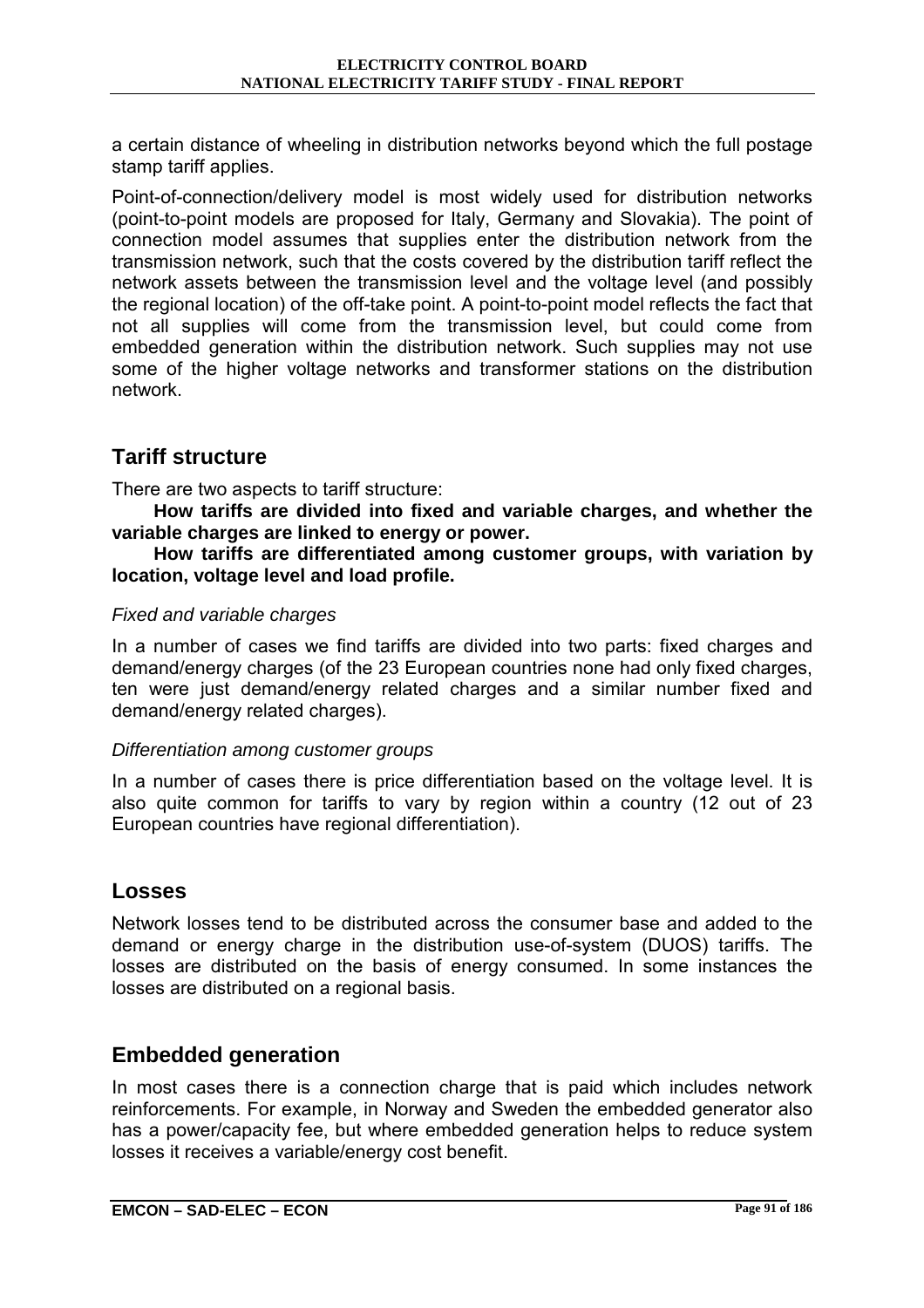a certain distance of wheeling in distribution networks beyond which the full postage stamp tariff applies.

Point-of-connection/delivery model is most widely used for distribution networks (point-to-point models are proposed for Italy, Germany and Slovakia). The point of connection model assumes that supplies enter the distribution network from the transmission network, such that the costs covered by the distribution tariff reflect the network assets between the transmission level and the voltage level (and possibly the regional location) of the off-take point. A point-to-point model reflects the fact that not all supplies will come from the transmission level, but could come from embedded generation within the distribution network. Such supplies may not use some of the higher voltage networks and transformer stations on the distribution network.

## Tariff structure

There are two aspects to tariff structure:

- **How tariffs are divided into fixed and variable charges, and whether the variable charges are linked to energy or power.**
- **How tariffs are differentiated among customer groups, with variation by location, voltage level and load profile.**

### *Fixed and variable charges*

In a number of cases we find tariffs are divided into two parts: fixed charges and demand/energy charges (of the 23 European countries none had only fixed charges, ten were just demand/energy related charges and a similar number fixed and demand/energy related charges).

### *Differentiation among customer groups*

In a number of cases there is price differentiation based on the voltage level. It is also quite common for tariffs to vary by region within a country (12 out of 23 European countries have regional differentiation).

## Losses

Network losses tend to be distributed across the consumer base and added to the demand or energy charge in the distribution use-of-system (DUOS) tariffs. The losses are distributed on the basis of energy consumed. In some instances the losses are distributed on a regional basis.

## Embedded generation

In most cases there is a connection charge that is paid which includes network reinforcements. For example, in Norway and Sweden the embedded generator also has a power/capacity fee, but where embedded generation helps to reduce system losses it receives a variable/energy cost benefit.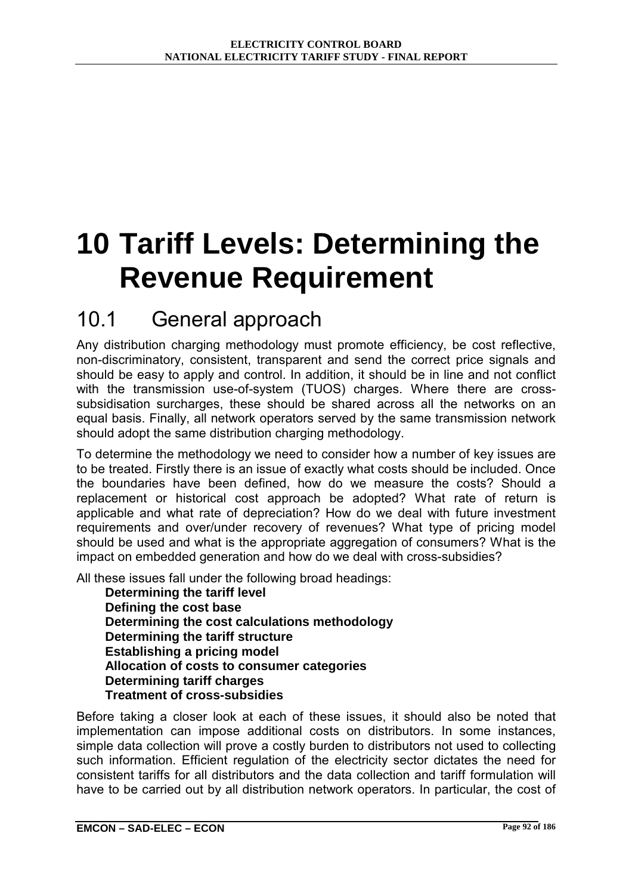# 10 Tariff Levels: Determining the Revenue Requirement

## 10.1 General approach

Any distribution charging methodology must promote efficiency, be cost reflective, non-discriminatory, consistent, transparent and send the correct price signals and should be easy to apply and control. In addition, it should be in line and not conflict with the transmission use-of-system (TUOS) charges. Where there are cross-subsidisation surcharges, these should be shared across all the networks on an equal basis. Finally, all network operators served by the same transmission network should adopt the same distribution charging methodology.

To determine the methodology we need to consider how a number of key issues are to be treated. Firstly there is an issue of exactly what costs should be included. Once the boundaries have been defined, how do we measure the costs? Should a replacement or historical cost approach be adopted? What rate of return is applicable and what rate of depreciation? How do we deal with future investment requirements and over/under recovery of revenues? What type of pricing model should be used and what is the appropriate aggregation of consumers? What is the impact on embedded generation and how do we deal with cross-subsidies?

All these issues fall under the following broad headings:

**Determining the tariff level**
**Defining the cost base**
**Determining the cost calculations methodology**
**Determining the tariff structure**
**Establishing a pricing model**
**Allocation of costs to consumer categories**
**Determining tariff charges**
**Treatment of cross-subsidies**

Before taking a closer look at each of these issues, it should also be noted that implementation can impose additional costs on distributors. In some instances, simple data collection will prove a costly burden to distributors not used to collecting such information. Efficient regulation of the electricity sector dictates the need for consistent tariffs for all distributors and the data collection and tariff formulation will have to be carried out by all distribution network operators. In particular, the cost of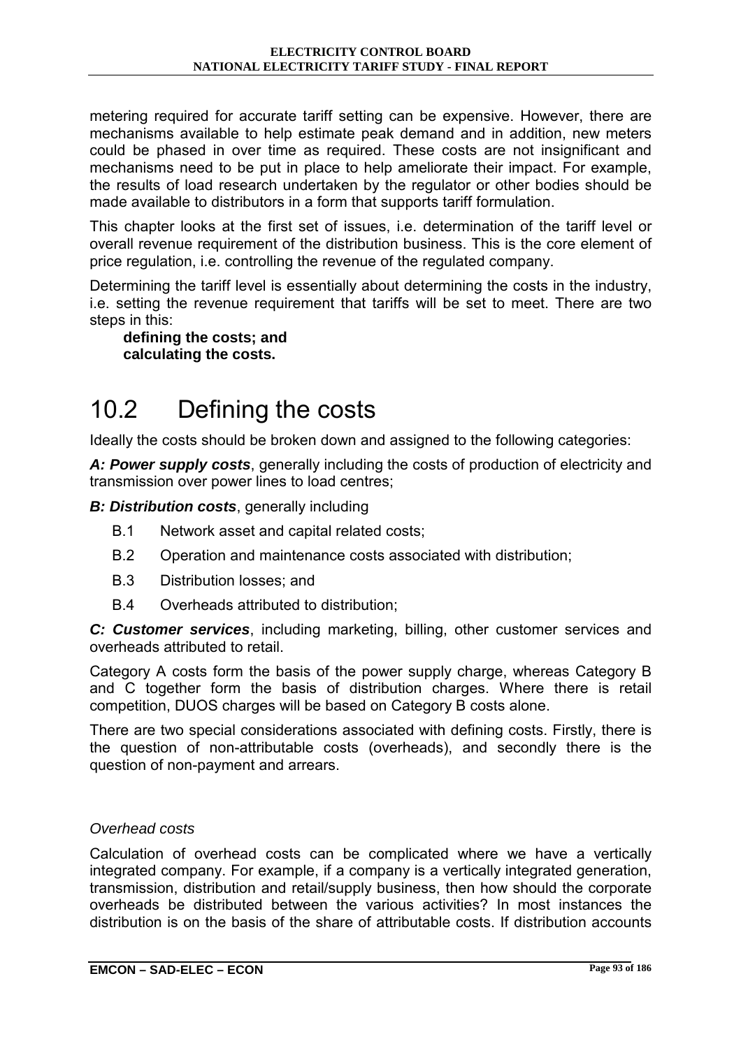metering required for accurate tariff setting can be expensive. However, there are mechanisms available to help estimate peak demand and in addition, new meters could be phased in over time as required. These costs are not insignificant and mechanisms need to be put in place to help ameliorate their impact. For example, the results of load research undertaken by the regulator or other bodies should be made available to distributors in a form that supports tariff formulation.

This chapter looks at the first set of issues, i.e. determination of the tariff level or overall revenue requirement of the distribution business. This is the core element of price regulation, i.e. controlling the revenue of the regulated company.

Determining the tariff level is essentially about determining the costs in the industry, i.e. setting the revenue requirement that tariffs will be set to meet. There are two steps in this:

- **defining the costs; and**
- **calculating the costs.**

# 10.2 Defining the costs

Ideally the costs should be broken down and assigned to the following categories:

***A: Power supply costs***, generally including the costs of production of electricity and transmission over power lines to load centres;

***B: Distribution costs***, generally including

- B.1 Network asset and capital related costs;
- B.2 Operation and maintenance costs associated with distribution;
- B.3 Distribution losses; and
- B.4 Overheads attributed to distribution;

***C: Customer services***, including marketing, billing, other customer services and overheads attributed to retail.

Category A costs form the basis of the power supply charge, whereas Category B and C together form the basis of distribution charges. Where there is retail competition, DUOS charges will be based on Category B costs alone.

There are two special considerations associated with defining costs. Firstly, there is the question of non-attributable costs (overheads), and secondly there is the question of non-payment and arrears.

*Overhead costs*

Calculation of overhead costs can be complicated where we have a vertically integrated company. For example, if a company is a vertically integrated generation, transmission, distribution and retail/supply business, then how should the corporate overheads be distributed between the various activities? In most instances the distribution is on the basis of the share of attributable costs. If distribution accounts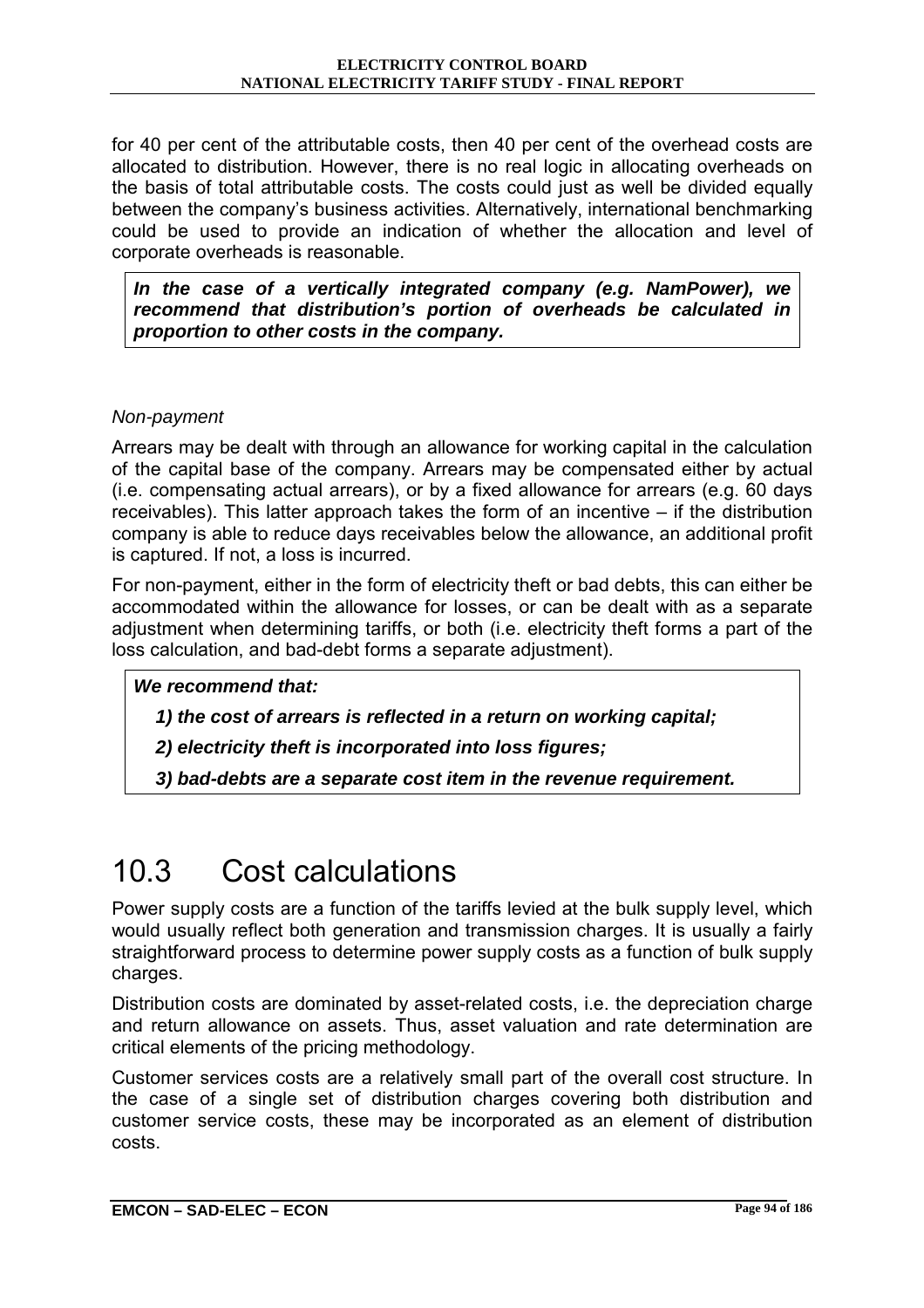for 40 per cent of the attributable costs, then 40 per cent of the overhead costs are allocated to distribution. However, there is no real logic in allocating overheads on the basis of total attributable costs. The costs could just as well be divided equally between the company's business activities. Alternatively, international benchmarking could be used to provide an indication of whether the allocation and level of corporate overheads is reasonable.

***In the case of a vertically integrated company (e.g. NamPower), we recommend that distribution's portion of overheads be calculated in proportion to other costs in the company.***

*Non-payment*

Arrears may be dealt with through an allowance for working capital in the calculation of the capital base of the company. Arrears may be compensated either by actual (i.e. compensating actual arrears), or by a fixed allowance for arrears (e.g. 60 days receivables). This latter approach takes the form of an incentive – if the distribution company is able to reduce days receivables below the allowance, an additional profit is captured. If not, a loss is incurred.

For non-payment, either in the form of electricity theft or bad debts, this can either be accommodated within the allowance for losses, or can be dealt with as a separate adjustment when determining tariffs, or both (i.e. electricity theft forms a part of the loss calculation, and bad-debt forms a separate adjustment).

***We recommend that:***

***1) the cost of arrears is reflected in a return on working capital;***

***2) electricity theft is incorporated into loss figures;***

***3) bad-debts are a separate cost item in the revenue requirement.***

# 10.3 Cost calculations

Power supply costs are a function of the tariffs levied at the bulk supply level, which would usually reflect both generation and transmission charges. It is usually a fairly straightforward process to determine power supply costs as a function of bulk supply charges.

Distribution costs are dominated by asset-related costs, i.e. the depreciation charge and return allowance on assets. Thus, asset valuation and rate determination are critical elements of the pricing methodology.

Customer services costs are a relatively small part of the overall cost structure. In the case of a single set of distribution charges covering both distribution and customer service costs, these may be incorporated as an element of distribution costs.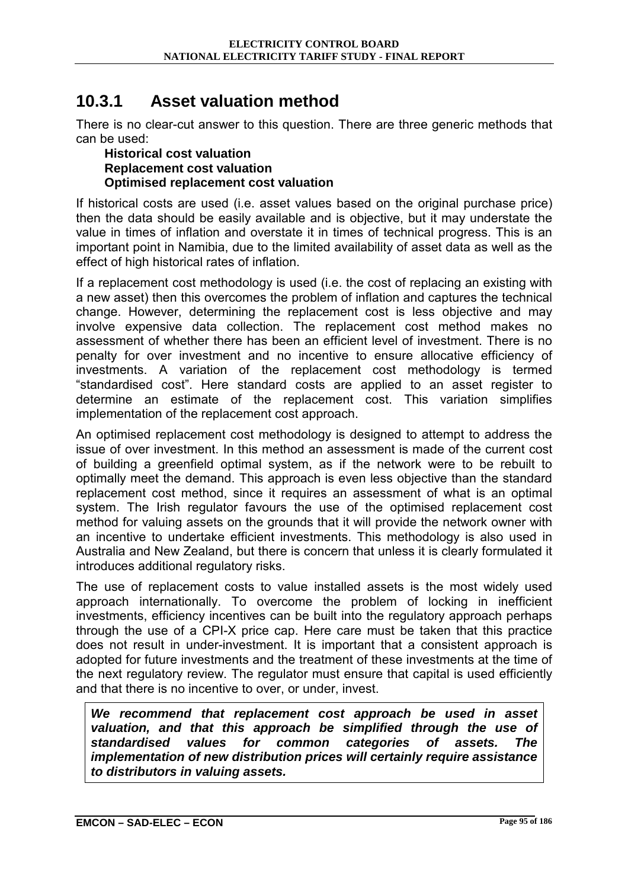### 10.3.1 Asset valuation method

There is no clear-cut answer to this question. There are three generic methods that can be used:

**Historical cost valuation**
**Replacement cost valuation**
**Optimised replacement cost valuation**

If historical costs are used (i.e. asset values based on the original purchase price) then the data should be easily available and is objective, but it may understate the value in times of inflation and overstate it in times of technical progress. This is an important point in Namibia, due to the limited availability of asset data as well as the effect of high historical rates of inflation.

If a replacement cost methodology is used (i.e. the cost of replacing an existing with a new asset) then this overcomes the problem of inflation and captures the technical change. However, determining the replacement cost is less objective and may involve expensive data collection. The replacement cost method makes no assessment of whether there has been an efficient level of investment. There is no penalty for over investment and no incentive to ensure allocative efficiency of investments. A variation of the replacement cost methodology is termed "standardised cost". Here standard costs are applied to an asset register to determine an estimate of the replacement cost. This variation simplifies implementation of the replacement cost approach.

An optimised replacement cost methodology is designed to attempt to address the issue of over investment. In this method an assessment is made of the current cost of building a greenfield optimal system, as if the network were to be rebuilt to optimally meet the demand. This approach is even less objective than the standard replacement cost method, since it requires an assessment of what is an optimal system. The Irish regulator favours the use of the optimised replacement cost method for valuing assets on the grounds that it will provide the network owner with an incentive to undertake efficient investments. This methodology is also used in Australia and New Zealand, but there is concern that unless it is clearly formulated it introduces additional regulatory risks.

The use of replacement costs to value installed assets is the most widely used approach internationally. To overcome the problem of locking in inefficient investments, efficiency incentives can be built into the regulatory approach perhaps through the use of a CPI-X price cap. Here care must be taken that this practice does not result in under-investment. It is important that a consistent approach is adopted for future investments and the treatment of these investments at the time of the next regulatory review. The regulator must ensure that capital is used efficiently and that there is no incentive to over, or under, invest.

***We recommend that replacement cost approach be used in asset valuation, and that this approach be simplified through the use of standardised values for common categories of assets. The implementation of new distribution prices will certainly require assistance to distributors in valuing assets.***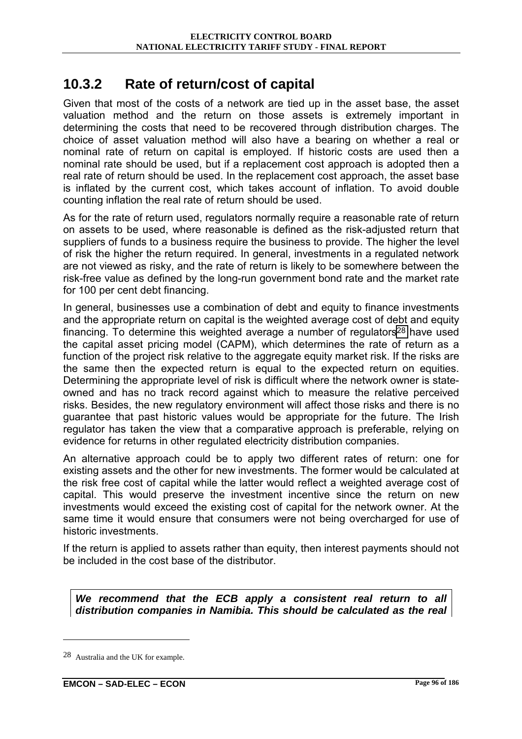## 10.3.2 Rate of return/cost of capital

Given that most of the costs of a network are tied up in the asset base, the asset valuation method and the return on those assets is extremely important in determining the costs that need to be recovered through distribution charges. The choice of asset valuation method will also have a bearing on whether a real or nominal rate of return on capital is employed. If historic costs are used then a nominal rate should be used, but if a replacement cost approach is adopted then a real rate of return should be used. In the replacement cost approach, the asset base is inflated by the current cost, which takes account of inflation. To avoid double counting inflation the real rate of return should be used.

As for the rate of return used, regulators normally require a reasonable rate of return on assets to be used, where reasonable is defined as the risk-adjusted return that suppliers of funds to a business require the business to provide. The higher the level of risk the higher the return required. In general, investments in a regulated network are not viewed as risky, and the rate of return is likely to be somewhere between the risk-free value as defined by the long-run government bond rate and the market rate for 100 per cent debt financing.

In general, businesses use a combination of debt and equity to finance investments and the appropriate return on capital is the weighted average cost of debt and equity financing. To determine this weighted average a number of regulators[28] have used the capital asset pricing model (CAPM), which determines the rate of return as a function of the project risk relative to the aggregate equity market risk. If the risks are the same then the expected return is equal to the expected return on equities. Determining the appropriate level of risk is difficult where the network owner is state-owned and has no track record against which to measure the relative perceived risks. Besides, the new regulatory environment will affect those risks and there is no guarantee that past historic values would be appropriate for the future. The Irish regulator has taken the view that a comparative approach is preferable, relying on evidence for returns in other regulated electricity distribution companies.

An alternative approach could be to apply two different rates of return: one for existing assets and the other for new investments. The former would be calculated at the risk free cost of capital while the latter would reflect a weighted average cost of capital. This would preserve the investment incentive since the return on new investments would exceed the existing cost of capital for the network owner. At the same time it would ensure that consumers were not being overcharged for use of historic investments.

If the return is applied to assets rather than equity, then interest payments should not be included in the cost base of the distributor.

***We recommend that the ECB apply a consistent real return to all distribution companies in Namibia. This should be calculated as the real***

---

[28] Australia and the UK for example.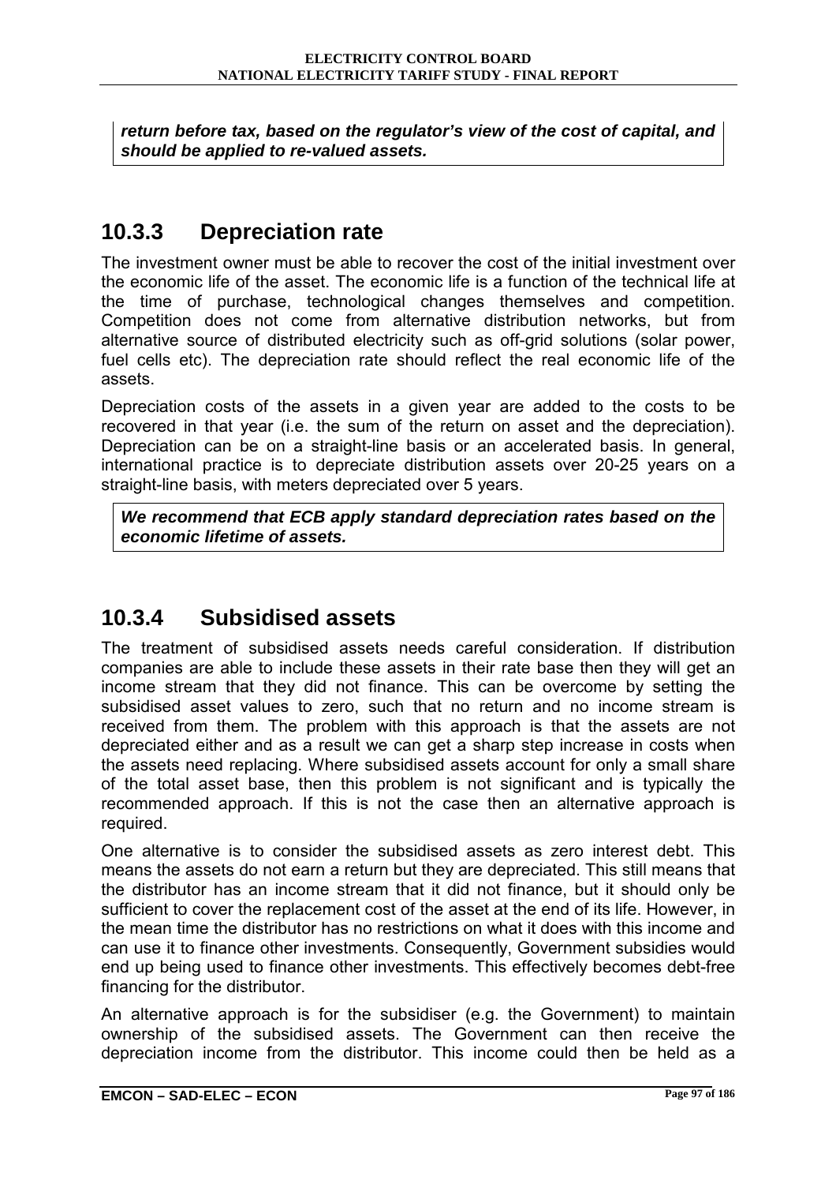***return before tax, based on the regulator's view of the cost of capital, and should be applied to re-valued assets.***

## 10.3.3 Depreciation rate

The investment owner must be able to recover the cost of the initial investment over the economic life of the asset. The economic life is a function of the technical life at the time of purchase, technological changes themselves and competition. Competition does not come from alternative distribution networks, but from alternative source of distributed electricity such as off-grid solutions (solar power, fuel cells etc). The depreciation rate should reflect the real economic life of the assets.

Depreciation costs of the assets in a given year are added to the costs to be recovered in that year (i.e. the sum of the return on asset and the depreciation). Depreciation can be on a straight-line basis or an accelerated basis. In general, international practice is to depreciate distribution assets over 20-25 years on a straight-line basis, with meters depreciated over 5 years.

***We recommend that ECB apply standard depreciation rates based on the economic lifetime of assets.***

## 10.3.4 Subsidised assets

The treatment of subsidised assets needs careful consideration. If distribution companies are able to include these assets in their rate base then they will get an income stream that they did not finance. This can be overcome by setting the subsidised asset values to zero, such that no return and no income stream is received from them. The problem with this approach is that the assets are not depreciated either and as a result we can get a sharp step increase in costs when the assets need replacing. Where subsidised assets account for only a small share of the total asset base, then this problem is not significant and is typically the recommended approach. If this is not the case then an alternative approach is required.

One alternative is to consider the subsidised assets as zero interest debt. This means the assets do not earn a return but they are depreciated. This still means that the distributor has an income stream that it did not finance, but it should only be sufficient to cover the replacement cost of the asset at the end of its life. However, in the mean time the distributor has no restrictions on what it does with this income and can use it to finance other investments. Consequently, Government subsidies would end up being used to finance other investments. This effectively becomes debt-free financing for the distributor.

An alternative approach is for the subsidiser (e.g. the Government) to maintain ownership of the subsidised assets. The Government can then receive the depreciation income from the distributor. This income could then be held as a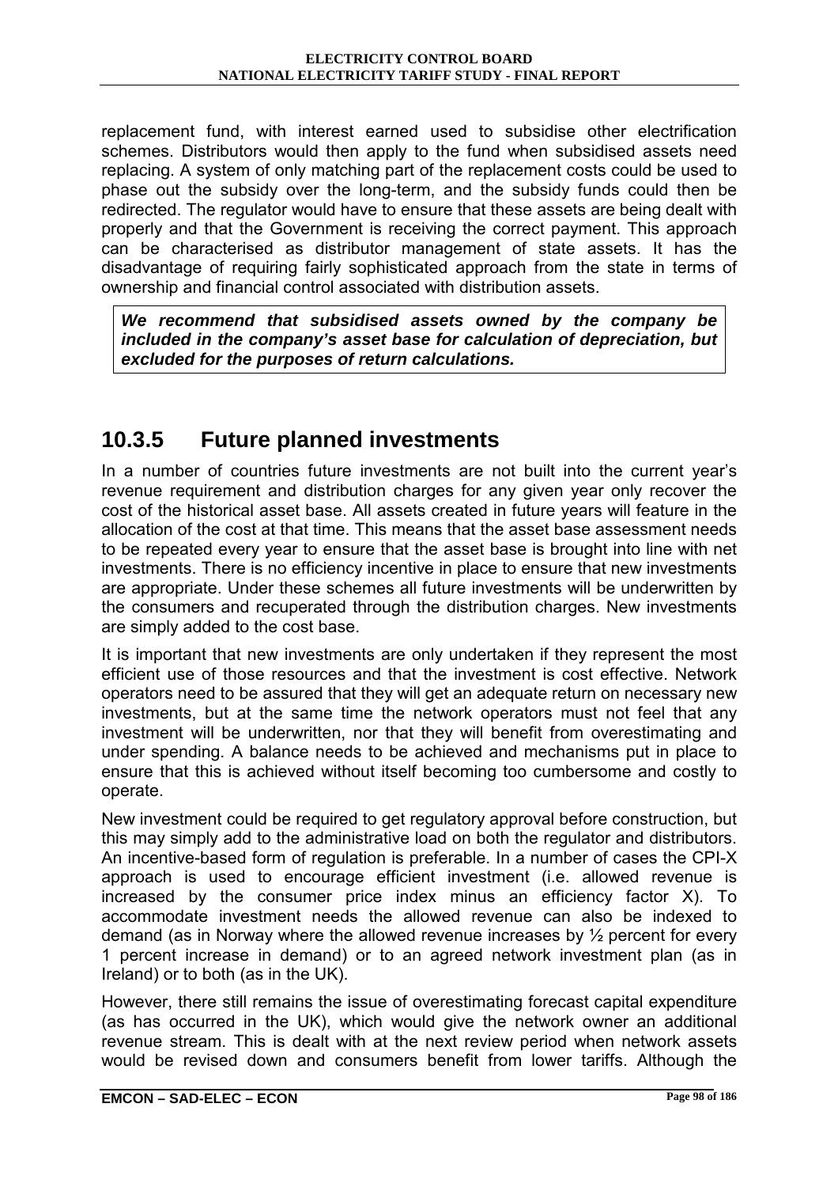replacement fund, with interest earned used to subsidise other electrification schemes. Distributors would then apply to the fund when subsidised assets need replacing. A system of only matching part of the replacement costs could be used to phase out the subsidy over the long-term, and the subsidy funds could then be redirected. The regulator would have to ensure that these assets are being dealt with properly and that the Government is receiving the correct payment. This approach can be characterised as distributor management of state assets. It has the disadvantage of requiring fairly sophisticated approach from the state in terms of ownership and financial control associated with distribution assets.

> ***We recommend that subsidised assets owned by the company be included in the company's asset base for calculation of depreciation, but excluded for the purposes of return calculations.***

## 10.3.5 Future planned investments

In a number of countries future investments are not built into the current year's revenue requirement and distribution charges for any given year only recover the cost of the historical asset base. All assets created in future years will feature in the allocation of the cost at that time. This means that the asset base assessment needs to be repeated every year to ensure that the asset base is brought into line with net investments. There is no efficiency incentive in place to ensure that new investments are appropriate. Under these schemes all future investments will be underwritten by the consumers and recuperated through the distribution charges. New investments are simply added to the cost base.

It is important that new investments are only undertaken if they represent the most efficient use of those resources and that the investment is cost effective. Network operators need to be assured that they will get an adequate return on necessary new investments, but at the same time the network operators must not feel that any investment will be underwritten, nor that they will benefit from overestimating and under spending. A balance needs to be achieved and mechanisms put in place to ensure that this is achieved without itself becoming too cumbersome and costly to operate.

New investment could be required to get regulatory approval before construction, but this may simply add to the administrative load on both the regulator and distributors. An incentive-based form of regulation is preferable. In a number of cases the CPI-X approach is used to encourage efficient investment (i.e. allowed revenue is increased by the consumer price index minus an efficiency factor X). To accommodate investment needs the allowed revenue can also be indexed to demand (as in Norway where the allowed revenue increases by ½ percent for every 1 percent increase in demand) or to an agreed network investment plan (as in Ireland) or to both (as in the UK).

However, there still remains the issue of overestimating forecast capital expenditure (as has occurred in the UK), which would give the network owner an additional revenue stream. This is dealt with at the next review period when network assets would be revised down and consumers benefit from lower tariffs. Although the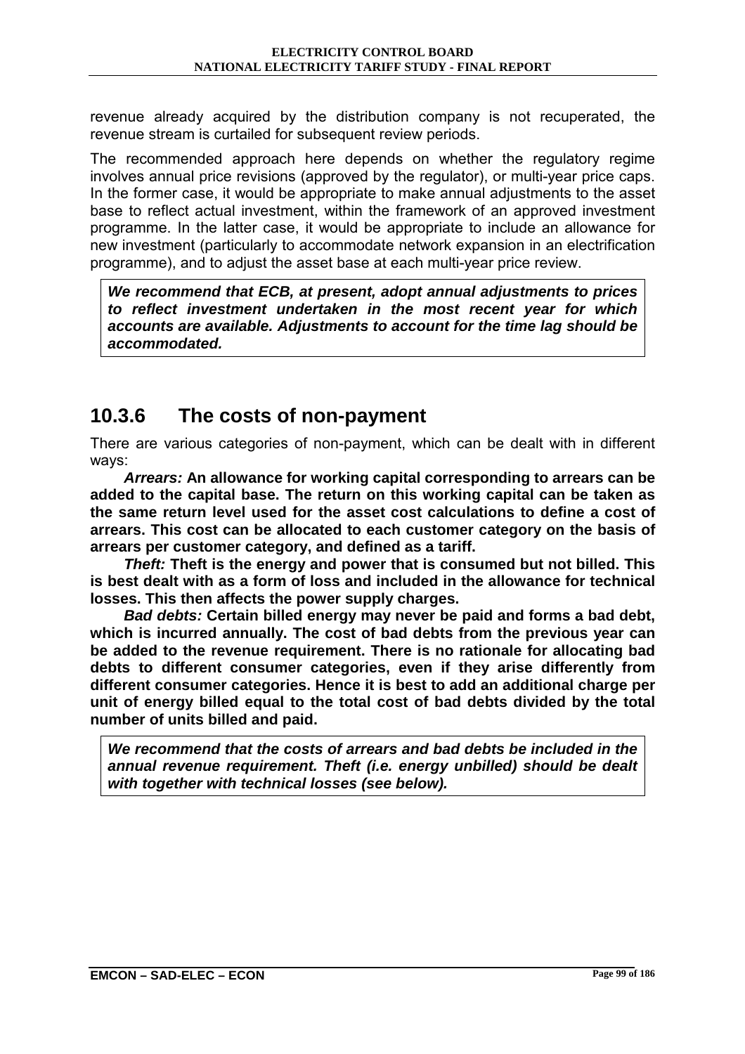revenue already acquired by the distribution company is not recuperated, the revenue stream is curtailed for subsequent review periods.

The recommended approach here depends on whether the regulatory regime involves annual price revisions (approved by the regulator), or multi-year price caps. In the former case, it would be appropriate to make annual adjustments to the asset base to reflect actual investment, within the framework of an approved investment programme. In the latter case, it would be appropriate to include an allowance for new investment (particularly to accommodate network expansion in an electrification programme), and to adjust the asset base at each multi-year price review.

> ***We recommend that ECB, at present, adopt annual adjustments to prices to reflect investment undertaken in the most recent year for which accounts are available. Adjustments to account for the time lag should be accommodated.***

### 10.3.6 The costs of non-payment

There are various categories of non-payment, which can be dealt with in different ways:

***Arrears:*** **An allowance for working capital corresponding to arrears can be added to the capital base. The return on this working capital can be taken as the same return level used for the asset cost calculations to define a cost of arrears. This cost can be allocated to each customer category on the basis of arrears per customer category, and defined as a tariff.**

***Theft:*** **Theft is the energy and power that is consumed but not billed. This is best dealt with as a form of loss and included in the allowance for technical losses. This then affects the power supply charges.**

***Bad debts:*** **Certain billed energy may never be paid and forms a bad debt, which is incurred annually. The cost of bad debts from the previous year can be added to the revenue requirement. There is no rationale for allocating bad debts to different consumer categories, even if they arise differently from different consumer categories. Hence it is best to add an additional charge per unit of energy billed equal to the total cost of bad debts divided by the total number of units billed and paid.**

> ***We recommend that the costs of arrears and bad debts be included in the annual revenue requirement. Theft (i.e. energy unbilled) should be dealt with together with technical losses (see below).***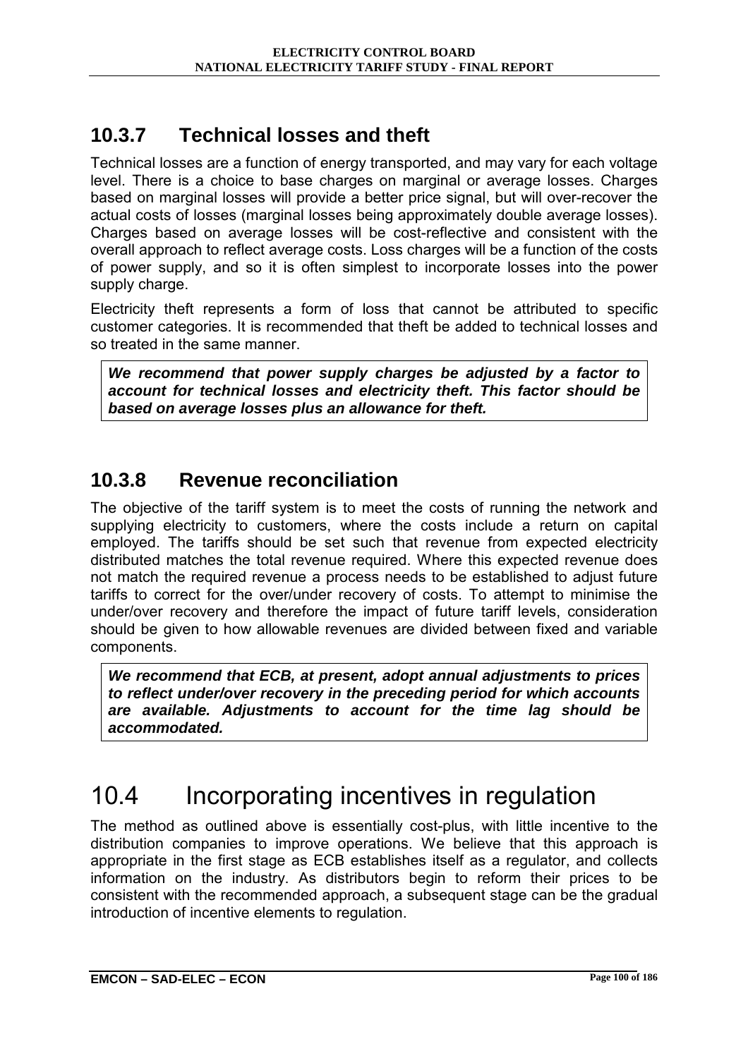### 10.3.7 Technical losses and theft

Technical losses are a function of energy transported, and may vary for each voltage level. There is a choice to base charges on marginal or average losses. Charges based on marginal losses will provide a better price signal, but will over-recover the actual costs of losses (marginal losses being approximately double average losses). Charges based on average losses will be cost-reflective and consistent with the overall approach to reflect average costs. Loss charges will be a function of the costs of power supply, and so it is often simplest to incorporate losses into the power supply charge.

Electricity theft represents a form of loss that cannot be attributed to specific customer categories. It is recommended that theft be added to technical losses and so treated in the same manner.

***We recommend that power supply charges be adjusted by a factor to account for technical losses and electricity theft. This factor should be based on average losses plus an allowance for theft.***

### 10.3.8 Revenue reconciliation

The objective of the tariff system is to meet the costs of running the network and supplying electricity to customers, where the costs include a return on capital employed. The tariffs should be set such that revenue from expected electricity distributed matches the total revenue required. Where this expected revenue does not match the required revenue a process needs to be established to adjust future tariffs to correct for the over/under recovery of costs. To attempt to minimise the under/over recovery and therefore the impact of future tariff levels, consideration should be given to how allowable revenues are divided between fixed and variable components.

***We recommend that ECB, at present, adopt annual adjustments to prices to reflect under/over recovery in the preceding period for which accounts are available. Adjustments to account for the time lag should be accommodated.***

## 10.4 Incorporating incentives in regulation

The method as outlined above is essentially cost-plus, with little incentive to the distribution companies to improve operations. We believe that this approach is appropriate in the first stage as ECB establishes itself as a regulator, and collects information on the industry. As distributors begin to reform their prices to be consistent with the recommended approach, a subsequent stage can be the gradual introduction of incentive elements to regulation.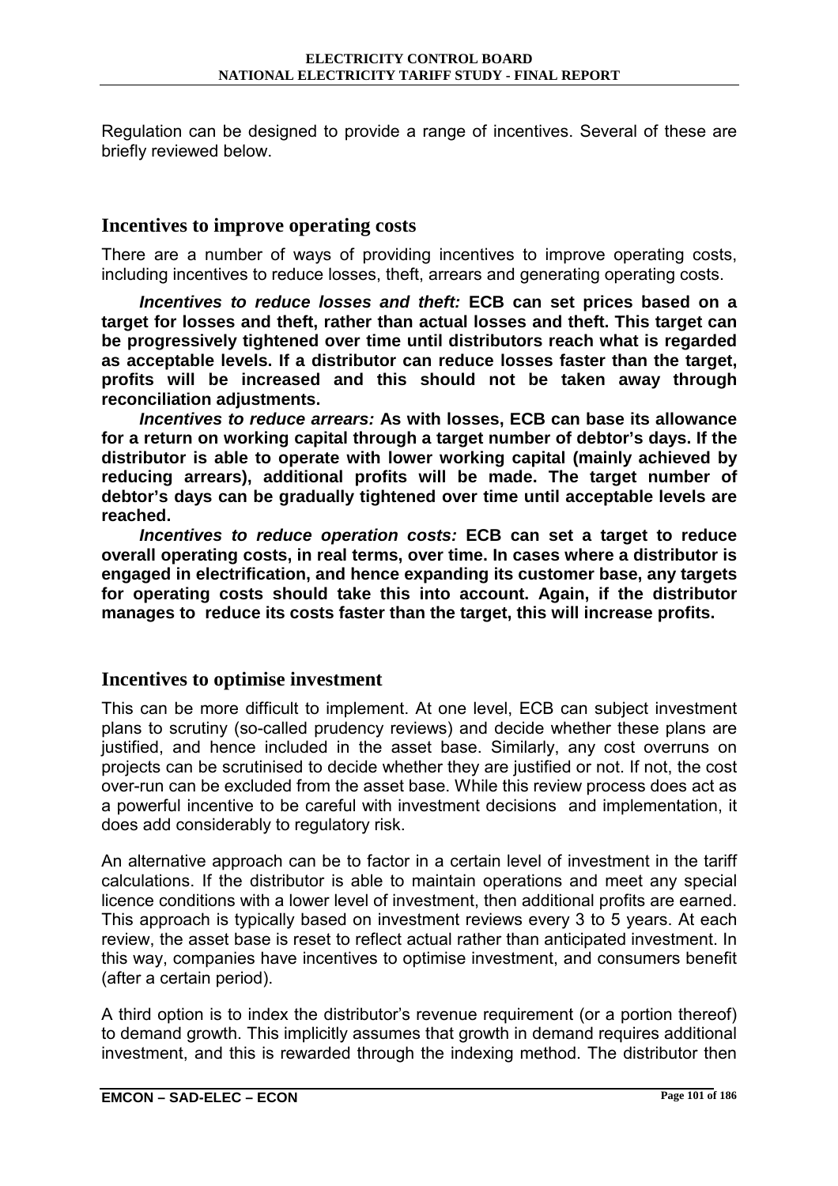Regulation can be designed to provide a range of incentives. Several of these are briefly reviewed below.

## Incentives to improve operating costs

There are a number of ways of providing incentives to improve operating costs, including incentives to reduce losses, theft, arrears and generating operating costs.

***Incentives to reduce losses and theft:*** **ECB can set prices based on a target for losses and theft, rather than actual losses and theft. This target can be progressively tightened over time until distributors reach what is regarded as acceptable levels. If a distributor can reduce losses faster than the target, profits will be increased and this should not be taken away through reconciliation adjustments.**

***Incentives to reduce arrears:*** **As with losses, ECB can base its allowance for a return on working capital through a target number of debtor's days. If the distributor is able to operate with lower working capital (mainly achieved by reducing arrears), additional profits will be made. The target number of debtor's days can be gradually tightened over time until acceptable levels are reached.**

***Incentives to reduce operation costs:*** **ECB can set a target to reduce overall operating costs, in real terms, over time. In cases where a distributor is engaged in electrification, and hence expanding its customer base, any targets for operating costs should take this into account. Again, if the distributor manages to reduce its costs faster than the target, this will increase profits.**

## Incentives to optimise investment

This can be more difficult to implement. At one level, ECB can subject investment plans to scrutiny (so-called prudency reviews) and decide whether these plans are justified, and hence included in the asset base. Similarly, any cost overruns on projects can be scrutinised to decide whether they are justified or not. If not, the cost over-run can be excluded from the asset base. While this review process does act as a powerful incentive to be careful with investment decisions and implementation, it does add considerably to regulatory risk.

An alternative approach can be to factor in a certain level of investment in the tariff calculations. If the distributor is able to maintain operations and meet any special licence conditions with a lower level of investment, then additional profits are earned. This approach is typically based on investment reviews every 3 to 5 years. At each review, the asset base is reset to reflect actual rather than anticipated investment. In this way, companies have incentives to optimise investment, and consumers benefit (after a certain period).

A third option is to index the distributor's revenue requirement (or a portion thereof) to demand growth. This implicitly assumes that growth in demand requires additional investment, and this is rewarded through the indexing method. The distributor then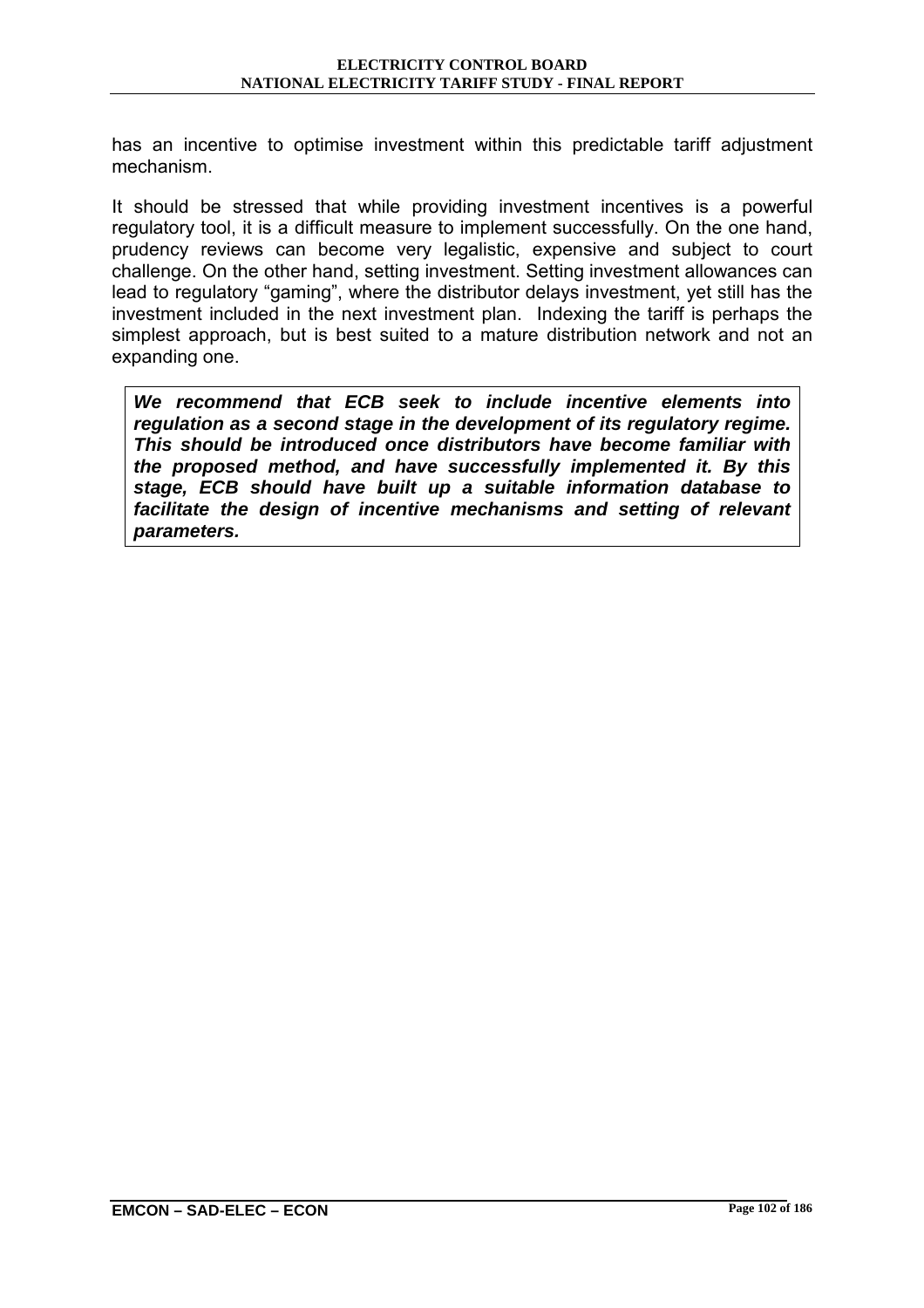has an incentive to optimise investment within this predictable tariff adjustment mechanism.

It should be stressed that while providing investment incentives is a powerful regulatory tool, it is a difficult measure to implement successfully. On the one hand, prudency reviews can become very legalistic, expensive and subject to court challenge. On the other hand, setting investment. Setting investment allowances can lead to regulatory "gaming", where the distributor delays investment, yet still has the investment included in the next investment plan. Indexing the tariff is perhaps the simplest approach, but is best suited to a mature distribution network and not an expanding one.

***We recommend that ECB seek to include incentive elements into regulation as a second stage in the development of its regulatory regime. This should be introduced once distributors have become familiar with the proposed method, and have successfully implemented it. By this stage, ECB should have built up a suitable information database to facilitate the design of incentive mechanisms and setting of relevant parameters.***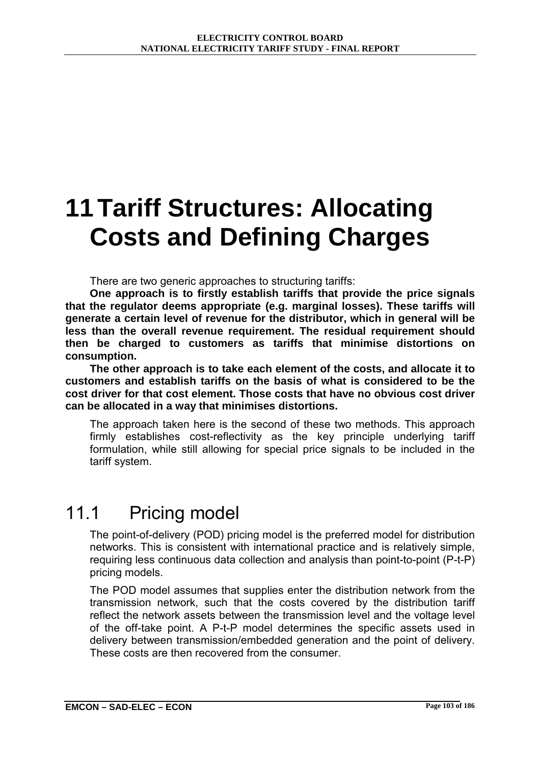# 11 Tariff Structures: Allocating Costs and Defining Charges

There are two generic approaches to structuring tariffs:

**One approach is to firstly establish tariffs that provide the price signals that the regulator deems appropriate (e.g. marginal losses). These tariffs will generate a certain level of revenue for the distributor, which in general will be less than the overall revenue requirement. The residual requirement should then be charged to customers as tariffs that minimise distortions on consumption.**

**The other approach is to take each element of the costs, and allocate it to customers and establish tariffs on the basis of what is considered to be the cost driver for that cost element. Those costs that have no obvious cost driver can be allocated in a way that minimises distortions.**

The approach taken here is the second of these two methods. This approach firmly establishes cost-reflectivity as the key principle underlying tariff formulation, while still allowing for special price signals to be included in the tariff system.

## 11.1 Pricing model

The point-of-delivery (POD) pricing model is the preferred model for distribution networks. This is consistent with international practice and is relatively simple, requiring less continuous data collection and analysis than point-to-point (P-t-P) pricing models.

The POD model assumes that supplies enter the distribution network from the transmission network, such that the costs covered by the distribution tariff reflect the network assets between the transmission level and the voltage level of the off-take point. A P-t-P model determines the specific assets used in delivery between transmission/embedded generation and the point of delivery. These costs are then recovered from the consumer.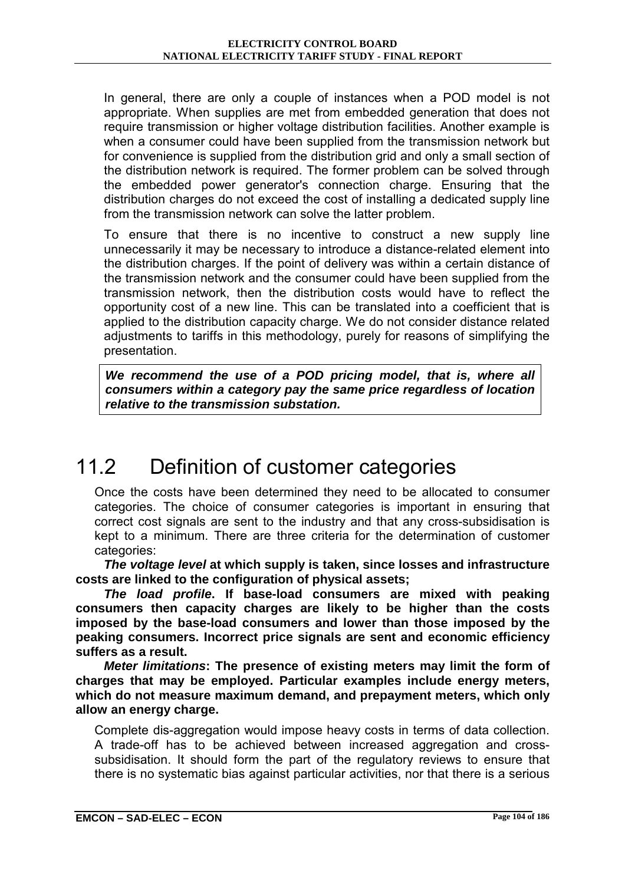In general, there are only a couple of instances when a POD model is not appropriate. When supplies are met from embedded generation that does not require transmission or higher voltage distribution facilities. Another example is when a consumer could have been supplied from the transmission network but for convenience is supplied from the distribution grid and only a small section of the distribution network is required. The former problem can be solved through the embedded power generator's connection charge. Ensuring that the distribution charges do not exceed the cost of installing a dedicated supply line from the transmission network can solve the latter problem.

To ensure that there is no incentive to construct a new supply line unnecessarily it may be necessary to introduce a distance-related element into the distribution charges. If the point of delivery was within a certain distance of the transmission network and the consumer could have been supplied from the transmission network, then the distribution costs would have to reflect the opportunity cost of a new line. This can be translated into a coefficient that is applied to the distribution capacity charge. We do not consider distance related adjustments to tariffs in this methodology, purely for reasons of simplifying the presentation.

***We recommend the use of a POD pricing model, that is, where all consumers within a category pay the same price regardless of location relative to the transmission substation.***

# 11.2 Definition of customer categories

Once the costs have been determined they need to be allocated to consumer categories. The choice of consumer categories is important in ensuring that correct cost signals are sent to the industry and that any cross-subsidisation is kept to a minimum. There are three criteria for the determination of customer categories:

***The voltage level*** **at which supply is taken, since losses and infrastructure costs are linked to the configuration of physical assets;**

***The load profile*****. If base-load consumers are mixed with peaking consumers then capacity charges are likely to be higher than the costs imposed by the base-load consumers and lower than those imposed by the peaking consumers. Incorrect price signals are sent and economic efficiency suffers as a result.**

***Meter limitations*****: The presence of existing meters may limit the form of charges that may be employed. Particular examples include energy meters, which do not measure maximum demand, and prepayment meters, which only allow an energy charge.**

Complete dis-aggregation would impose heavy costs in terms of data collection. A trade-off has to be achieved between increased aggregation and cross-subsidisation. It should form the part of the regulatory reviews to ensure that there is no systematic bias against particular activities, nor that there is a serious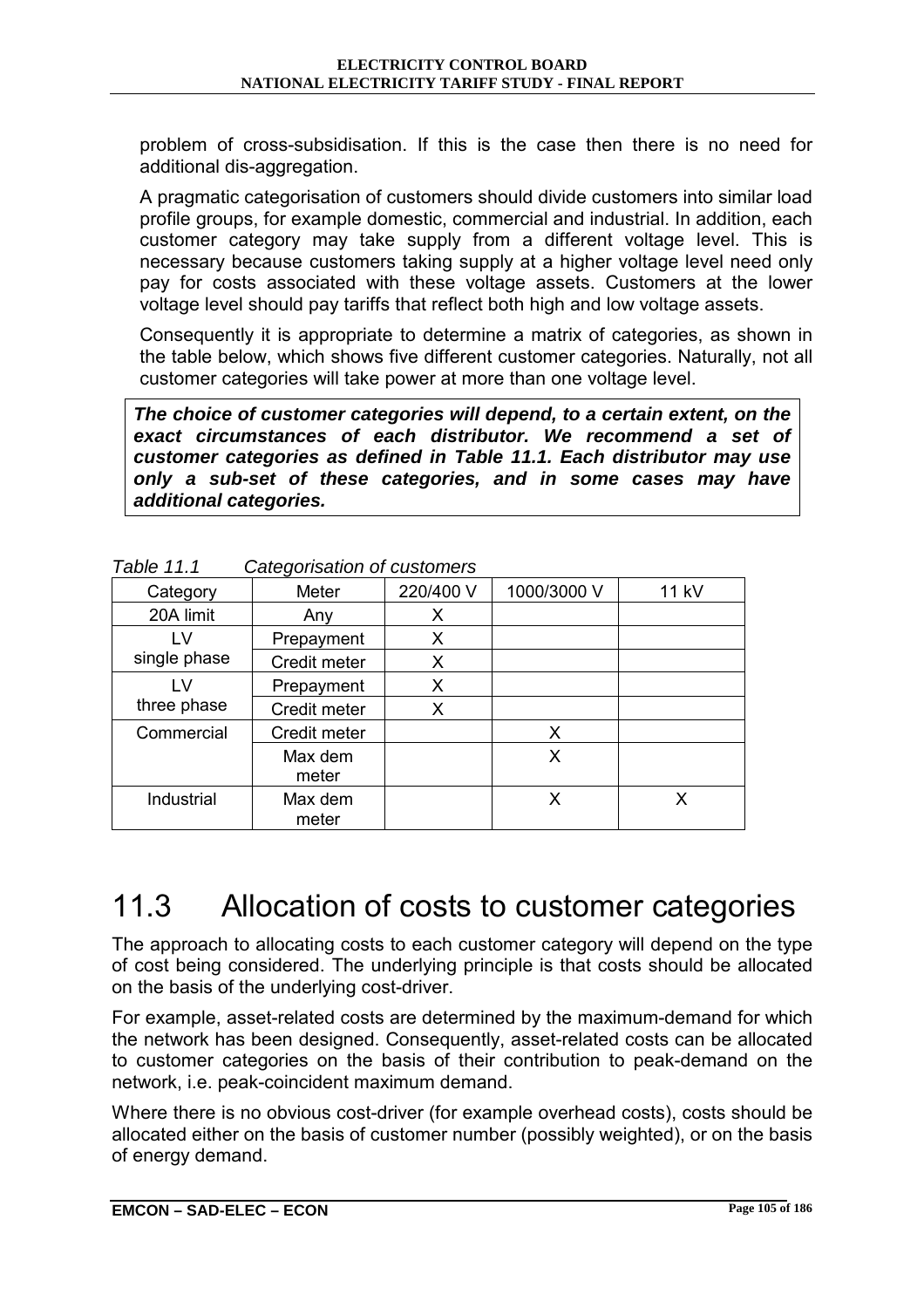problem of cross-subsidisation. If this is the case then there is no need for additional dis-aggregation.

A pragmatic categorisation of customers should divide customers into similar load profile groups, for example domestic, commercial and industrial. In addition, each customer category may take supply from a different voltage level. This is necessary because customers taking supply at a higher voltage level need only pay for costs associated with these voltage assets. Customers at the lower voltage level should pay tariffs that reflect both high and low voltage assets.

Consequently it is appropriate to determine a matrix of categories, as shown in the table below, which shows five different customer categories. Naturally, not all customer categories will take power at more than one voltage level.

***The choice of customer categories will depend, to a certain extent, on the exact circumstances of each distributor. We recommend a set of customer categories as defined in Table 11.1. Each distributor may use only a sub-set of these categories, and in some cases may have additional categories.***

*Table 11.1 Categorisation of customers*

| Category | Meter | 220/400 V | 1000/3000 V | 11 kV |
|---|---|---|---|---|
| 20A limit | Any | X | | |
| LV single phase | Prepayment | X | | |
| | Credit meter | X | | |
| LV three phase | Prepayment | X | | |
| | Credit meter | X | | |
| Commercial | Credit meter | | X | |
| | Max dem meter | | X | |
| Industrial | Max dem meter | | X | X |

# 11.3 Allocation of costs to customer categories

The approach to allocating costs to each customer category will depend on the type of cost being considered. The underlying principle is that costs should be allocated on the basis of the underlying cost-driver.

For example, asset-related costs are determined by the maximum-demand for which the network has been designed. Consequently, asset-related costs can be allocated to customer categories on the basis of their contribution to peak-demand on the network, i.e. peak-coincident maximum demand.

Where there is no obvious cost-driver (for example overhead costs), costs should be allocated either on the basis of customer number (possibly weighted), or on the basis of energy demand.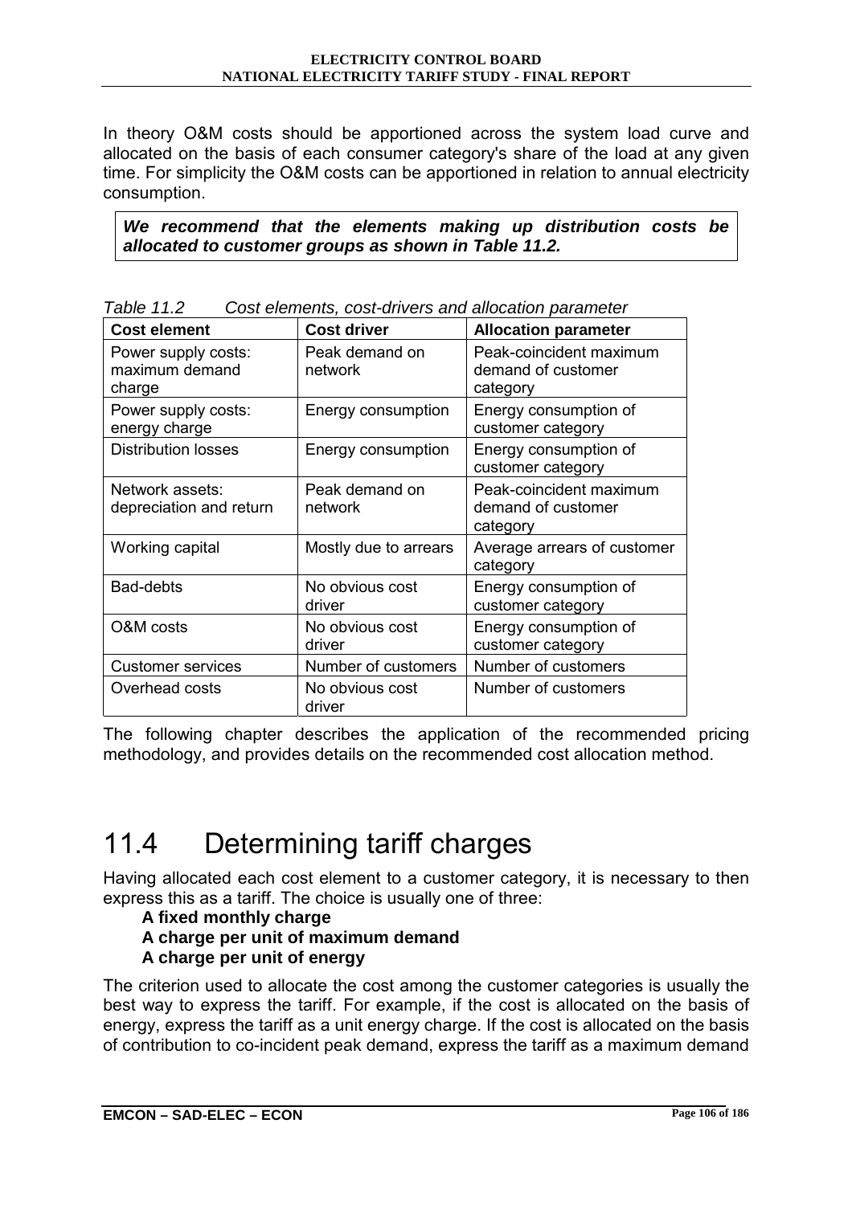In theory O&M costs should be apportioned across the system load curve and allocated on the basis of each consumer category's share of the load at any given time. For simplicity the O&M costs can be apportioned in relation to annual electricity consumption.

***We recommend that the elements making up distribution costs be allocated to customer groups as shown in Table 11.2.***

*Table 11.2 Cost elements, cost-drivers and allocation parameter*

| Cost element | Cost driver | Allocation parameter |
|---|---|---|
| Power supply costs: maximum demand charge | Peak demand on network | Peak-coincident maximum demand of customer category |
| Power supply costs: energy charge | Energy consumption | Energy consumption of customer category |
| Distribution losses | Energy consumption | Energy consumption of customer category |
| Network assets: depreciation and return | Peak demand on network | Peak-coincident maximum demand of customer category |
| Working capital | Mostly due to arrears | Average arrears of customer category |
| Bad-debts | No obvious cost driver | Energy consumption of customer category |
| O&M costs | No obvious cost driver | Energy consumption of customer category |
| Customer services | Number of customers | Number of customers |
| Overhead costs | No obvious cost driver | Number of customers |

The following chapter describes the application of the recommended pricing methodology, and provides details on the recommended cost allocation method.

# 11.4 Determining tariff charges

Having allocated each cost element to a customer category, it is necessary to then express this as a tariff. The choice is usually one of three:

- **A fixed monthly charge**
- **A charge per unit of maximum demand**
- **A charge per unit of energy**

The criterion used to allocate the cost among the customer categories is usually the best way to express the tariff. For example, if the cost is allocated on the basis of energy, express the tariff as a unit energy charge. If the cost is allocated on the basis of contribution to co-incident peak demand, express the tariff as a maximum demand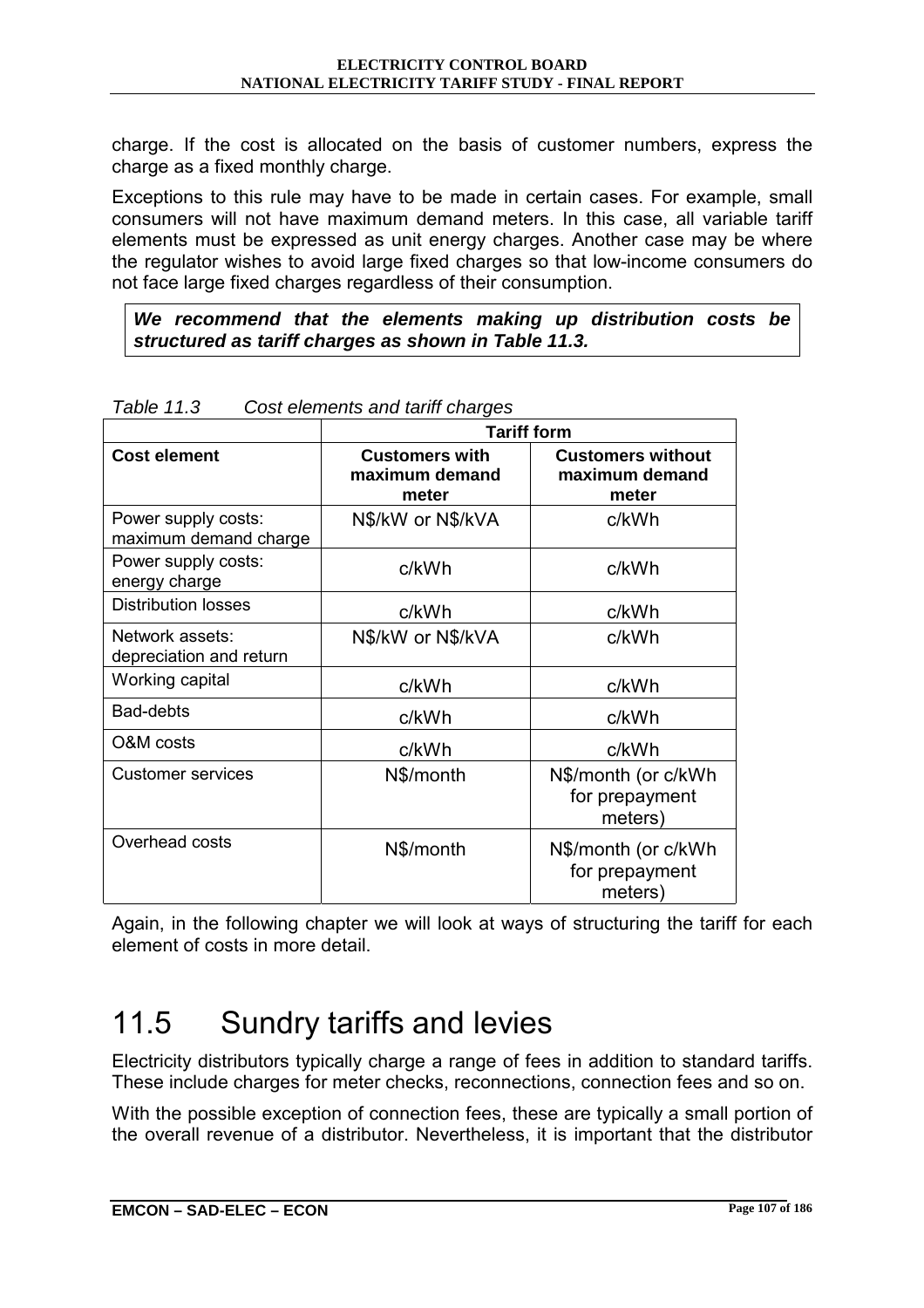charge. If the cost is allocated on the basis of customer numbers, express the charge as a fixed monthly charge.

Exceptions to this rule may have to be made in certain cases. For example, small consumers will not have maximum demand meters. In this case, all variable tariff elements must be expressed as unit energy charges. Another case may be where the regulator wishes to avoid large fixed charges so that low-income consumers do not face large fixed charges regardless of their consumption.

***We recommend that the elements making up distribution costs be structured as tariff charges as shown in Table 11.3.***

*Table 11.3 Cost elements and tariff charges*

| | **Tariff form** | |
|---|---|---|
| **Cost element** | **Customers with maximum demand meter** | **Customers without maximum demand meter** |
| Power supply costs: maximum demand charge | N$/kW or N$/kVA | c/kWh |
| Power supply costs: energy charge | c/kWh | c/kWh |
| Distribution losses | c/kWh | c/kWh |
| Network assets: depreciation and return | N$/kW or N$/kVA | c/kWh |
| Working capital | c/kWh | c/kWh |
| Bad-debts | c/kWh | c/kWh |
| O&M costs | c/kWh | c/kWh |
| Customer services | N$/month | N$/month (or c/kWh for prepayment meters) |
| Overhead costs | N$/month | N$/month (or c/kWh for prepayment meters) |

Again, in the following chapter we will look at ways of structuring the tariff for each element of costs in more detail.

# 11.5 Sundry tariffs and levies

Electricity distributors typically charge a range of fees in addition to standard tariffs. These include charges for meter checks, reconnections, connection fees and so on.

With the possible exception of connection fees, these are typically a small portion of the overall revenue of a distributor. Nevertheless, it is important that the distributor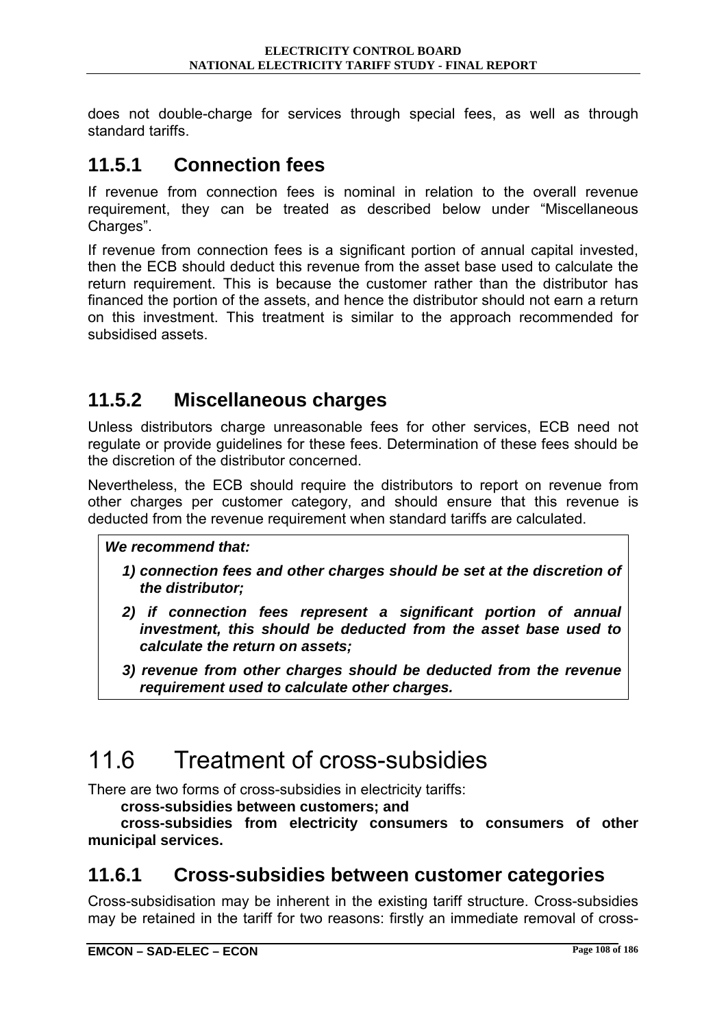does not double-charge for services through special fees, as well as through standard tariffs.

### 11.5.1 Connection fees

If revenue from connection fees is nominal in relation to the overall revenue requirement, they can be treated as described below under "Miscellaneous Charges".

If revenue from connection fees is a significant portion of annual capital invested, then the ECB should deduct this revenue from the asset base used to calculate the return requirement. This is because the customer rather than the distributor has financed the portion of the assets, and hence the distributor should not earn a return on this investment. This treatment is similar to the approach recommended for subsidised assets.

### 11.5.2 Miscellaneous charges

Unless distributors charge unreasonable fees for other services, ECB need not regulate or provide guidelines for these fees. Determination of these fees should be the discretion of the distributor concerned.

Nevertheless, the ECB should require the distributors to report on revenue from other charges per customer category, and should ensure that this revenue is deducted from the revenue requirement when standard tariffs are calculated.

***We recommend that:***

***1) connection fees and other charges should be set at the discretion of the distributor;***

***2) if connection fees represent a significant portion of annual investment, this should be deducted from the asset base used to calculate the return on assets;***

***3) revenue from other charges should be deducted from the revenue requirement used to calculate other charges.***

## 11.6 Treatment of cross-subsidies

There are two forms of cross-subsidies in electricity tariffs:

**cross-subsidies between customers; and**

**cross-subsidies from electricity consumers to consumers of other municipal services.**

### 11.6.1 Cross-subsidies between customer categories

Cross-subsidisation may be inherent in the existing tariff structure. Cross-subsidies may be retained in the tariff for two reasons: firstly an immediate removal of cross-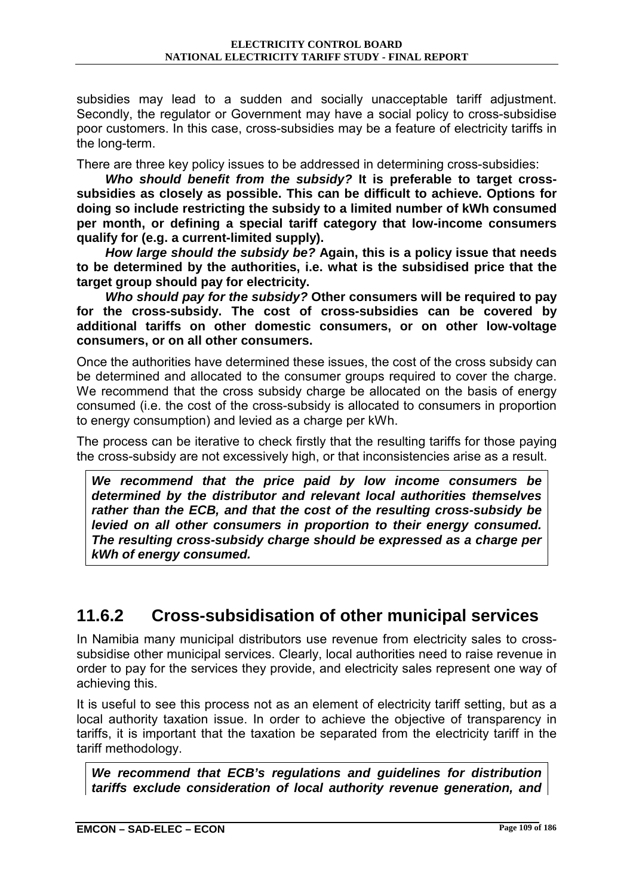subsidies may lead to a sudden and socially unacceptable tariff adjustment. Secondly, the regulator or Government may have a social policy to cross-subsidise poor customers. In this case, cross-subsidies may be a feature of electricity tariffs in the long-term.

There are three key policy issues to be addressed in determining cross-subsidies:

***Who should benefit from the subsidy?*** **It is preferable to target cross-subsidies as closely as possible. This can be difficult to achieve. Options for doing so include restricting the subsidy to a limited number of kWh consumed per month, or defining a special tariff category that low-income consumers qualify for (e.g. a current-limited supply).**

***How large should the subsidy be?*** **Again, this is a policy issue that needs to be determined by the authorities, i.e. what is the subsidised price that the target group should pay for electricity.**

***Who should pay for the subsidy?*** **Other consumers will be required to pay for the cross-subsidy. The cost of cross-subsidies can be covered by additional tariffs on other domestic consumers, or on other low-voltage consumers, or on all other consumers.**

Once the authorities have determined these issues, the cost of the cross subsidy can be determined and allocated to the consumer groups required to cover the charge. We recommend that the cross subsidy charge be allocated on the basis of energy consumed (i.e. the cost of the cross-subsidy is allocated to consumers in proportion to energy consumption) and levied as a charge per kWh.

The process can be iterative to check firstly that the resulting tariffs for those paying the cross-subsidy are not excessively high, or that inconsistencies arise as a result.

***We recommend that the price paid by low income consumers be determined by the distributor and relevant local authorities themselves rather than the ECB, and that the cost of the resulting cross-subsidy be levied on all other consumers in proportion to their energy consumed. The resulting cross-subsidy charge should be expressed as a charge per kWh of energy consumed.***

## 11.6.2 Cross-subsidisation of other municipal services

In Namibia many municipal distributors use revenue from electricity sales to cross-subsidise other municipal services. Clearly, local authorities need to raise revenue in order to pay for the services they provide, and electricity sales represent one way of achieving this.

It is useful to see this process not as an element of electricity tariff setting, but as a local authority taxation issue. In order to achieve the objective of transparency in tariffs, it is important that the taxation be separated from the electricity tariff in the tariff methodology.

***We recommend that ECB's regulations and guidelines for distribution tariffs exclude consideration of local authority revenue generation, and***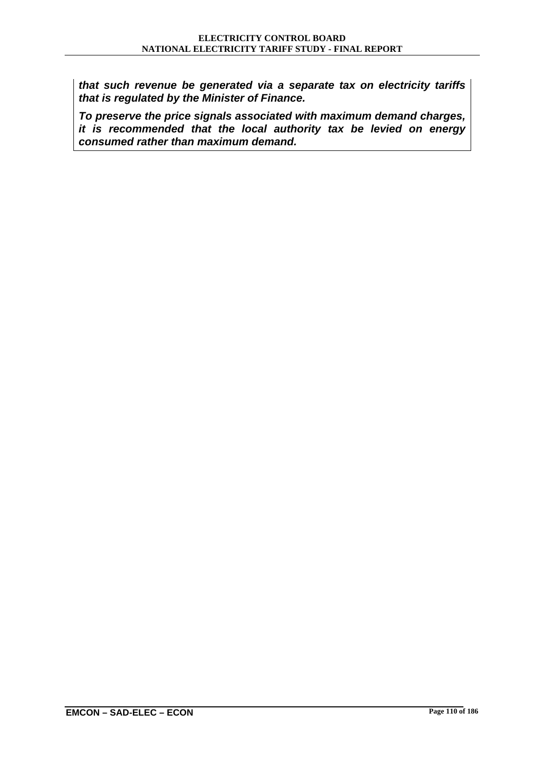***that such revenue be generated via a separate tax on electricity tariffs that is regulated by the Minister of Finance.***

***To preserve the price signals associated with maximum demand charges, it is recommended that the local authority tax be levied on energy consumed rather than maximum demand.***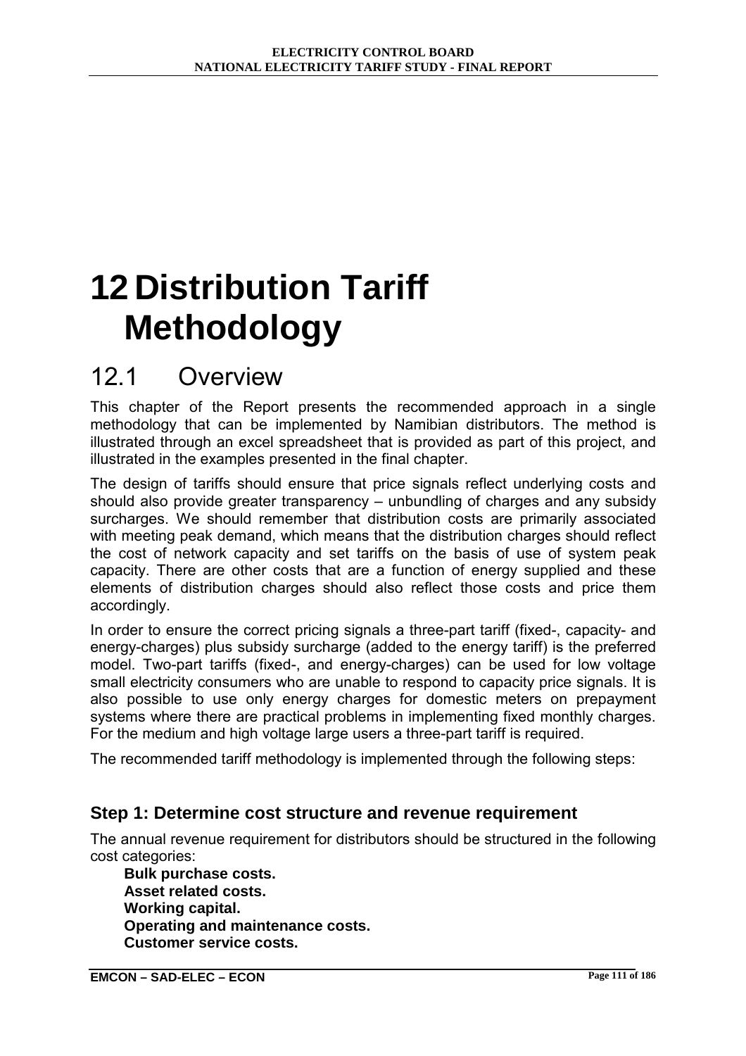# 12 Distribution Tariff Methodology

## 12.1 Overview

This chapter of the Report presents the recommended approach in a single methodology that can be implemented by Namibian distributors. The method is illustrated through an excel spreadsheet that is provided as part of this project, and illustrated in the examples presented in the final chapter.

The design of tariffs should ensure that price signals reflect underlying costs and should also provide greater transparency – unbundling of charges and any subsidy surcharges. We should remember that distribution costs are primarily associated with meeting peak demand, which means that the distribution charges should reflect the cost of network capacity and set tariffs on the basis of use of system peak capacity. There are other costs that are a function of energy supplied and these elements of distribution charges should also reflect those costs and price them accordingly.

In order to ensure the correct pricing signals a three-part tariff (fixed-, capacity- and energy-charges) plus subsidy surcharge (added to the energy tariff) is the preferred model. Two-part tariffs (fixed-, and energy-charges) can be used for low voltage small electricity consumers who are unable to respond to capacity price signals. It is also possible to use only energy charges for domestic meters on prepayment systems where there are practical problems in implementing fixed monthly charges. For the medium and high voltage large users a three-part tariff is required.

The recommended tariff methodology is implemented through the following steps:

### Step 1: Determine cost structure and revenue requirement

The annual revenue requirement for distributors should be structured in the following cost categories:

**Bulk purchase costs.**
**Asset related costs.**
**Working capital.**
**Operating and maintenance costs.**
**Customer service costs.**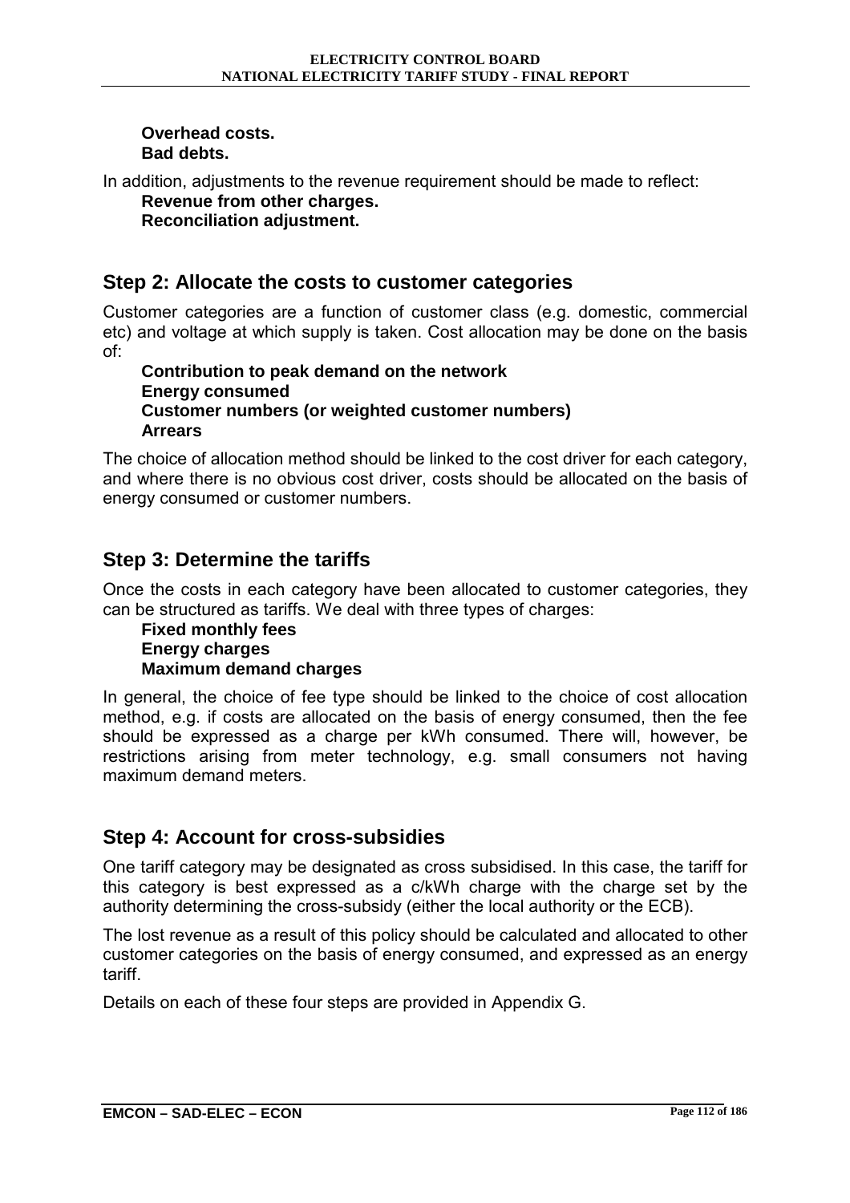**Overhead costs.**
**Bad debts.**

In addition, adjustments to the revenue requirement should be made to reflect:

**Revenue from other charges.**
**Reconciliation adjustment.**

## Step 2: Allocate the costs to customer categories

Customer categories are a function of customer class (e.g. domestic, commercial etc) and voltage at which supply is taken. Cost allocation may be done on the basis of:

**Contribution to peak demand on the network**
**Energy consumed**
**Customer numbers (or weighted customer numbers)**
**Arrears**

The choice of allocation method should be linked to the cost driver for each category, and where there is no obvious cost driver, costs should be allocated on the basis of energy consumed or customer numbers.

## Step 3: Determine the tariffs

Once the costs in each category have been allocated to customer categories, they can be structured as tariffs. We deal with three types of charges:

**Fixed monthly fees**
**Energy charges**
**Maximum demand charges**

In general, the choice of fee type should be linked to the choice of cost allocation method, e.g. if costs are allocated on the basis of energy consumed, then the fee should be expressed as a charge per kWh consumed. There will, however, be restrictions arising from meter technology, e.g. small consumers not having maximum demand meters.

## Step 4: Account for cross-subsidies

One tariff category may be designated as cross subsidised. In this case, the tariff for this category is best expressed as a c/kWh charge with the charge set by the authority determining the cross-subsidy (either the local authority or the ECB).

The lost revenue as a result of this policy should be calculated and allocated to other customer categories on the basis of energy consumed, and expressed as an energy tariff.

Details on each of these four steps are provided in Appendix G.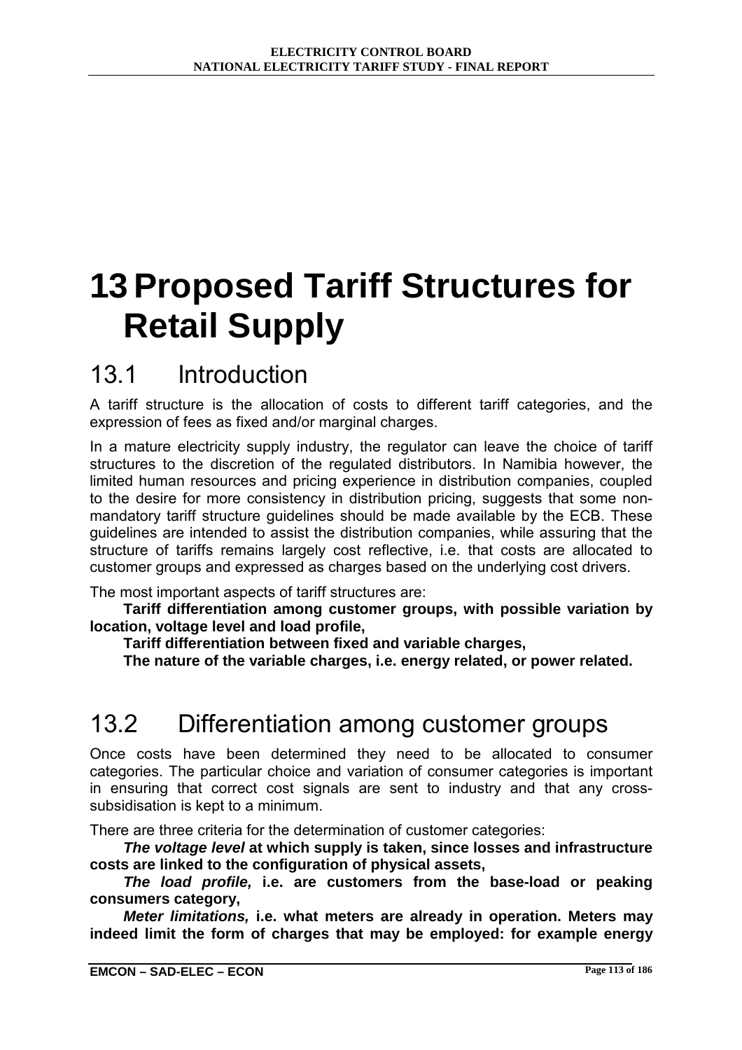# 13 Proposed Tariff Structures for Retail Supply

## 13.1 Introduction

A tariff structure is the allocation of costs to different tariff categories, and the expression of fees as fixed and/or marginal charges.

In a mature electricity supply industry, the regulator can leave the choice of tariff structures to the discretion of the regulated distributors. In Namibia however, the limited human resources and pricing experience in distribution companies, coupled to the desire for more consistency in distribution pricing, suggests that some non-mandatory tariff structure guidelines should be made available by the ECB. These guidelines are intended to assist the distribution companies, while assuring that the structure of tariffs remains largely cost reflective, i.e. that costs are allocated to customer groups and expressed as charges based on the underlying cost drivers.

The most important aspects of tariff structures are:

- **Tariff differentiation among customer groups, with possible variation by location, voltage level and load profile,**
- **Tariff differentiation between fixed and variable charges,**
- **The nature of the variable charges, i.e. energy related, or power related.**

## 13.2 Differentiation among customer groups

Once costs have been determined they need to be allocated to consumer categories. The particular choice and variation of consumer categories is important in ensuring that correct cost signals are sent to industry and that any cross-subsidisation is kept to a minimum.

There are three criteria for the determination of customer categories:

- ***The voltage level*** **at which supply is taken, since losses and infrastructure costs are linked to the configuration of physical assets,**
- ***The load profile,*** **i.e. are customers from the base-load or peaking consumers category,**
- ***Meter limitations,*** **i.e. what meters are already in operation. Meters may indeed limit the form of charges that may be employed: for example energy**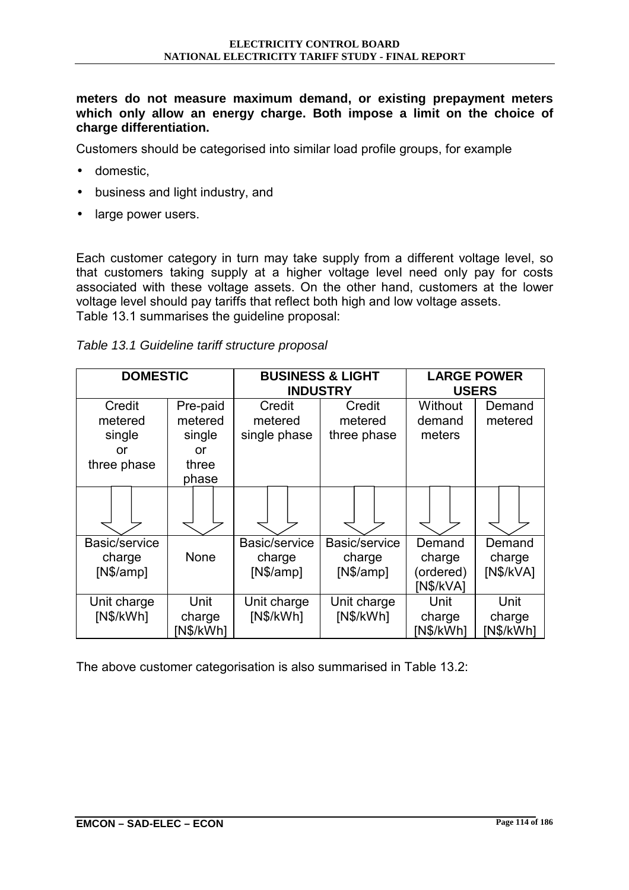**meters do not measure maximum demand, or existing prepayment meters which only allow an energy charge. Both impose a limit on the choice of charge differentiation.**

Customers should be categorised into similar load profile groups, for example

- domestic,
- business and light industry, and
- large power users.

Each customer category in turn may take supply from a different voltage level, so that customers taking supply at a higher voltage level need only pay for costs associated with these voltage assets. On the other hand, customers at the lower voltage level should pay tariffs that reflect both high and low voltage assets.
Table 13.1 summarises the guideline proposal:

*Table 13.1 Guideline tariff structure proposal*

| DOMESTIC | | BUSINESS & LIGHT INDUSTRY | | LARGE POWER USERS | |
|---|---|---|---|---|---|
| Credit metered single or three phase | Pre-paid metered single or three phase | Credit metered single phase | Credit metered three phase | Without demand meters | Demand metered |
| ⇩ | ⇩ | ⇩ | ⇩ | ⇩ | ⇩ |
| Basic/service charge [N$/amp] | None | Basic/service charge [N$/amp] | Basic/service charge [N$/amp] | Demand charge (ordered) [N$/kVA] | Demand charge [N$/kVA] |
| Unit charge [N$/kWh] | Unit charge [N$/kWh] | Unit charge [N$/kWh] | Unit charge [N$/kWh] | Unit charge [N$/kWh] | Unit charge [N$/kWh] |

The above customer categorisation is also summarised in Table 13.2: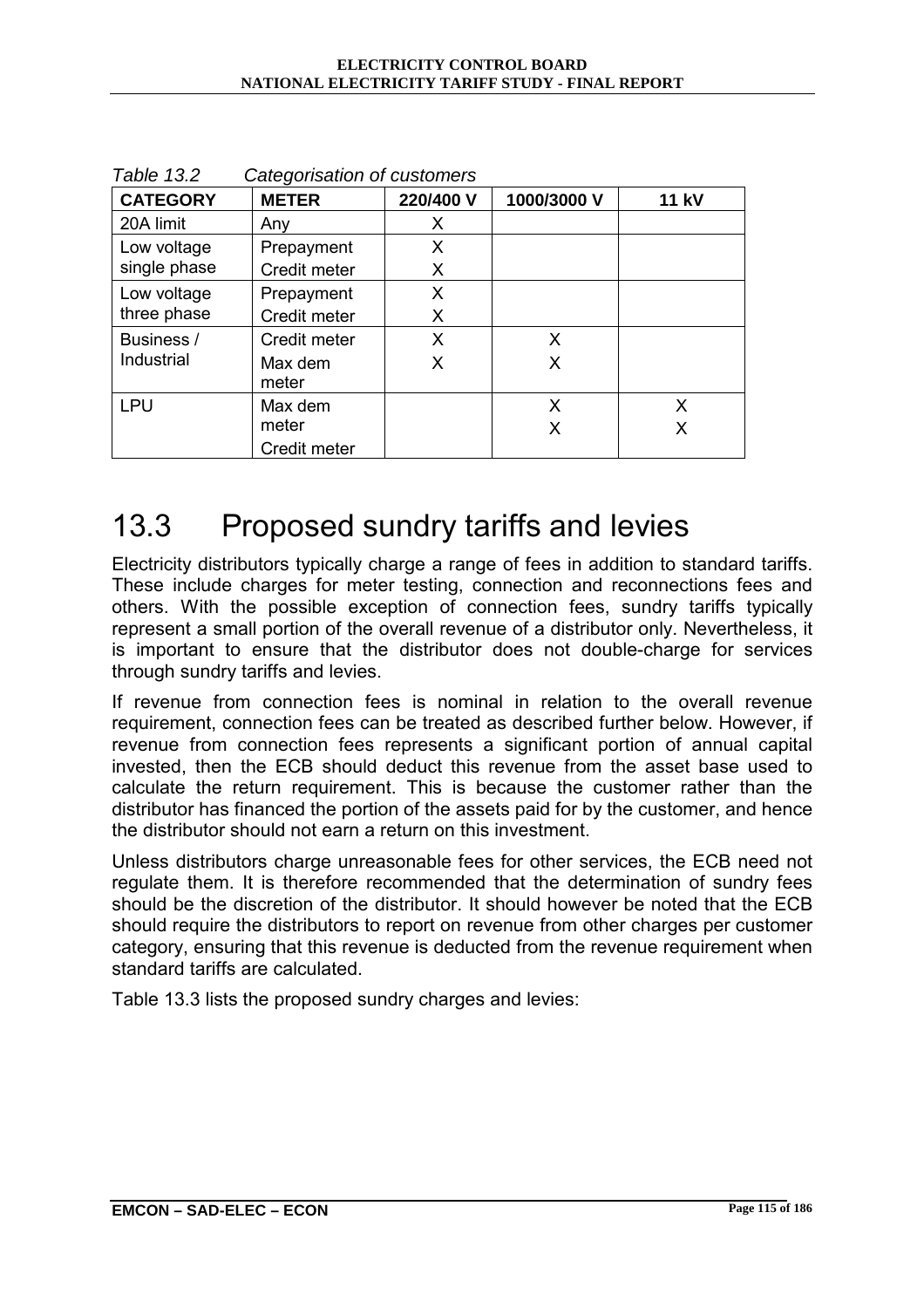*Table 13.2 Categorisation of customers*

| CATEGORY | METER | 220/400 V | 1000/3000 V | 11 kV |
|---|---|---|---|---|
| 20A limit | Any | X | | |
| Low voltage single phase | Prepayment | X | | |
| | Credit meter | X | | |
| Low voltage three phase | Prepayment | X | | |
| | Credit meter | X | | |
| Business / Industrial | Credit meter | X | X | |
| | Max dem meter | X | X | |
| LPU | Max dem meter | | X | X |
| | Credit meter | | X | X |

# 13.3 Proposed sundry tariffs and levies

Electricity distributors typically charge a range of fees in addition to standard tariffs. These include charges for meter testing, connection and reconnections fees and others. With the possible exception of connection fees, sundry tariffs typically represent a small portion of the overall revenue of a distributor only. Nevertheless, it is important to ensure that the distributor does not double-charge for services through sundry tariffs and levies.

If revenue from connection fees is nominal in relation to the overall revenue requirement, connection fees can be treated as described further below. However, if revenue from connection fees represents a significant portion of annual capital invested, then the ECB should deduct this revenue from the asset base used to calculate the return requirement. This is because the customer rather than the distributor has financed the portion of the assets paid for by the customer, and hence the distributor should not earn a return on this investment.

Unless distributors charge unreasonable fees for other services, the ECB need not regulate them. It is therefore recommended that the determination of sundry fees should be the discretion of the distributor. It should however be noted that the ECB should require the distributors to report on revenue from other charges per customer category, ensuring that this revenue is deducted from the revenue requirement when standard tariffs are calculated.

Table 13.3 lists the proposed sundry charges and levies: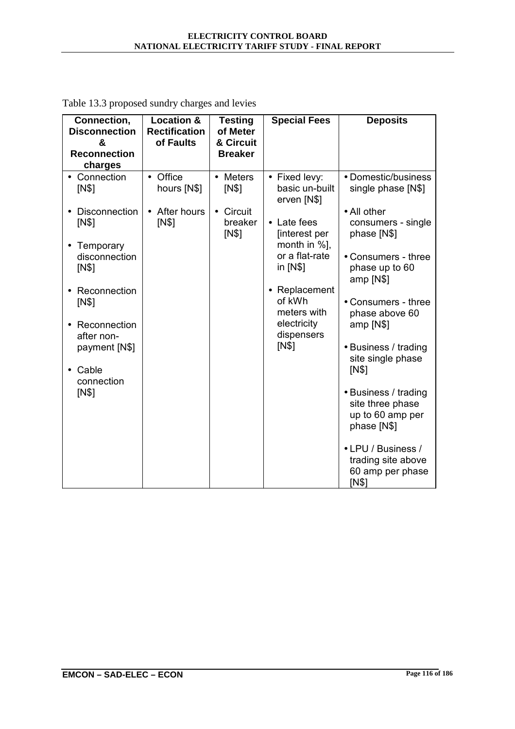Table 13.3 proposed sundry charges and levies

| Connection, Disconnection & Reconnection charges | Location & Rectification of Faults | Testing of Meter & Circuit Breaker | Special Fees | Deposits |
|---|---|---|---|---|
| • Connection [N$]<br><br>• Disconnection [N$]<br><br>• Temporary disconnection [N$]<br><br>• Reconnection [N$]<br><br>• Reconnection after non-payment [N$]<br><br>• Cable connection [N$] | • Office hours [N$]<br><br>• After hours [N$] | • Meters [N$]<br><br>• Circuit breaker [N$] | • Fixed levy: basic un-built erven [N$]<br><br>• Late fees [interest per month in %], or a flat-rate in [N$]<br><br>• Replacement of kWh meters with electricity dispensers [N$] | • Domestic/business single phase [N$]<br><br>• All other consumers - single phase [N$]<br><br>• Consumers - three phase up to 60 amp [N$]<br><br>• Consumers - three phase above 60 amp [N$]<br><br>• Business / trading site single phase [N$]<br><br>• Business / trading site three phase up to 60 amp per phase [N$]<br><br>• LPU / Business / trading site above 60 amp per phase [N$] |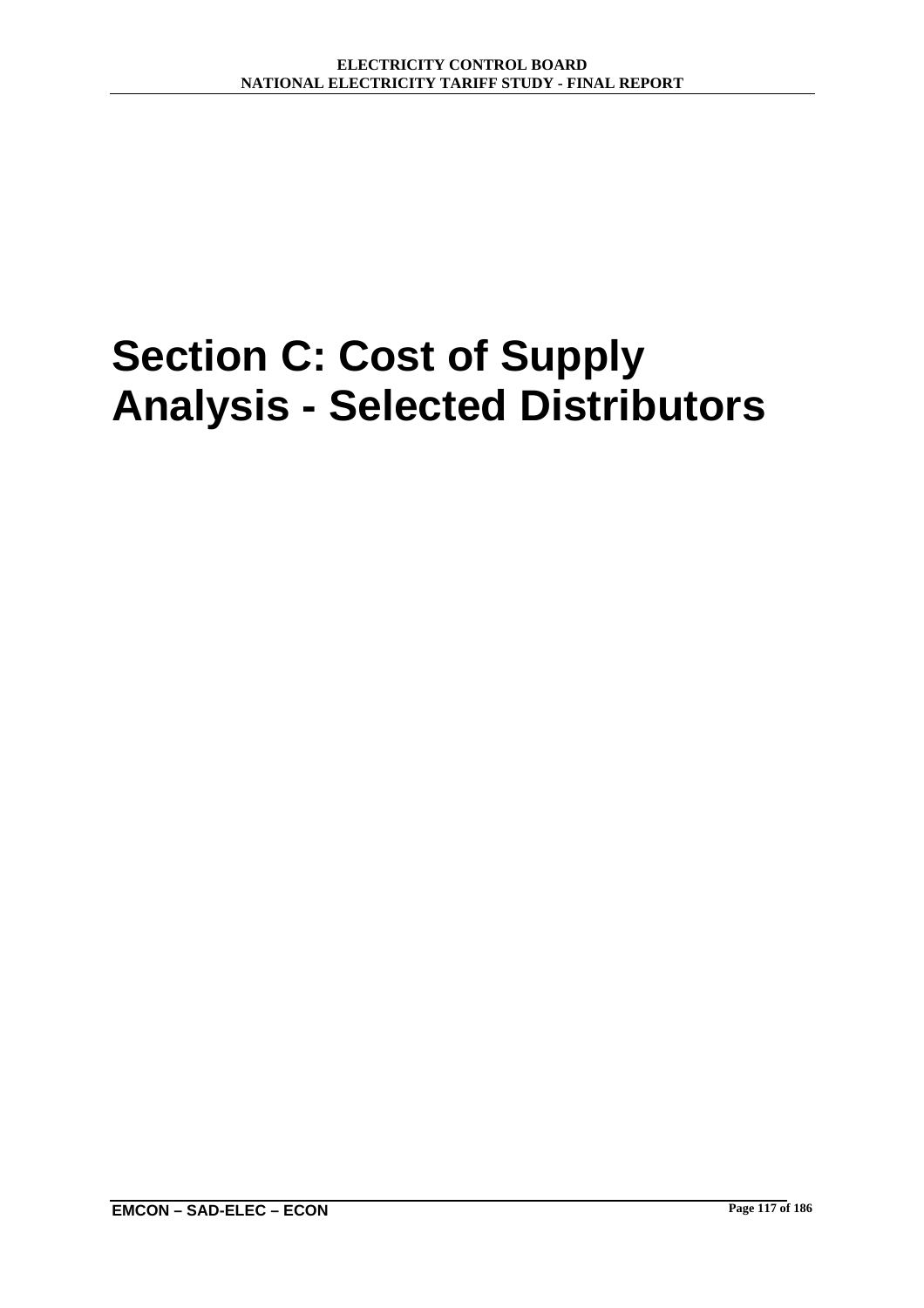# Section C: Cost of Supply Analysis - Selected Distributors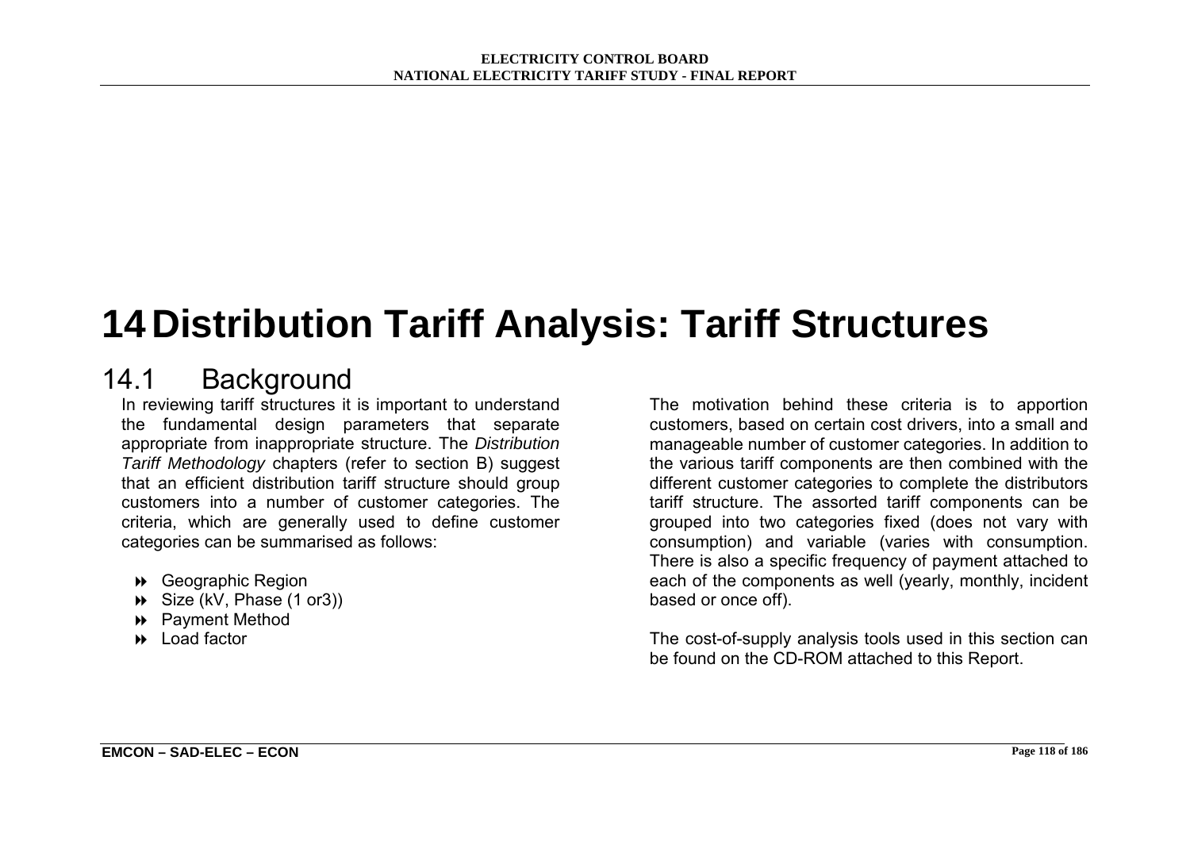# 14 Distribution Tariff Analysis: Tariff Structures

## 14.1 Background

In reviewing tariff structures it is important to understand the fundamental design parameters that separate appropriate from inappropriate structure. The *Distribution Tariff Methodology* chapters (refer to section B) suggest that an efficient distribution tariff structure should group customers into a number of customer categories. The criteria, which are generally used to define customer categories can be summarised as follows:

- Geographic Region
- Size (kV, Phase (1 or3))
- Payment Method
- Load factor

The motivation behind these criteria is to apportion customers, based on certain cost drivers, into a small and manageable number of customer categories. In addition to the various tariff components are then combined with the different customer categories to complete the distributors tariff structure. The assorted tariff components can be grouped into two categories fixed (does not vary with consumption) and variable (varies with consumption. There is also a specific frequency of payment attached to each of the components as well (yearly, monthly, incident based or once off).

The cost-of-supply analysis tools used in this section can be found on the CD-ROM attached to this Report.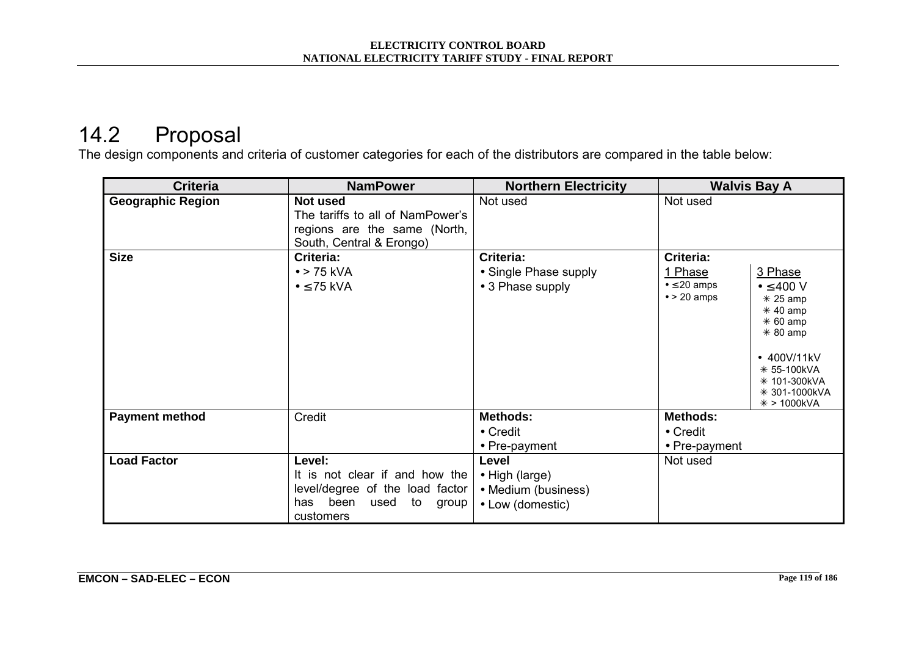## 14.2 Proposal

The design components and criteria of customer categories for each of the distributors are compared in the table below:

| Criteria | NamPower | Northern Electricity | Walvis Bay A |
|---|---|---|---|
| **Geographic Region** | **Not used**<br>The tariffs to all of NamPower's regions are the same (North, South, Central & Erongo) | Not used | Not used |
| **Size** | **Criteria:**<br>• > 75 kVA<br>• ≤75 kVA | **Criteria:**<br>• Single Phase supply<br>• 3 Phase supply | **Criteria:**<br>1 Phase<br>• ≤20 amps<br>• > 20 amps<br>3 Phase<br>• ≤400 V<br>✳ 25 amp<br>✳ 40 amp<br>✳ 60 amp<br>✳ 80 amp<br>• 400V/11kV<br>✳ 55-100kVA<br>✳ 101-300kVA<br>✳ 301-1000kVA<br>✳ > 1000kVA |
| **Payment method** | Credit | **Methods:**<br>• Credit<br>• Pre-payment | **Methods:**<br>• Credit<br>• Pre-payment |
| **Load Factor** | **Level:**<br>It is not clear if and how the level/degree of the load factor has been used to group customers | **Level**<br>• High (large)<br>• Medium (business)<br>• Low (domestic) | Not used |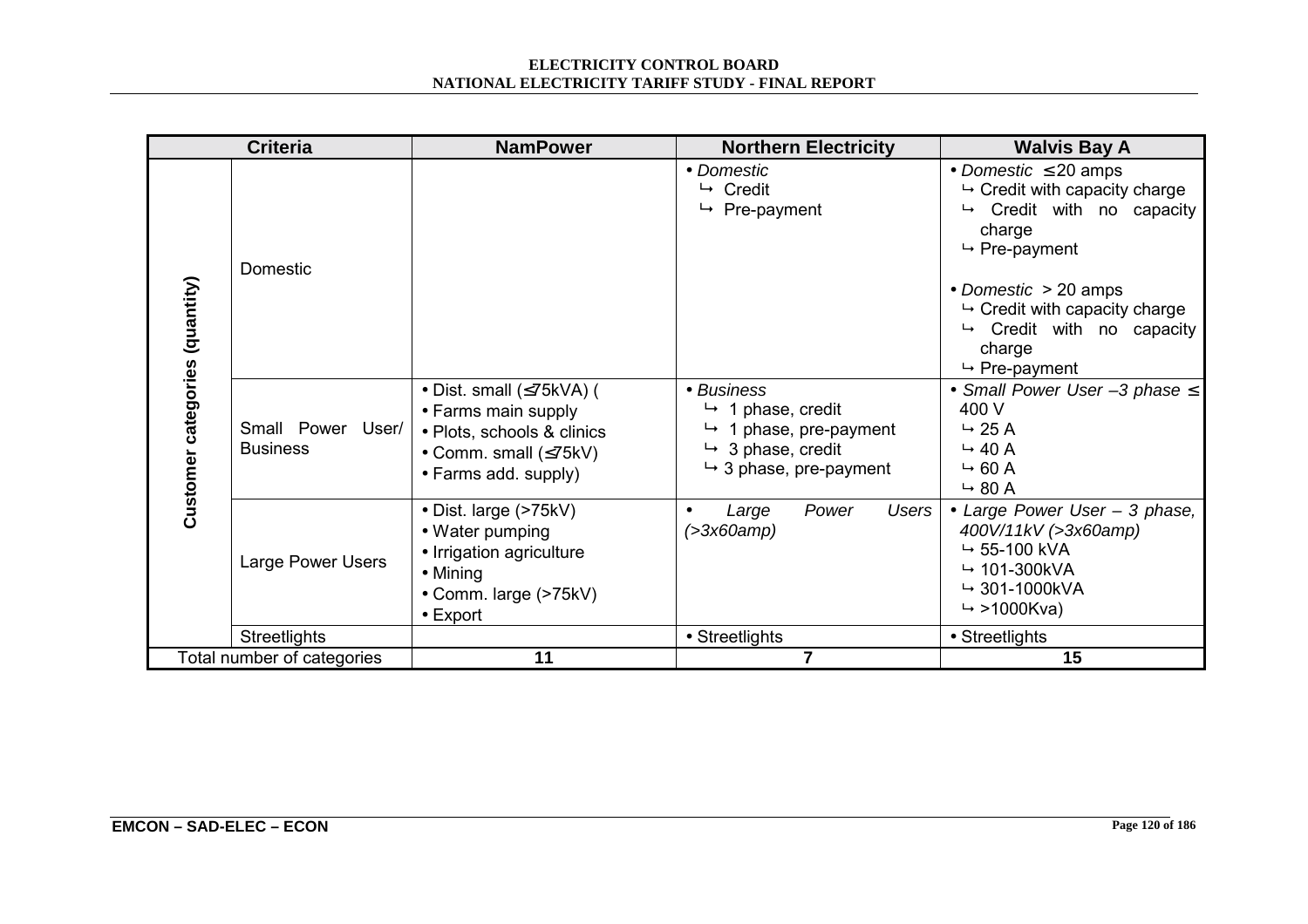| Criteria | | NamPower | Northern Electricity | Walvis Bay A |
|---|---|---|---|---|
| Customer categories (quantity) | Domestic | | • *Domestic*<br>↳ Credit<br>↳ Pre-payment | • *Domestic* ≤20 amps<br>↳ Credit with capacity charge<br>↳ Credit with no capacity charge<br>↳ Pre-payment<br><br>• *Domestic* > 20 amps<br>↳ Credit with capacity charge<br>↳ Credit with no capacity charge<br>↳ Pre-payment |
| | Small Power User/ Business | • Dist. small (≤75kVA) (<br>• Farms main supply<br>• Plots, schools & clinics<br>• Comm. small (≤75kV)<br>• Farms add. supply) | • *Business*<br>↳ 1 phase, credit<br>↳ 1 phase, pre-payment<br>↳ 3 phase, credit<br>↳ 3 phase, pre-payment | • *Small Power User –3 phase ≤* 400 V<br>↳ 25 A<br>↳ 40 A<br>↳ 60 A<br>↳ 80 A |
| | Large Power Users | • Dist. large (>75kV)<br>• Water pumping<br>• Irrigation agriculture<br>• Mining<br>• Comm. large (>75kV)<br>• Export | • *Large Power Users (>3x60amp)* | • *Large Power User – 3 phase, 400V/11kV (>3x60amp)*<br>↳ 55-100 kVA<br>↳ 101-300kVA<br>↳ 301-1000kVA<br>↳ >1000Kva) |
| | Streetlights | | • Streetlights | • Streetlights |
| Total number of categories | | **11** | **7** | **15** |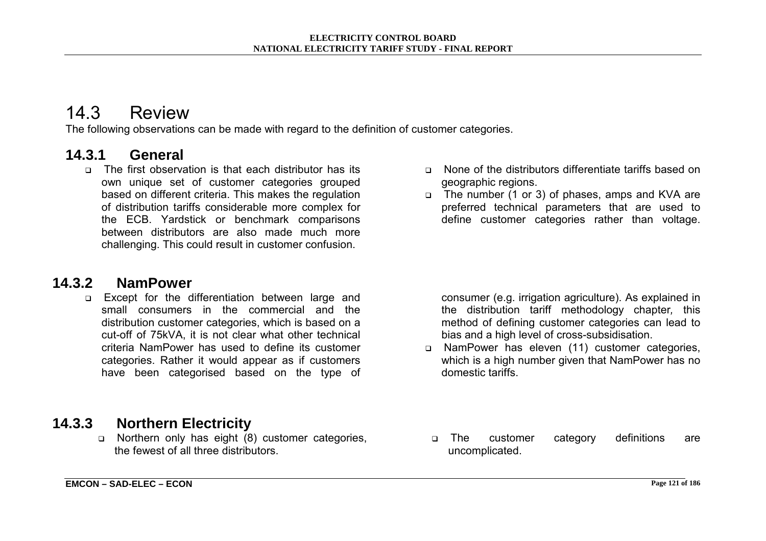# 14.3 Review

The following observations can be made with regard to the definition of customer categories.

## 14.3.1 General

- The first observation is that each distributor has its own unique set of customer categories grouped based on different criteria. This makes the regulation of distribution tariffs considerable more complex for the ECB. Yardstick or benchmark comparisons between distributors are also made much more challenging. This could result in customer confusion.
- None of the distributors differentiate tariffs based on geographic regions.
- The number (1 or 3) of phases, amps and KVA are preferred technical parameters that are used to define customer categories rather than voltage.

## 14.3.2 NamPower

- Except for the differentiation between large and small consumers in the commercial and the distribution customer categories, which is based on a cut-off of 75kVA, it is not clear what other technical criteria NamPower has used to define its customer categories. Rather it would appear as if customers have been categorised based on the type of consumer (e.g. irrigation agriculture). As explained in the distribution tariff methodology chapter, this method of defining customer categories can lead to bias and a high level of cross-subsidisation.
- NamPower has eleven (11) customer categories, which is a high number given that NamPower has no domestic tariffs.

## 14.3.3 Northern Electricity

- Northern only has eight (8) customer categories, the fewest of all three distributors.
- The customer category definitions are uncomplicated.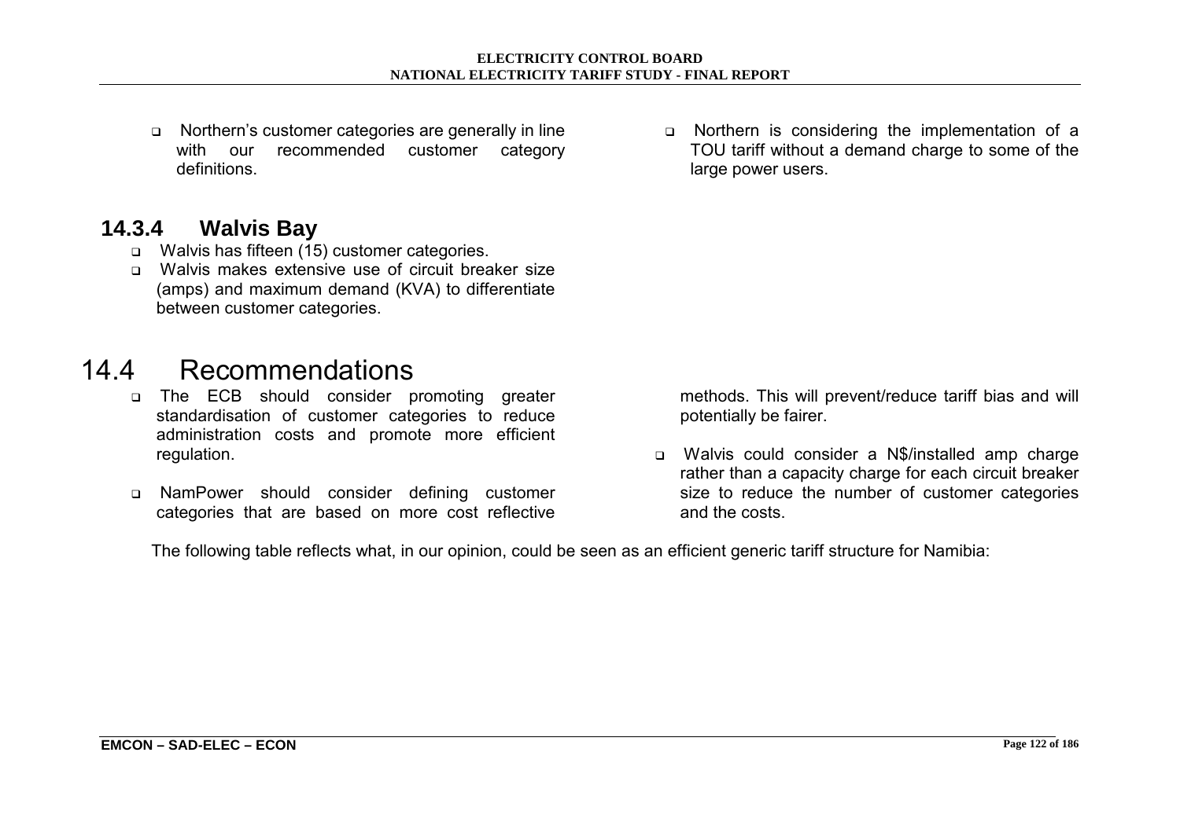- Northern's customer categories are generally in line with our recommended customer category definitions.
- Northern is considering the implementation of a TOU tariff without a demand charge to some of the large power users.

### 14.3.4 Walvis Bay

- Walvis has fifteen (15) customer categories.
- Walvis makes extensive use of circuit breaker size (amps) and maximum demand (KVA) to differentiate between customer categories.

## 14.4 Recommendations

- The ECB should consider promoting greater standardisation of customer categories to reduce administration costs and promote more efficient regulation.
- NamPower should consider defining customer categories that are based on more cost reflective methods. This will prevent/reduce tariff bias and will potentially be fairer.
- Walvis could consider a N$/installed amp charge rather than a capacity charge for each circuit breaker size to reduce the number of customer categories and the costs.

The following table reflects what, in our opinion, could be seen as an efficient generic tariff structure for Namibia: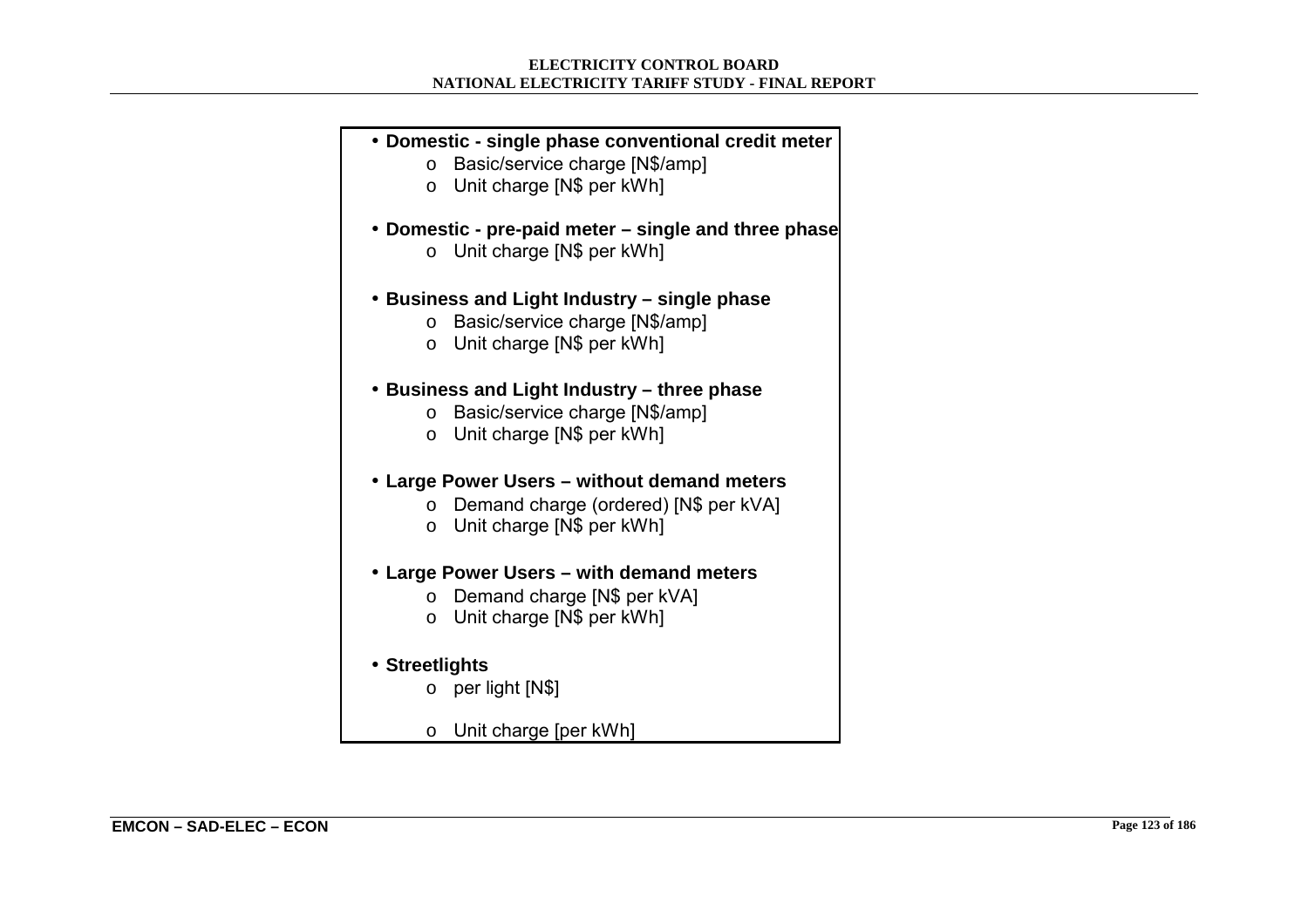- **Domestic - single phase conventional credit meter**
    - Basic/service charge [N$/amp]
    - Unit charge [N$ per kWh]

- **Domestic - pre-paid meter – single and three phase**
    - Unit charge [N$ per kWh]

- **Business and Light Industry – single phase**
    - Basic/service charge [N$/amp]
    - Unit charge [N$ per kWh]

- **Business and Light Industry – three phase**
    - Basic/service charge [N$/amp]
    - Unit charge [N$ per kWh]

- **Large Power Users – without demand meters**
    - Demand charge (ordered) [N$ per kVA]
    - Unit charge [N$ per kWh]

- **Large Power Users – with demand meters**
    - Demand charge [N$ per kVA]
    - Unit charge [N$ per kWh]

- **Streetlights**
    - per light [N$]
    - Unit charge [per kWh]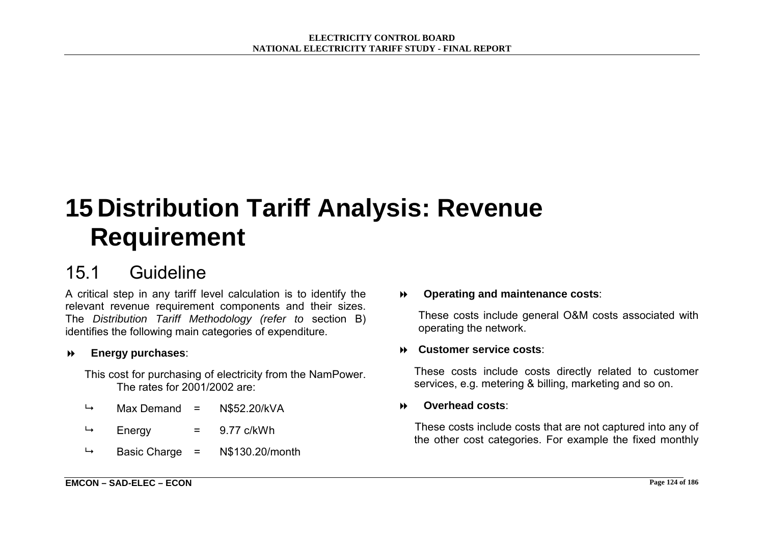# 15 Distribution Tariff Analysis: Revenue Requirement

## 15.1 Guideline

A critical step in any tariff level calculation is to identify the relevant revenue requirement components and their sizes. The *Distribution Tariff Methodology (refer to* section B) identifies the following main categories of expenditure.

- **Energy purchases**:

  This cost for purchasing of electricity from the NamPower. The rates for 2001/2002 are:

  - Max Demand = N$52.20/kVA
  - Energy = 9.77 c/kWh
  - Basic Charge = N$130.20/month

- **Operating and maintenance costs**:

  These costs include general O&M costs associated with operating the network.

- **Customer service costs**:

  These costs include costs directly related to customer services, e.g. metering & billing, marketing and so on.

- **Overhead costs**:

  These costs include costs that are not captured into any of the other cost categories. For example the fixed monthly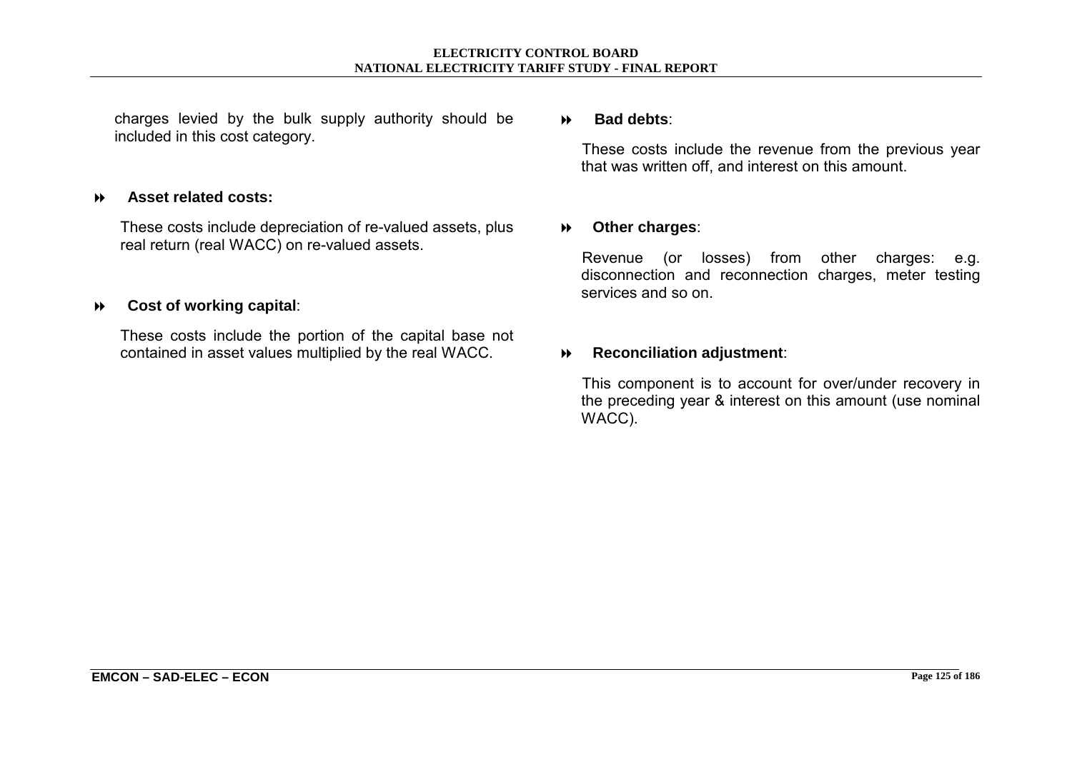charges levied by the bulk supply authority should be included in this cost category.

- **Asset related costs:**

  These costs include depreciation of re-valued assets, plus real return (real WACC) on re-valued assets.

- **Cost of working capital**:

  These costs include the portion of the capital base not contained in asset values multiplied by the real WACC.

- **Bad debts**:

  These costs include the revenue from the previous year that was written off, and interest on this amount.

- **Other charges**:

  Revenue (or losses) from other charges: e.g. disconnection and reconnection charges, meter testing services and so on.

- **Reconciliation adjustment**:

  This component is to account for over/under recovery in the preceding year & interest on this amount (use nominal WACC).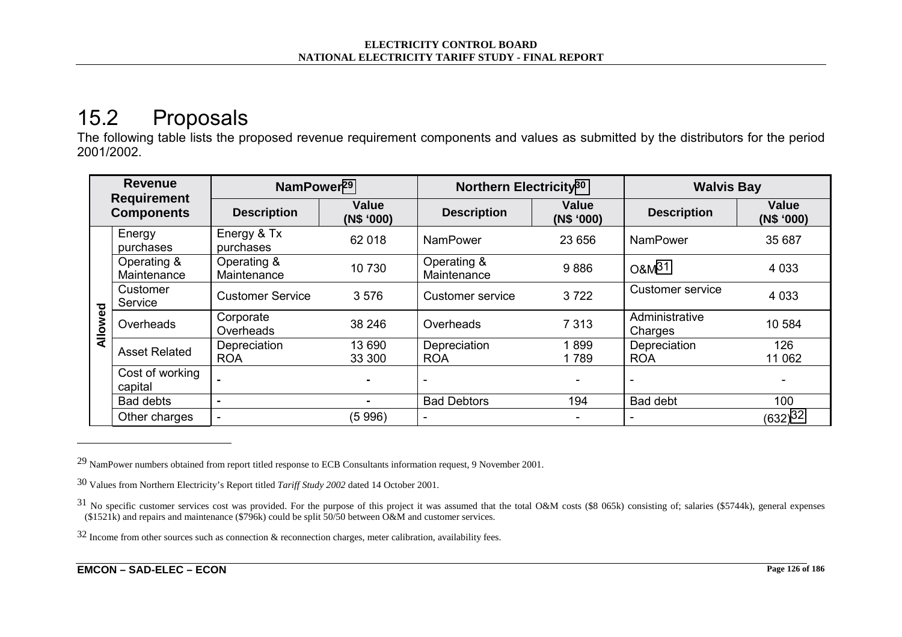## 15.2 Proposals

The following table lists the proposed revenue requirement components and values as submitted by the distributors for the period 2001/2002.

| | Revenue Requirement Components | NamPower[29] | | Northern Electricity[30] | | Walvis Bay | |
|---|---|---|---|---|---|---|---|
| | | Description | Value (N$ '000) | Description | Value (N$ '000) | Description | Value (N$ '000) |
| Allowed | Energy purchases | Energy & Tx purchases | 62 018 | NamPower | 23 656 | NamPower | 35 687 |
| | Operating & Maintenance | Operating & Maintenance | 10 730 | Operating & Maintenance | 9 886 | O&M[31] | 4 033 |
| | Customer Service | Customer Service | 3 576 | Customer service | 3 722 | Customer service | 4 033 |
| | Overheads | Corporate Overheads | 38 246 | Overheads | 7 313 | Administrative Charges | 10 584 |
| | Asset Related | Depreciation<br>ROA | 13 690<br>33 300 | Depreciation<br>ROA | 1 899<br>1 789 | Depreciation<br>ROA | 126<br>11 062 |
| | Cost of working capital | - | - | - | - | - | - |
| | Bad debts | - | - | Bad Debtors | 194 | Bad debt | 100 |
| | Other charges | - | (5 996) | - | - | - | (632)[32] |

---

29 NamPower numbers obtained from report titled response to ECB Consultants information request, 9 November 2001.

30 Values from Northern Electricity's Report titled *Tariff Study 2002* dated 14 October 2001.

31 No specific customer services cost was provided. For the purpose of this project it was assumed that the total O&M costs ($8 065k) consisting of; salaries ($5744k), general expenses ($1521k) and repairs and maintenance ($796k) could be split 50/50 between O&M and customer services.

32 Income from other sources such as connection & reconnection charges, meter calibration, availability fees.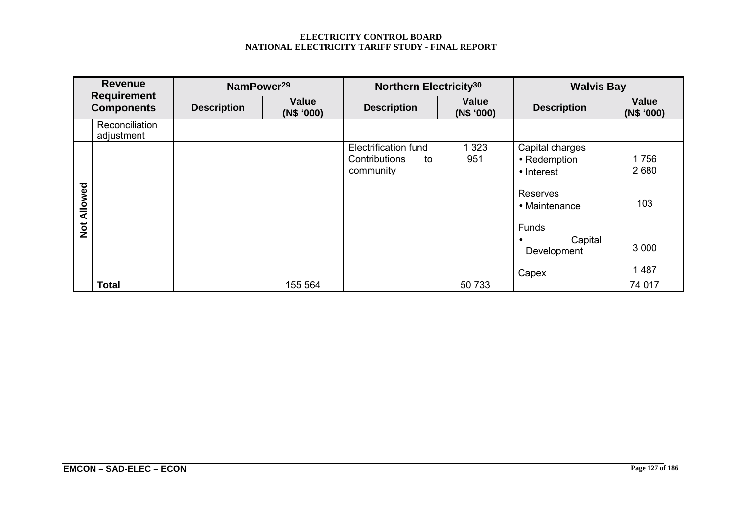| Revenue Requirement Components | | NamPower[29] | | Northern Electricity[30] | | Walvis Bay | |
|---|---|---|---|---|---|---|---|
| | | Description | Value (N$ '000) | Description | Value (N$ '000) | Description | Value (N$ '000) |
| | Reconciliation adjustment | - | - | - | - | - | - |
| Not Allowed | | | | Electrification fund<br>Contributions to community | 1 323<br>951 | Capital charges<br>• Redemption<br>• Interest<br>Reserves<br>• Maintenance<br>Funds<br>• Capital Development<br>Capex | <br>1 756<br>2 680<br><br>103<br><br>3 000<br>1 487 |
| | **Total** | | 155 564 | | 50 733 | | 74 017 |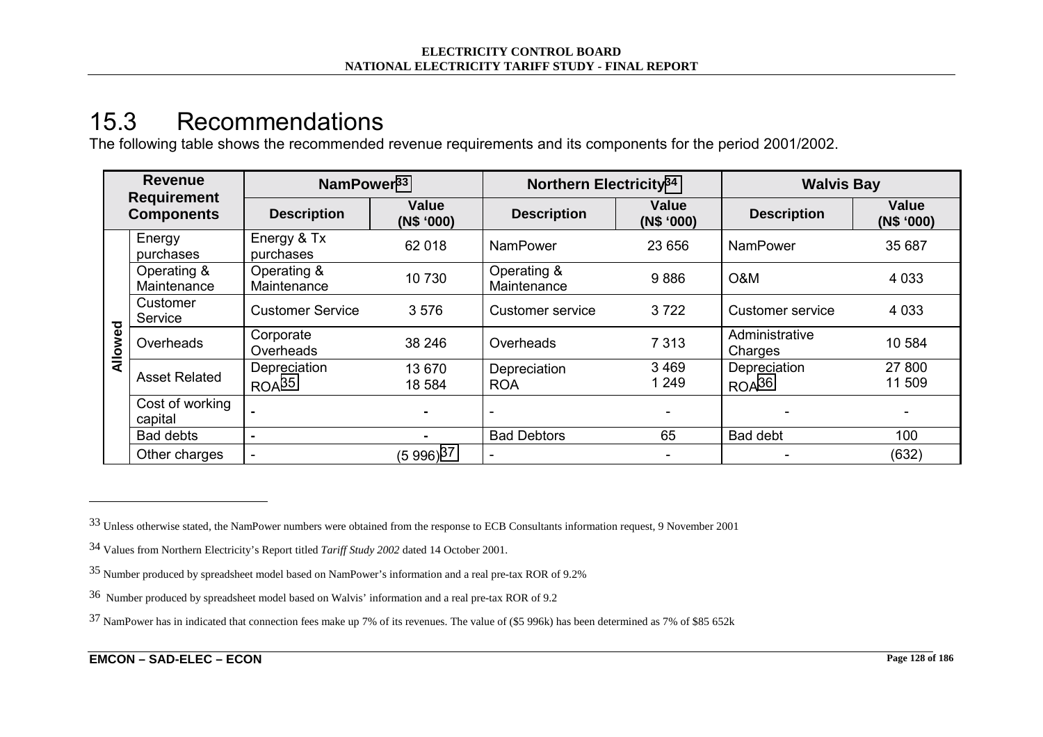## 15.3 Recommendations

The following table shows the recommended revenue requirements and its components for the period 2001/2002.

| Revenue Requirement Components | | NamPower[33] | | Northern Electricity[34] | | Walvis Bay | |
|---|---|---|---|---|---|---|---|
| | | Description | Value (N$ '000) | Description | Value (N$ '000) | Description | Value (N$ '000) |
| Allowed | Energy purchases | Energy & Tx purchases | 62 018 | NamPower | 23 656 | NamPower | 35 687 |
| | Operating & Maintenance | Operating & Maintenance | 10 730 | Operating & Maintenance | 9 886 | O&M | 4 033 |
| | Customer Service | Customer Service | 3 576 | Customer service | 3 722 | Customer service | 4 033 |
| | Overheads | Corporate Overheads | 38 246 | Overheads | 7 313 | Administrative Charges | 10 584 |
| | Asset Related | Depreciation<br>ROA[35] | 13 670<br>18 584 | Depreciation<br>ROA | 3 469<br>1 249 | Depreciation<br>ROA[36] | 27 800<br>11 509 |
| | Cost of working capital | - | - | - | - | - | - |
| | Bad debts | - | - | Bad Debtors | 65 | Bad debt | 100 |
| | Other charges | - | (5 996)[37] | - | - | - | (632) |

---

[33] Unless otherwise stated, the NamPower numbers were obtained from the response to ECB Consultants information request, 9 November 2001

[34] Values from Northern Electricity's Report titled *Tariff Study 2002* dated 14 October 2001.

[35] Number produced by spreadsheet model based on NamPower's information and a real pre-tax ROR of 9.2%

[36] Number produced by spreadsheet model based on Walvis' information and a real pre-tax ROR of 9.2

[37] NamPower has in indicated that connection fees make up 7% of its revenues. The value of ($5 996k) has been determined as 7% of $85 652k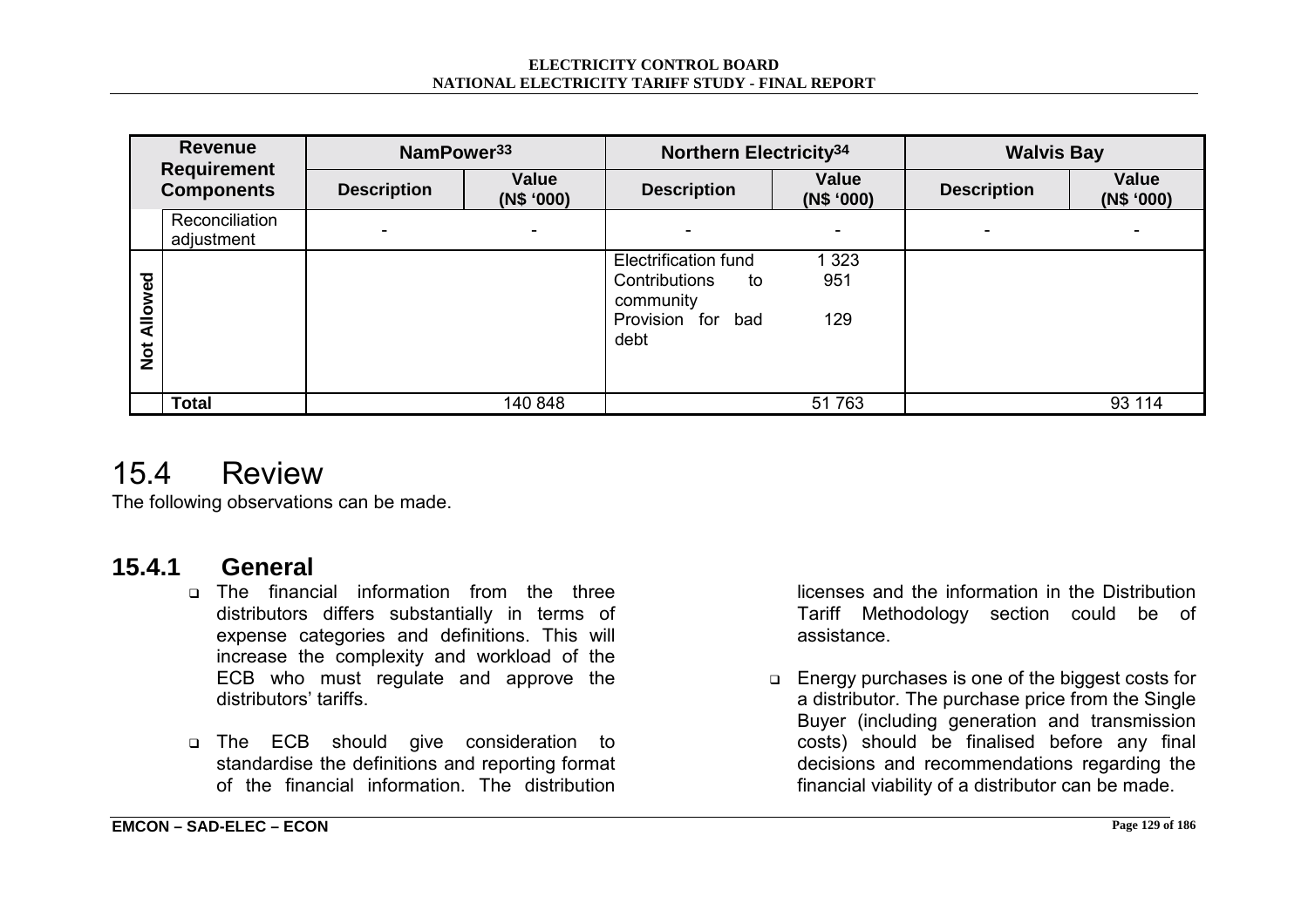| Revenue Requirement Components | | NamPower[33] | | Northern Electricity[34] | | Walvis Bay | |
|---|---|---|---|---|---|---|---|
| | | Description | Value (N$ '000) | Description | Value (N$ '000) | Description | Value (N$ '000) |
| | Reconciliation adjustment | - | - | - | - | - | - |
| Not Allowed | | | | Electrification fund<br>Contributions to community<br>Provision for bad debt | 1 323<br>951<br>129 | | |
| | Total | | 140 848 | | 51 763 | | 93 114 |

# 15.4 Review

The following observations can be made.

## 15.4.1 General

- The financial information from the three distributors differs substantially in terms of expense categories and definitions. This will increase the complexity and workload of the ECB who must regulate and approve the distributors' tariffs.
- The ECB should give consideration to standardise the definitions and reporting format of the financial information. The distribution licenses and the information in the Distribution Tariff Methodology section could be of assistance.
- Energy purchases is one of the biggest costs for a distributor. The purchase price from the Single Buyer (including generation and transmission costs) should be finalised before any final decisions and recommendations regarding the financial viability of a distributor can be made.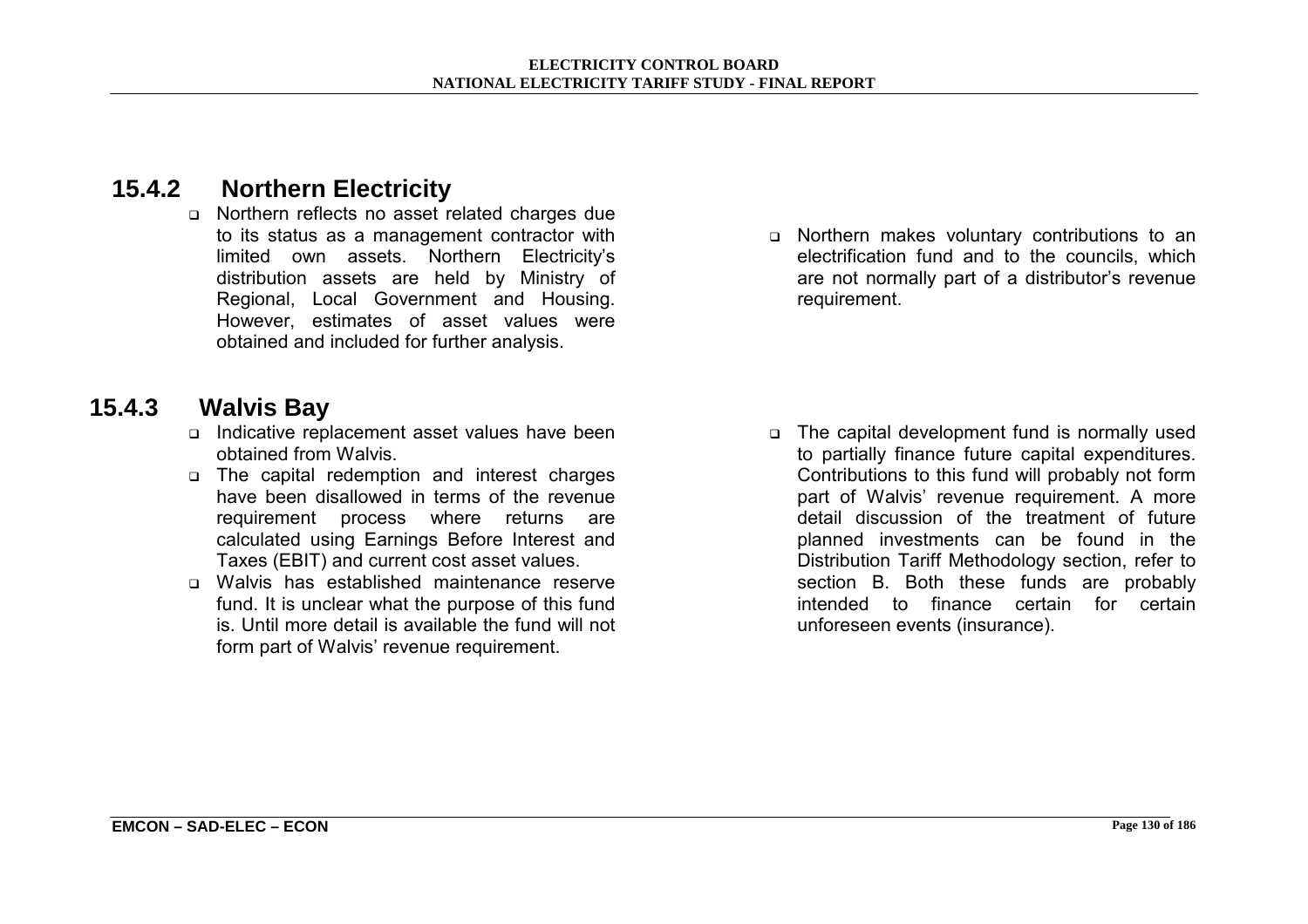## 15.4.2 Northern Electricity

- Northern reflects no asset related charges due to its status as a management contractor with limited own assets. Northern Electricity's distribution assets are held by Ministry of Regional, Local Government and Housing. However, estimates of asset values were obtained and included for further analysis.
- Northern makes voluntary contributions to an electrification fund and to the councils, which are not normally part of a distributor's revenue requirement.

## 15.4.3 Walvis Bay

- Indicative replacement asset values have been obtained from Walvis.
- The capital redemption and interest charges have been disallowed in terms of the revenue requirement process where returns are calculated using Earnings Before Interest and Taxes (EBIT) and current cost asset values.
- Walvis has established maintenance reserve fund. It is unclear what the purpose of this fund is. Until more detail is available the fund will not form part of Walvis' revenue requirement.
- The capital development fund is normally used to partially finance future capital expenditures. Contributions to this fund will probably not form part of Walvis' revenue requirement. A more detail discussion of the treatment of future planned investments can be found in the Distribution Tariff Methodology section, refer to section B. Both these funds are probably intended to finance certain for certain unforeseen events (insurance).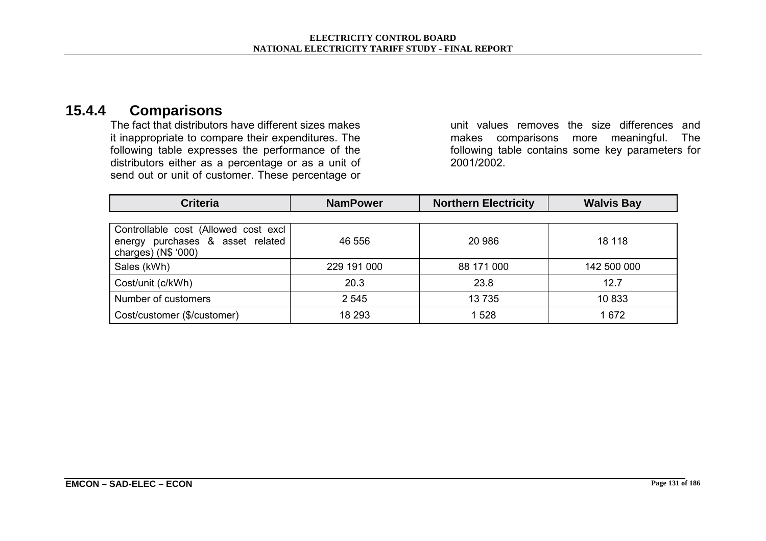### 15.4.4 Comparisons

The fact that distributors have different sizes makes it inappropriate to compare their expenditures. The following table expresses the performance of the distributors either as a percentage or as a unit of send out or unit of customer. These percentage or unit values removes the size differences and makes comparisons more meaningful. The following table contains some key parameters for 2001/2002.

| Criteria | NamPower | Northern Electricity | Walvis Bay |
|---|---|---|---|
| Controllable cost (Allowed cost excl energy purchases & asset related charges) (N$ '000) | 46 556 | 20 986 | 18 118 |
| Sales (kWh) | 229 191 000 | 88 171 000 | 142 500 000 |
| Cost/unit (c/kWh) | 20.3 | 23.8 | 12.7 |
| Number of customers | 2 545 | 13 735 | 10 833 |
| Cost/customer ($/customer) | 18 293 | 1 528 | 1 672 |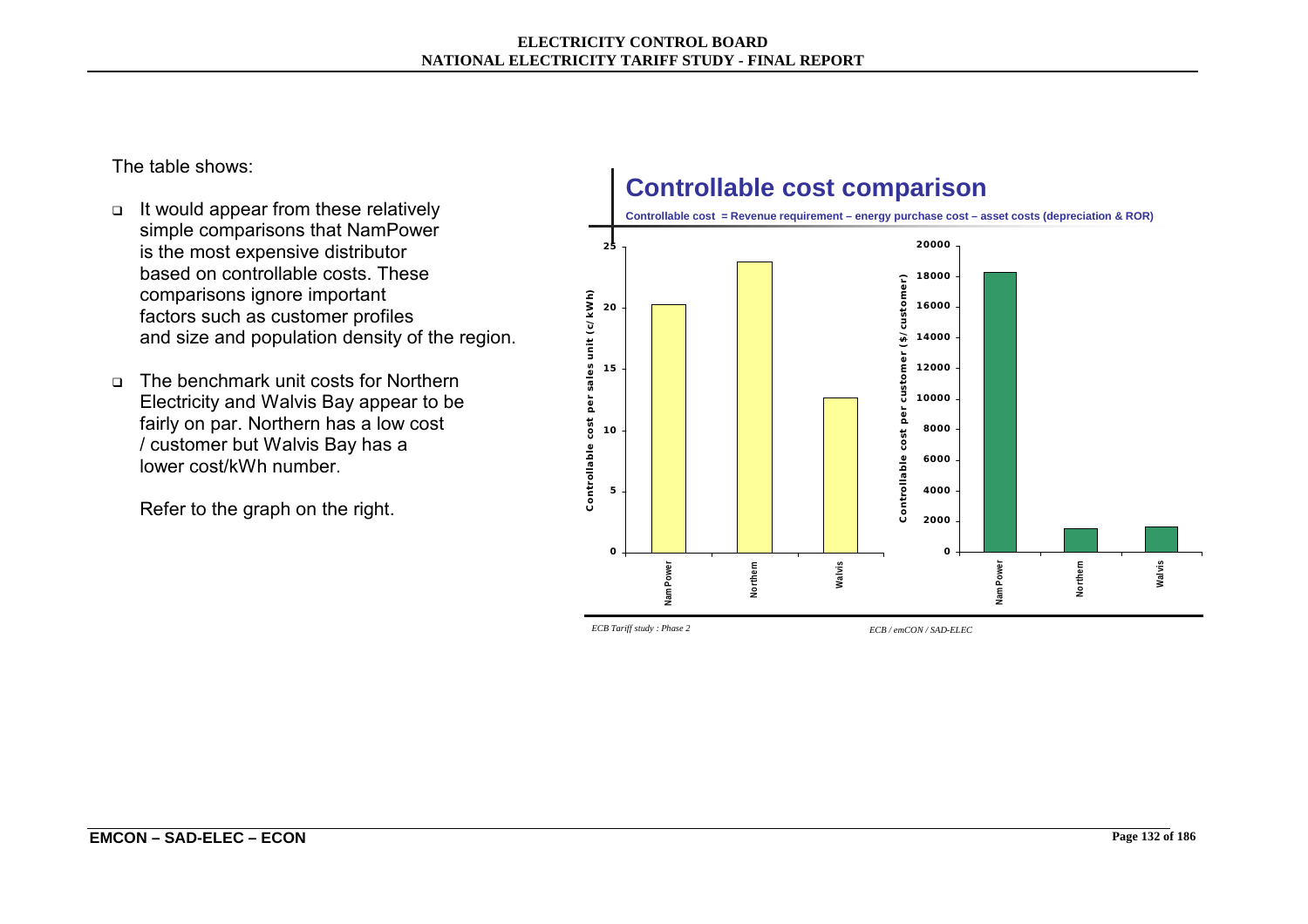The table shows:

- It would appear from these relatively simple comparisons that NamPower is the most expensive distributor based on controllable costs. These comparisons ignore important factors such as customer profiles and size and population density of the region.
- The benchmark unit costs for Northern Electricity and Walvis Bay appear to be fairly on par. Northern has a low cost / customer but Walvis Bay has a lower cost/kWh number.

  Refer to the graph on the right.

## Controllable cost comparison

**Controllable cost = Revenue requirement – energy purchase cost – asset costs (depreciation & ROR)**

Controllable cost per sales unit (c/ kWh): NamPower, Northern, Walvis

Controllable cost per customer ($/ customer): NamPower, Northern, Walvis

*ECB Tariff study : Phase 2* *ECB / emCON / SAD-ELEC*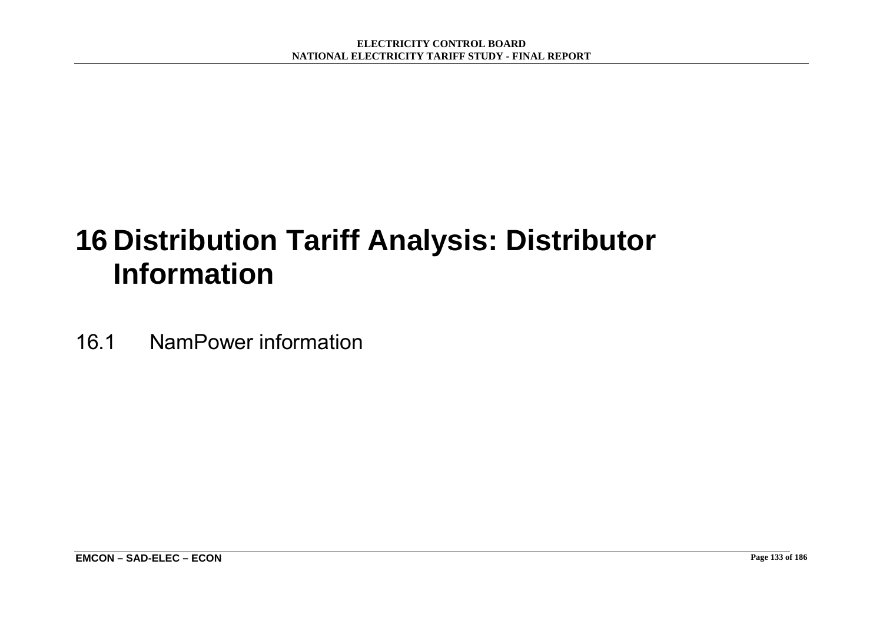# 16 Distribution Tariff Analysis: Distributor Information

## 16.1 NamPower information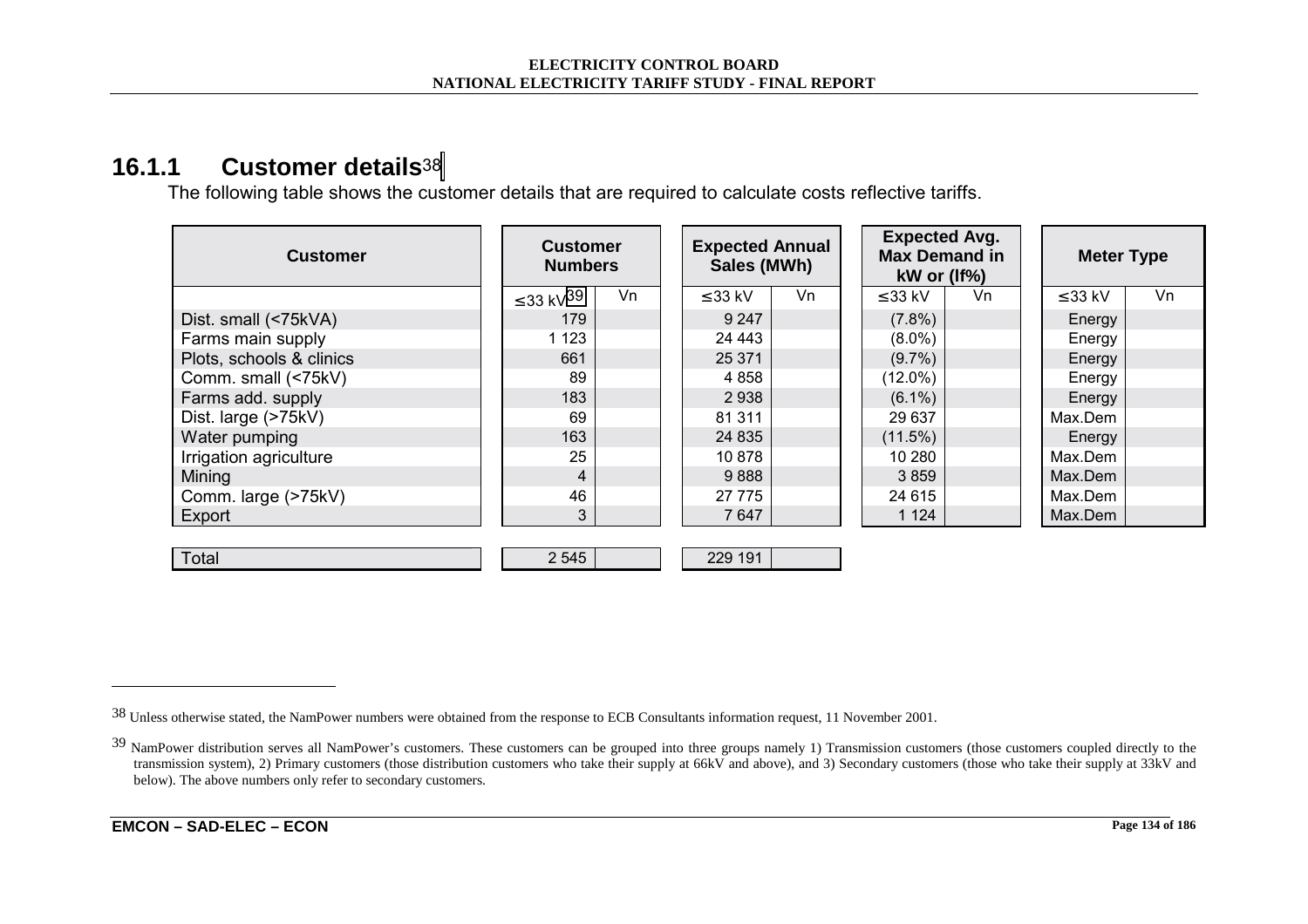### 16.1.1 Customer details[38]

The following table shows the customer details that are required to calculate costs reflective tariffs.

| Customer | Customer Numbers | | Expected Annual Sales (MWh) | | Expected Avg. Max Demand in kW or (lf%) | | Meter Type | |
|---|---|---|---|---|---|---|---|---|
| | ≤33 kV[39] | Vn | ≤33 kV | Vn | ≤33 kV | Vn | ≤33 kV | Vn |
| Dist. small (<75kVA) | 179 | | 9 247 | | (7.8%) | | Energy | |
| Farms main supply | 1 123 | | 24 443 | | (8.0%) | | Energy | |
| Plots, schools & clinics | 661 | | 25 371 | | (9.7%) | | Energy | |
| Comm. small (<75kV) | 89 | | 4 858 | | (12.0%) | | Energy | |
| Farms add. supply | 183 | | 2 938 | | (6.1%) | | Energy | |
| Dist. large (>75kV) | 69 | | 81 311 | | 29 637 | | Max.Dem | |
| Water pumping | 163 | | 24 835 | | (11.5%) | | Energy | |
| Irrigation agriculture | 25 | | 10 878 | | 10 280 | | Max.Dem | |
| Mining | 4 | | 9 888 | | 3 859 | | Max.Dem | |
| Comm. large (>75kV) | 46 | | 27 775 | | 24 615 | | Max.Dem | |
| Export | 3 | | 7 647 | | 1 124 | | Max.Dem | |
| Total | 2 545 | | 229 191 | | | | | |

[38] Unless otherwise stated, the NamPower numbers were obtained from the response to ECB Consultants information request, 11 November 2001.

[39] NamPower distribution serves all NamPower's customers. These customers can be grouped into three groups namely 1) Transmission customers (those customers coupled directly to the transmission system), 2) Primary customers (those distribution customers who take their supply at 66kV and above), and 3) Secondary customers (those who take their supply at 33kV and below). The above numbers only refer to secondary customers.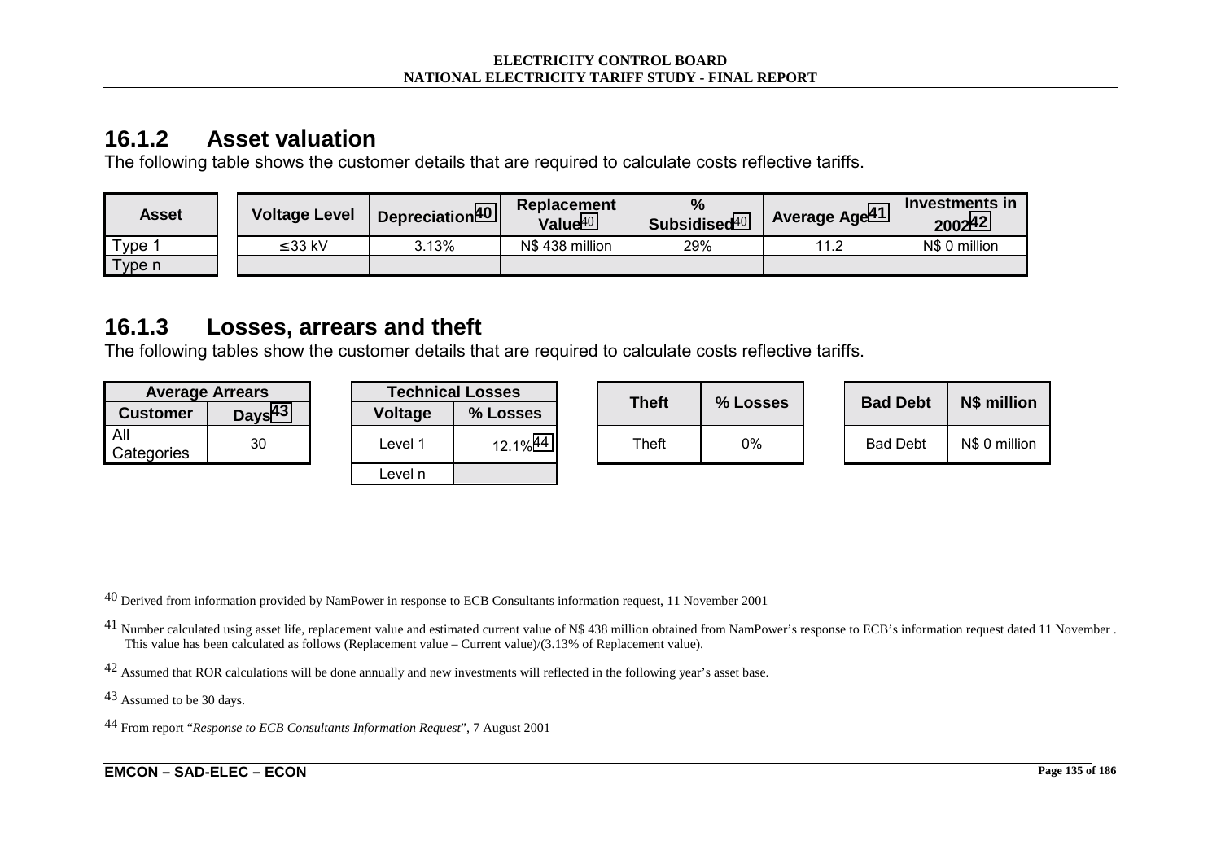## 16.1.2 Asset valuation

The following table shows the customer details that are required to calculate costs reflective tariffs.

| Asset | Voltage Level | Depreciation[40] | Replacement Value[40] | % Subsidised[40] | Average Age[41] | Investments in 2002[42] |
|---|---|---|---|---|---|---|
| Type 1 | ≤33 kV | 3.13% | N$ 438 million | 29% | 11.2 | N$ 0 million |
| Type n | | | | | | |

## 16.1.3 Losses, arrears and theft

The following tables show the customer details that are required to calculate costs reflective tariffs.

| Average Arrears | |
|---|---|
| **Customer** | **Days[43]** |
| All Categories | 30 |

| Technical Losses | |
|---|---|
| **Voltage** | **% Losses** |
| Level 1 | 12.1%[44] |
| Level n | |

| Theft | % Losses |
|---|---|
| Theft | 0% |

| Bad Debt | N$ million |
|---|---|
| Bad Debt | N$ 0 million |

---

[40] Derived from information provided by NamPower in response to ECB Consultants information request, 11 November 2001

[41] Number calculated using asset life, replacement value and estimated current value of N$ 438 million obtained from NamPower's response to ECB's information request dated 11 November . This value has been calculated as follows (Replacement value – Current value)/(3.13% of Replacement value).

[42] Assumed that ROR calculations will be done annually and new investments will reflected in the following year's asset base.

[43] Assumed to be 30 days.

[44] From report "*Response to ECB Consultants Information Request*", 7 August 2001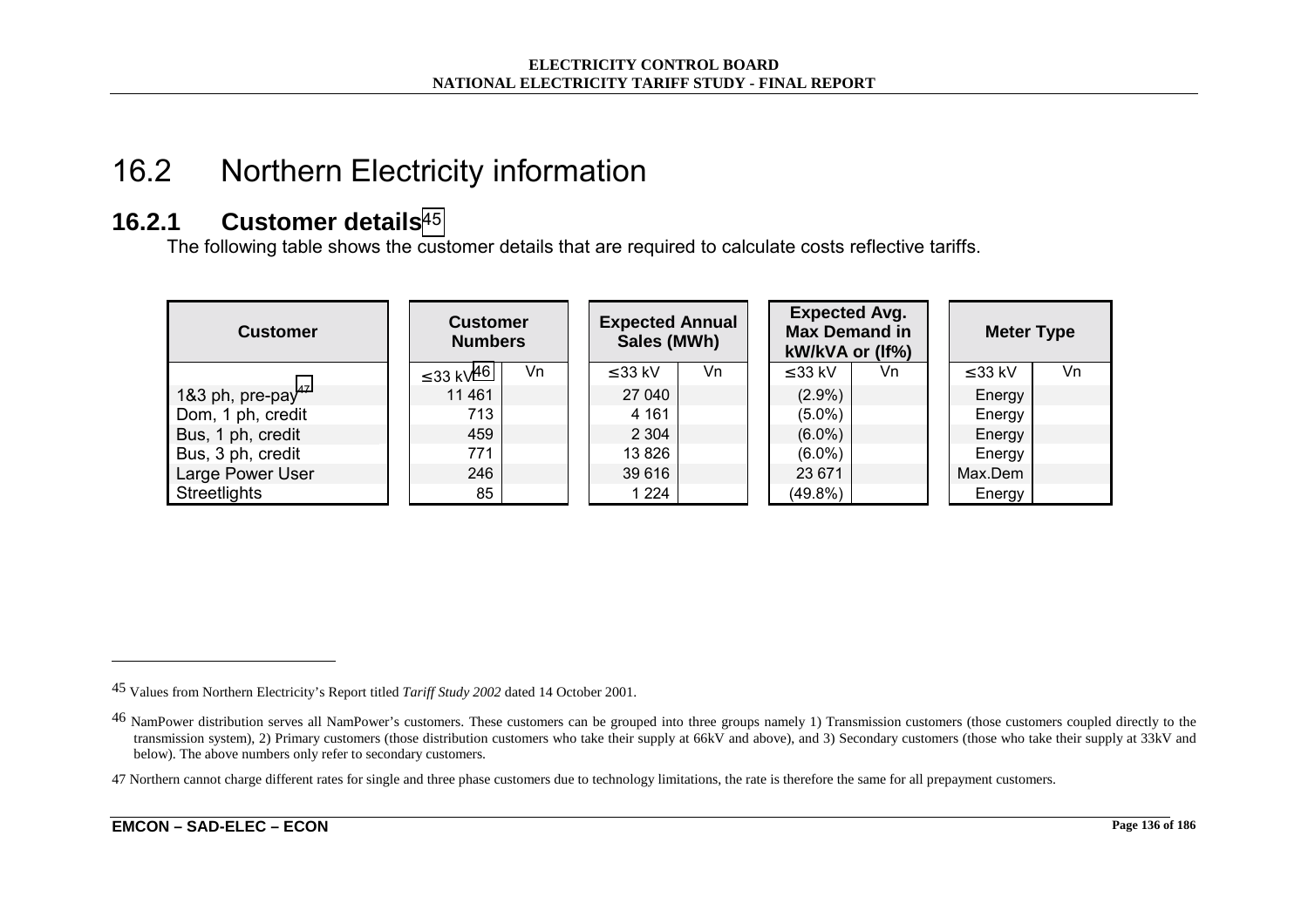# 16.2 Northern Electricity information

## 16.2.1 Customer details[45]

The following table shows the customer details that are required to calculate costs reflective tariffs.

| Customer | Customer Numbers | | Expected Annual Sales (MWh) | | Expected Avg. Max Demand in kW/kVA or (lf%) | | Meter Type | |
|---|---|---|---|---|---|---|---|---|
| | ≤33 kV[46] | Vn | ≤33 kV | Vn | ≤33 kV | Vn | ≤33 kV | Vn |
| 1&3 ph, pre-pay[47] | 11 461 | | 27 040 | | (2.9%) | | Energy | |
| Dom, 1 ph, credit | 713 | | 4 161 | | (5.0%) | | Energy | |
| Bus, 1 ph, credit | 459 | | 2 304 | | (6.0%) | | Energy | |
| Bus, 3 ph, credit | 771 | | 13 826 | | (6.0%) | | Energy | |
| Large Power User | 246 | | 39 616 | | 23 671 | | Max.Dem | |
| Streetlights | 85 | | 1 224 | | (49.8%) | | Energy | |

---

45 Values from Northern Electricity's Report titled *Tariff Study 2002* dated 14 October 2001.

46 NamPower distribution serves all NamPower's customers. These customers can be grouped into three groups namely 1) Transmission customers (those customers coupled directly to the transmission system), 2) Primary customers (those distribution customers who take their supply at 66kV and above), and 3) Secondary customers (those who take their supply at 33kV and below). The above numbers only refer to secondary customers.

47 Northern cannot charge different rates for single and three phase customers due to technology limitations, the rate is therefore the same for all prepayment customers.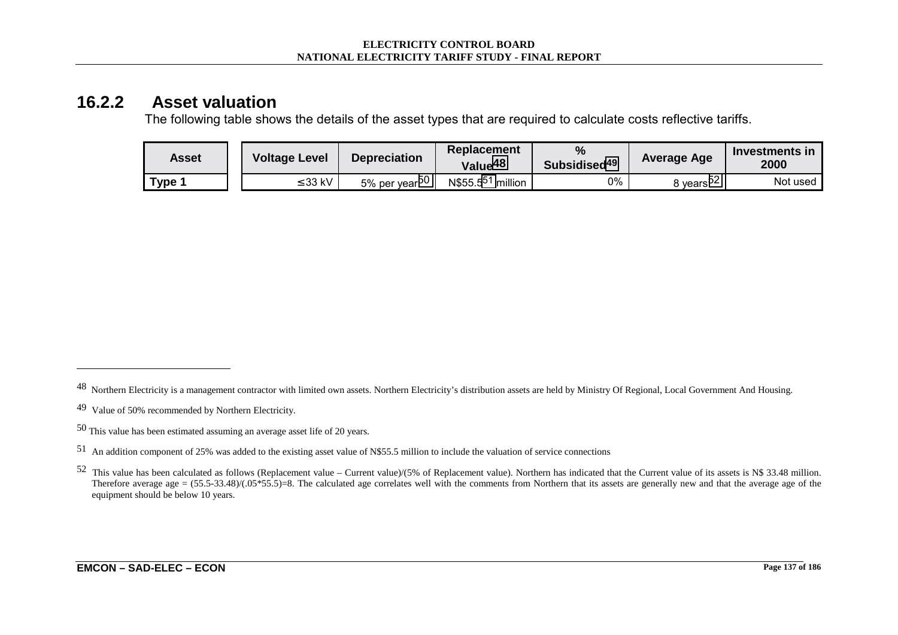### 16.2.2 Asset valuation

The following table shows the details of the asset types that are required to calculate costs reflective tariffs.

| Asset | Voltage Level | Depreciation | Replacement Value[48] | % Subsidised[49] | Average Age | Investments in 2000 |
|---|---|---|---|---|---|---|
| Type 1 | ≤33 kV | 5% per year[50] | N$55.5[51] million | 0% | 8 years[52] | Not used |

---

[48] Northern Electricity is a management contractor with limited own assets. Northern Electricity's distribution assets are held by Ministry Of Regional, Local Government And Housing.

[49] Value of 50% recommended by Northern Electricity.

[50] This value has been estimated assuming an average asset life of 20 years.

[51] An addition component of 25% was added to the existing asset value of N$55.5 million to include the valuation of service connections

[52] This value has been calculated as follows (Replacement value – Current value)/(5% of Replacement value). Northern has indicated that the Current value of its assets is N$ 33.48 million. Therefore average age = (55.5-33.48)/(.05*55.5)=8. The calculated age correlates well with the comments from Northern that its assets are generally new and that the average age of the equipment should be below 10 years.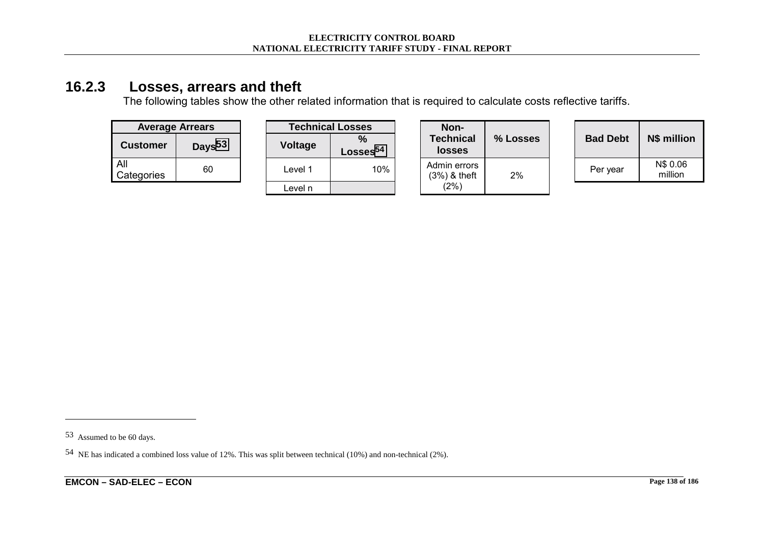### 16.2.3 Losses, arrears and theft

The following tables show the other related information that is required to calculate costs reflective tariffs.

| Average Arrears | |
|---|---|
| Customer | Days[53] |
| All Categories | 60 |

| Technical Losses | |
|---|---|
| Voltage | % Losses[54] |
| Level 1 | 10% |
| Level n | |

| Non-Technical losses | % Losses |
|---|---|
| Admin errors (3%) & theft (2%) | 2% |

| Bad Debt | N$ million |
|---|---|
| Per year | N$ 0.06 million |

---

53 Assumed to be 60 days.

54 NE has indicated a combined loss value of 12%. This was split between technical (10%) and non-technical (2%).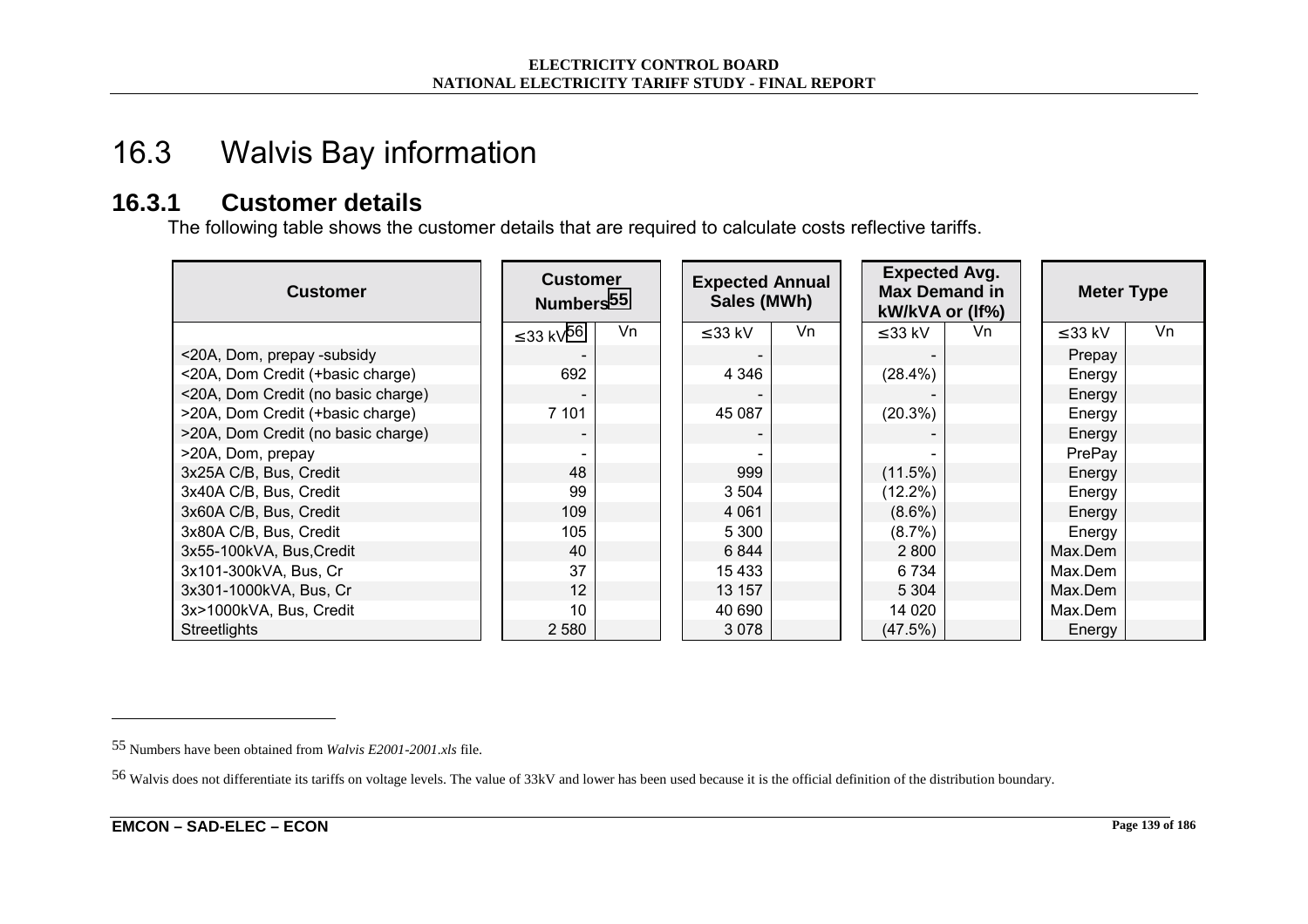# 16.3 Walvis Bay information

## 16.3.1 Customer details

The following table shows the customer details that are required to calculate costs reflective tariffs.

| Customer | Customer Numbers[55] | | Expected Annual Sales (MWh) | | Expected Avg. Max Demand in kW/kVA or (lf%) | | Meter Type | |
|---|---|---|---|---|---|---|---|---|
| | ≤33 kV[56] | Vn | ≤33 kV | Vn | ≤33 kV | Vn | ≤33 kV | Vn |
| <20A, Dom, prepay -subsidy | - | | - | | - | | Prepay | |
| <20A, Dom Credit (+basic charge) | 692 | | 4 346 | | (28.4%) | | Energy | |
| <20A, Dom Credit (no basic charge) | - | | - | | - | | Energy | |
| >20A, Dom Credit (+basic charge) | 7 101 | | 45 087 | | (20.3%) | | Energy | |
| >20A, Dom Credit (no basic charge) | - | | - | | - | | Energy | |
| >20A, Dom, prepay | - | | - | | - | | PrePay | |
| 3x25A C/B, Bus, Credit | 48 | | 999 | | (11.5%) | | Energy | |
| 3x40A C/B, Bus, Credit | 99 | | 3 504 | | (12.2%) | | Energy | |
| 3x60A C/B, Bus, Credit | 109 | | 4 061 | | (8.6%) | | Energy | |
| 3x80A C/B, Bus, Credit | 105 | | 5 300 | | (8.7%) | | Energy | |
| 3x55-100kVA, Bus,Credit | 40 | | 6 844 | | 2 800 | | Max.Dem | |
| 3x101-300kVA, Bus, Cr | 37 | | 15 433 | | 6 734 | | Max.Dem | |
| 3x301-1000kVA, Bus, Cr | 12 | | 13 157 | | 5 304 | | Max.Dem | |
| 3x>1000kVA, Bus, Credit | 10 | | 40 690 | | 14 020 | | Max.Dem | |
| Streetlights | 2 580 | | 3 078 | | (47.5%) | | Energy | |

---

55 Numbers have been obtained from *Walvis E2001-2001.xls* file.

56 Walvis does not differentiate its tariffs on voltage levels. The value of 33kV and lower has been used because it is the official definition of the distribution boundary.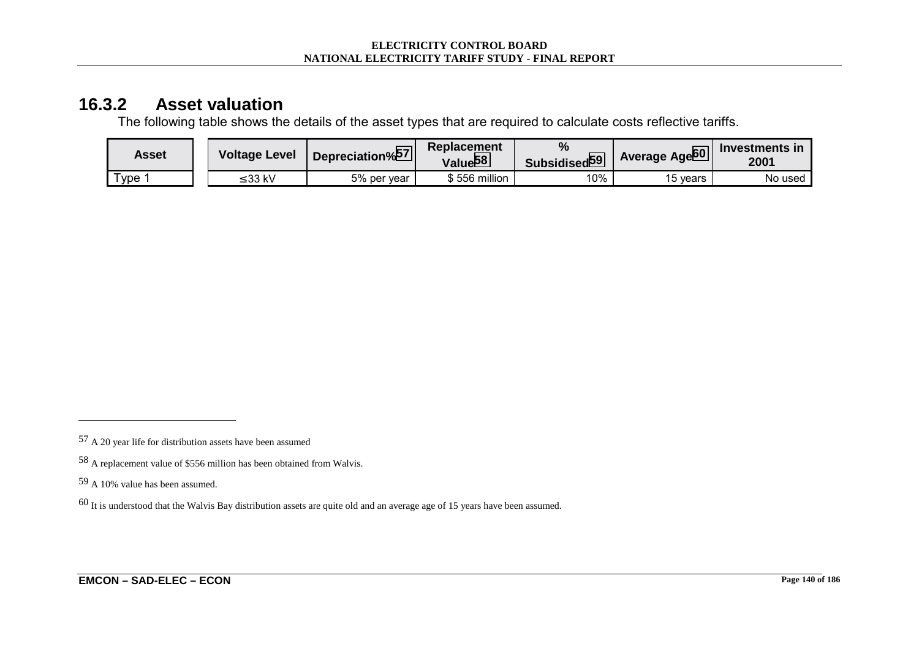### 16.3.2 Asset valuation

The following table shows the details of the asset types that are required to calculate costs reflective tariffs.

| Asset | Voltage Level | Depreciation%[57] | Replacement Value[58] | % Subsidised[59] | Average Age[60] | Investments in 2001 |
|---|---|---|---|---|---|---|
| Type 1 | ≤33 kV | 5% per year | $ 556 million | 10% | 15 years | No used |

57 A 20 year life for distribution assets have been assumed

58 A replacement value of $556 million has been obtained from Walvis.

59 A 10% value has been assumed.

60 It is understood that the Walvis Bay distribution assets are quite old and an average age of 15 years have been assumed.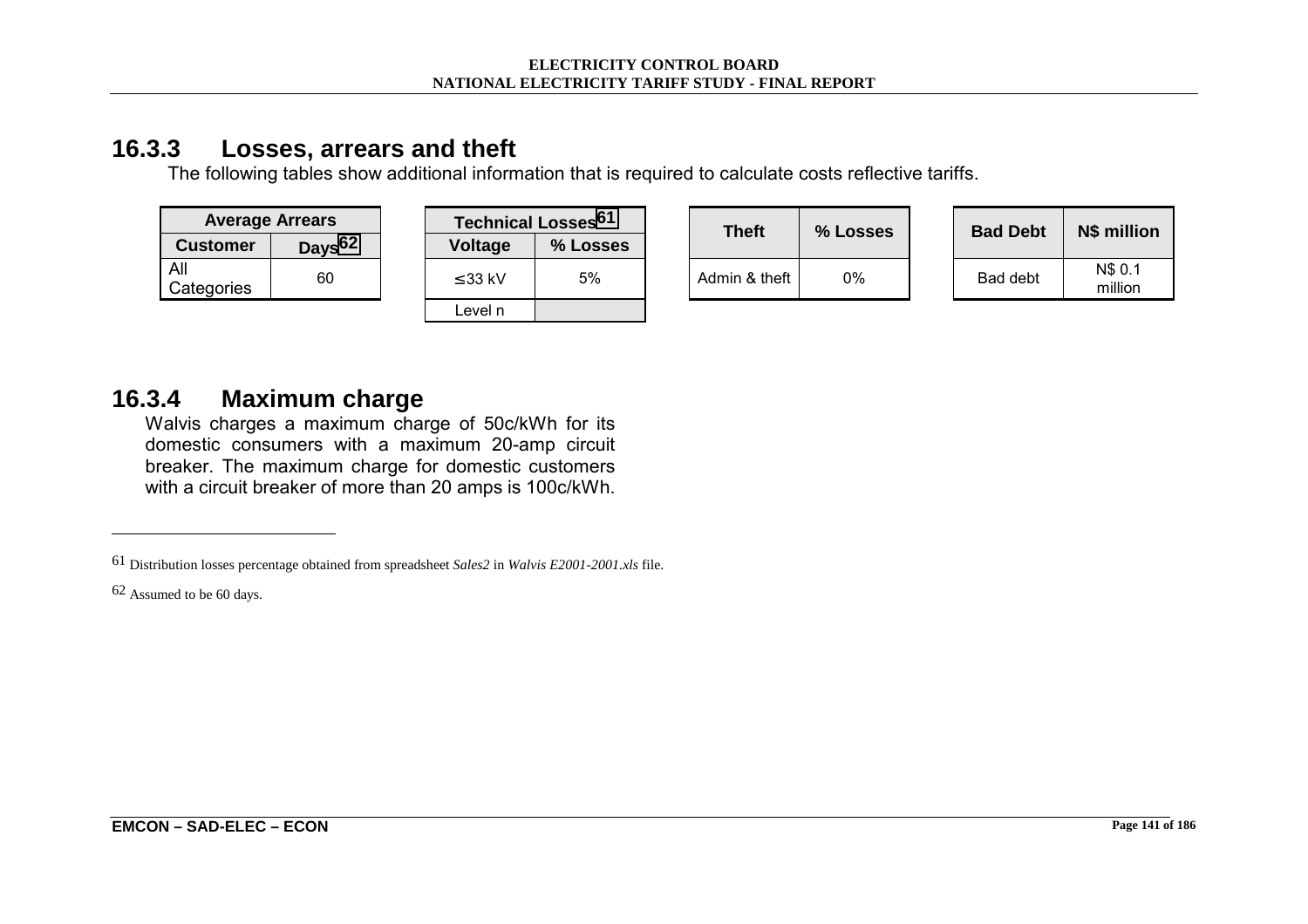## 16.3.3 Losses, arrears and theft

The following tables show additional information that is required to calculate costs reflective tariffs.

| Average Arrears | |
|---|---|
| Customer | Days[62] |
| All Categories | 60 |

| Technical Losses[61] | |
|---|---|
| Voltage | % Losses |
| ≤33 kV | 5% |
| Level n | |

| Theft | % Losses |
|---|---|
| Admin & theft | 0% |

| Bad Debt | N$ million |
|---|---|
| Bad debt | N$ 0.1 million |

## 16.3.4 Maximum charge

Walvis charges a maximum charge of 50c/kWh for its domestic consumers with a maximum 20-amp circuit breaker. The maximum charge for domestic customers with a circuit breaker of more than 20 amps is 100c/kWh.

---

[61] Distribution losses percentage obtained from spreadsheet *Sales2* in *Walvis E2001-2001.xls* file.

[62] Assumed to be 60 days.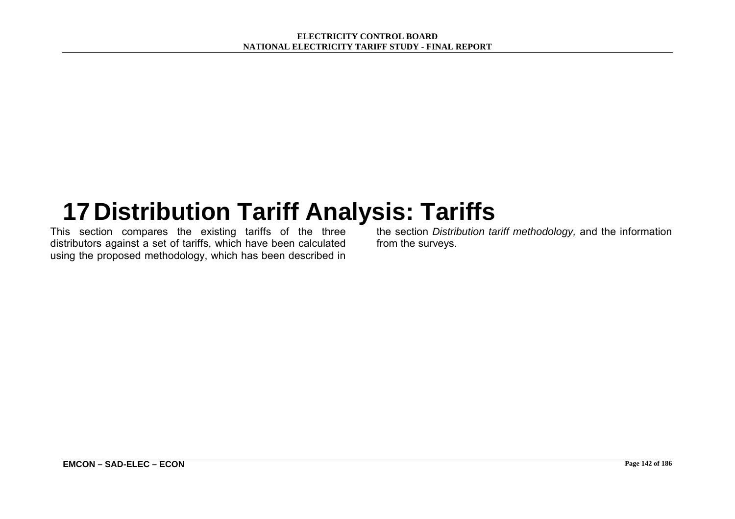# 17 Distribution Tariff Analysis: Tariffs

This section compares the existing tariffs of the three distributors against a set of tariffs, which have been calculated using the proposed methodology, which has been described in the section *Distribution tariff methodology,* and the information from the surveys.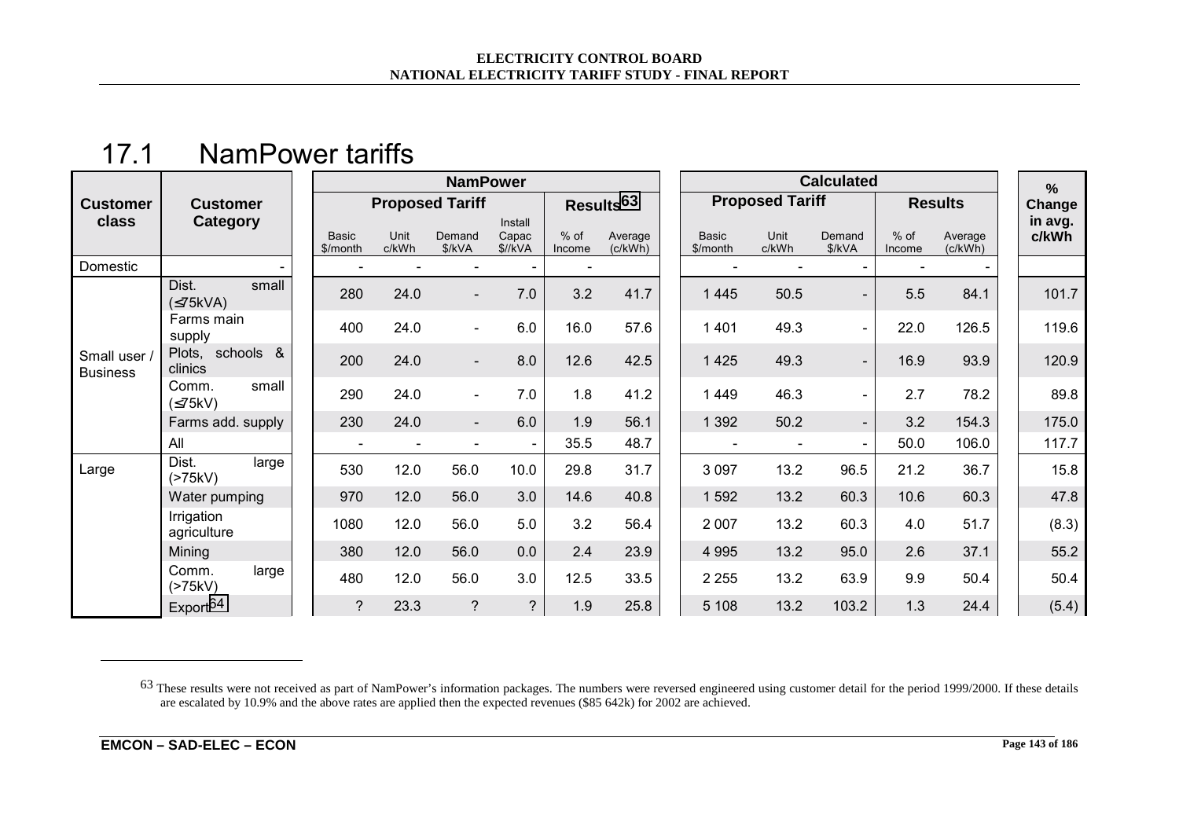## 17.1 NamPower tariffs

| Customer class | Customer Category | NamPower | | | | | | Calculated | | | | | % Change in avg. c/kWh |
|---|---|---|---|---|---|---|---|---|---|---|---|---|---|
| | | Proposed Tariff | | | | Results[63] | | Proposed Tariff | | | Results | | |
| | | Basic $/month | Unit c/kWh | Demand $/kVA | Install Capac $//kVA | % of Income | Average (c/kWh) | Basic $/month | Unit c/kWh | Demand $/kVA | % of Income | Average (c/kWh) | |
| Domestic | - | - | - | - | - | - | | - | - | - | - | - | |
| Small user / Business | Dist. small (≤75kVA) | 280 | 24.0 | - | 7.0 | 3.2 | 41.7 | 1 445 | 50.5 | - | 5.5 | 84.1 | 101.7 |
| | Farms main supply | 400 | 24.0 | - | 6.0 | 16.0 | 57.6 | 1 401 | 49.3 | - | 22.0 | 126.5 | 119.6 |
| | Plots, schools & clinics | 200 | 24.0 | - | 8.0 | 12.6 | 42.5 | 1 425 | 49.3 | - | 16.9 | 93.9 | 120.9 |
| | Comm. small (≤75kV) | 290 | 24.0 | - | 7.0 | 1.8 | 41.2 | 1 449 | 46.3 | - | 2.7 | 78.2 | 89.8 |
| | Farms add. supply | 230 | 24.0 | - | 6.0 | 1.9 | 56.1 | 1 392 | 50.2 | - | 3.2 | 154.3 | 175.0 |
| | All | - | - | - | - | 35.5 | 48.7 | - | - | - | 50.0 | 106.0 | 117.7 |
| Large | Dist. large (>75kV) | 530 | 12.0 | 56.0 | 10.0 | 29.8 | 31.7 | 3 097 | 13.2 | 96.5 | 21.2 | 36.7 | 15.8 |
| | Water pumping | 970 | 12.0 | 56.0 | 3.0 | 14.6 | 40.8 | 1 592 | 13.2 | 60.3 | 10.6 | 60.3 | 47.8 |
| | Irrigation agriculture | 1080 | 12.0 | 56.0 | 5.0 | 3.2 | 56.4 | 2 007 | 13.2 | 60.3 | 4.0 | 51.7 | (8.3) |
| | Mining | 380 | 12.0 | 56.0 | 0.0 | 2.4 | 23.9 | 4 995 | 13.2 | 95.0 | 2.6 | 37.1 | 55.2 |
| | Comm. large (>75kV) | 480 | 12.0 | 56.0 | 3.0 | 12.5 | 33.5 | 2 255 | 13.2 | 63.9 | 9.9 | 50.4 | 50.4 |
| | Export[64] | ? | 23.3 | ? | ? | 1.9 | 25.8 | 5 108 | 13.2 | 103.2 | 1.3 | 24.4 | (5.4) |

[63] These results were not received as part of NamPower's information packages. The numbers were reversed engineered using customer detail for the period 1999/2000. If these details are escalated by 10.9% and the above rates are applied then the expected revenues ($85 642k) for 2002 are achieved.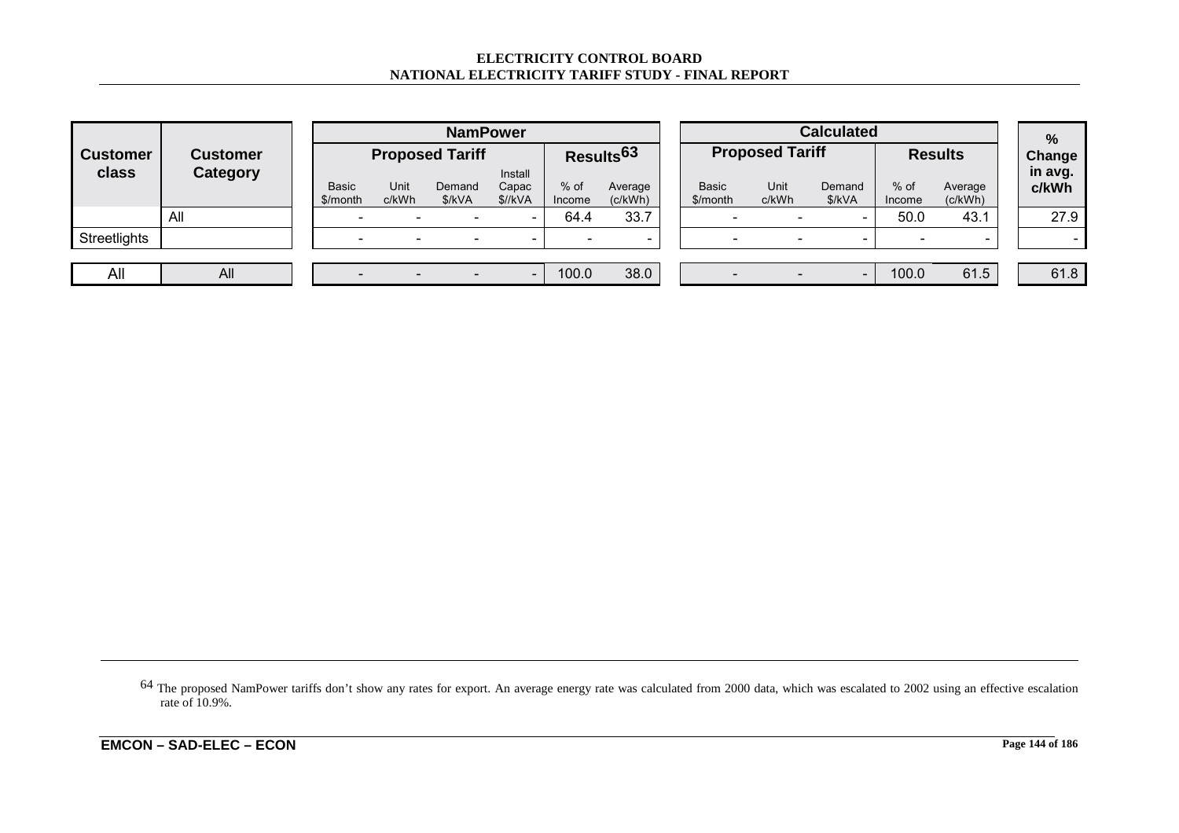| Customer class | Customer Category | NamPower | | | | | | Calculated | | | | | % Change in avg. c/kWh |
|---|---|---|---|---|---|---|---|---|---|---|---|---|---|
| | | Proposed Tariff | | | | Results[63] | | Proposed Tariff | | | Results | | |
| | | Basic $/month | Unit c/kWh | Demand $/kVA | Install Capac $//kVA | % of Income | Average (c/kWh) | Basic $/month | Unit c/kWh | Demand $/kVA | % of Income | Average (c/kWh) | |
| | All | - | - | - | - | 64.4 | 33.7 | - | - | - | 50.0 | 43.1 | 27.9 |
| Streetlights | | - | - | - | - | - | - | - | - | - | - | - | - |
| All | All | - | - | - | - | 100.0 | 38.0 | - | - | - | 100.0 | 61.5 | 61.8 |

64 The proposed NamPower tariffs don't show any rates for export. An average energy rate was calculated from 2000 data, which was escalated to 2002 using an effective escalation rate of 10.9%.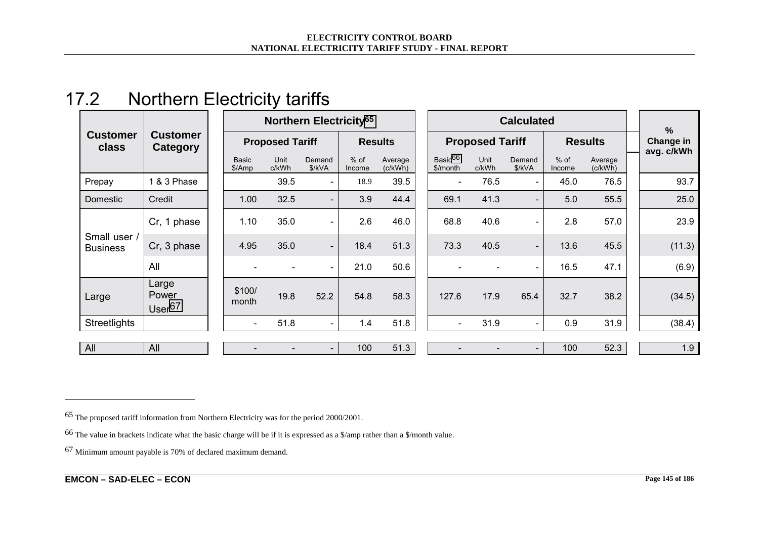## 17.2 Northern Electricity tariffs

| Customer class | Customer Category | Northern Electricity[65] | | | | | Calculated | | | | | % Change in avg. c/kWh |
|---|---|---|---|---|---|---|---|---|---|---|---|---|
| | | Proposed Tariff | | | Results | | Proposed Tariff | | | Results | | |
| | | Basic $/Amp | Unit c/kWh | Demand $/kVA | % of Income | Average (c/kWh) | Basic[66] $/month | Unit c/kWh | Demand $/kVA | % of Income | Average (c/kWh) | |
| Prepay | 1 & 3 Phase | | 39.5 | - | 18.9 | 39.5 | - | 76.5 | - | 45.0 | 76.5 | 93.7 |
| Domestic | Credit | 1.00 | 32.5 | - | 3.9 | 44.4 | 69.1 | 41.3 | - | 5.0 | 55.5 | 25.0 |
| Small user / Business | Cr, 1 phase | 1.10 | 35.0 | - | 2.6 | 46.0 | 68.8 | 40.6 | - | 2.8 | 57.0 | 23.9 |
| | Cr, 3 phase | 4.95 | 35.0 | - | 18.4 | 51.3 | 73.3 | 40.5 | - | 13.6 | 45.5 | (11.3) |
| | All | - | - | - | 21.0 | 50.6 | - | - | - | 16.5 | 47.1 | (6.9) |
| Large | Large Power User[67] | $100/ month | 19.8 | 52.2 | 54.8 | 58.3 | 127.6 | 17.9 | 65.4 | 32.7 | 38.2 | (34.5) |
| Streetlights | | - | 51.8 | - | 1.4 | 51.8 | - | 31.9 | - | 0.9 | 31.9 | (38.4) |
| All | All | - | - | - | 100 | 51.3 | - | - | - | 100 | 52.3 | 1.9 |

65 The proposed tariff information from Northern Electricity was for the period 2000/2001.

66 The value in brackets indicate what the basic charge will be if it is expressed as a $/amp rather than a $/month value.

67 Minimum amount payable is 70% of declared maximum demand.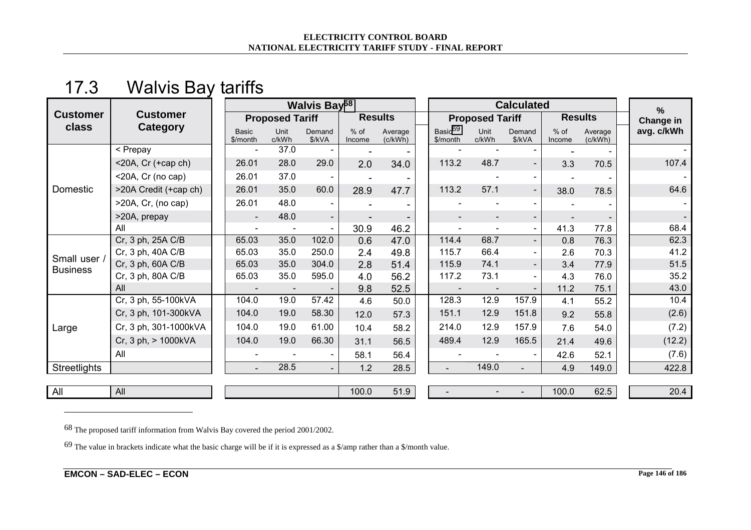## 17.3 Walvis Bay tariffs

| Customer class | Customer Category | Walvis Bay[68] | | | | | Calculated | | | | | % Change in avg. c/kWh |
|---|---|---|---|---|---|---|---|---|---|---|---|---|
| | | Proposed Tariff | | | Results | | Proposed Tariff | | | Results | | |
| | | Basic $/month | Unit c/kWh | Demand $/kVA | % of Income | Average (c/kWh) | Basic[69] $/month | Unit c/kWh | Demand $/kVA | % of Income | Average (c/kWh) | |
| Domestic | < Prepay | - | 37.0 | - | - | - | - | - | - | - | - | - |
| | <20A, Cr (+cap ch) | 26.01 | 28.0 | 29.0 | 2.0 | 34.0 | 113.2 | 48.7 | - | 3.3 | 70.5 | 107.4 |
| | <20A, Cr (no cap) | 26.01 | 37.0 | - | - | - | | - | - | - | - | - |
| | >20A Credit (+cap ch) | 26.01 | 35.0 | 60.0 | 28.9 | 47.7 | 113.2 | 57.1 | - | 38.0 | 78.5 | 64.6 |
| | >20A, Cr, (no cap) | 26.01 | 48.0 | - | - | - | - | - | - | - | - | - |
| | >20A, prepay | - | 48.0 | - | - | - | - | - | - | - | - | - |
| | All | - | - | - | 30.9 | 46.2 | - | - | - | 41.3 | 77.8 | 68.4 |
| Small user / Business | Cr, 3 ph, 25A C/B | 65.03 | 35.0 | 102.0 | 0.6 | 47.0 | 114.4 | 68.7 | - | 0.8 | 76.3 | 62.3 |
| | Cr, 3 ph, 40A C/B | 65.03 | 35.0 | 250.0 | 2.4 | 49.8 | 115.7 | 66.4 | - | 2.6 | 70.3 | 41.2 |
| | Cr, 3 ph, 60A C/B | 65.03 | 35.0 | 304.0 | 2.8 | 51.4 | 115.9 | 74.1 | - | 3.4 | 77.9 | 51.5 |
| | Cr, 3 ph, 80A C/B | 65.03 | 35.0 | 595.0 | 4.0 | 56.2 | 117.2 | 73.1 | - | 4.3 | 76.0 | 35.2 |
| | All | - | - | - | 9.8 | 52.5 | - | - | - | 11.2 | 75.1 | 43.0 |
| Large | Cr, 3 ph, 55-100kVA | 104.0 | 19.0 | 57.42 | 4.6 | 50.0 | 128.3 | 12.9 | 157.9 | 4.1 | 55.2 | 10.4 |
| | Cr, 3 ph, 101-300kVA | 104.0 | 19.0 | 58.30 | 12.0 | 57.3 | 151.1 | 12.9 | 151.8 | 9.2 | 55.8 | (2.6) |
| | Cr, 3 ph, 301-1000kVA | 104.0 | 19.0 | 61.00 | 10.4 | 58.2 | 214.0 | 12.9 | 157.9 | 7.6 | 54.0 | (7.2) |
| | Cr, 3 ph, > 1000kVA | 104.0 | 19.0 | 66.30 | 31.1 | 56.5 | 489.4 | 12.9 | 165.5 | 21.4 | 49.6 | (12.2) |
| | All | - | - | - | 58.1 | 56.4 | - | - | - | 42.6 | 52.1 | (7.6) |
| Streetlights | | - | 28.5 | - | 1.2 | 28.5 | - | 149.0 | - | 4.9 | 149.0 | 422.8 |
| All | All | | | | 100.0 | 51.9 | - | - | - | 100.0 | 62.5 | 20.4 |

[68] The proposed tariff information from Walvis Bay covered the period 2001/2002.

[69] The value in brackets indicate what the basic charge will be if it is expressed as a $/amp rather than a $/month value.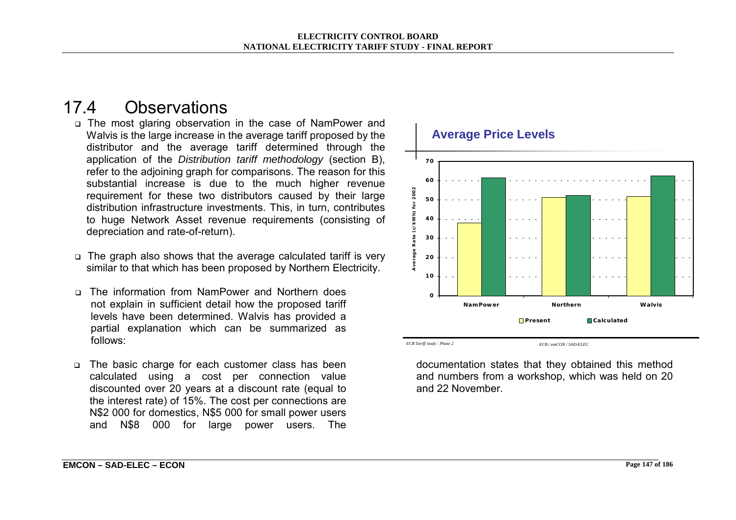## 17.4 Observations

- The most glaring observation in the case of NamPower and Walvis is the large increase in the average tariff proposed by the distributor and the average tariff determined through the application of the *Distribution tariff methodology* (section B), refer to the adjoining graph for comparisons. The reason for this substantial increase is due to the much higher revenue requirement for these two distributors caused by their large distribution infrastructure investments. This, in turn, contributes to huge Network Asset revenue requirements (consisting of depreciation and rate-of-return).

- The graph also shows that the average calculated tariff is very similar to that which has been proposed by Northern Electricity.

- The information from NamPower and Northern does not explain in sufficient detail how the proposed tariff levels have been determined. Walvis has provided a partial explanation which can be summarized as follows:

- The basic charge for each customer class has been calculated using a cost per connection value discounted over 20 years at a discount rate (equal to the interest rate) of 15%. The cost per connections are N$2 000 for domestics, N$5 000 for small power users and N$8 000 for large power users. The documentation states that they obtained this method and numbers from a workshop, which was held on 20 and 22 November.

**Average Price Levels**

| | Present | Calculated |
|---|---|---|
| NamPower | ~38 | ~62 |
| Northern | ~51 | ~52 |
| Walvis | ~52 | ~63 |

Y-axis: Average Rate (c/kWh) for 2002

*ECB Tariff study : Phase 2* &nbsp;&nbsp;&nbsp; *ECB / emCON / SAD-ELEC*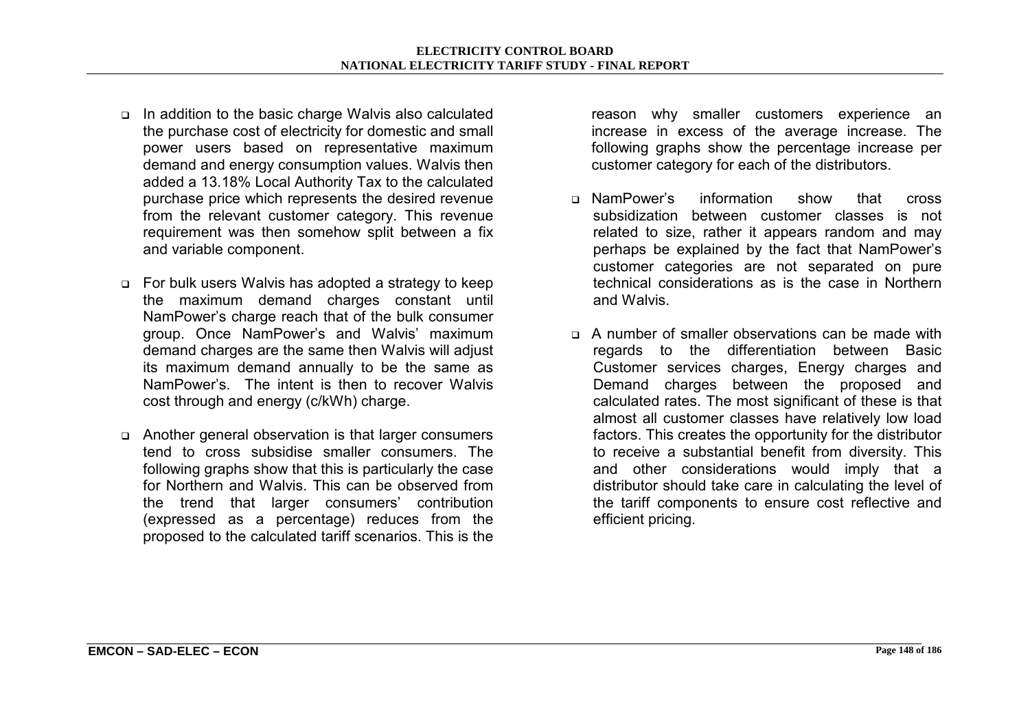- In addition to the basic charge Walvis also calculated the purchase cost of electricity for domestic and small power users based on representative maximum demand and energy consumption values. Walvis then added a 13.18% Local Authority Tax to the calculated purchase price which represents the desired revenue from the relevant customer category. This revenue requirement was then somehow split between a fix and variable component.

- For bulk users Walvis has adopted a strategy to keep the maximum demand charges constant until NamPower's charge reach that of the bulk consumer group. Once NamPower's and Walvis' maximum demand charges are the same then Walvis will adjust its maximum demand annually to be the same as NamPower's. The intent is then to recover Walvis cost through and energy (c/kWh) charge.

- Another general observation is that larger consumers tend to cross subsidise smaller consumers. The following graphs show that this is particularly the case for Northern and Walvis. This can be observed from the trend that larger consumers' contribution (expressed as a percentage) reduces from the proposed to the calculated tariff scenarios. This is the reason why smaller customers experience an increase in excess of the average increase. The following graphs show the percentage increase per customer category for each of the distributors.

- NamPower's information show that cross subsidization between customer classes is not related to size, rather it appears random and may perhaps be explained by the fact that NamPower's customer categories are not separated on pure technical considerations as is the case in Northern and Walvis.

- A number of smaller observations can be made with regards to the differentiation between Basic Customer services charges, Energy charges and Demand charges between the proposed and calculated rates. The most significant of these is that almost all customer classes have relatively low load factors. This creates the opportunity for the distributor to receive a substantial benefit from diversity. This and other considerations would imply that a distributor should take care in calculating the level of the tariff components to ensure cost reflective and efficient pricing.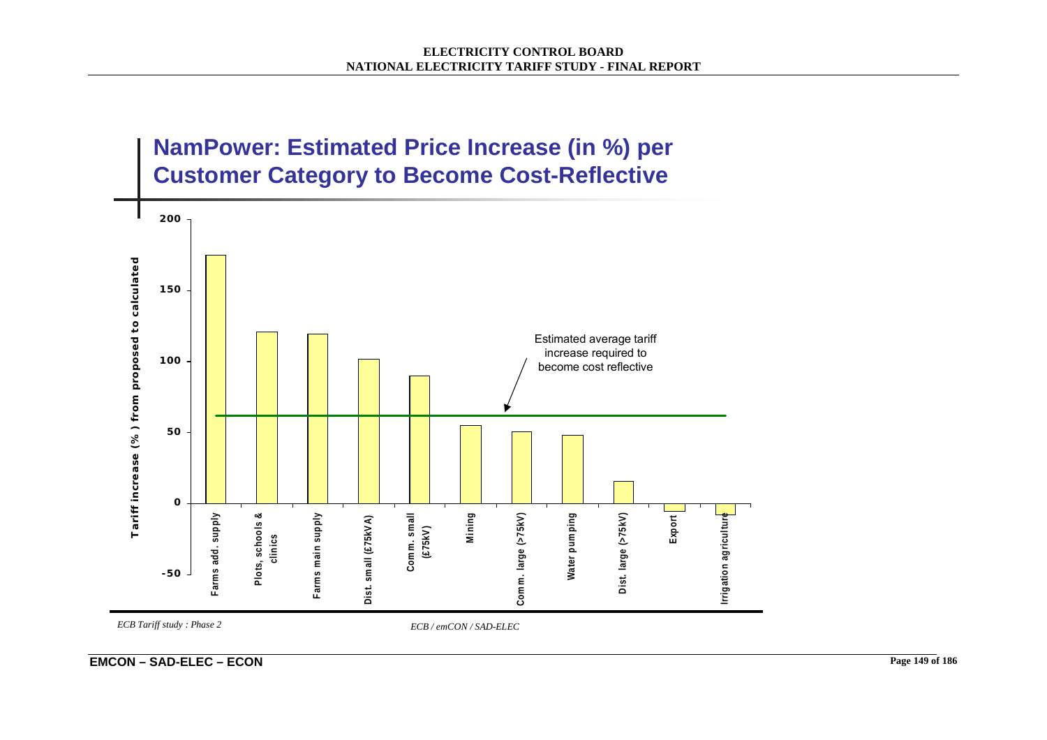## NamPower: Estimated Price Increase (in %) per Customer Category to Become Cost-Reflective

| Customer category | Tariff increase (%) from proposed to calculated |
|---|---|
| Farms add. supply | ~175 |
| Plots, schools & clinics | ~121 |
| Farms main supply | ~119 |
| Dist. small (£75kVA) | ~101 |
| Comm. small (£75kV) | ~90 |
| Mining | ~55 |
| Comm. large (>75kV) | ~50 |
| Water pumping | ~48 |
| Dist. large (>75kV) | ~15 |
| Export | ~-5 |
| Irrigation agriculture | ~-8 |

Estimated average tariff increase required to become cost reflective: ~62%

*ECB Tariff study : Phase 2* *ECB / emCON / SAD-ELEC*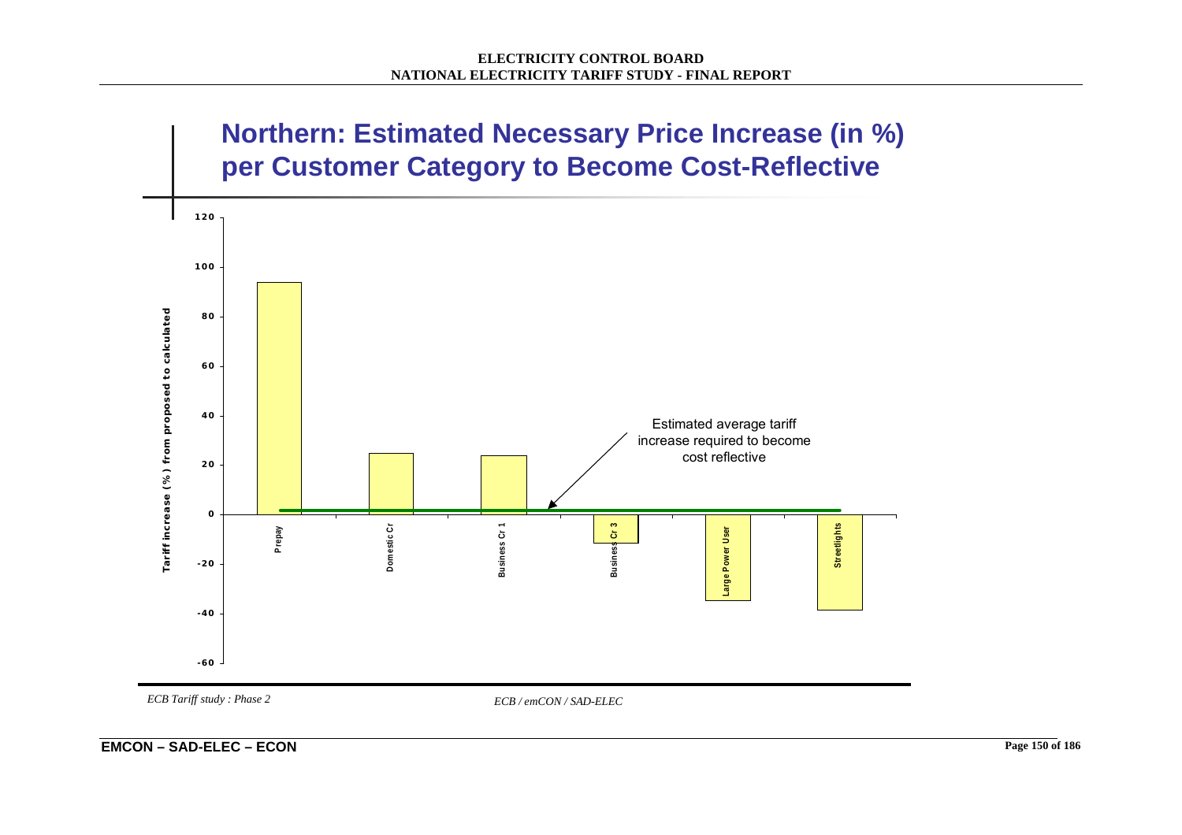## Northern: Estimated Necessary Price Increase (in %) per Customer Category to Become Cost-Reflective

Tariff increase (%) from proposed to calculated

120

100

80

60

40

20

0

-20

-40

-60

Prepay

Domestic Cr

Business Cr 1

Business Cr 3

Large Power User

Streetlights

Estimated average tariff increase required to become cost reflective

*ECB Tariff study : Phase 2*

*ECB / emCON / SAD-ELEC*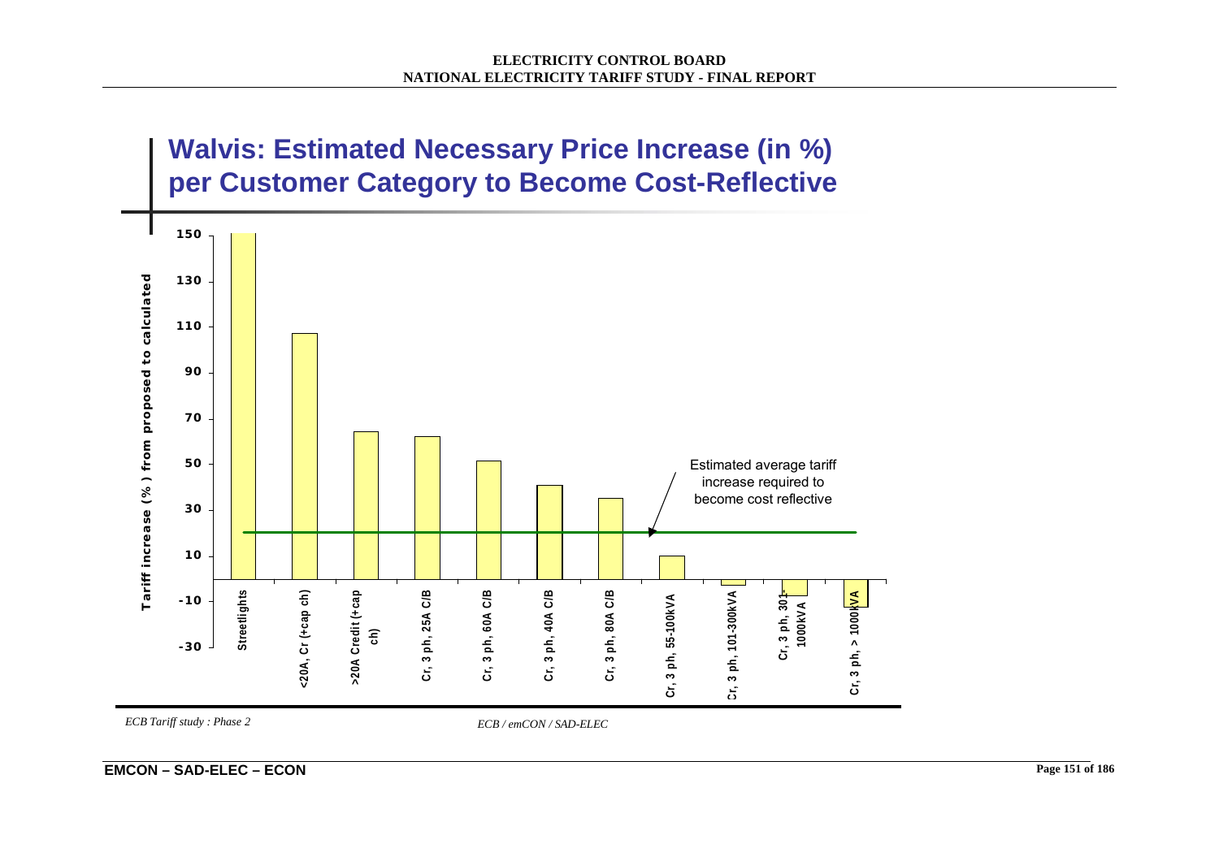## Walvis: Estimated Necessary Price Increase (in %) per Customer Category to Become Cost-Reflective

Tariff increase (%) from proposed to calculated

150
130
110
90
70
50
30
10
-10
-30

Estimated average tariff increase required to become cost reflective

Streetlights
<20A, Cr (+cap ch)
>20A Credit (+cap ch)
Cr, 3 ph, 25A C/B
Cr, 3 ph, 60A C/B
Cr, 3 ph, 40A C/B
Cr, 3 ph, 80A C/B
Cr, 3 ph, 55-100kVA
Cr, 3 ph, 101-300kVA
Cr, 3 ph, 301-1000kVA
Cr, 3 ph, > 1000kVA

*ECB Tariff study : Phase 2*

*ECB / emCON / SAD-ELEC*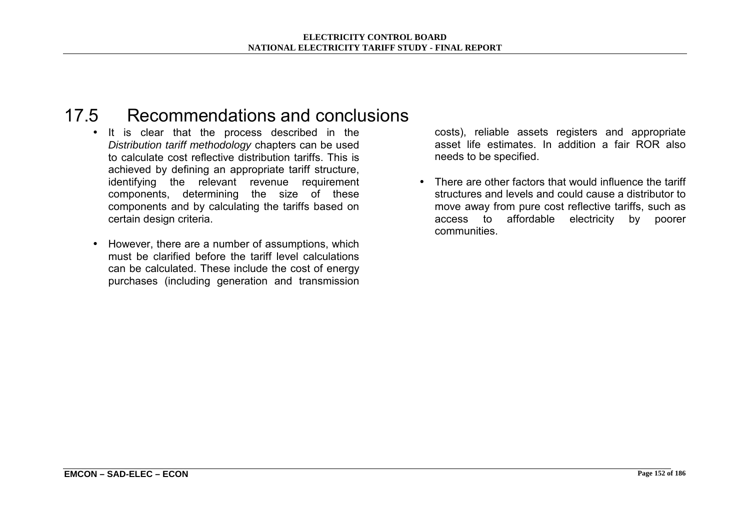## 17.5 Recommendations and conclusions

- It is clear that the process described in the *Distribution tariff methodology* chapters can be used to calculate cost reflective distribution tariffs. This is achieved by defining an appropriate tariff structure, identifying the relevant revenue requirement components, determining the size of these components and by calculating the tariffs based on certain design criteria.

- However, there are a number of assumptions, which must be clarified before the tariff level calculations can be calculated. These include the cost of energy purchases (including generation and transmission costs), reliable assets registers and appropriate asset life estimates. In addition a fair ROR also needs to be specified.

- There are other factors that would influence the tariff structures and levels and could cause a distributor to move away from pure cost reflective tariffs, such as access to affordable electricity by poorer communities.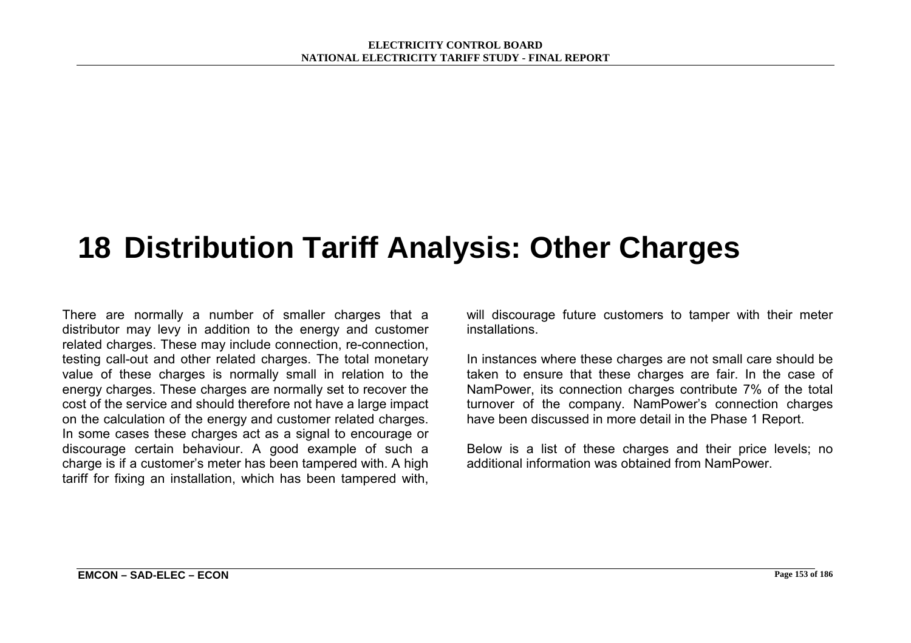# 18 Distribution Tariff Analysis: Other Charges

There are normally a number of smaller charges that a distributor may levy in addition to the energy and customer related charges. These may include connection, re-connection, testing call-out and other related charges. The total monetary value of these charges is normally small in relation to the energy charges. These charges are normally set to recover the cost of the service and should therefore not have a large impact on the calculation of the energy and customer related charges. In some cases these charges act as a signal to encourage or discourage certain behaviour. A good example of such a charge is if a customer's meter has been tampered with. A high tariff for fixing an installation, which has been tampered with, will discourage future customers to tamper with their meter installations.

In instances where these charges are not small care should be taken to ensure that these charges are fair. In the case of NamPower, its connection charges contribute 7% of the total turnover of the company. NamPower's connection charges have been discussed in more detail in the Phase 1 Report.

Below is a list of these charges and their price levels; no additional information was obtained from NamPower.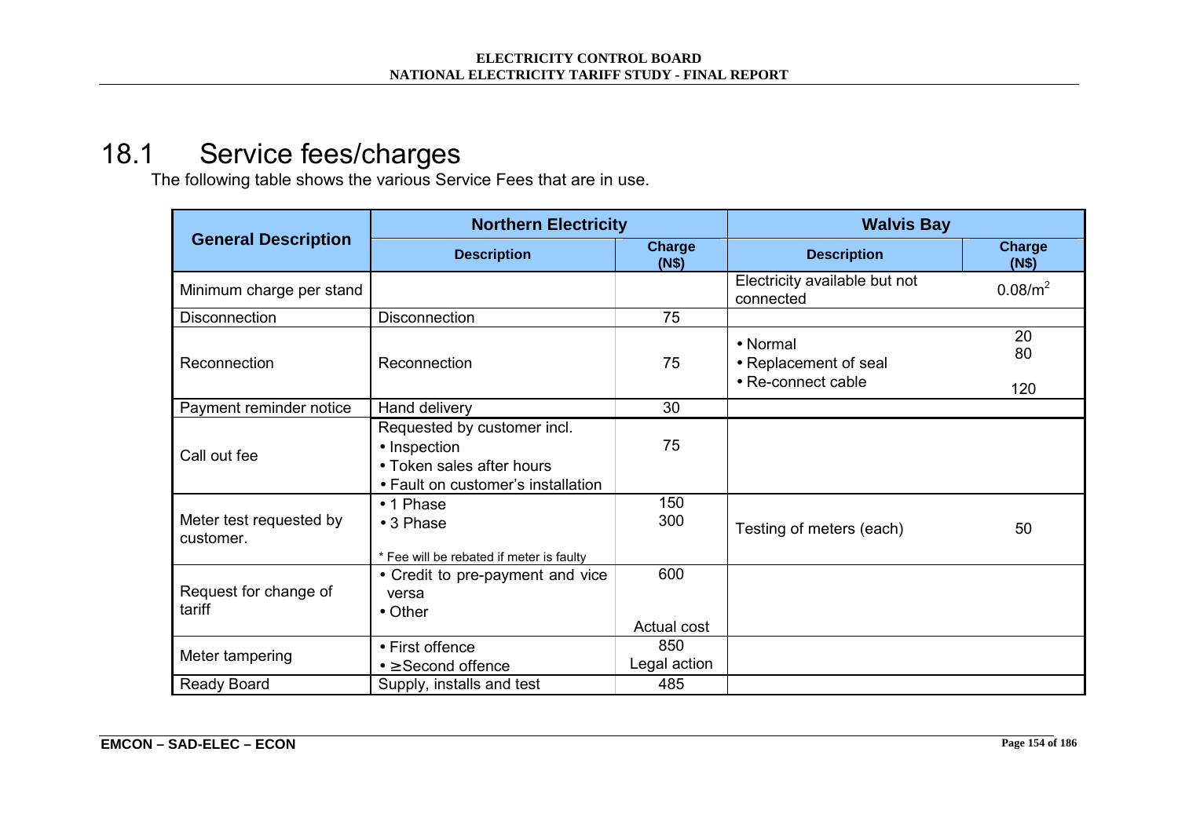## 18.1 Service fees/charges

The following table shows the various Service Fees that are in use.

| General Description | Northern Electricity | | Walvis Bay | |
|---|---|---|---|---|
| | Description | Charge (N$) | Description | Charge (N$) |
| Minimum charge per stand | | | Electricity available but not connected | 0.08/m$^2$ |
| Disconnection | Disconnection | 75 | | |
| Reconnection | Reconnection | 75 | • Normal<br>• Replacement of seal<br>• Re-connect cable | 20<br>80<br>120 |
| Payment reminder notice | Hand delivery | 30 | | |
| Call out fee | Requested by customer incl.<br>• Inspection<br>• Token sales after hours<br>• Fault on customer's installation | 75 | | |
| Meter test requested by customer. | • 1 Phase<br>• 3 Phase<br>* Fee will be rebated if meter is faulty | 150<br>300 | Testing of meters (each) | 50 |
| Request for change of tariff | • Credit to pre-payment and vice versa<br>• Other | 600<br>Actual cost | | |
| Meter tampering | • First offence<br>• ≥Second offence | 850<br>Legal action | | |
| Ready Board | Supply, installs and test | 485 | | |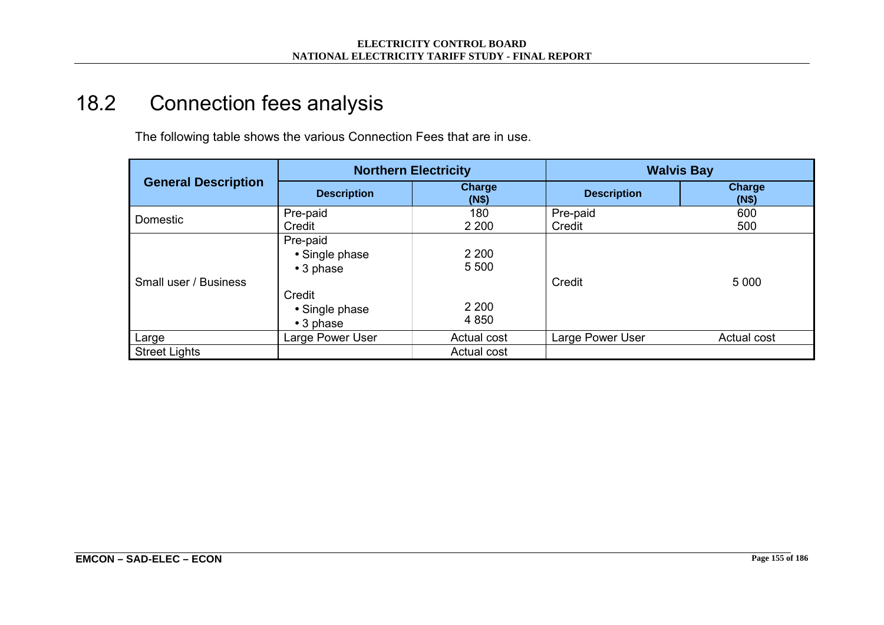## 18.2 Connection fees analysis

The following table shows the various Connection Fees that are in use.

| General Description | Northern Electricity | | Walvis Bay | |
|---|---|---|---|---|
| | **Description** | **Charge (N$)** | **Description** | **Charge (N$)** |
| Domestic | Pre-paid<br>Credit | 180<br>2 200 | Pre-paid<br>Credit | 600<br>500 |
| Small user / Business | Pre-paid<br>• Single phase<br>• 3 phase<br><br>Credit<br>• Single phase<br>• 3 phase | <br>2 200<br>5 500<br><br><br>2 200<br>4 850 | Credit | 5 000 |
| Large | Large Power User | Actual cost | Large Power User | Actual cost |
| Street Lights | | Actual cost | | |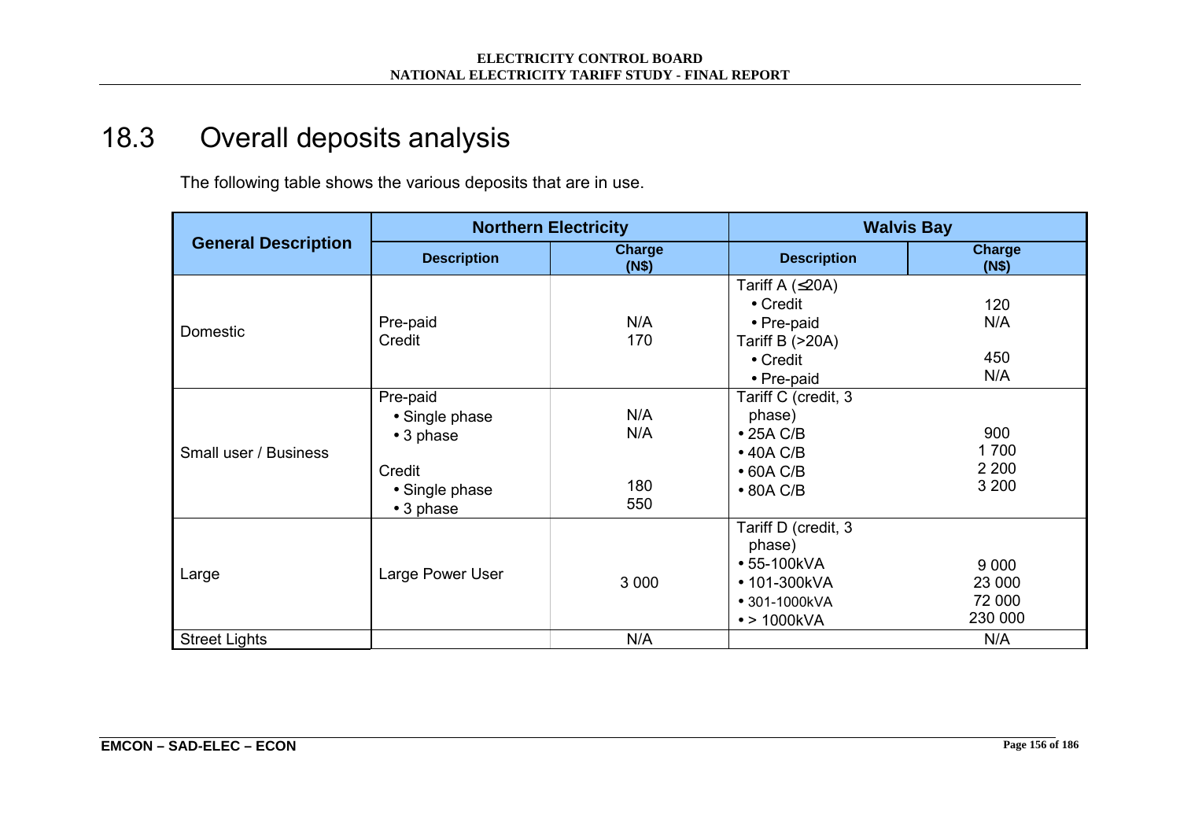# 18.3 Overall deposits analysis

The following table shows the various deposits that are in use.

| General Description | Northern Electricity | | Walvis Bay | |
|---|---|---|---|---|
| | Description | Charge (N$) | Description | Charge (N$) |
| Domestic | Pre-paid<br>Credit | N/A<br>170 | Tariff A (≤20A)<br>• Credit<br>• Pre-paid<br>Tariff B (>20A)<br>• Credit<br>• Pre-paid | <br>120<br>N/A<br><br>450<br>N/A |
| Small user / Business | Pre-paid<br>• Single phase<br>• 3 phase<br><br>Credit<br>• Single phase<br>• 3 phase | <br>N/A<br>N/A<br><br><br>180<br>550 | Tariff C (credit, 3 phase)<br>• 25A C/B<br>• 40A C/B<br>• 60A C/B<br>• 80A C/B | <br>900<br>1 700<br>2 200<br>3 200 |
| Large | Large Power User | 3 000 | Tariff D (credit, 3 phase)<br>• 55-100kVA<br>• 101-300kVA<br>• 301-1000kVA<br>• > 1000kVA | <br>9 000<br>23 000<br>72 000<br>230 000 |
| Street Lights | | N/A | | N/A |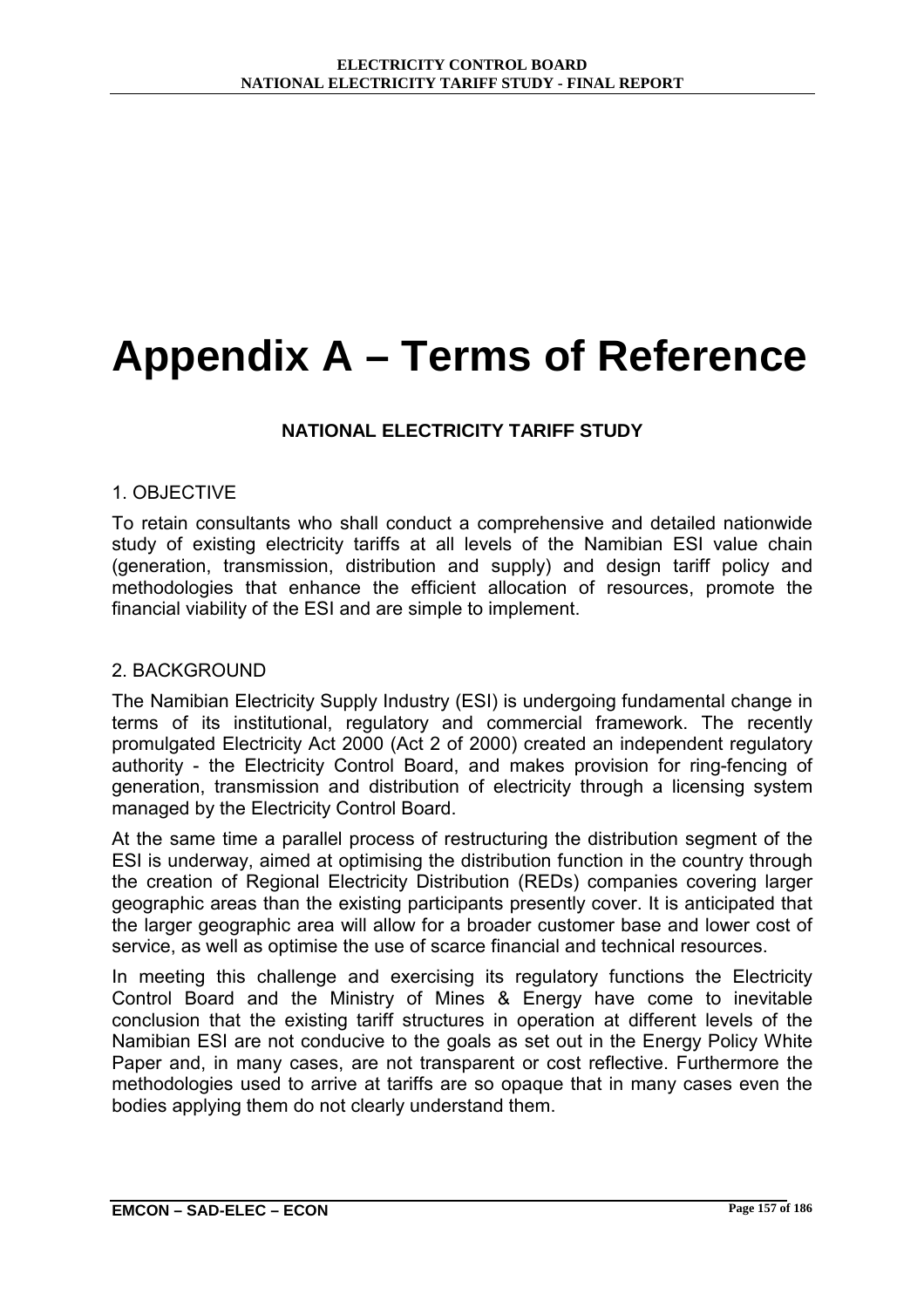# Appendix A – Terms of Reference

**NATIONAL ELECTRICITY TARIFF STUDY**

## 1. OBJECTIVE

To retain consultants who shall conduct a comprehensive and detailed nationwide study of existing electricity tariffs at all levels of the Namibian ESI value chain (generation, transmission, distribution and supply) and design tariff policy and methodologies that enhance the efficient allocation of resources, promote the financial viability of the ESI and are simple to implement.

## 2. BACKGROUND

The Namibian Electricity Supply Industry (ESI) is undergoing fundamental change in terms of its institutional, regulatory and commercial framework. The recently promulgated Electricity Act 2000 (Act 2 of 2000) created an independent regulatory authority - the Electricity Control Board, and makes provision for ring-fencing of generation, transmission and distribution of electricity through a licensing system managed by the Electricity Control Board.

At the same time a parallel process of restructuring the distribution segment of the ESI is underway, aimed at optimising the distribution function in the country through the creation of Regional Electricity Distribution (REDs) companies covering larger geographic areas than the existing participants presently cover. It is anticipated that the larger geographic area will allow for a broader customer base and lower cost of service, as well as optimise the use of scarce financial and technical resources.

In meeting this challenge and exercising its regulatory functions the Electricity Control Board and the Ministry of Mines & Energy have come to inevitable conclusion that the existing tariff structures in operation at different levels of the Namibian ESI are not conducive to the goals as set out in the Energy Policy White Paper and, in many cases, are not transparent or cost reflective. Furthermore the methodologies used to arrive at tariffs are so opaque that in many cases even the bodies applying them do not clearly understand them.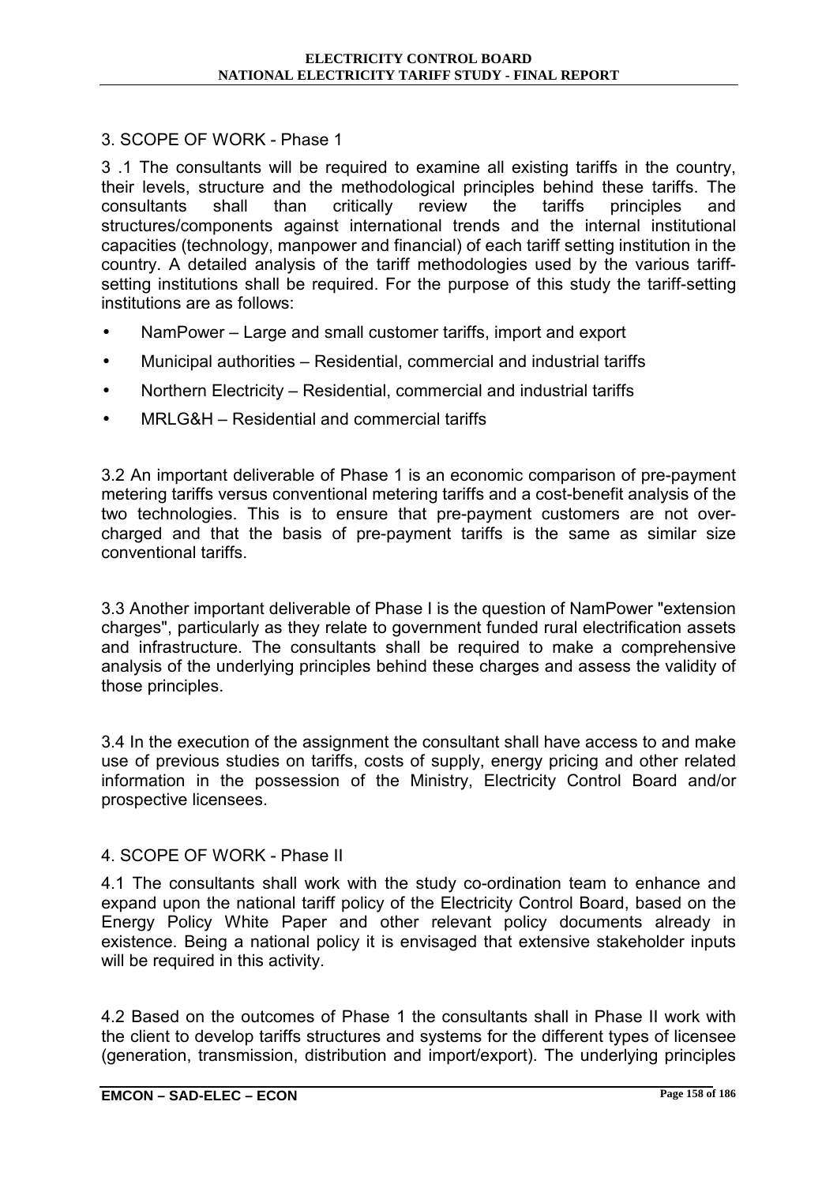## 3. SCOPE OF WORK - Phase 1

3 .1 The consultants will be required to examine all existing tariffs in the country, their levels, structure and the methodological principles behind these tariffs. The consultants shall than critically review the tariffs principles and structures/components against international trends and the internal institutional capacities (technology, manpower and financial) of each tariff setting institution in the country. A detailed analysis of the tariff methodologies used by the various tariff-setting institutions shall be required. For the purpose of this study the tariff-setting institutions are as follows:

- NamPower – Large and small customer tariffs, import and export
- Municipal authorities – Residential, commercial and industrial tariffs
- Northern Electricity – Residential, commercial and industrial tariffs
- MRLG&H – Residential and commercial tariffs

3.2 An important deliverable of Phase 1 is an economic comparison of pre-payment metering tariffs versus conventional metering tariffs and a cost-benefit analysis of the two technologies. This is to ensure that pre-payment customers are not over-charged and that the basis of pre-payment tariffs is the same as similar size conventional tariffs.

3.3 Another important deliverable of Phase I is the question of NamPower "extension charges", particularly as they relate to government funded rural electrification assets and infrastructure. The consultants shall be required to make a comprehensive analysis of the underlying principles behind these charges and assess the validity of those principles.

3.4 In the execution of the assignment the consultant shall have access to and make use of previous studies on tariffs, costs of supply, energy pricing and other related information in the possession of the Ministry, Electricity Control Board and/or prospective licensees.

## 4. SCOPE OF WORK - Phase II

4.1 The consultants shall work with the study co-ordination team to enhance and expand upon the national tariff policy of the Electricity Control Board, based on the Energy Policy White Paper and other relevant policy documents already in existence. Being a national policy it is envisaged that extensive stakeholder inputs will be required in this activity.

4.2 Based on the outcomes of Phase 1 the consultants shall in Phase II work with the client to develop tariffs structures and systems for the different types of licensee (generation, transmission, distribution and import/export). The underlying principles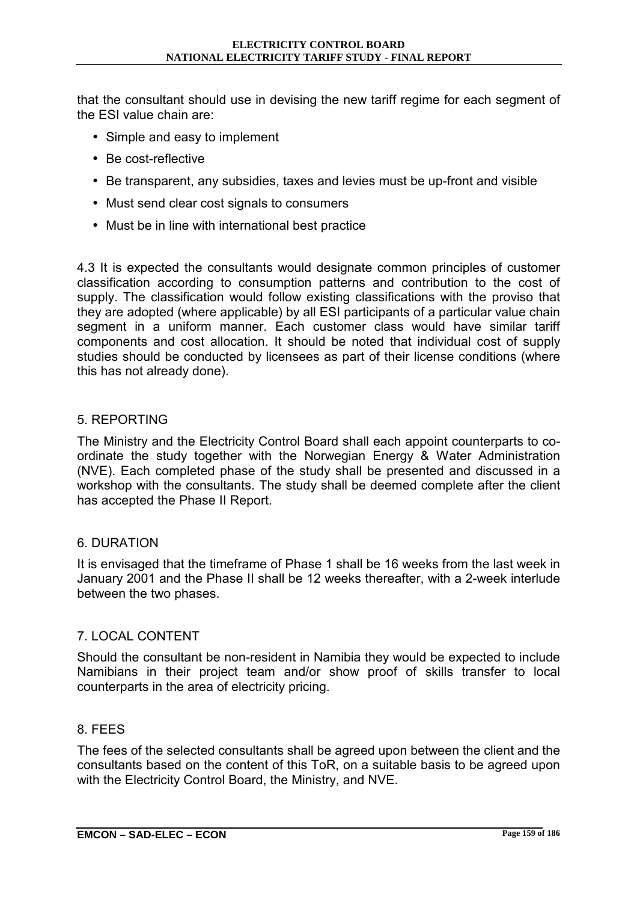that the consultant should use in devising the new tariff regime for each segment of the ESI value chain are:

- Simple and easy to implement
- Be cost-reflective
- Be transparent, any subsidies, taxes and levies must be up-front and visible
- Must send clear cost signals to consumers
- Must be in line with international best practice

4.3 It is expected the consultants would designate common principles of customer classification according to consumption patterns and contribution to the cost of supply. The classification would follow existing classifications with the proviso that they are adopted (where applicable) by all ESI participants of a particular value chain segment in a uniform manner. Each customer class would have similar tariff components and cost allocation. It should be noted that individual cost of supply studies should be conducted by licensees as part of their license conditions (where this has not already done).

## 5. REPORTING

The Ministry and the Electricity Control Board shall each appoint counterparts to co-ordinate the study together with the Norwegian Energy & Water Administration (NVE). Each completed phase of the study shall be presented and discussed in a workshop with the consultants. The study shall be deemed complete after the client has accepted the Phase II Report.

## 6. DURATION

It is envisaged that the timeframe of Phase 1 shall be 16 weeks from the last week in January 2001 and the Phase II shall be 12 weeks thereafter, with a 2-week interlude between the two phases.

## 7. LOCAL CONTENT

Should the consultant be non-resident in Namibia they would be expected to include Namibians in their project team and/or show proof of skills transfer to local counterparts in the area of electricity pricing.

## 8. FEES

The fees of the selected consultants shall be agreed upon between the client and the consultants based on the content of this ToR, on a suitable basis to be agreed upon with the Electricity Control Board, the Ministry, and NVE.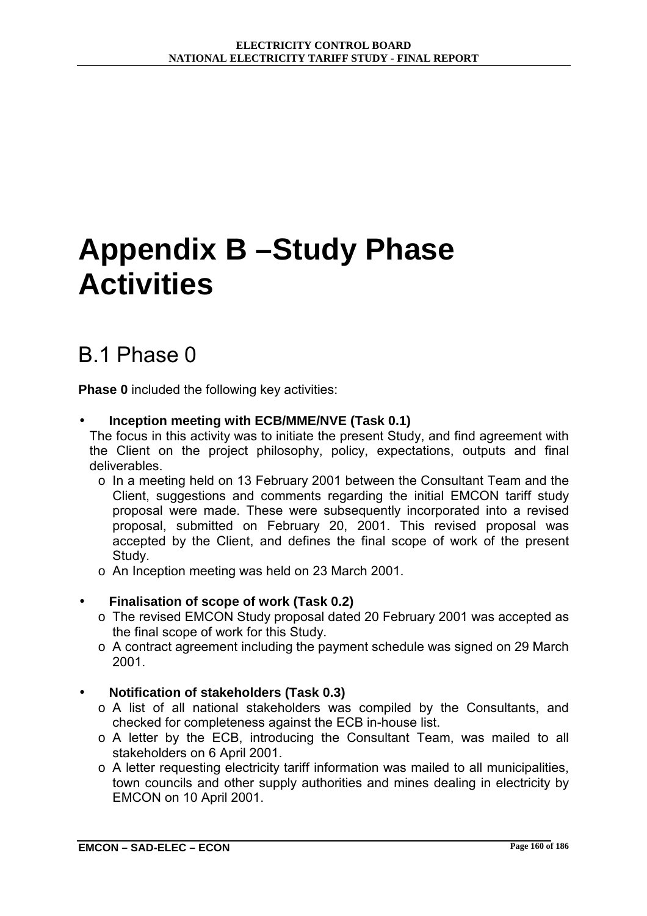# Appendix B –Study Phase Activities

## B.1 Phase 0

**Phase 0** included the following key activities:

- **Inception meeting with ECB/MME/NVE (Task 0.1)**
  The focus in this activity was to initiate the present Study, and find agreement with the Client on the project philosophy, policy, expectations, outputs and final deliverables.
  - In a meeting held on 13 February 2001 between the Consultant Team and the Client, suggestions and comments regarding the initial EMCON tariff study proposal were made. These were subsequently incorporated into a revised proposal, submitted on February 20, 2001. This revised proposal was accepted by the Client, and defines the final scope of work of the present Study.
  - An Inception meeting was held on 23 March 2001.

- **Finalisation of scope of work (Task 0.2)**
  - The revised EMCON Study proposal dated 20 February 2001 was accepted as the final scope of work for this Study.
  - A contract agreement including the payment schedule was signed on 29 March 2001.

- **Notification of stakeholders (Task 0.3)**
  - A list of all national stakeholders was compiled by the Consultants, and checked for completeness against the ECB in-house list.
  - A letter by the ECB, introducing the Consultant Team, was mailed to all stakeholders on 6 April 2001.
  - A letter requesting electricity tariff information was mailed to all municipalities, town councils and other supply authorities and mines dealing in electricity by EMCON on 10 April 2001.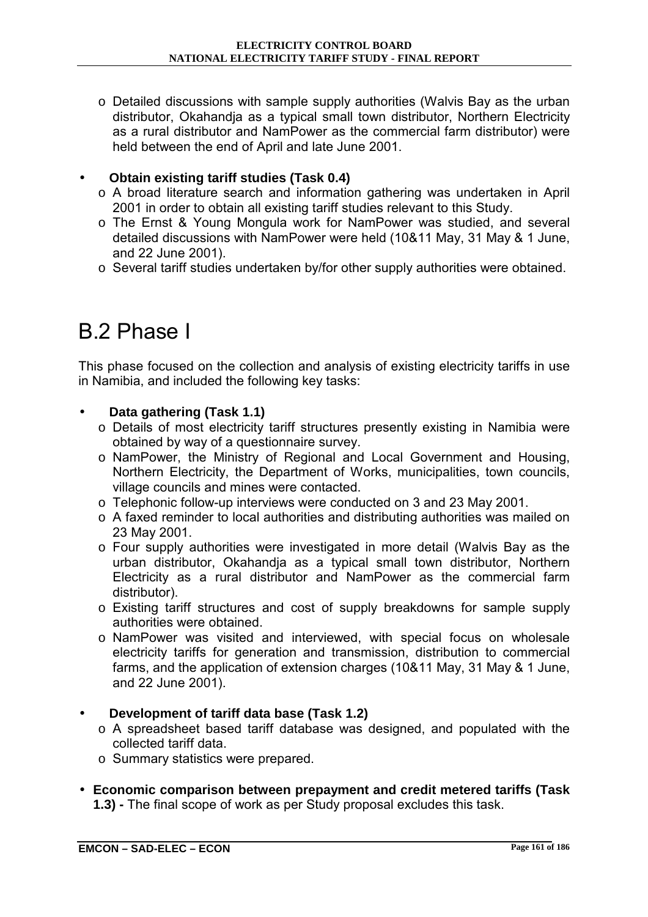- Detailed discussions with sample supply authorities (Walvis Bay as the urban distributor, Okahandja as a typical small town distributor, Northern Electricity as a rural distributor and NamPower as the commercial farm distributor) were held between the end of April and late June 2001.

- **Obtain existing tariff studies (Task 0.4)**
  - A broad literature search and information gathering was undertaken in April 2001 in order to obtain all existing tariff studies relevant to this Study.
  - The Ernst & Young Mongula work for NamPower was studied, and several detailed discussions with NamPower were held (10&11 May, 31 May & 1 June, and 22 June 2001).
  - Several tariff studies undertaken by/for other supply authorities were obtained.

# B.2 Phase I

This phase focused on the collection and analysis of existing electricity tariffs in use in Namibia, and included the following key tasks:

- **Data gathering (Task 1.1)**
  - Details of most electricity tariff structures presently existing in Namibia were obtained by way of a questionnaire survey.
  - NamPower, the Ministry of Regional and Local Government and Housing, Northern Electricity, the Department of Works, municipalities, town councils, village councils and mines were contacted.
  - Telephonic follow-up interviews were conducted on 3 and 23 May 2001.
  - A faxed reminder to local authorities and distributing authorities was mailed on 23 May 2001.
  - Four supply authorities were investigated in more detail (Walvis Bay as the urban distributor, Okahandja as a typical small town distributor, Northern Electricity as a rural distributor and NamPower as the commercial farm distributor).
  - Existing tariff structures and cost of supply breakdowns for sample supply authorities were obtained.
  - NamPower was visited and interviewed, with special focus on wholesale electricity tariffs for generation and transmission, distribution to commercial farms, and the application of extension charges (10&11 May, 31 May & 1 June, and 22 June 2001).

- **Development of tariff data base (Task 1.2)**
  - A spreadsheet based tariff database was designed, and populated with the collected tariff data.
  - Summary statistics were prepared.

- **Economic comparison between prepayment and credit metered tariffs (Task 1.3) -** The final scope of work as per Study proposal excludes this task.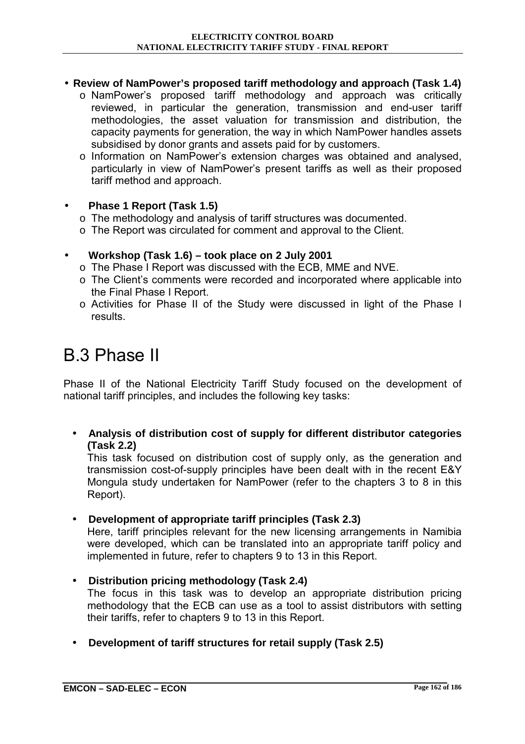- **Review of NamPower's proposed tariff methodology and approach (Task 1.4)**
  - NamPower's proposed tariff methodology and approach was critically reviewed, in particular the generation, transmission and end-user tariff methodologies, the asset valuation for transmission and distribution, the capacity payments for generation, the way in which NamPower handles assets subsidised by donor grants and assets paid for by customers.
  - Information on NamPower's extension charges was obtained and analysed, particularly in view of NamPower's present tariffs as well as their proposed tariff method and approach.

- **Phase 1 Report (Task 1.5)**
  - The methodology and analysis of tariff structures was documented.
  - The Report was circulated for comment and approval to the Client.

- **Workshop (Task 1.6) – took place on 2 July 2001**
  - The Phase I Report was discussed with the ECB, MME and NVE.
  - The Client's comments were recorded and incorporated where applicable into the Final Phase I Report.
  - Activities for Phase II of the Study were discussed in light of the Phase I results.

# B.3 Phase II

Phase II of the National Electricity Tariff Study focused on the development of national tariff principles, and includes the following key tasks:

- **Analysis of distribution cost of supply for different distributor categories (Task 2.2)**
  This task focused on distribution cost of supply only, as the generation and transmission cost-of-supply principles have been dealt with in the recent E&Y Mongula study undertaken for NamPower (refer to the chapters 3 to 8 in this Report).

- **Development of appropriate tariff principles (Task 2.3)**
  Here, tariff principles relevant for the new licensing arrangements in Namibia were developed, which can be translated into an appropriate tariff policy and implemented in future, refer to chapters 9 to 13 in this Report.

- **Distribution pricing methodology (Task 2.4)**
  The focus in this task was to develop an appropriate distribution pricing methodology that the ECB can use as a tool to assist distributors with setting their tariffs, refer to chapters 9 to 13 in this Report.

- **Development of tariff structures for retail supply (Task 2.5)**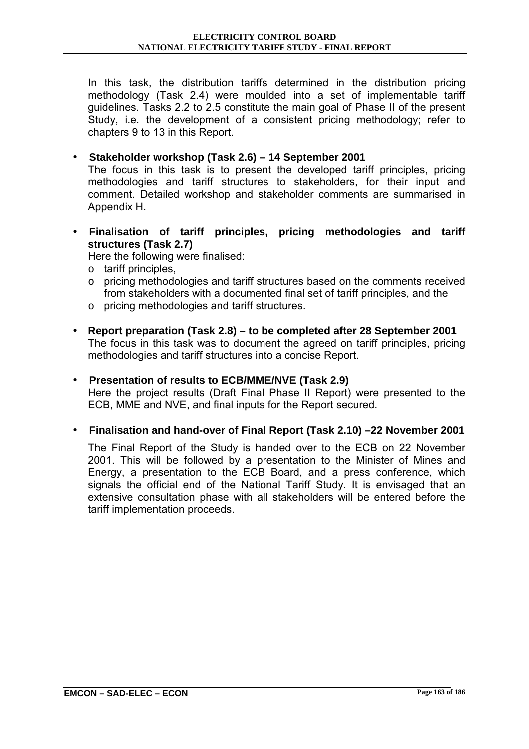In this task, the distribution tariffs determined in the distribution pricing methodology (Task 2.4) were moulded into a set of implementable tariff guidelines. Tasks 2.2 to 2.5 constitute the main goal of Phase II of the present Study, i.e. the development of a consistent pricing methodology; refer to chapters 9 to 13 in this Report.

- **Stakeholder workshop (Task 2.6) – 14 September 2001**
  The focus in this task is to present the developed tariff principles, pricing methodologies and tariff structures to stakeholders, for their input and comment. Detailed workshop and stakeholder comments are summarised in Appendix H.

- **Finalisation of tariff principles, pricing methodologies and tariff structures (Task 2.7)**
  Here the following were finalised:
  - tariff principles,
  - pricing methodologies and tariff structures based on the comments received from stakeholders with a documented final set of tariff principles, and the
  - pricing methodologies and tariff structures.

- **Report preparation (Task 2.8) – to be completed after 28 September 2001**
  The focus in this task was to document the agreed on tariff principles, pricing methodologies and tariff structures into a concise Report.

- **Presentation of results to ECB/MME/NVE (Task 2.9)**
  Here the project results (Draft Final Phase II Report) were presented to the ECB, MME and NVE, and final inputs for the Report secured.

- **Finalisation and hand-over of Final Report (Task 2.10) –22 November 2001**

  The Final Report of the Study is handed over to the ECB on 22 November 2001. This will be followed by a presentation to the Minister of Mines and Energy, a presentation to the ECB Board, and a press conference, which signals the official end of the National Tariff Study. It is envisaged that an extensive consultation phase with all stakeholders will be entered before the tariff implementation proceeds.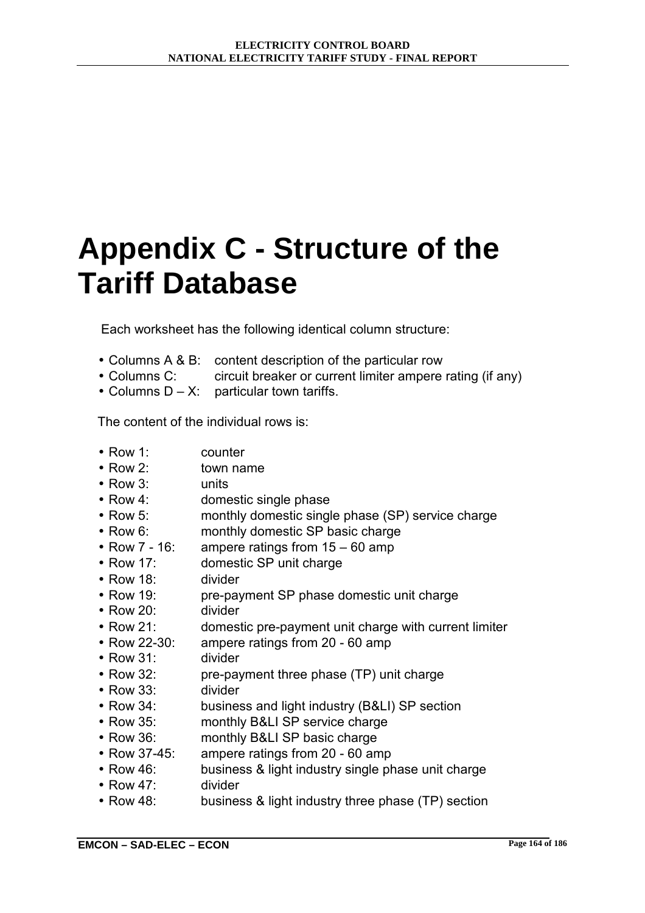# Appendix C - Structure of the Tariff Database

Each worksheet has the following identical column structure:

- Columns A & B: content description of the particular row
- Columns C: circuit breaker or current limiter ampere rating (if any)
- Columns D – X: particular town tariffs.

The content of the individual rows is:

- Row 1: counter
- Row 2: town name
- Row 3: units
- Row 4: domestic single phase
- Row 5: monthly domestic single phase (SP) service charge
- Row 6: monthly domestic SP basic charge
- Row 7 - 16: ampere ratings from 15 – 60 amp
- Row 17: domestic SP unit charge
- Row 18: divider
- Row 19: pre-payment SP phase domestic unit charge
- Row 20: divider
- Row 21: domestic pre-payment unit charge with current limiter
- Row 22-30: ampere ratings from 20 - 60 amp
- Row 31: divider
- Row 32: pre-payment three phase (TP) unit charge
- Row 33: divider
- Row 34: business and light industry (B&LI) SP section
- Row 35: monthly B&LI SP service charge
- Row 36: monthly B&LI SP basic charge
- Row 37-45: ampere ratings from 20 - 60 amp
- Row 46: business & light industry single phase unit charge
- Row 47: divider
- Row 48: business & light industry three phase (TP) section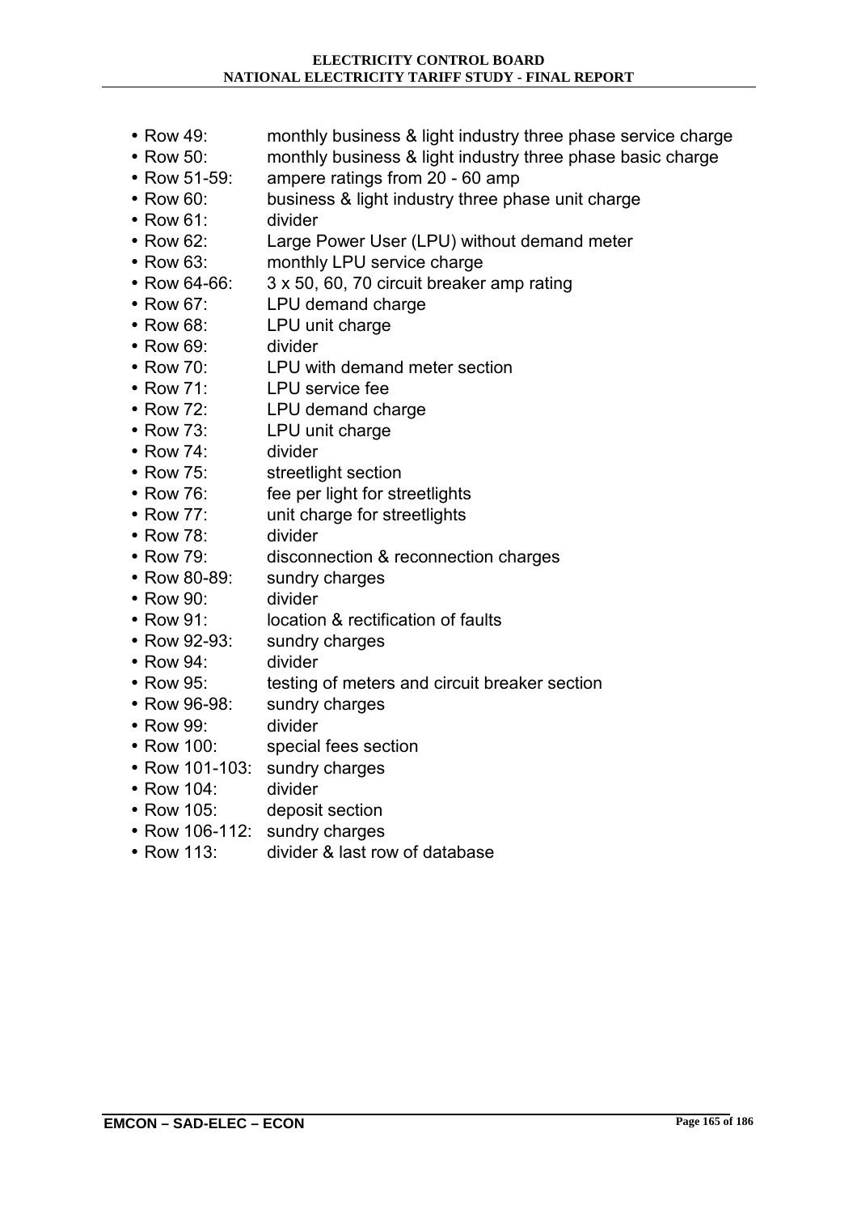- Row 49: monthly business & light industry three phase service charge
- Row 50: monthly business & light industry three phase basic charge
- Row 51-59: ampere ratings from 20 - 60 amp
- Row 60: business & light industry three phase unit charge
- Row 61: divider
- Row 62: Large Power User (LPU) without demand meter
- Row 63: monthly LPU service charge
- Row 64-66: 3 x 50, 60, 70 circuit breaker amp rating
- Row 67: LPU demand charge
- Row 68: LPU unit charge
- Row 69: divider
- Row 70: LPU with demand meter section
- Row 71: LPU service fee
- Row 72: LPU demand charge
- Row 73: LPU unit charge
- Row 74: divider
- Row 75: streetlight section
- Row 76: fee per light for streetlights
- Row 77: unit charge for streetlights
- Row 78: divider
- Row 79: disconnection & reconnection charges
- Row 80-89: sundry charges
- Row 90: divider
- Row 91: location & rectification of faults
- Row 92-93: sundry charges
- Row 94: divider
- Row 95: testing of meters and circuit breaker section
- Row 96-98: sundry charges
- Row 99: divider
- Row 100: special fees section
- Row 101-103: sundry charges
- Row 104: divider
- Row 105: deposit section
- Row 106-112: sundry charges
- Row 113: divider & last row of database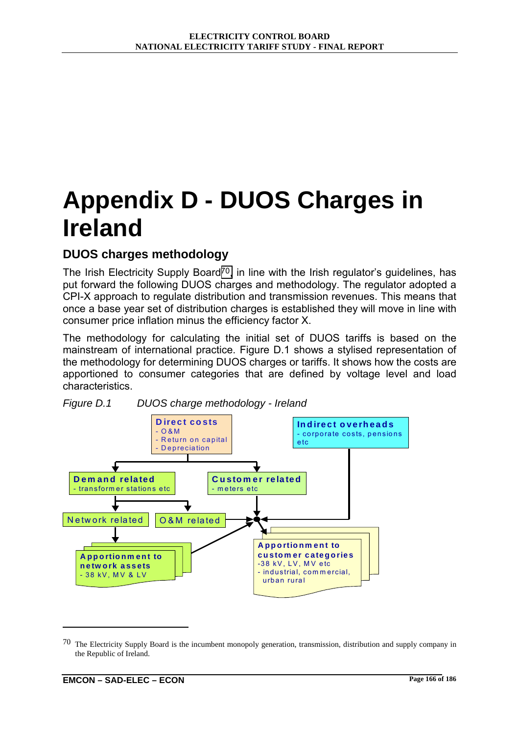# Appendix D - DUOS Charges in Ireland

## DUOS charges methodology

The Irish Electricity Supply Board[70], in line with the Irish regulator's guidelines, has put forward the following DUOS charges and methodology. The regulator adopted a CPI-X approach to regulate distribution and transmission revenues. This means that once a base year set of distribution charges is established they will move in line with consumer price inflation minus the efficiency factor X.

The methodology for calculating the initial set of DUOS tariffs is based on the mainstream of international practice. Figure D.1 shows a stylised representation of the methodology for determining DUOS charges or tariffs. It shows how the costs are apportioned to consumer categories that are defined by voltage level and load characteristics.

*Figure D.1 DUOS charge methodology - Ireland*

**Direct costs**
- O&M
- Return on capital
- Depreciation

**Indirect overheads**
- corporate costs, pensions etc

**Demand related**
- transformer stations etc

**Customer related**
- meters etc

Network related

O&M related

**Apportionment to network assets**
- 38 kV, MV & LV

**Apportionment to customer categories**
-38 kV, LV, MV etc
- industrial, commercial, urban rural

---

[70] The Electricity Supply Board is the incumbent monopoly generation, transmission, distribution and supply company in the Republic of Ireland.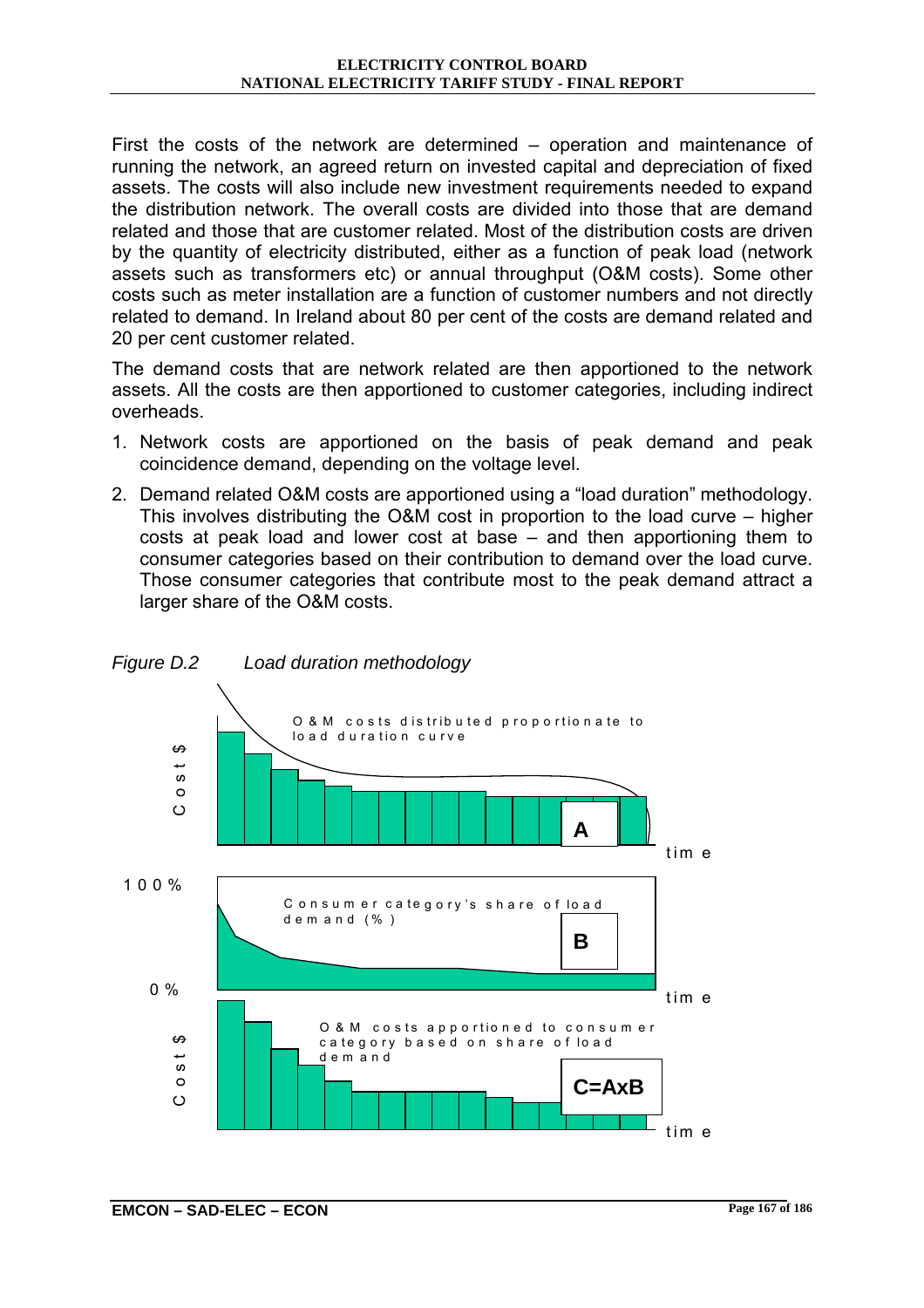First the costs of the network are determined – operation and maintenance of running the network, an agreed return on invested capital and depreciation of fixed assets. The costs will also include new investment requirements needed to expand the distribution network. The overall costs are divided into those that are demand related and those that are customer related. Most of the distribution costs are driven by the quantity of electricity distributed, either as a function of peak load (network assets such as transformers etc) or annual throughput (O&M costs). Some other costs such as meter installation are a function of customer numbers and not directly related to demand. In Ireland about 80 per cent of the costs are demand related and 20 per cent customer related.

The demand costs that are network related are then apportioned to the network assets. All the costs are then apportioned to customer categories, including indirect overheads.

1. Network costs are apportioned on the basis of peak demand and peak coincidence demand, depending on the voltage level.
2. Demand related O&M costs are apportioned using a "load duration" methodology. This involves distributing the O&M cost in proportion to the load curve – higher costs at peak load and lower cost at base – and then apportioning them to consumer categories based on their contribution to demand over the load curve. Those consumer categories that contribute most to the peak demand attract a larger share of the O&M costs.

*Figure D.2 Load duration methodology*

O & M costs distributed proportionate to load duration curve

Cost $

A

time

100 %

Consumer category's share of load demand (%)

B

0 %

time

O & M costs apportioned to consumer category based on share of load demand

Cost $

C=AxB

time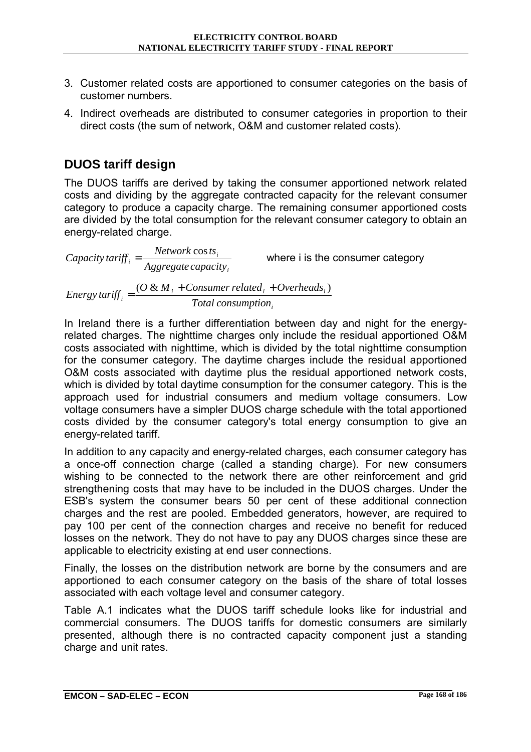3. Customer related costs are apportioned to consumer categories on the basis of customer numbers.
4. Indirect overheads are distributed to consumer categories in proportion to their direct costs (the sum of network, O&M and customer related costs).

## DUOS tariff design

The DUOS tariffs are derived by taking the consumer apportioned network related costs and dividing by the aggregate contracted capacity for the relevant consumer category to produce a capacity charge. The remaining consumer apportioned costs are divided by the total consumption for the relevant consumer category to obtain an energy-related charge.

$$Capacity\,tariff_i = \frac{Network\,\cos ts_i}{Aggregate\,capacity_i} \qquad \text{where i is the consumer category}$$

$$Energy\,tariff_i = \frac{(O\,\&\,M_i + Consumer\,related_i + Overheads_i)}{Total\,consumption_i}$$

In Ireland there is a further differentiation between day and night for the energy-related charges. The nighttime charges only include the residual apportioned O&M costs associated with nighttime, which is divided by the total nighttime consumption for the consumer category. The daytime charges include the residual apportioned O&M costs associated with daytime plus the residual apportioned network costs, which is divided by total daytime consumption for the consumer category. This is the approach used for industrial consumers and medium voltage consumers. Low voltage consumers have a simpler DUOS charge schedule with the total apportioned costs divided by the consumer category's total energy consumption to give an energy-related tariff.

In addition to any capacity and energy-related charges, each consumer category has a once-off connection charge (called a standing charge). For new consumers wishing to be connected to the network there are other reinforcement and grid strengthening costs that may have to be included in the DUOS charges. Under the ESB's system the consumer bears 50 per cent of these additional connection charges and the rest are pooled. Embedded generators, however, are required to pay 100 per cent of the connection charges and receive no benefit for reduced losses on the network. They do not have to pay any DUOS charges since these are applicable to electricity existing at end user connections.

Finally, the losses on the distribution network are borne by the consumers and are apportioned to each consumer category on the basis of the share of total losses associated with each voltage level and consumer category.

Table A.1 indicates what the DUOS tariff schedule looks like for industrial and commercial consumers. The DUOS tariffs for domestic consumers are similarly presented, although there is no contracted capacity component just a standing charge and unit rates.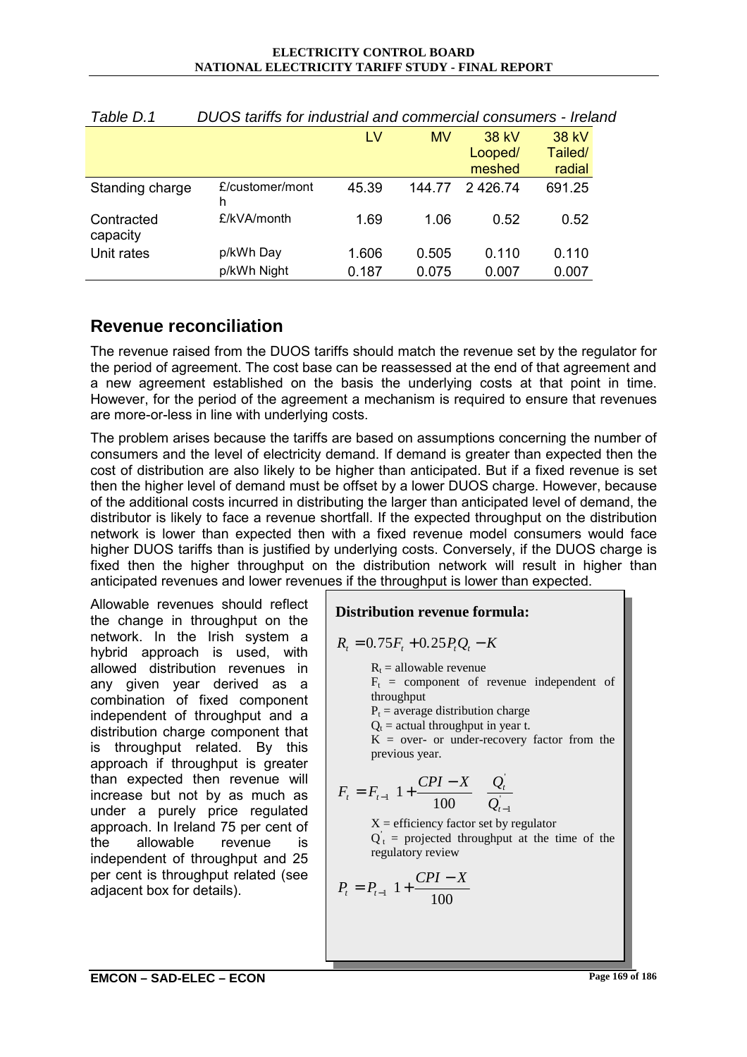*Table D.1 DUOS tariffs for industrial and commercial consumers - Ireland*

| | | LV | MV | 38 kV Looped/ meshed | 38 kV Tailed/ radial |
|---|---|---|---|---|---|
| Standing charge | £/customer/month | 45.39 | 144.77 | 2 426.74 | 691.25 |
| Contracted capacity | £/kVA/month | 1.69 | 1.06 | 0.52 | 0.52 |
| Unit rates | p/kWh Day | 1.606 | 0.505 | 0.110 | 0.110 |
| | p/kWh Night | 0.187 | 0.075 | 0.007 | 0.007 |

## Revenue reconciliation

The revenue raised from the DUOS tariffs should match the revenue set by the regulator for the period of agreement. The cost base can be reassessed at the end of that agreement and a new agreement established on the basis the underlying costs at that point in time. However, for the period of the agreement a mechanism is required to ensure that revenues are more-or-less in line with underlying costs.

The problem arises because the tariffs are based on assumptions concerning the number of consumers and the level of electricity demand. If demand is greater than expected then the cost of distribution are also likely to be higher than anticipated. But if a fixed revenue is set then the higher level of demand must be offset by a lower DUOS charge. However, because of the additional costs incurred in distributing the larger than anticipated level of demand, the distributor is likely to face a revenue shortfall. If the expected throughput on the distribution network is lower than expected then with a fixed revenue model consumers would face higher DUOS tariffs than is justified by underlying costs. Conversely, if the DUOS charge is fixed then the higher throughput on the distribution network will result in higher than anticipated revenues and lower revenues if the throughput is lower than expected.

Allowable revenues should reflect the change in throughput on the network. In the Irish system a hybrid approach is used, with allowed distribution revenues in any given year derived as a combination of fixed component independent of throughput and a distribution charge component that is throughput related. By this approach if throughput is greater than expected then revenue will increase but not by as much as under a purely price regulated approach. In Ireland 75 per cent of the allowable revenue is independent of throughput and 25 per cent is throughput related (see adjacent box for details).

**Distribution revenue formula:**

$$R_t = 0.75F_t + 0.25P_tQ_t - K$$

$R_t$ = allowable revenue
$F_t$ = component of revenue independent of throughput
$P_t$ = average distribution charge
$Q_t$ = actual throughput in year t.
$K$ = over- or under-recovery factor from the previous year.

$$F_t = F_{t-1}\left(1 + \frac{CPI - X}{100}\right)\left(\frac{Q'_t}{Q'_{t-1}}\right)$$

$X$ = efficiency factor set by regulator
$Q'_t$ = projected throughput at the time of the regulatory review

$$P_t = P_{t-1}\left(1 + \frac{CPI - X}{100}\right)$$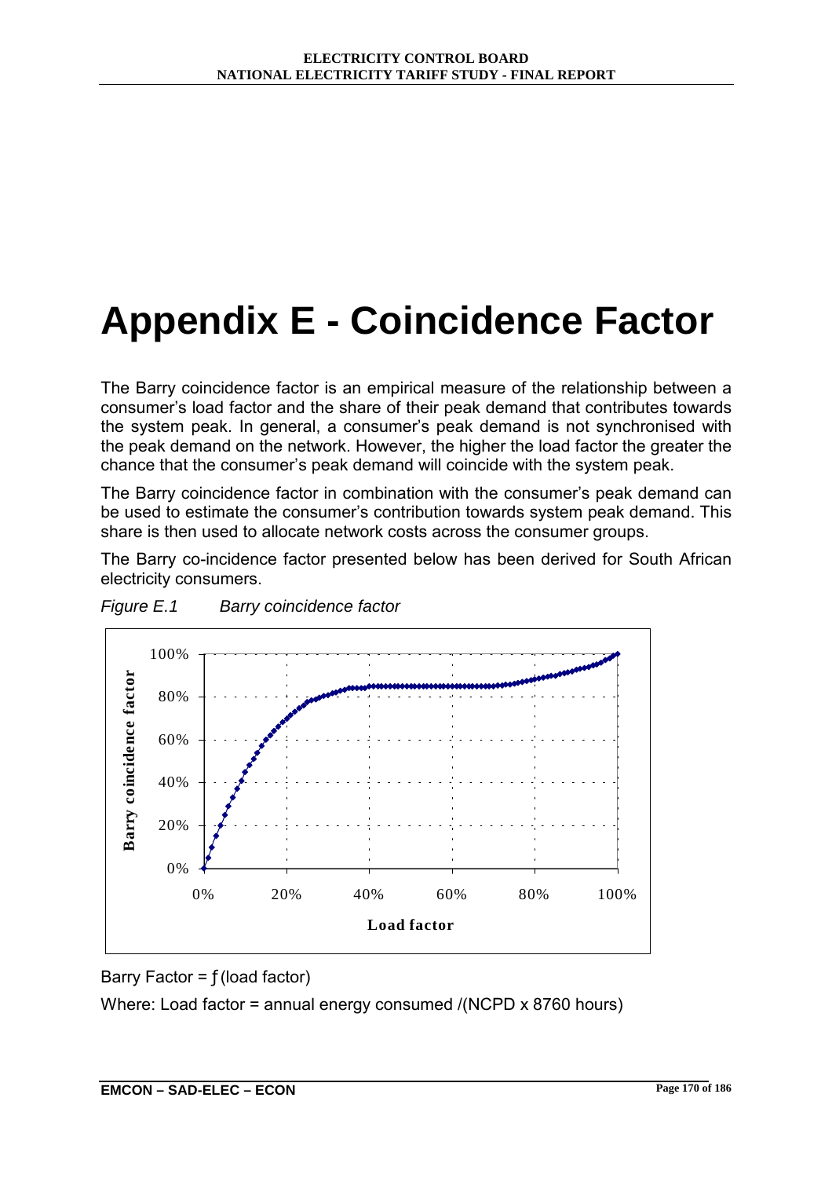# Appendix E - Coincidence Factor

The Barry coincidence factor is an empirical measure of the relationship between a consumer's load factor and the share of their peak demand that contributes towards the system peak. In general, a consumer's peak demand is not synchronised with the peak demand on the network. However, the higher the load factor the greater the chance that the consumer's peak demand will coincide with the system peak.

The Barry coincidence factor in combination with the consumer's peak demand can be used to estimate the consumer's contribution towards system peak demand. This share is then used to allocate network costs across the consumer groups.

The Barry co-incidence factor presented below has been derived for South African electricity consumers.

*Figure E.1 Barry coincidence factor*

Barry Factor = ƒ(load factor)

Where: Load factor = annual energy consumed /(NCPD x 8760 hours)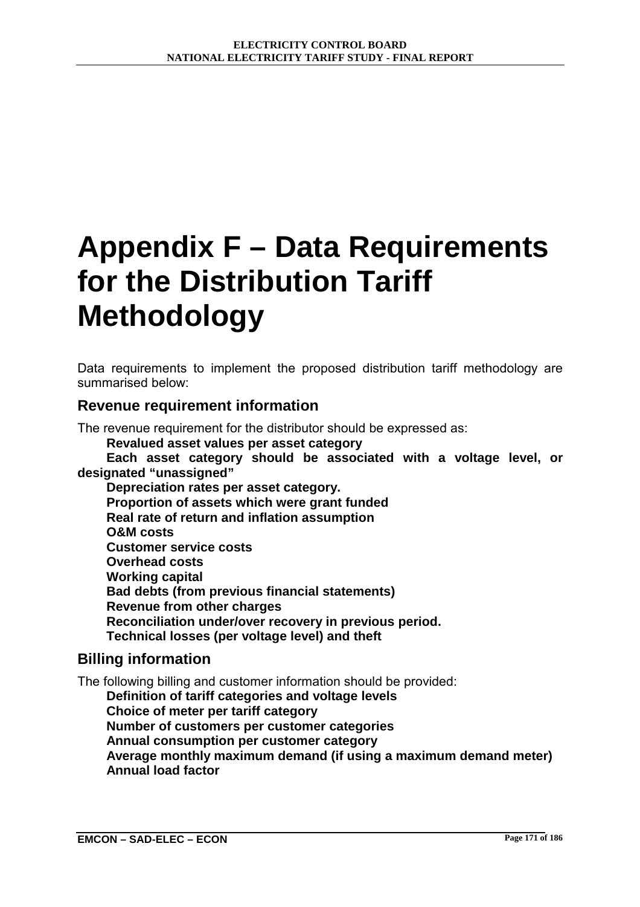# Appendix F – Data Requirements for the Distribution Tariff Methodology

Data requirements to implement the proposed distribution tariff methodology are summarised below:

## Revenue requirement information

The revenue requirement for the distributor should be expressed as:

- **Revalued asset values per asset category**
- **Each asset category should be associated with a voltage level, or designated "unassigned"**
- **Depreciation rates per asset category.**
- **Proportion of assets which were grant funded**
- **Real rate of return and inflation assumption**
- **O&M costs**
- **Customer service costs**
- **Overhead costs**
- **Working capital**
- **Bad debts (from previous financial statements)**
- **Revenue from other charges**
- **Reconciliation under/over recovery in previous period.**
- **Technical losses (per voltage level) and theft**

## Billing information

The following billing and customer information should be provided:

- **Definition of tariff categories and voltage levels**
- **Choice of meter per tariff category**
- **Number of customers per customer categories**
- **Annual consumption per customer category**
- **Average monthly maximum demand (if using a maximum demand meter)**
- **Annual load factor**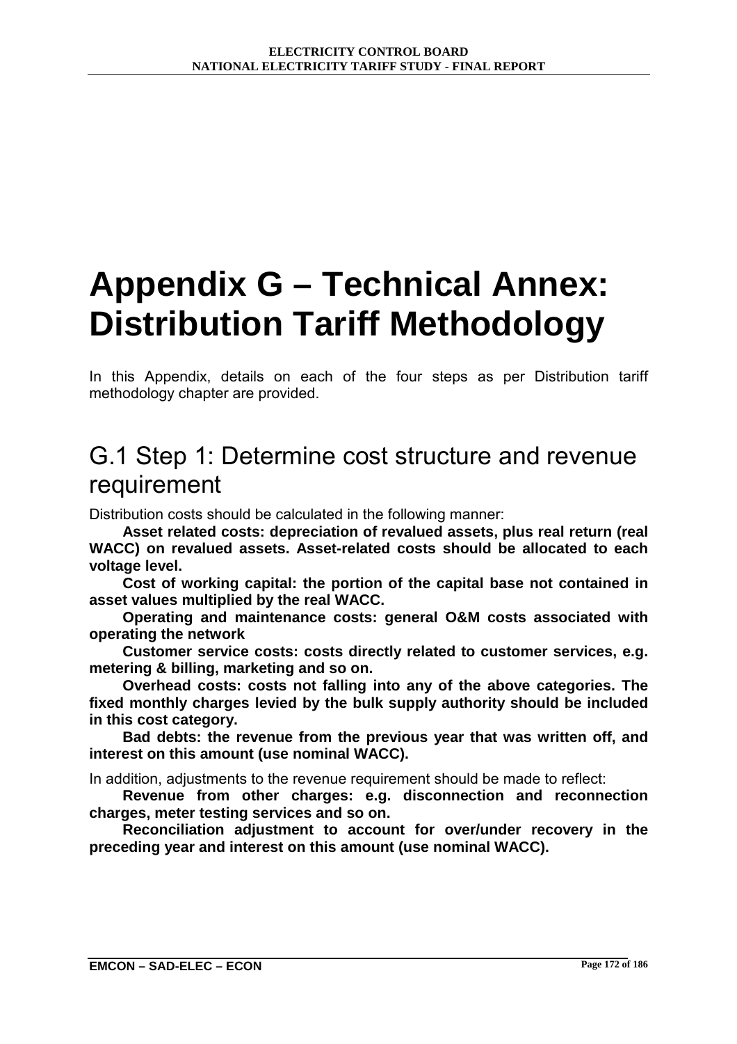# Appendix G – Technical Annex: Distribution Tariff Methodology

In this Appendix, details on each of the four steps as per Distribution tariff methodology chapter are provided.

## G.1 Step 1: Determine cost structure and revenue requirement

Distribution costs should be calculated in the following manner:

**Asset related costs: depreciation of revalued assets, plus real return (real WACC) on revalued assets. Asset-related costs should be allocated to each voltage level.**

**Cost of working capital: the portion of the capital base not contained in asset values multiplied by the real WACC.**

**Operating and maintenance costs: general O&M costs associated with operating the network**

**Customer service costs: costs directly related to customer services, e.g. metering & billing, marketing and so on.**

**Overhead costs: costs not falling into any of the above categories. The fixed monthly charges levied by the bulk supply authority should be included in this cost category.**

**Bad debts: the revenue from the previous year that was written off, and interest on this amount (use nominal WACC).**

In addition, adjustments to the revenue requirement should be made to reflect:

**Revenue from other charges: e.g. disconnection and reconnection charges, meter testing services and so on.**

**Reconciliation adjustment to account for over/under recovery in the preceding year and interest on this amount (use nominal WACC).**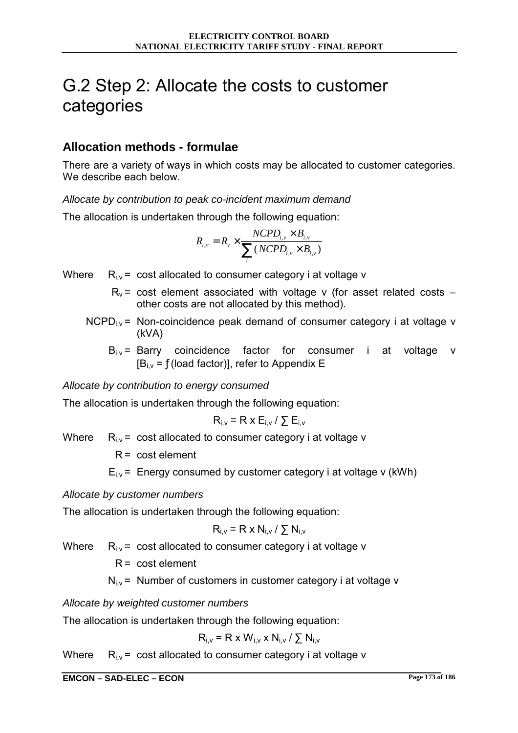# G.2 Step 2: Allocate the costs to customer categories

## Allocation methods - formulae

There are a variety of ways in which costs may be allocated to customer categories. We describe each below.

*Allocate by contribution to peak co-incident maximum demand*

The allocation is undertaken through the following equation:

$$R_{i,v} = R_v \times \frac{NCPD_{i,v} \times B_{i,v}}{\sum_i (NCPD_{i,v} \times B_{i,v})}$$

Where $R_{i,v}$ = cost allocated to consumer category i at voltage v

$R_v$ = cost element associated with voltage v (for asset related costs – other costs are not allocated by this method).

$NCPD_{i,v}$ = Non-coincidence peak demand of consumer category i at voltage v (kVA)

$B_{i,v}$ = Barry coincidence factor for consumer i at voltage v [$B_{i,v} = f$(load factor)], refer to Appendix E

*Allocate by contribution to energy consumed*

The allocation is undertaken through the following equation:

$$R_{i,v} = R \times E_{i,v} / \sum E_{i,v}$$

Where $R_{i,v}$ = cost allocated to consumer category i at voltage v

$R$ = cost element

$E_{i,v}$ = Energy consumed by customer category i at voltage v (kWh)

*Allocate by customer numbers*

The allocation is undertaken through the following equation:

$$R_{i,v} = R \times N_{i,v} / \sum N_{i,v}$$

Where $R_{i,v}$ = cost allocated to consumer category i at voltage v

$R$ = cost element

$N_{i,v}$ = Number of customers in customer category i at voltage v

*Allocate by weighted customer numbers*

The allocation is undertaken through the following equation:

$$R_{i,v} = R \times W_{i,v} \times N_{i,v} / \sum N_{i,v}$$

Where $R_{i,v}$ = cost allocated to consumer category i at voltage v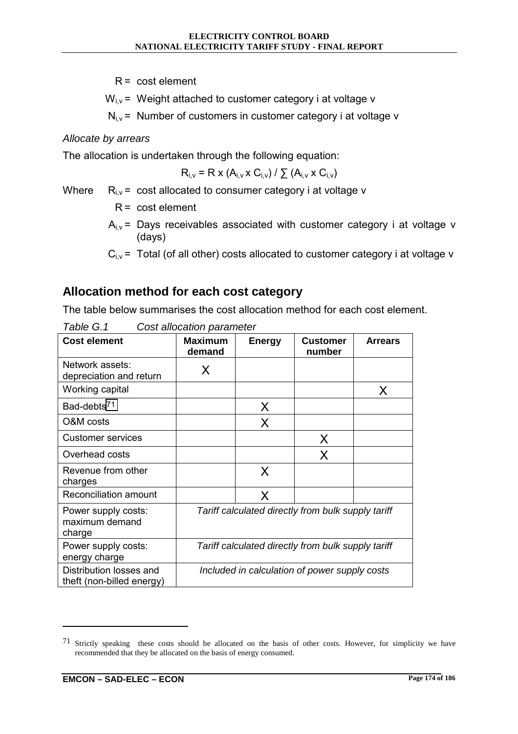$R$ = cost element

$W_{i,v}$ = Weight attached to customer category i at voltage v

$N_{i,v}$ = Number of customers in customer category i at voltage v

*Allocate by arrears*

The allocation is undertaken through the following equation:

$$R_{i,v} = R \times (A_{i,v} \times C_{i,v}) / \sum (A_{i,v} \times C_{i,v})$$

Where $R_{i,v}$ = cost allocated to consumer category i at voltage v

$R$ = cost element

$A_{i,v}$ = Days receivables associated with customer category i at voltage v (days)

$C_{i,v}$ = Total (of all other) costs allocated to customer category i at voltage v

## Allocation method for each cost category

The table below summarises the cost allocation method for each cost element.

*Table G.1 Cost allocation parameter*

| Cost element | Maximum demand | Energy | Customer number | Arrears |
|---|---|---|---|---|
| Network assets: depreciation and return | X | | | |
| Working capital | | | | X |
| Bad-debts[71] | | X | | |
| O&M costs | | X | | |
| Customer services | | | X | |
| Overhead costs | | | X | |
| Revenue from other charges | | X | | |
| Reconciliation amount | | X | | |
| Power supply costs: maximum demand charge | *Tariff calculated directly from bulk supply tariff* | | | |
| Power supply costs: energy charge | *Tariff calculated directly from bulk supply tariff* | | | |
| Distribution losses and theft (non-billed energy) | *Included in calculation of power supply costs* | | | |

[71] Strictly speaking these costs should be allocated on the basis of other costs. However, for simplicity we have recommended that they be allocated on the basis of energy consumed.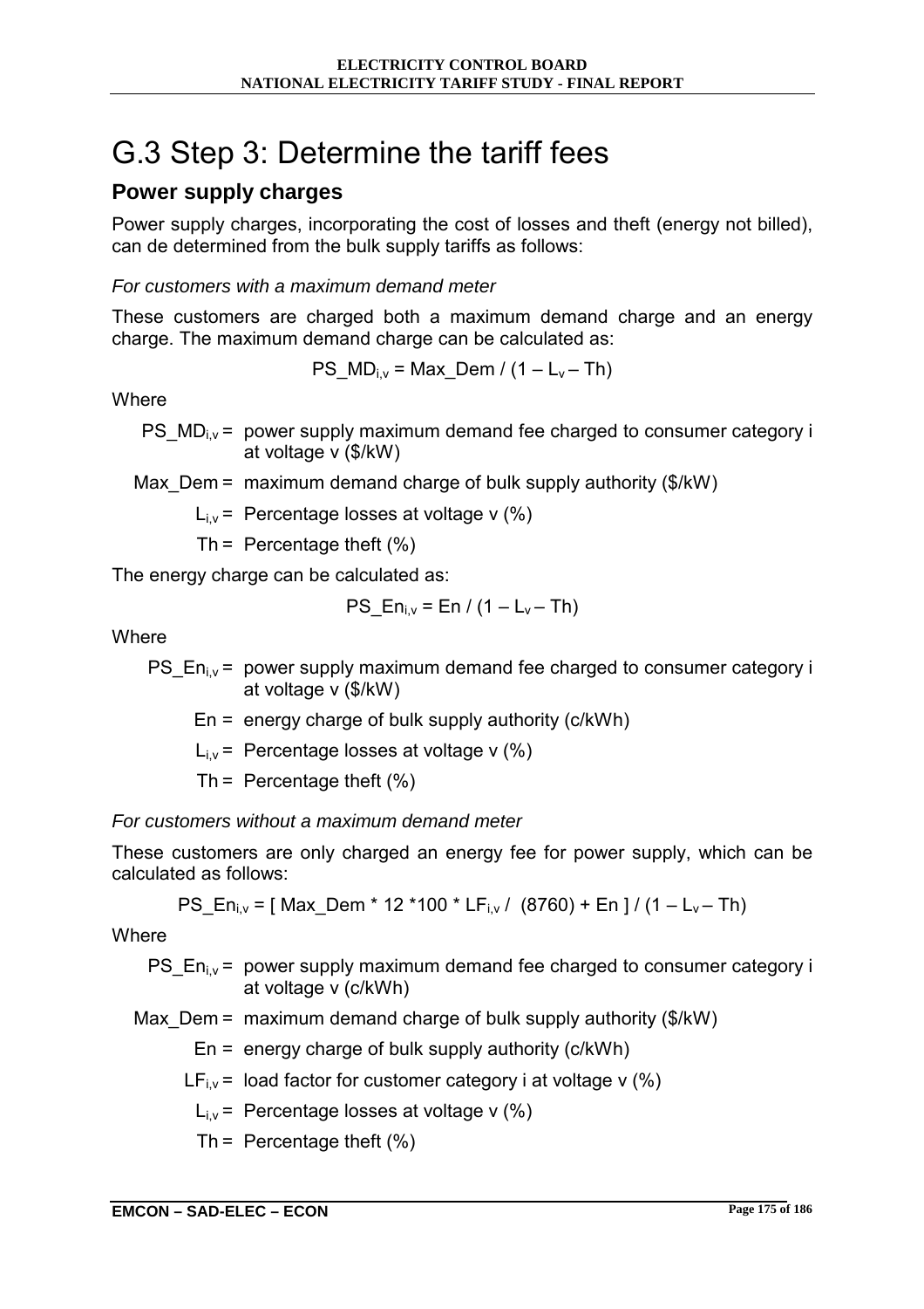# G.3 Step 3: Determine the tariff fees

## Power supply charges

Power supply charges, incorporating the cost of losses and theft (energy not billed), can de determined from the bulk supply tariffs as follows:

*For customers with a maximum demand meter*

These customers are charged both a maximum demand charge and an energy charge. The maximum demand charge can be calculated as:

$$PS\_MD_{i,v} = Max\_Dem / (1 - L_v - Th)$$

Where

$PS\_MD_{i,v}$ = power supply maximum demand fee charged to consumer category i at voltage v (\$/kW)

$Max\_Dem$ = maximum demand charge of bulk supply authority (\$/kW)

$L_{i,v}$ = Percentage losses at voltage v (%)

$Th$ = Percentage theft (%)

The energy charge can be calculated as:

$$PS\_En_{i,v} = En / (1 - L_v - Th)$$

Where

$PS\_En_{i,v}$ = power supply maximum demand fee charged to consumer category i at voltage v (\$/kW)

$En$ = energy charge of bulk supply authority (c/kWh)

$L_{i,v}$ = Percentage losses at voltage v (%)

$Th$ = Percentage theft (%)

*For customers without a maximum demand meter*

These customers are only charged an energy fee for power supply, which can be calculated as follows:

$$PS\_En_{i,v} = [\ Max\_Dem * 12 * 100 * LF_{i,v} / (8760) + En\ ] / (1 - L_v - Th)$$

Where

$PS\_En_{i,v}$ = power supply maximum demand fee charged to consumer category i at voltage v (c/kWh)

$Max\_Dem$ = maximum demand charge of bulk supply authority (\$/kW)

$En$ = energy charge of bulk supply authority (c/kWh)

$LF_{i,v}$ = load factor for customer category i at voltage v (%)

$L_{i,v}$ = Percentage losses at voltage v (%)

$Th$ = Percentage theft (%)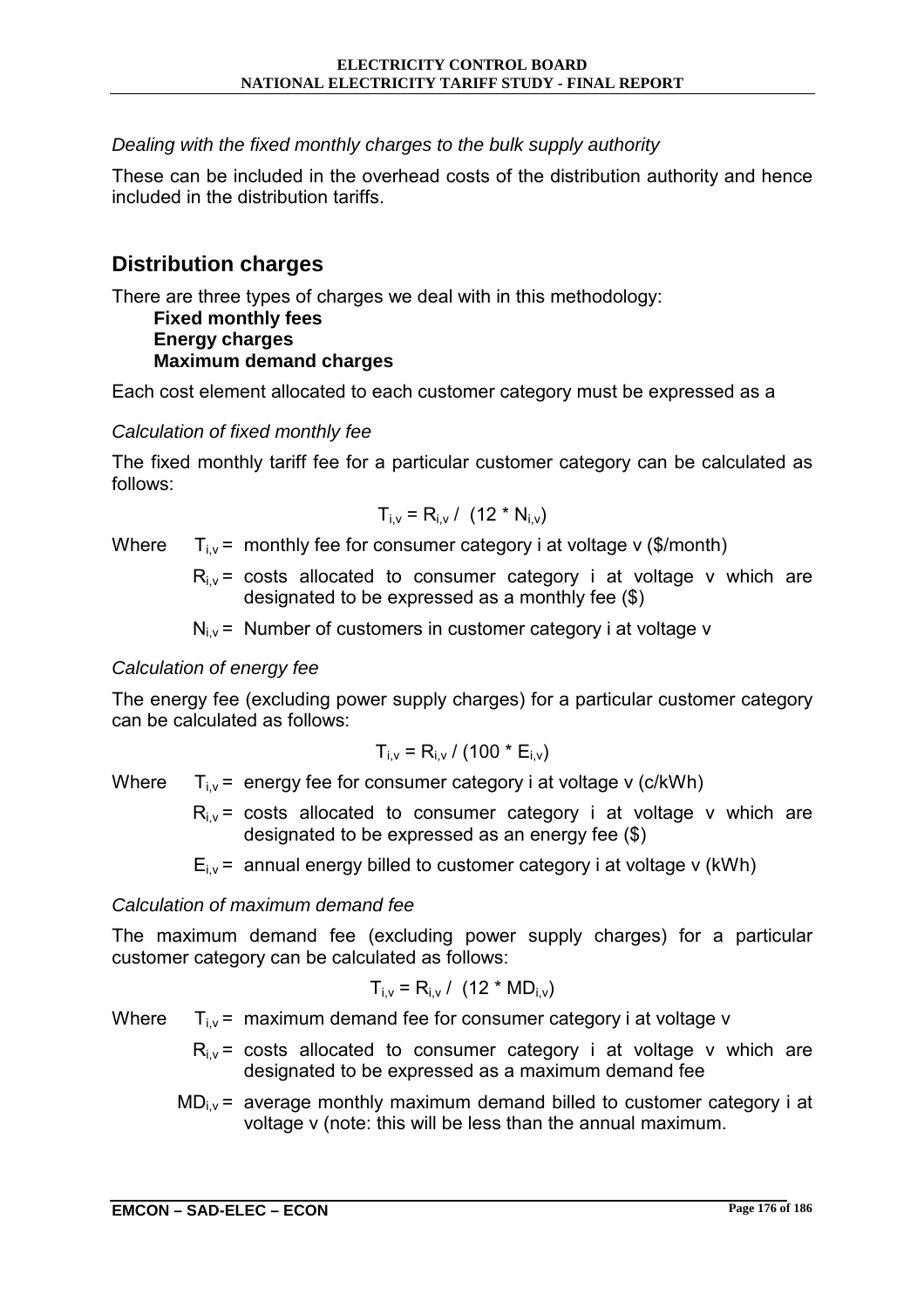*Dealing with the fixed monthly charges to the bulk supply authority*

These can be included in the overhead costs of the distribution authority and hence included in the distribution tariffs.

## Distribution charges

There are three types of charges we deal with in this methodology:

**Fixed monthly fees**
**Energy charges**
**Maximum demand charges**

Each cost element allocated to each customer category must be expressed as a

*Calculation of fixed monthly fee*

The fixed monthly tariff fee for a particular customer category can be calculated as follows:

$$T_{i,v} = R_{i,v} / (12 * N_{i,v})$$

Where $T_{i,v}$ = monthly fee for consumer category i at voltage v ($/month)

$R_{i,v}$ = costs allocated to consumer category i at voltage v which are designated to be expressed as a monthly fee ($)

$N_{i,v}$ = Number of customers in customer category i at voltage v

*Calculation of energy fee*

The energy fee (excluding power supply charges) for a particular customer category can be calculated as follows:

$$T_{i,v} = R_{i,v} / (100 * E_{i,v})$$

Where $T_{i,v}$ = energy fee for consumer category i at voltage v (c/kWh)

$R_{i,v}$ = costs allocated to consumer category i at voltage v which are designated to be expressed as an energy fee ($)

$E_{i,v}$ = annual energy billed to customer category i at voltage v (kWh)

*Calculation of maximum demand fee*

The maximum demand fee (excluding power supply charges) for a particular customer category can be calculated as follows:

$$T_{i,v} = R_{i,v} / (12 * MD_{i,v})$$

Where $T_{i,v}$ = maximum demand fee for consumer category i at voltage v

$R_{i,v}$ = costs allocated to consumer category i at voltage v which are designated to be expressed as a maximum demand fee

$MD_{i,v}$ = average monthly maximum demand billed to customer category i at voltage v (note: this will be less than the annual maximum.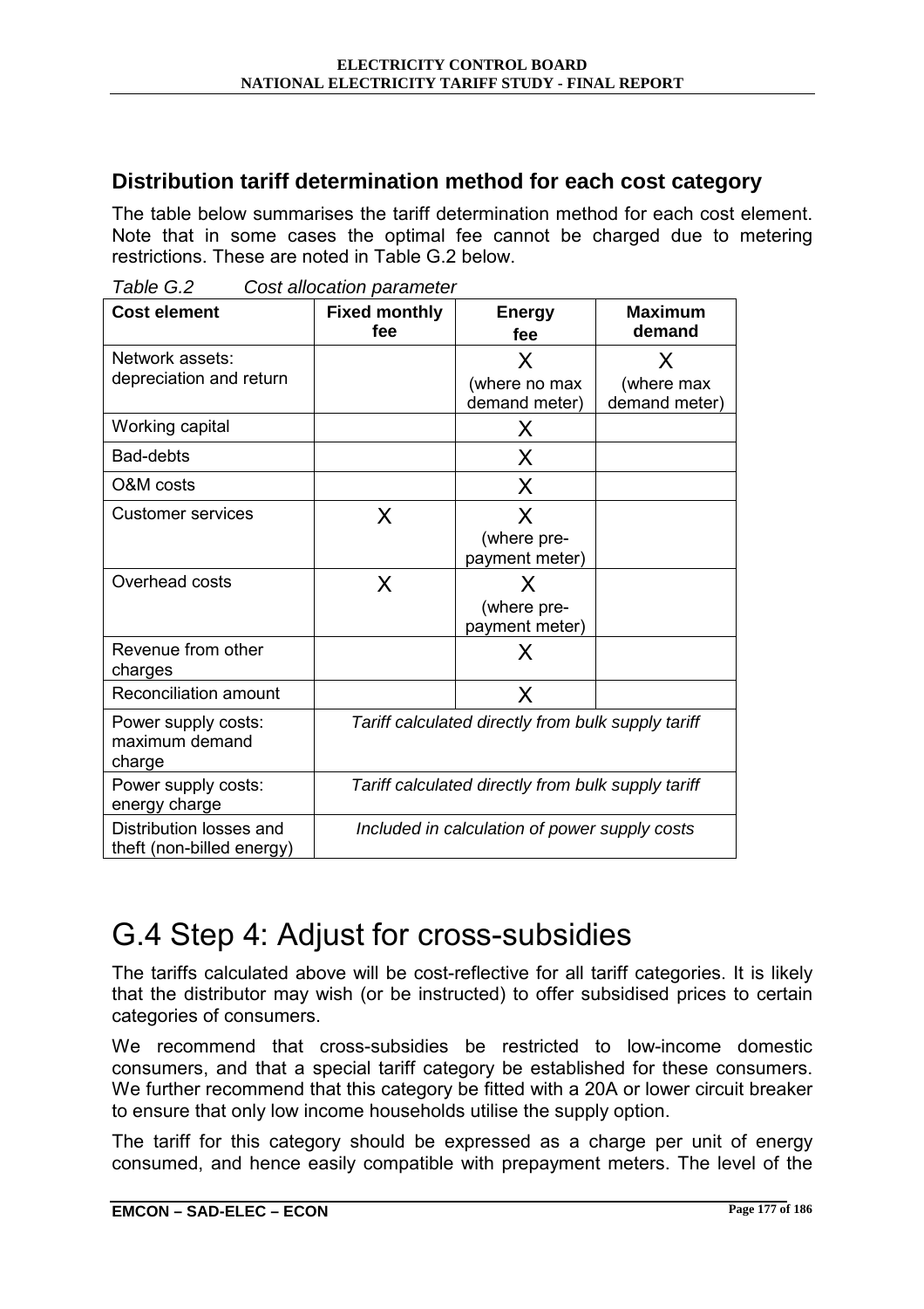## Distribution tariff determination method for each cost category

The table below summarises the tariff determination method for each cost element. Note that in some cases the optimal fee cannot be charged due to metering restrictions. These are noted in Table G.2 below.

*Table G.2 Cost allocation parameter*

| Cost element | Fixed monthly fee | Energy fee | Maximum demand |
|---|---|---|---|
| Network assets: depreciation and return | | X (where no max demand meter) | X (where max demand meter) |
| Working capital | | X | |
| Bad-debts | | X | |
| O&M costs | | X | |
| Customer services | X | X (where pre-payment meter) | |
| Overhead costs | X | X (where pre-payment meter) | |
| Revenue from other charges | | X | |
| Reconciliation amount | | X | |
| Power supply costs: maximum demand charge | *Tariff calculated directly from bulk supply tariff* | | |
| Power supply costs: energy charge | *Tariff calculated directly from bulk supply tariff* | | |
| Distribution losses and theft (non-billed energy) | *Included in calculation of power supply costs* | | |

# G.4 Step 4: Adjust for cross-subsidies

The tariffs calculated above will be cost-reflective for all tariff categories. It is likely that the distributor may wish (or be instructed) to offer subsidised prices to certain categories of consumers.

We recommend that cross-subsidies be restricted to low-income domestic consumers, and that a special tariff category be established for these consumers. We further recommend that this category be fitted with a 20A or lower circuit breaker to ensure that only low income households utilise the supply option.

The tariff for this category should be expressed as a charge per unit of energy consumed, and hence easily compatible with prepayment meters. The level of the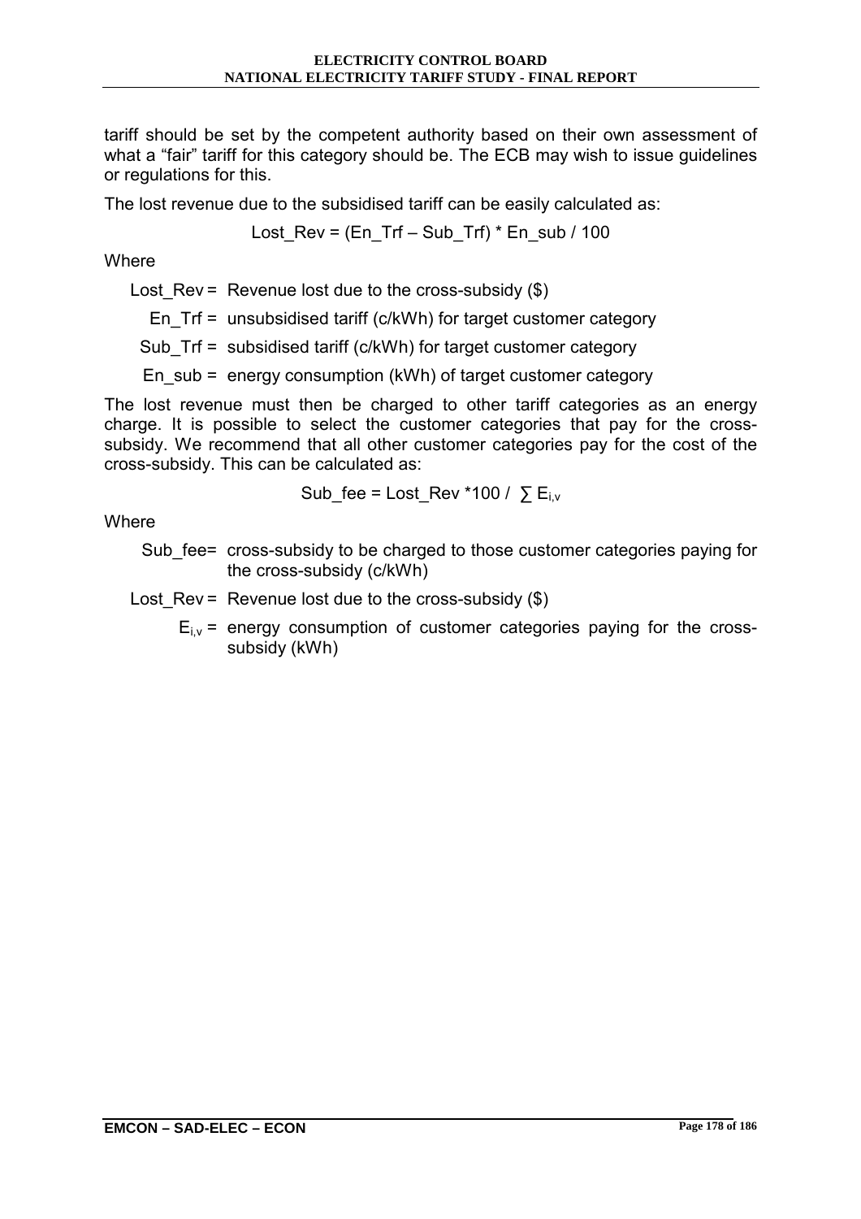tariff should be set by the competent authority based on their own assessment of what a “fair” tariff for this category should be. The ECB may wish to issue guidelines or regulations for this.

The lost revenue due to the subsidised tariff can be easily calculated as:

$$Lost\_Rev = (En\_Trf - Sub\_Trf) * En\_sub / 100$$

Where

- Lost_Rev = Revenue lost due to the cross-subsidy ($)
- En_Trf = unsubsidised tariff (c/kWh) for target customer category
- Sub_Trf = subsidised tariff (c/kWh) for target customer category
- En_sub = energy consumption (kWh) of target customer category

The lost revenue must then be charged to other tariff categories as an energy charge. It is possible to select the customer categories that pay for the cross-subsidy. We recommend that all other customer categories pay for the cost of the cross-subsidy. This can be calculated as:

$$Sub\_fee = Lost\_Rev * 100 / \sum E_{i,v}$$

Where

- Sub_fee = cross-subsidy to be charged to those customer categories paying for the cross-subsidy (c/kWh)
- Lost_Rev = Revenue lost due to the cross-subsidy ($)
- $E_{i,v}$ = energy consumption of customer categories paying for the cross-subsidy (kWh)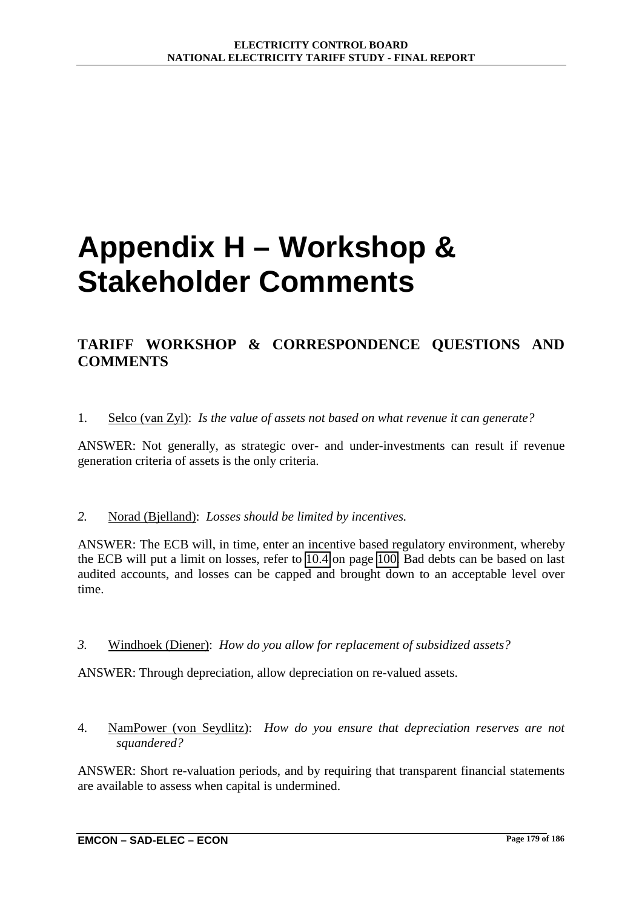# Appendix H – Workshop & Stakeholder Comments

## TARIFF WORKSHOP & CORRESPONDENCE QUESTIONS AND COMMENTS

1. Selco (van Zyl): *Is the value of assets not based on what revenue it can generate?*

ANSWER: Not generally, as strategic over- and under-investments can result if revenue generation criteria of assets is the only criteria.

*2.* Norad (Bjelland): *Losses should be limited by incentives.*

ANSWER: The ECB will, in time, enter an incentive based regulatory environment, whereby the ECB will put a limit on losses, refer to 10.4 on page 100. Bad debts can be based on last audited accounts, and losses can be capped and brought down to an acceptable level over time.

*3.* Windhoek (Diener): *How do you allow for replacement of subsidized assets?*

ANSWER: Through depreciation, allow depreciation on re-valued assets.

4. NamPower (von Seydlitz): *How do you ensure that depreciation reserves are not squandered?*

ANSWER: Short re-valuation periods, and by requiring that transparent financial statements are available to assess when capital is undermined.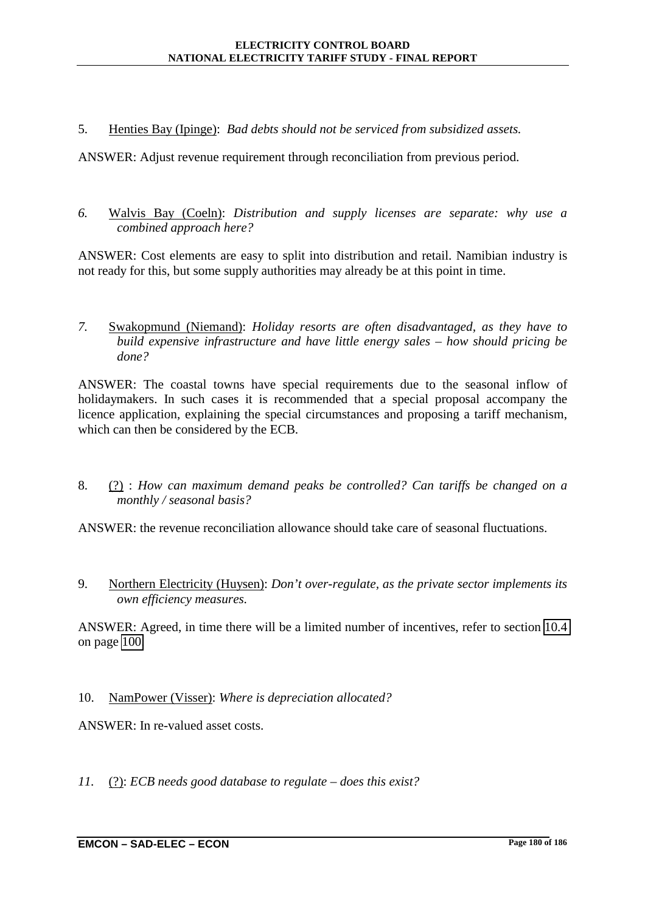5. Henties Bay (Ipinge): *Bad debts should not be serviced from subsidized assets.*

ANSWER: Adjust revenue requirement through reconciliation from previous period.

*6.* Walvis Bay (Coeln): *Distribution and supply licenses are separate: why use a combined approach here?*

ANSWER: Cost elements are easy to split into distribution and retail. Namibian industry is not ready for this, but some supply authorities may already be at this point in time.

*7.* Swakopmund (Niemand): *Holiday resorts are often disadvantaged, as they have to build expensive infrastructure and have little energy sales – how should pricing be done?*

ANSWER: The coastal towns have special requirements due to the seasonal inflow of holidaymakers. In such cases it is recommended that a special proposal accompany the licence application, explaining the special circumstances and proposing a tariff mechanism, which can then be considered by the ECB.

8. (?) : *How can maximum demand peaks be controlled? Can tariffs be changed on a monthly / seasonal basis?*

ANSWER: the revenue reconciliation allowance should take care of seasonal fluctuations.

9. Northern Electricity (Huysen): *Don't over-regulate, as the private sector implements its own efficiency measures.*

ANSWER: Agreed, in time there will be a limited number of incentives, refer to section 10.4 on page 100.

10. NamPower (Visser): *Where is depreciation allocated?*

ANSWER: In re-valued asset costs.

*11.* (?): *ECB needs good database to regulate – does this exist?*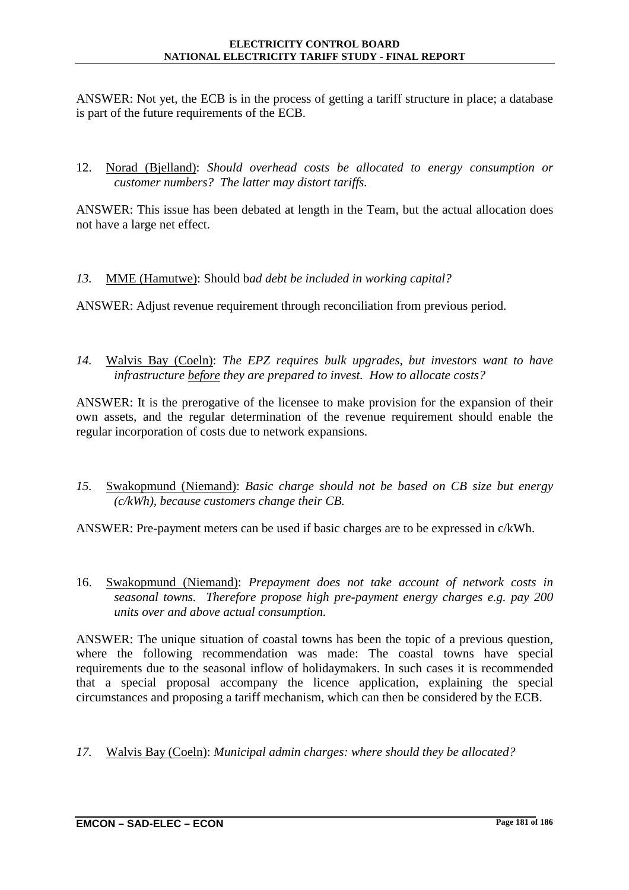ANSWER: Not yet, the ECB is in the process of getting a tariff structure in place; a database is part of the future requirements of the ECB.

12. Norad (Bjelland): *Should overhead costs be allocated to energy consumption or customer numbers? The latter may distort tariffs.*

ANSWER: This issue has been debated at length in the Team, but the actual allocation does not have a large net effect.

*13.* MME (Hamutwe): Should b*ad debt be included in working capital?*

ANSWER: Adjust revenue requirement through reconciliation from previous period.

*14.* Walvis Bay (Coeln): *The EPZ requires bulk upgrades, but investors want to have infrastructure before they are prepared to invest. How to allocate costs?*

ANSWER: It is the prerogative of the licensee to make provision for the expansion of their own assets, and the regular determination of the revenue requirement should enable the regular incorporation of costs due to network expansions.

*15.* Swakopmund (Niemand): *Basic charge should not be based on CB size but energy (c/kWh), because customers change their CB.*

ANSWER: Pre-payment meters can be used if basic charges are to be expressed in c/kWh.

16. Swakopmund (Niemand): *Prepayment does not take account of network costs in seasonal towns. Therefore propose high pre-payment energy charges e.g. pay 200 units over and above actual consumption.*

ANSWER: The unique situation of coastal towns has been the topic of a previous question, where the following recommendation was made: The coastal towns have special requirements due to the seasonal inflow of holidaymakers. In such cases it is recommended that a special proposal accompany the licence application, explaining the special circumstances and proposing a tariff mechanism, which can then be considered by the ECB.

*17.* Walvis Bay (Coeln): *Municipal admin charges: where should they be allocated?*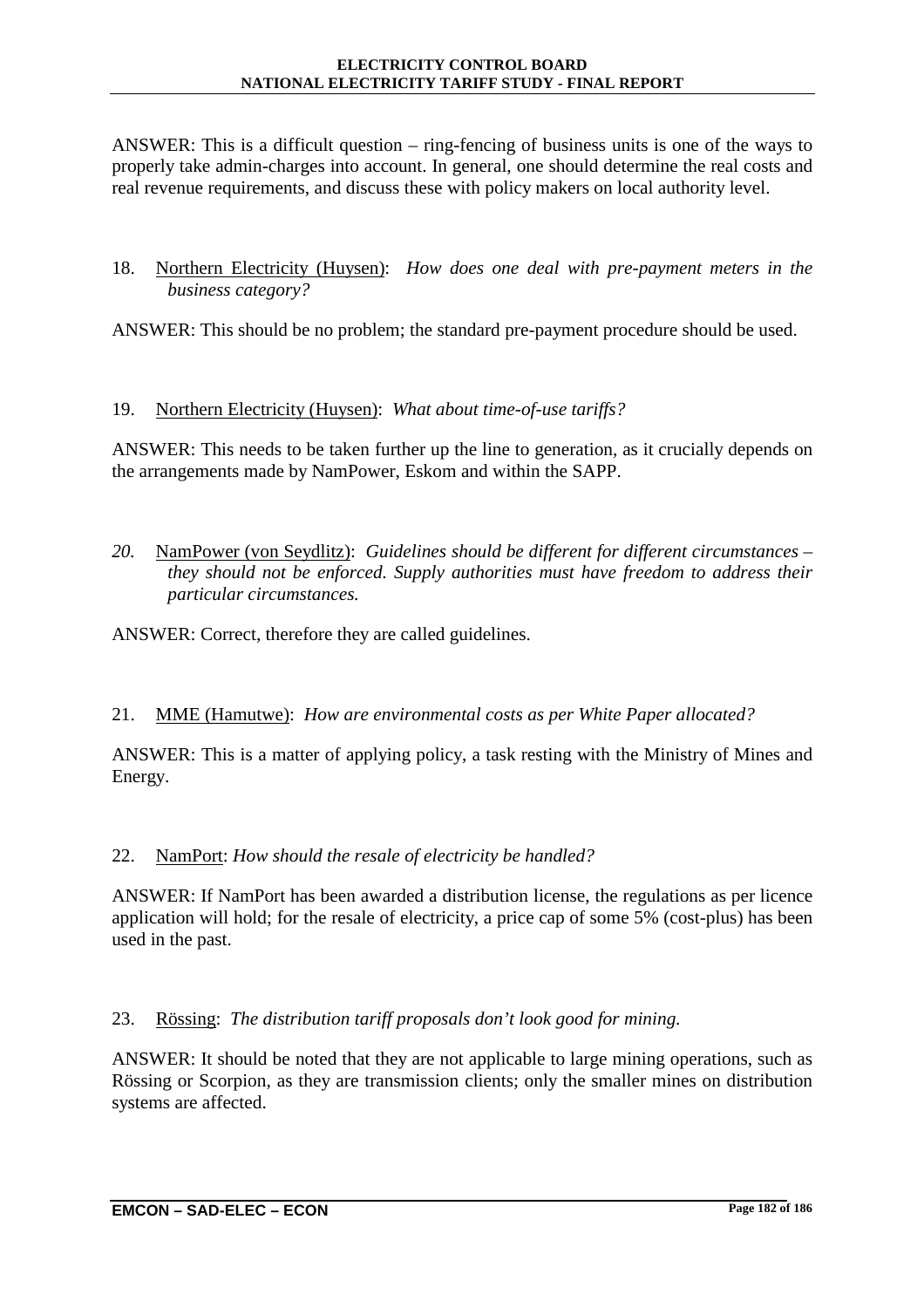ANSWER: This is a difficult question – ring-fencing of business units is one of the ways to properly take admin-charges into account. In general, one should determine the real costs and real revenue requirements, and discuss these with policy makers on local authority level.

18. Northern Electricity (Huysen): *How does one deal with pre-payment meters in the business category?*

ANSWER: This should be no problem; the standard pre-payment procedure should be used.

19. Northern Electricity (Huysen): *What about time-of-use tariffs?*

ANSWER: This needs to be taken further up the line to generation, as it crucially depends on the arrangements made by NamPower, Eskom and within the SAPP.

*20.* NamPower (von Seydlitz): *Guidelines should be different for different circumstances – they should not be enforced. Supply authorities must have freedom to address their particular circumstances.*

ANSWER: Correct, therefore they are called guidelines.

21. MME (Hamutwe): *How are environmental costs as per White Paper allocated?*

ANSWER: This is a matter of applying policy, a task resting with the Ministry of Mines and Energy.

22. NamPort: *How should the resale of electricity be handled?*

ANSWER: If NamPort has been awarded a distribution license, the regulations as per licence application will hold; for the resale of electricity, a price cap of some 5% (cost-plus) has been used in the past.

23. Rössing: *The distribution tariff proposals don't look good for mining.*

ANSWER: It should be noted that they are not applicable to large mining operations, such as Rössing or Scorpion, as they are transmission clients; only the smaller mines on distribution systems are affected.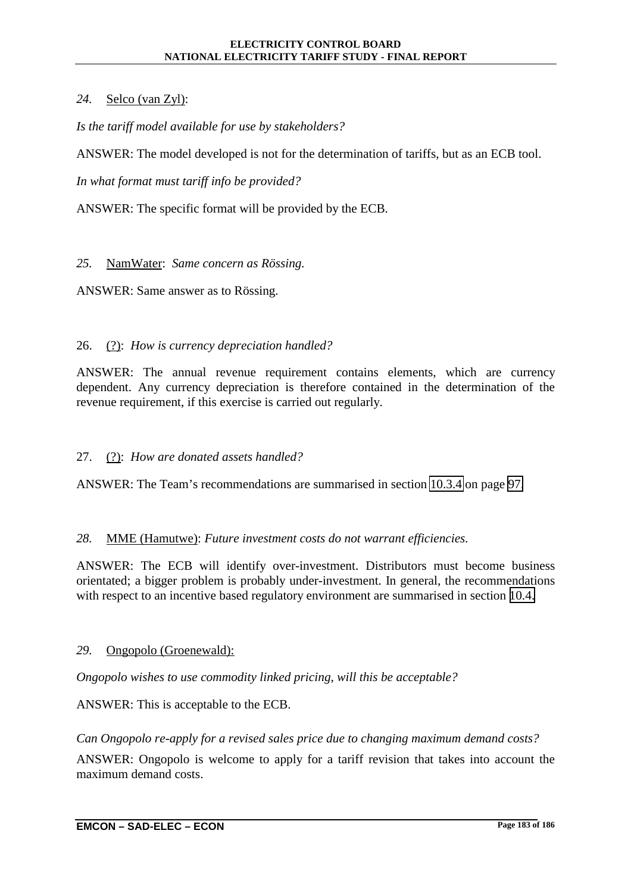*24.* Selco (van Zyl):

*Is the tariff model available for use by stakeholders?*

ANSWER: The model developed is not for the determination of tariffs, but as an ECB tool.

*In what format must tariff info be provided?*

ANSWER: The specific format will be provided by the ECB.

*25.* NamWater: *Same concern as Rössing.*

ANSWER: Same answer as to Rössing.

26. (?): *How is currency depreciation handled?*

ANSWER: The annual revenue requirement contains elements, which are currency dependent. Any currency depreciation is therefore contained in the determination of the revenue requirement, if this exercise is carried out regularly.

27. (?): *How are donated assets handled?*

ANSWER: The Team's recommendations are summarised in section 10.3.4 on page 97.

*28.* MME (Hamutwe): *Future investment costs do not warrant efficiencies.*

ANSWER: The ECB will identify over-investment. Distributors must become business orientated; a bigger problem is probably under-investment. In general, the recommendations with respect to an incentive based regulatory environment are summarised in section 10.4.

*29.* Ongopolo (Groenewald):

*Ongopolo wishes to use commodity linked pricing, will this be acceptable?*

ANSWER: This is acceptable to the ECB.

*Can Ongopolo re-apply for a revised sales price due to changing maximum demand costs?*

ANSWER: Ongopolo is welcome to apply for a tariff revision that takes into account the maximum demand costs.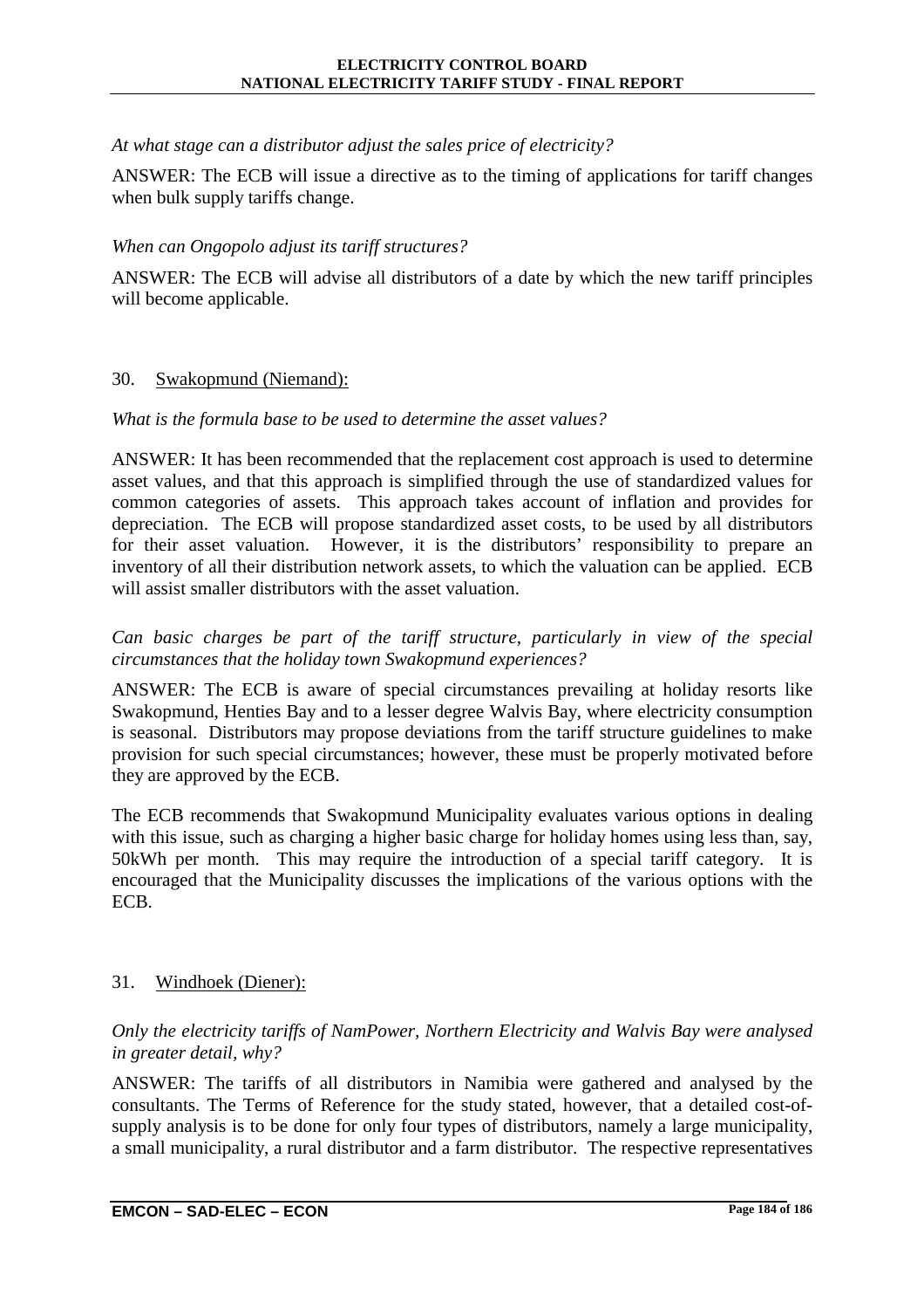*At what stage can a distributor adjust the sales price of electricity?*

ANSWER: The ECB will issue a directive as to the timing of applications for tariff changes when bulk supply tariffs change.

*When can Ongopolo adjust its tariff structures?*

ANSWER: The ECB will advise all distributors of a date by which the new tariff principles will become applicable.

30. Swakopmund (Niemand):

*What is the formula base to be used to determine the asset values?*

ANSWER: It has been recommended that the replacement cost approach is used to determine asset values, and that this approach is simplified through the use of standardized values for common categories of assets. This approach takes account of inflation and provides for depreciation. The ECB will propose standardized asset costs, to be used by all distributors for their asset valuation. However, it is the distributors' responsibility to prepare an inventory of all their distribution network assets, to which the valuation can be applied. ECB will assist smaller distributors with the asset valuation.

*Can basic charges be part of the tariff structure, particularly in view of the special circumstances that the holiday town Swakopmund experiences?*

ANSWER: The ECB is aware of special circumstances prevailing at holiday resorts like Swakopmund, Henties Bay and to a lesser degree Walvis Bay, where electricity consumption is seasonal. Distributors may propose deviations from the tariff structure guidelines to make provision for such special circumstances; however, these must be properly motivated before they are approved by the ECB.

The ECB recommends that Swakopmund Municipality evaluates various options in dealing with this issue, such as charging a higher basic charge for holiday homes using less than, say, 50kWh per month. This may require the introduction of a special tariff category. It is encouraged that the Municipality discusses the implications of the various options with the ECB.

31. Windhoek (Diener):

*Only the electricity tariffs of NamPower, Northern Electricity and Walvis Bay were analysed in greater detail, why?*

ANSWER: The tariffs of all distributors in Namibia were gathered and analysed by the consultants. The Terms of Reference for the study stated, however, that a detailed cost-of-supply analysis is to be done for only four types of distributors, namely a large municipality, a small municipality, a rural distributor and a farm distributor. The respective representatives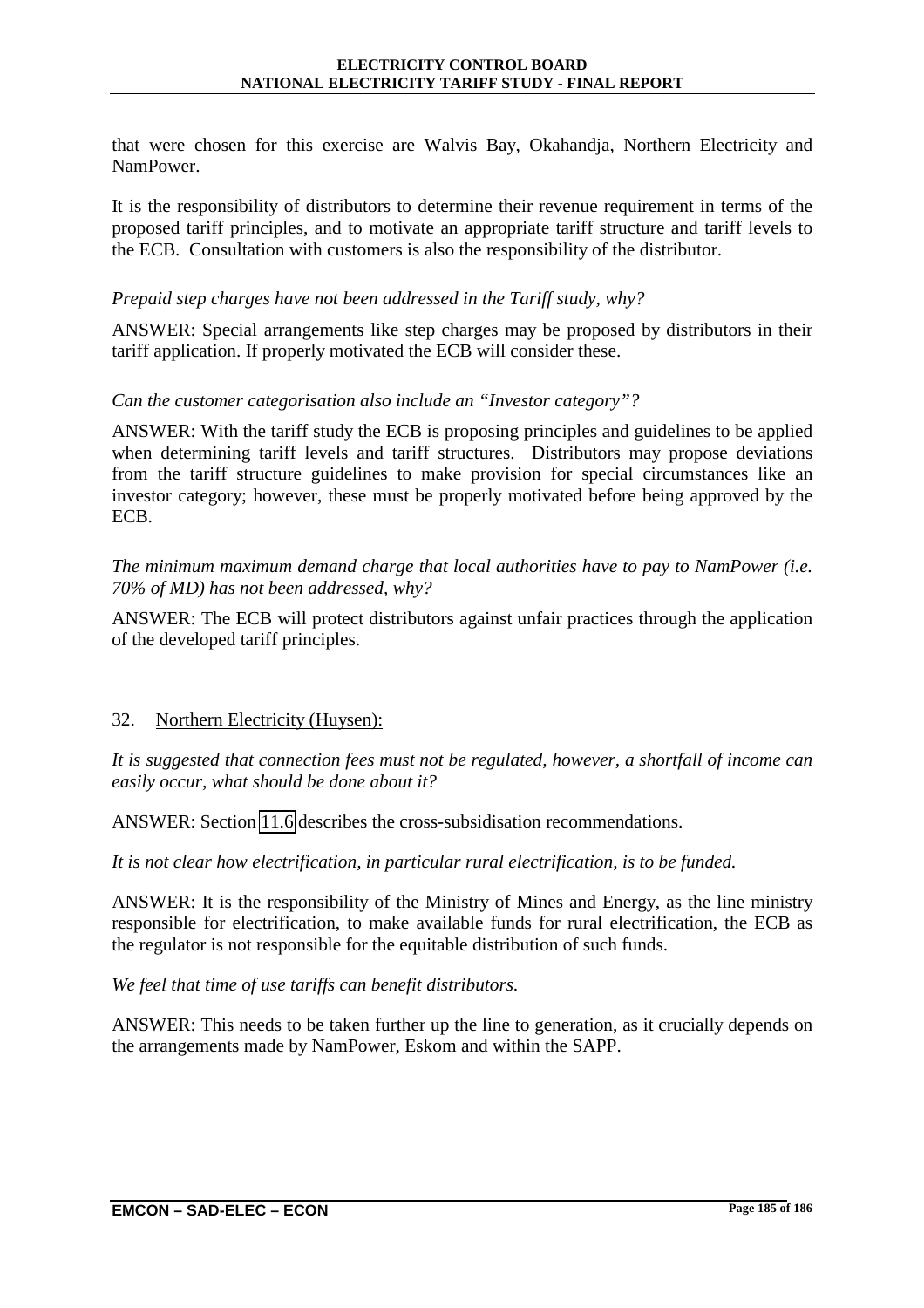that were chosen for this exercise are Walvis Bay, Okahandja, Northern Electricity and NamPower.

It is the responsibility of distributors to determine their revenue requirement in terms of the proposed tariff principles, and to motivate an appropriate tariff structure and tariff levels to the ECB. Consultation with customers is also the responsibility of the distributor.

*Prepaid step charges have not been addressed in the Tariff study, why?*

ANSWER: Special arrangements like step charges may be proposed by distributors in their tariff application. If properly motivated the ECB will consider these.

*Can the customer categorisation also include an "Investor category"?*

ANSWER: With the tariff study the ECB is proposing principles and guidelines to be applied when determining tariff levels and tariff structures. Distributors may propose deviations from the tariff structure guidelines to make provision for special circumstances like an investor category; however, these must be properly motivated before being approved by the ECB.

*The minimum maximum demand charge that local authorities have to pay to NamPower (i.e. 70% of MD) has not been addressed, why?*

ANSWER: The ECB will protect distributors against unfair practices through the application of the developed tariff principles.

32. Northern Electricity (Huysen):

*It is suggested that connection fees must not be regulated, however, a shortfall of income can easily occur, what should be done about it?*

ANSWER: Section 11.6 describes the cross-subsidisation recommendations.

*It is not clear how electrification, in particular rural electrification, is to be funded.*

ANSWER: It is the responsibility of the Ministry of Mines and Energy, as the line ministry responsible for electrification, to make available funds for rural electrification, the ECB as the regulator is not responsible for the equitable distribution of such funds.

*We feel that time of use tariffs can benefit distributors.*

ANSWER: This needs to be taken further up the line to generation, as it crucially depends on the arrangements made by NamPower, Eskom and within the SAPP.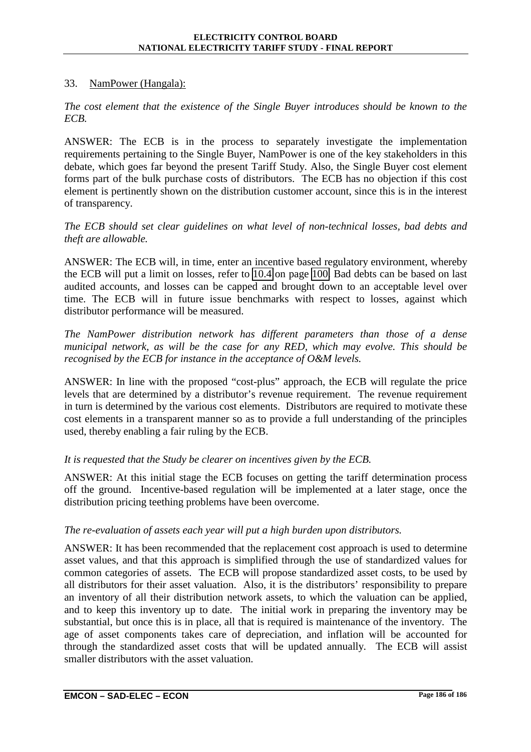33. NamPower (Hangala):

*The cost element that the existence of the Single Buyer introduces should be known to the ECB.*

ANSWER: The ECB is in the process to separately investigate the implementation requirements pertaining to the Single Buyer, NamPower is one of the key stakeholders in this debate, which goes far beyond the present Tariff Study. Also, the Single Buyer cost element forms part of the bulk purchase costs of distributors. The ECB has no objection if this cost element is pertinently shown on the distribution customer account, since this is in the interest of transparency.

*The ECB should set clear guidelines on what level of non-technical losses, bad debts and theft are allowable.*

ANSWER: The ECB will, in time, enter an incentive based regulatory environment, whereby the ECB will put a limit on losses, refer to 10.4 on page 100. Bad debts can be based on last audited accounts, and losses can be capped and brought down to an acceptable level over time. The ECB will in future issue benchmarks with respect to losses, against which distributor performance will be measured.

*The NamPower distribution network has different parameters than those of a dense municipal network, as will be the case for any RED, which may evolve. This should be recognised by the ECB for instance in the acceptance of O&M levels.*

ANSWER: In line with the proposed "cost-plus" approach, the ECB will regulate the price levels that are determined by a distributor's revenue requirement. The revenue requirement in turn is determined by the various cost elements. Distributors are required to motivate these cost elements in a transparent manner so as to provide a full understanding of the principles used, thereby enabling a fair ruling by the ECB.

*It is requested that the Study be clearer on incentives given by the ECB.*

ANSWER: At this initial stage the ECB focuses on getting the tariff determination process off the ground. Incentive-based regulation will be implemented at a later stage, once the distribution pricing teething problems have been overcome.

*The re-evaluation of assets each year will put a high burden upon distributors.*

ANSWER: It has been recommended that the replacement cost approach is used to determine asset values, and that this approach is simplified through the use of standardized values for common categories of assets. The ECB will propose standardized asset costs, to be used by all distributors for their asset valuation. Also, it is the distributors' responsibility to prepare an inventory of all their distribution network assets, to which the valuation can be applied, and to keep this inventory up to date. The initial work in preparing the inventory may be substantial, but once this is in place, all that is required is maintenance of the inventory. The age of asset components takes care of depreciation, and inflation will be accounted for through the standardized asset costs that will be updated annually. The ECB will assist smaller distributors with the asset valuation.